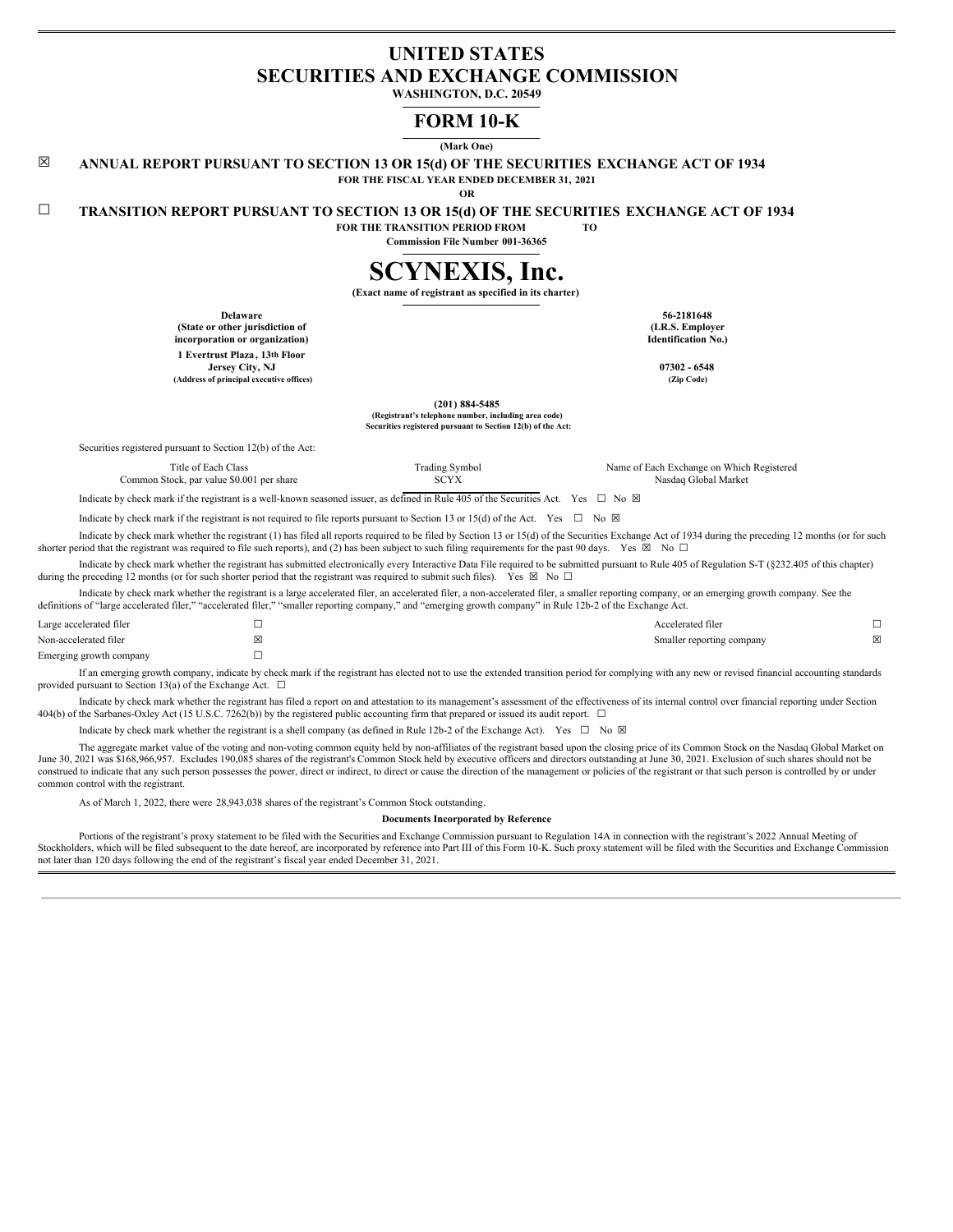# UNITED STATES
# SECURITIES AND EXCHANGE COMMISSION

**WASHINGTON, D.C. 20549**

## FORM 10-K

**(Mark One)**

☒ **ANNUAL REPORT PURSUANT TO SECTION 13 OR 15(d) OF THE SECURITIES EXCHANGE ACT OF 1934**

**FOR THE FISCAL YEAR ENDED DECEMBER 31, 2021**

**OR**

☐ **TRANSITION REPORT PURSUANT TO SECTION 13 OR 15(d) OF THE SECURITIES EXCHANGE ACT OF 1934**

**FOR THE TRANSITION PERIOD FROM TO**

**Commission File Number 001-36365**

# SCYNEXIS, Inc.

**(Exact name of registrant as specified in its charter)**

| | |
|---|---|
| **Delaware** | **56-2181648** |
| **(State or other jurisdiction of incorporation or organization)** | **(I.R.S. Employer Identification No.)** |
| **1 Evertrust Plaza, 13th Floor Jersey City, NJ** | **07302 - 6548** |
| **(Address of principal executive offices)** | **(Zip Code)** |

**(201) 884-5485**
**(Registrant's telephone number, including area code)**
**Securities registered pursuant to Section 12(b) of the Act:**

Securities registered pursuant to Section 12(b) of the Act:

| Title of Each Class | Trading Symbol | Name of Each Exchange on Which Registered |
|---|---|---|
| Common Stock, par value $0.001 per share | SCYX | Nasdaq Global Market |

Indicate by check mark if the registrant is a well-known seasoned issuer, as defined in Rule 405 of the Securities Act. Yes ☐ No ☒

Indicate by check mark if the registrant is not required to file reports pursuant to Section 13 or 15(d) of the Act. Yes ☐ No ☒

Indicate by check mark whether the registrant (1) has filed all reports required to be filed by Section 13 or 15(d) of the Securities Exchange Act of 1934 during the preceding 12 months (or for such shorter period that the registrant was required to file such reports), and (2) has been subject to such filing requirements for the past 90 days. Yes ☒ No ☐

Indicate by check mark whether the registrant has submitted electronically every Interactive Data File required to be submitted pursuant to Rule 405 of Regulation S-T (§232.405 of this chapter) during the preceding 12 months (or for such shorter period that the registrant was required to submit such files). Yes ☒ No ☐

Indicate by check mark whether the registrant is a large accelerated filer, an accelerated filer, a non-accelerated filer, a smaller reporting company, or an emerging growth company. See the definitions of "large accelerated filer," "accelerated filer," "smaller reporting company," and "emerging growth company" in Rule 12b-2 of the Exchange Act.

| | | | |
|---|---|---|---|
| Large accelerated filer | ☐ | Accelerated filer | ☐ |
| Non-accelerated filer | ☒ | Smaller reporting company | ☒ |
| Emerging growth company | ☐ | | |

If an emerging growth company, indicate by check mark if the registrant has elected not to use the extended transition period for complying with any new or revised financial accounting standards provided pursuant to Section 13(a) of the Exchange Act. ☐

Indicate by check mark whether the registrant has filed a report on and attestation to its management's assessment of the effectiveness of its internal control over financial reporting under Section 404(b) of the Sarbanes-Oxley Act (15 U.S.C. 7262(b)) by the registered public accounting firm that prepared or issued its audit report. ☐

Indicate by check mark whether the registrant is a shell company (as defined in Rule 12b-2 of the Exchange Act). Yes ☐ No ☒

The aggregate market value of the voting and non-voting common equity held by non-affiliates of the registrant based upon the closing price of its Common Stock on the Nasdaq Global Market on June 30, 2021 was $168,966,957. Excludes 190,085 shares of the registrant's Common Stock held by executive officers and directors outstanding at June 30, 2021. Exclusion of such shares should not be construed to indicate that any such person possesses the power, direct or indirect, to direct or cause the direction of the management or policies of the registrant or that such person is controlled by or under common control with the registrant.

As of March 1, 2022, there were 28,943,038 shares of the registrant's Common Stock outstanding.

**Documents Incorporated by Reference**

Portions of the registrant's proxy statement to be filed with the Securities and Exchange Commission pursuant to Regulation 14A in connection with the registrant's 2022 Annual Meeting of Stockholders, which will be filed subsequent to the date hereof, are incorporated by reference into Part III of this Form 10-K. Such proxy statement will be filed with the Securities and Exchange Commission not later than 120 days following the end of the registrant's fiscal year ended December 31, 2021.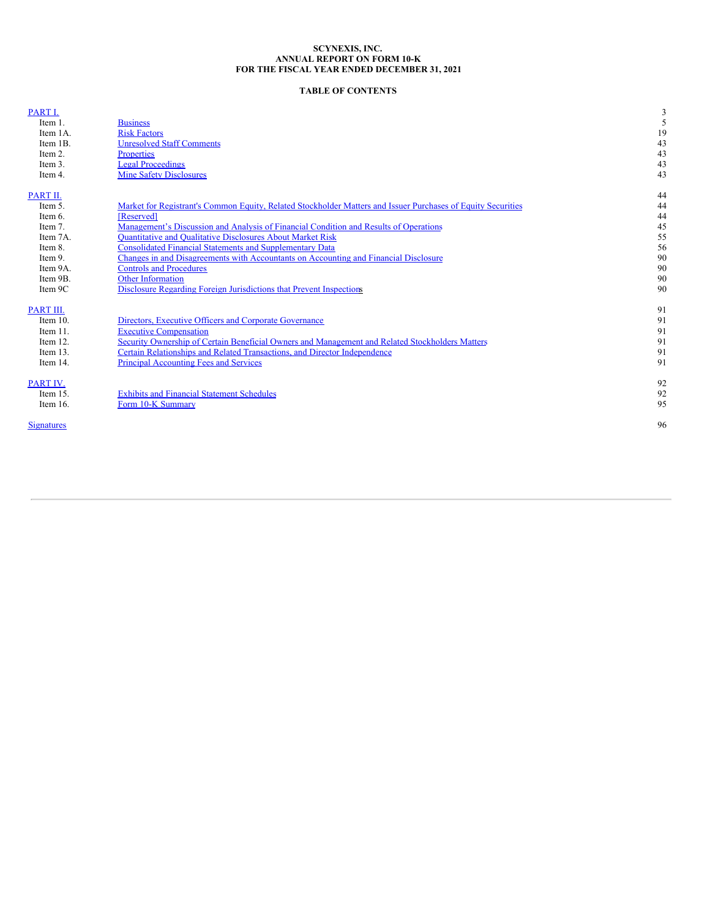**SCYNEXIS, INC.**
**ANNUAL REPORT ON FORM 10-K**
**FOR THE FISCAL YEAR ENDED DECEMBER 31, 2021**

**TABLE OF CONTENTS**

| | | |
|---|---|---|
| PART I. | | 3 |
| Item 1. | Business | 5 |
| Item 1A. | Risk Factors | 19 |
| Item 1B. | Unresolved Staff Comments | 43 |
| Item 2. | Properties | 43 |
| Item 3. | Legal Proceedings | 43 |
| Item 4. | Mine Safety Disclosures | 43 |
| | | |
| PART II. | | 44 |
| Item 5. | Market for Registrant's Common Equity, Related Stockholder Matters and Issuer Purchases of Equity Securities | 44 |
| Item 6. | [Reserved] | 44 |
| Item 7. | Management's Discussion and Analysis of Financial Condition and Results of Operations | 45 |
| Item 7A. | Quantitative and Qualitative Disclosures About Market Risk | 55 |
| Item 8. | Consolidated Financial Statements and Supplementary Data | 56 |
| Item 9. | Changes in and Disagreements with Accountants on Accounting and Financial Disclosure | 90 |
| Item 9A. | Controls and Procedures | 90 |
| Item 9B. | Other Information | 90 |
| Item 9C | Disclosure Regarding Foreign Jurisdictions that Prevent Inspections | 90 |
| | | |
| PART III. | | 91 |
| Item 10. | Directors, Executive Officers and Corporate Governance | 91 |
| Item 11. | Executive Compensation | 91 |
| Item 12. | Security Ownership of Certain Beneficial Owners and Management and Related Stockholders Matters | 91 |
| Item 13. | Certain Relationships and Related Transactions, and Director Independence | 91 |
| Item 14. | Principal Accounting Fees and Services | 91 |
| | | |
| PART IV. | | 92 |
| Item 15. | Exhibits and Financial Statement Schedules | 92 |
| Item 16. | Form 10-K Summary | 95 |
| | | |
| Signatures | | 96 |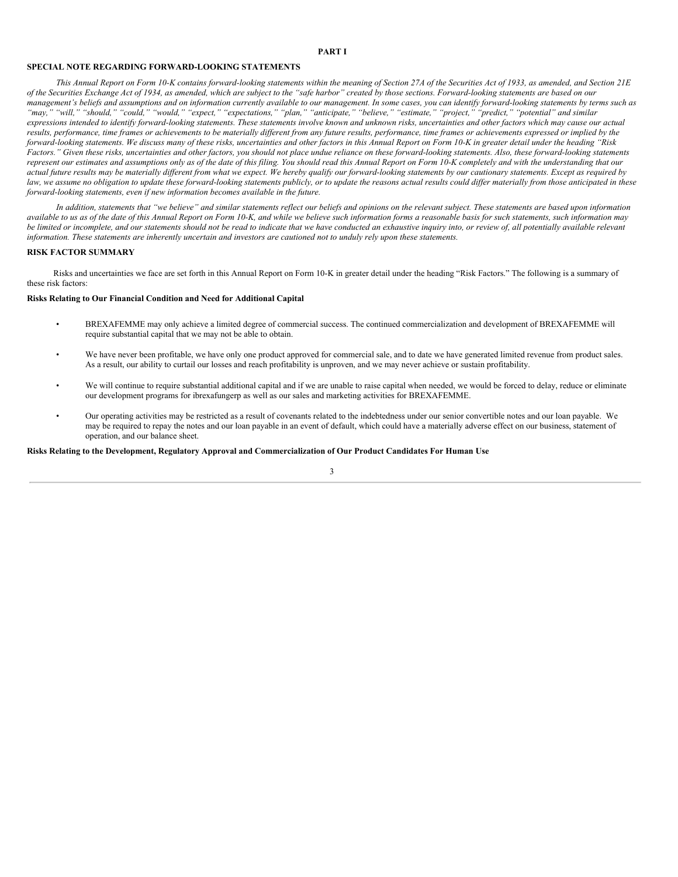# PART I

## SPECIAL NOTE REGARDING FORWARD-LOOKING STATEMENTS

*This Annual Report on Form 10-K contains forward-looking statements within the meaning of Section 27A of the Securities Act of 1933, as amended, and Section 21E of the Securities Exchange Act of 1934, as amended, which are subject to the "safe harbor" created by those sections. Forward-looking statements are based on our management's beliefs and assumptions and on information currently available to our management. In some cases, you can identify forward-looking statements by terms such as "may," "will," "should," "could," "would," "expect," "expectations," "plan," "anticipate," "believe," "estimate," "project," "predict," "potential" and similar expressions intended to identify forward-looking statements. These statements involve known and unknown risks, uncertainties and other factors which may cause our actual results, performance, time frames or achievements to be materially different from any future results, performance, time frames or achievements expressed or implied by the forward-looking statements. We discuss many of these risks, uncertainties and other factors in this Annual Report on Form 10-K in greater detail under the heading "Risk Factors." Given these risks, uncertainties and other factors, you should not place undue reliance on these forward-looking statements. Also, these forward-looking statements represent our estimates and assumptions only as of the date of this filing. You should read this Annual Report on Form 10-K completely and with the understanding that our actual future results may be materially different from what we expect. We hereby qualify our forward-looking statements by our cautionary statements. Except as required by law, we assume no obligation to update these forward-looking statements publicly, or to update the reasons actual results could differ materially from those anticipated in these forward-looking statements, even if new information becomes available in the future.*

*In addition, statements that "we believe" and similar statements reflect our beliefs and opinions on the relevant subject. These statements are based upon information available to us as of the date of this Annual Report on Form 10-K, and while we believe such information forms a reasonable basis for such statements, such information may be limited or incomplete, and our statements should not be read to indicate that we have conducted an exhaustive inquiry into, or review of, all potentially available relevant information. These statements are inherently uncertain and investors are cautioned not to unduly rely upon these statements.*

## RISK FACTOR SUMMARY

Risks and uncertainties we face are set forth in this Annual Report on Form 10-K in greater detail under the heading "Risk Factors." The following is a summary of these risk factors:

### Risks Relating to Our Financial Condition and Need for Additional Capital

- BREXAFEMME may only achieve a limited degree of commercial success. The continued commercialization and development of BREXAFEMME will require substantial capital that we may not be able to obtain.
- We have never been profitable, we have only one product approved for commercial sale, and to date we have generated limited revenue from product sales. As a result, our ability to curtail our losses and reach profitability is unproven, and we may never achieve or sustain profitability.
- We will continue to require substantial additional capital and if we are unable to raise capital when needed, we would be forced to delay, reduce or eliminate our development programs for ibrexafungerp as well as our sales and marketing activities for BREXAFEMME.
- Our operating activities may be restricted as a result of covenants related to the indebtedness under our senior convertible notes and our loan payable. We may be required to repay the notes and our loan payable in an event of default, which could have a materially adverse effect on our business, statement of operation, and our balance sheet.

### Risks Relating to the Development, Regulatory Approval and Commercialization of Our Product Candidates For Human Use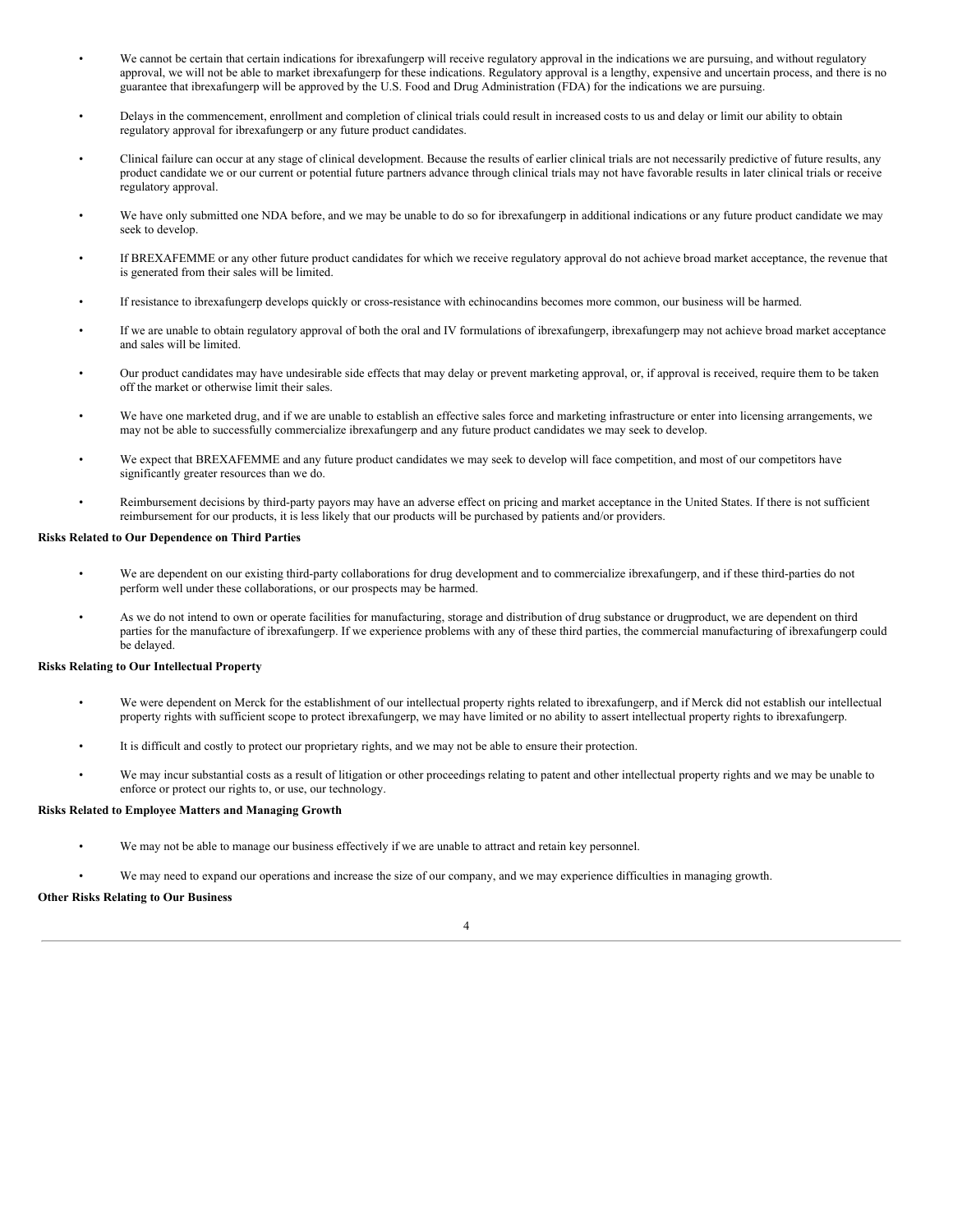- We cannot be certain that certain indications for ibrexafungerp will receive regulatory approval in the indications we are pursuing, and without regulatory approval, we will not be able to market ibrexafungerp for these indications. Regulatory approval is a lengthy, expensive and uncertain process, and there is no guarantee that ibrexafungerp will be approved by the U.S. Food and Drug Administration (FDA) for the indications we are pursuing.
- Delays in the commencement, enrollment and completion of clinical trials could result in increased costs to us and delay or limit our ability to obtain regulatory approval for ibrexafungerp or any future product candidates.
- Clinical failure can occur at any stage of clinical development. Because the results of earlier clinical trials are not necessarily predictive of future results, any product candidate we or our current or potential future partners advance through clinical trials may not have favorable results in later clinical trials or receive regulatory approval.
- We have only submitted one NDA before, and we may be unable to do so for ibrexafungerp in additional indications or any future product candidate we may seek to develop.
- If BREXAFEMME or any other future product candidates for which we receive regulatory approval do not achieve broad market acceptance, the revenue that is generated from their sales will be limited.
- If resistance to ibrexafungerp develops quickly or cross-resistance with echinocandins becomes more common, our business will be harmed.
- If we are unable to obtain regulatory approval of both the oral and IV formulations of ibrexafungerp, ibrexafungerp may not achieve broad market acceptance and sales will be limited.
- Our product candidates may have undesirable side effects that may delay or prevent marketing approval, or, if approval is received, require them to be taken off the market or otherwise limit their sales.
- We have one marketed drug, and if we are unable to establish an effective sales force and marketing infrastructure or enter into licensing arrangements, we may not be able to successfully commercialize ibrexafungerp and any future product candidates we may seek to develop.
- We expect that BREXAFEMME and any future product candidates we may seek to develop will face competition, and most of our competitors have significantly greater resources than we do.
- Reimbursement decisions by third-party payors may have an adverse effect on pricing and market acceptance in the United States. If there is not sufficient reimbursement for our products, it is less likely that our products will be purchased by patients and/or providers.

**Risks Related to Our Dependence on Third Parties**

- We are dependent on our existing third-party collaborations for drug development and to commercialize ibrexafungerp, and if these third-parties do not perform well under these collaborations, or our prospects may be harmed.
- As we do not intend to own or operate facilities for manufacturing, storage and distribution of drug substance or drugproduct, we are dependent on third parties for the manufacture of ibrexafungerp. If we experience problems with any of these third parties, the commercial manufacturing of ibrexafungerp could be delayed.

**Risks Relating to Our Intellectual Property**

- We were dependent on Merck for the establishment of our intellectual property rights related to ibrexafungerp, and if Merck did not establish our intellectual property rights with sufficient scope to protect ibrexafungerp, we may have limited or no ability to assert intellectual property rights to ibrexafungerp.
- It is difficult and costly to protect our proprietary rights, and we may not be able to ensure their protection.
- We may incur substantial costs as a result of litigation or other proceedings relating to patent and other intellectual property rights and we may be unable to enforce or protect our rights to, or use, our technology.

**Risks Related to Employee Matters and Managing Growth**

- We may not be able to manage our business effectively if we are unable to attract and retain key personnel.
- We may need to expand our operations and increase the size of our company, and we may experience difficulties in managing growth.

**Other Risks Relating to Our Business**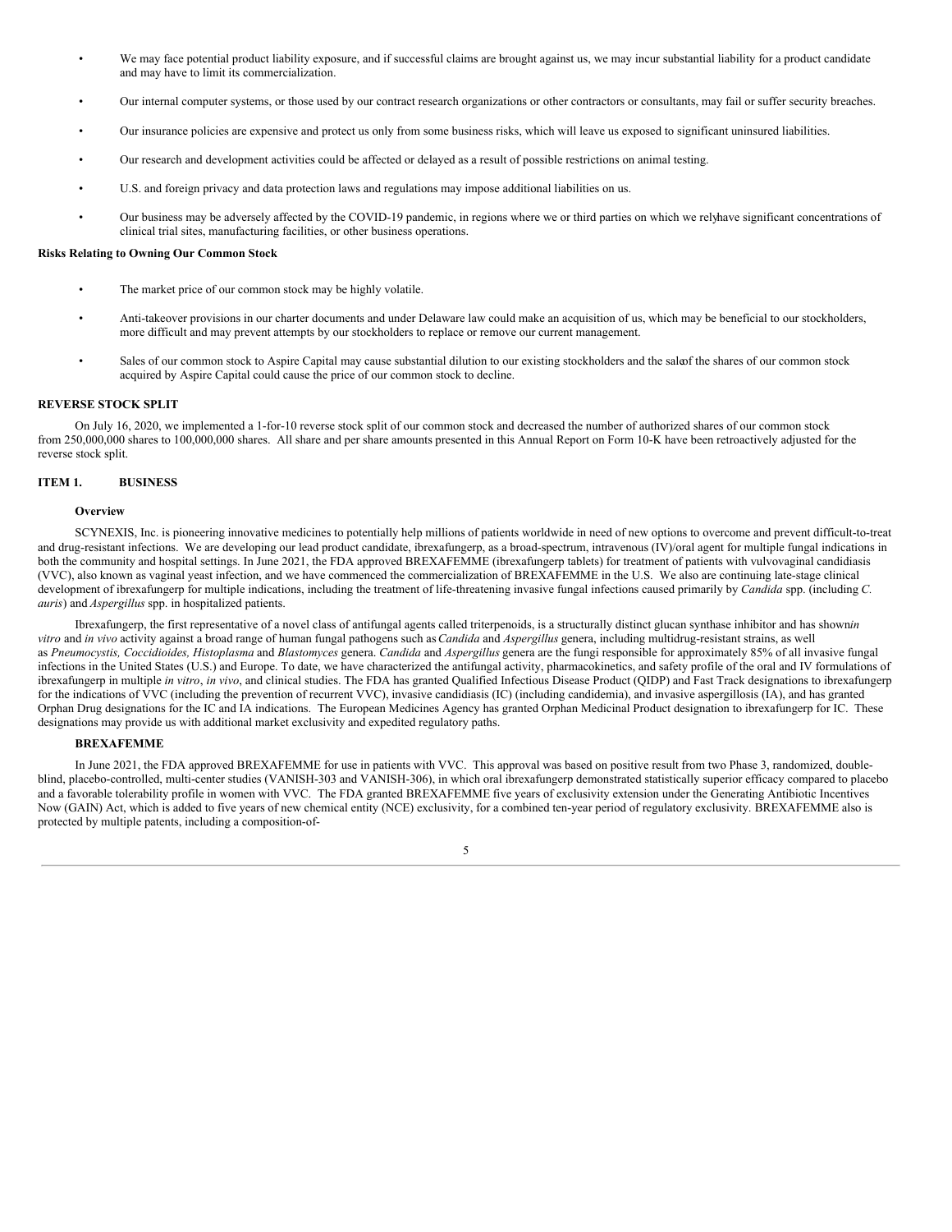- We may face potential product liability exposure, and if successful claims are brought against us, we may incur substantial liability for a product candidate and may have to limit its commercialization.
- Our internal computer systems, or those used by our contract research organizations or other contractors or consultants, may fail or suffer security breaches.
- Our insurance policies are expensive and protect us only from some business risks, which will leave us exposed to significant uninsured liabilities.
- Our research and development activities could be affected or delayed as a result of possible restrictions on animal testing.
- U.S. and foreign privacy and data protection laws and regulations may impose additional liabilities on us.
- Our business may be adversely affected by the COVID-19 pandemic, in regions where we or third parties on which we relyhave significant concentrations of clinical trial sites, manufacturing facilities, or other business operations.

**Risks Relating to Owning Our Common Stock**

- The market price of our common stock may be highly volatile.
- Anti-takeover provisions in our charter documents and under Delaware law could make an acquisition of us, which may be beneficial to our stockholders, more difficult and may prevent attempts by our stockholders to replace or remove our current management.
- Sales of our common stock to Aspire Capital may cause substantial dilution to our existing stockholders and the saleof the shares of our common stock acquired by Aspire Capital could cause the price of our common stock to decline.

## REVERSE STOCK SPLIT

On July 16, 2020, we implemented a 1-for-10 reverse stock split of our common stock and decreased the number of authorized shares of our common stock from 250,000,000 shares to 100,000,000 shares. All share and per share amounts presented in this Annual Report on Form 10-K have been retroactively adjusted for the reverse stock split.

## ITEM 1. BUSINESS

### Overview

SCYNEXIS, Inc. is pioneering innovative medicines to potentially help millions of patients worldwide in need of new options to overcome and prevent difficult-to-treat and drug-resistant infections. We are developing our lead product candidate, ibrexafungerp, as a broad-spectrum, intravenous (IV)/oral agent for multiple fungal indications in both the community and hospital settings. In June 2021, the FDA approved BREXAFEMME (ibrexafungerp tablets) for treatment of patients with vulvovaginal candidiasis (VVC), also known as vaginal yeast infection, and we have commenced the commercialization of BREXAFEMME in the U.S. We also are continuing late-stage clinical development of ibrexafungerp for multiple indications, including the treatment of life-threatening invasive fungal infections caused primarily by *Candida* spp. (including *C. auris*) and *Aspergillus* spp. in hospitalized patients.

Ibrexafungerp, the first representative of a novel class of antifungal agents called triterpenoids, is a structurally distinct glucan synthase inhibitor and has shown *in vitro* and *in vivo* activity against a broad range of human fungal pathogens such as *Candida* and *Aspergillus* genera, including multidrug-resistant strains, as well as *Pneumocystis, Coccidioides, Histoplasma* and *Blastomyces* genera. *Candida* and *Aspergillus* genera are the fungi responsible for approximately 85% of all invasive fungal infections in the United States (U.S.) and Europe. To date, we have characterized the antifungal activity, pharmacokinetics, and safety profile of the oral and IV formulations of ibrexafungerp in multiple *in vitro*, *in vivo*, and clinical studies. The FDA has granted Qualified Infectious Disease Product (QIDP) and Fast Track designations to ibrexafungerp for the indications of VVC (including the prevention of recurrent VVC), invasive candidiasis (IC) (including candidemia), and invasive aspergillosis (IA), and has granted Orphan Drug designations for the IC and IA indications. The European Medicines Agency has granted Orphan Medicinal Product designation to ibrexafungerp for IC. These designations may provide us with additional market exclusivity and expedited regulatory paths.

### BREXAFEMME

In June 2021, the FDA approved BREXAFEMME for use in patients with VVC. This approval was based on positive result from two Phase 3, randomized, double-blind, placebo-controlled, multi-center studies (VANISH-303 and VANISH-306), in which oral ibrexafungerp demonstrated statistically superior efficacy compared to placebo and a favorable tolerability profile in women with VVC. The FDA granted BREXAFEMME five years of exclusivity extension under the Generating Antibiotic Incentives Now (GAIN) Act, which is added to five years of new chemical entity (NCE) exclusivity, for a combined ten-year period of regulatory exclusivity. BREXAFEMME also is protected by multiple patents, including a composition-of-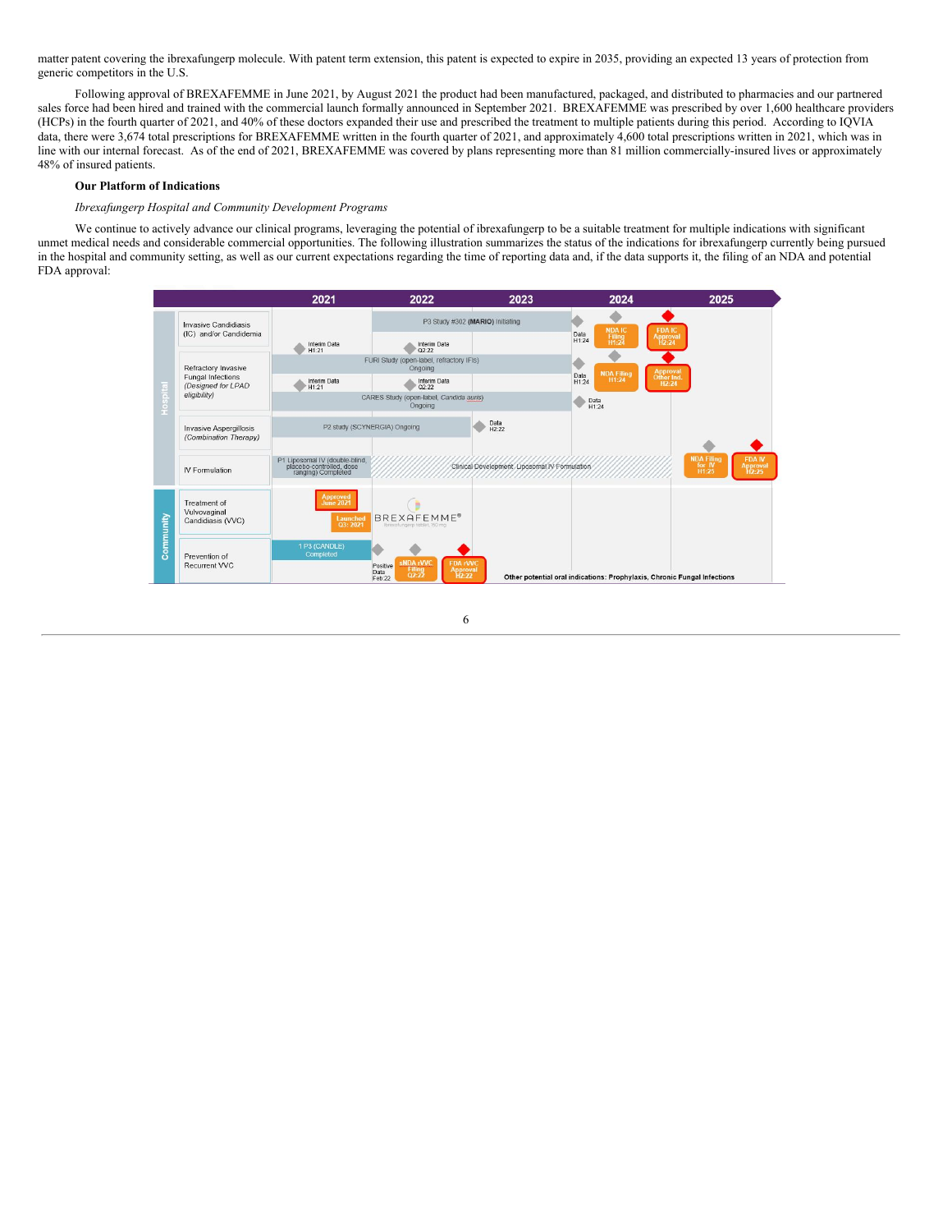matter patent covering the ibrexafungerp molecule. With patent term extension, this patent is expected to expire in 2035, providing an expected 13 years of protection from generic competitors in the U.S.

Following approval of BREXAFEMME in June 2021, by August 2021 the product had been manufactured, packaged, and distributed to pharmacies and our partnered sales force had been hired and trained with the commercial launch formally announced in September 2021. BREXAFEMME was prescribed by over 1,600 healthcare providers (HCPs) in the fourth quarter of 2021, and 40% of these doctors expanded their use and prescribed the treatment to multiple patients during this period. According to IQVIA data, there were 3,674 total prescriptions for BREXAFEMME written in the fourth quarter of 2021, and approximately 4,600 total prescriptions written in 2021, which was in line with our internal forecast. As of the end of 2021, BREXAFEMME was covered by plans representing more than 81 million commercially-insured lives or approximately 48% of insured patients.

**Our Platform of Indications**

*Ibrexafungerp Hospital and Community Development Programs*

We continue to actively advance our clinical programs, leveraging the potential of ibrexafungerp to be a suitable treatment for multiple indications with significant unmet medical needs and considerable commercial opportunities. The following illustration summarizes the status of the indications for ibrexafungerp currently being pursued in the hospital and community setting, as well as our current expectations regarding the time of reporting data and, if the data supports it, the filing of an NDA and potential FDA approval:

| Setting | Indication | 2021 | 2022 | 2023 | 2024 | 2025 |
|---|---|---|---|---|---|---|
| Hospital | Invasive Candidiasis (IC) and/or Candidemia | | P3 Study #302 (MARIO) Initiating | | Data H1:24; NDA IC Filing H1:24; FDA IC Approval H2:24 | |
| Hospital | Refractory Invasive Fungal Infections (Designed for LPAD eligibility) | Interim Data H1:21 (FURI); Interim Data H1:21 (CARES) | Interim Data Q2:22 (FURI); Interim Data Q2:22 (CARES) | FURI Study (open-label, refractory IFIs) Ongoing; CARES Study (open-label, Candida auris) Ongoing | Data H1:24 (FURI); Data H1:24 (CARES); NDA Filing H1:24; Approval Other Ind. H2:24 | |
| Hospital | Invasive Aspergillosis (Combination Therapy) | P2 study (SCYNERGIA) Ongoing | P2 study (SCYNERGIA) Ongoing | Data H2:22 | | |
| Hospital | IV Formulation | P1 Liposomal IV (double-blind, placebo-controlled, dose ranging) Completed | Clinical Development: Liposomal IV Formulation | Clinical Development: Liposomal IV Formulation | Clinical Development: Liposomal IV Formulation | NDA Filing for IV H1:25; FDA IV Approval H2:25 |
| Community | Treatment of Vulvovaginal Candidiasis (VVC) | Approved June 2021; Launched Q3: 2021 | BREXAFEMME® | | | |
| Community | Prevention of Recurrent VVC | 1 P3 (CANDLE) Completed | Positive Data Feb:22; sNDA rVVC Filing Q2:22; FDA rVVC Approval H2:22 | | | |

Other potential oral indications: Prophylaxis, Chronic Fungal Infections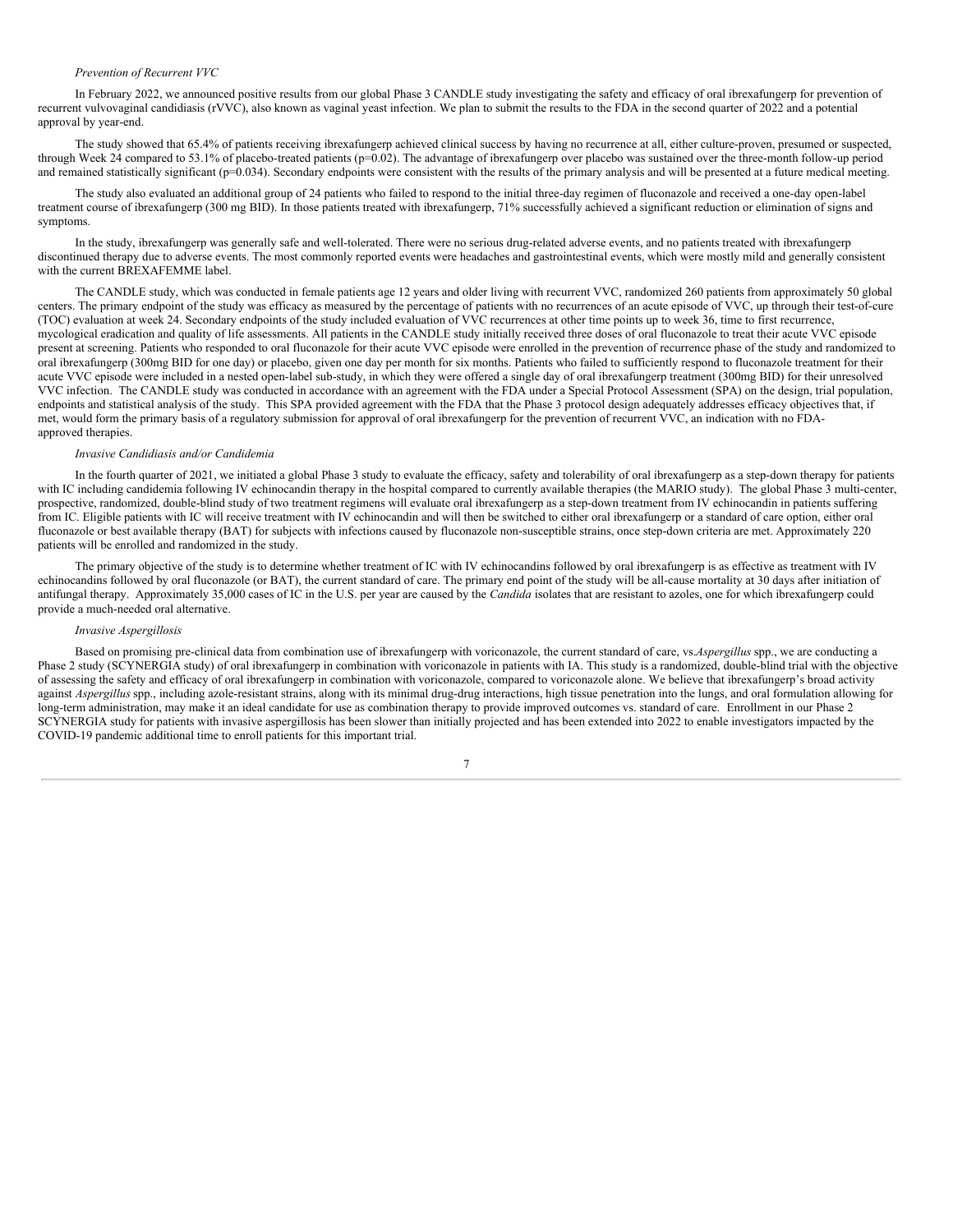*Prevention of Recurrent VVC*

In February 2022, we announced positive results from our global Phase 3 CANDLE study investigating the safety and efficacy of oral ibrexafungerp for prevention of recurrent vulvovaginal candidiasis (rVVC), also known as vaginal yeast infection. We plan to submit the results to the FDA in the second quarter of 2022 and a potential approval by year-end.

The study showed that 65.4% of patients receiving ibrexafungerp achieved clinical success by having no recurrence at all, either culture-proven, presumed or suspected, through Week 24 compared to 53.1% of placebo-treated patients (p=0.02). The advantage of ibrexafungerp over placebo was sustained over the three-month follow-up period and remained statistically significant (p=0.034). Secondary endpoints were consistent with the results of the primary analysis and will be presented at a future medical meeting.

The study also evaluated an additional group of 24 patients who failed to respond to the initial three-day regimen of fluconazole and received a one-day open-label treatment course of ibrexafungerp (300 mg BID). In those patients treated with ibrexafungerp, 71% successfully achieved a significant reduction or elimination of signs and symptoms.

In the study, ibrexafungerp was generally safe and well-tolerated. There were no serious drug-related adverse events, and no patients treated with ibrexafungerp discontinued therapy due to adverse events. The most commonly reported events were headaches and gastrointestinal events, which were mostly mild and generally consistent with the current BREXAFEMME label.

The CANDLE study, which was conducted in female patients age 12 years and older living with recurrent VVC, randomized 260 patients from approximately 50 global centers. The primary endpoint of the study was efficacy as measured by the percentage of patients with no recurrences of an acute episode of VVC, up through their test-of-cure (TOC) evaluation at week 24. Secondary endpoints of the study included evaluation of VVC recurrences at other time points up to week 36, time to first recurrence, mycological eradication and quality of life assessments. All patients in the CANDLE study initially received three doses of oral fluconazole to treat their acute VVC episode present at screening. Patients who responded to oral fluconazole for their acute VVC episode were enrolled in the prevention of recurrence phase of the study and randomized to oral ibrexafungerp (300mg BID for one day) or placebo, given one day per month for six months. Patients who failed to sufficiently respond to fluconazole treatment for their acute VVC episode were included in a nested open-label sub-study, in which they were offered a single day of oral ibrexafungerp treatment (300mg BID) for their unresolved VVC infection. The CANDLE study was conducted in accordance with an agreement with the FDA under a Special Protocol Assessment (SPA) on the design, trial population, endpoints and statistical analysis of the study. This SPA provided agreement with the FDA that the Phase 3 protocol design adequately addresses efficacy objectives that, if met, would form the primary basis of a regulatory submission for approval of oral ibrexafungerp for the prevention of recurrent VVC, an indication with no FDA-approved therapies.

*Invasive Candidiasis and/or Candidemia*

In the fourth quarter of 2021, we initiated a global Phase 3 study to evaluate the efficacy, safety and tolerability of oral ibrexafungerp as a step-down therapy for patients with IC including candidemia following IV echinocandin therapy in the hospital compared to currently available therapies (the MARIO study). The global Phase 3 multi-center, prospective, randomized, double-blind study of two treatment regimens will evaluate oral ibrexafungerp as a step-down treatment from IV echinocandin in patients suffering from IC. Eligible patients with IC will receive treatment with IV echinocandin and will then be switched to either oral ibrexafungerp or a standard of care option, either oral fluconazole or best available therapy (BAT) for subjects with infections caused by fluconazole non-susceptible strains, once step-down criteria are met. Approximately 220 patients will be enrolled and randomized in the study.

The primary objective of the study is to determine whether treatment of IC with IV echinocandins followed by oral ibrexafungerp is as effective as treatment with IV echinocandins followed by oral fluconazole (or BAT), the current standard of care. The primary end point of the study will be all-cause mortality at 30 days after initiation of antifungal therapy. Approximately 35,000 cases of IC in the U.S. per year are caused by the *Candida* isolates that are resistant to azoles, one for which ibrexafungerp could provide a much-needed oral alternative.

*Invasive Aspergillosis*

Based on promising pre-clinical data from combination use of ibrexafungerp with voriconazole, the current standard of care, vs.*Aspergillus* spp., we are conducting a Phase 2 study (SCYNERGIA study) of oral ibrexafungerp in combination with voriconazole in patients with IA. This study is a randomized, double-blind trial with the objective of assessing the safety and efficacy of oral ibrexafungerp in combination with voriconazole, compared to voriconazole alone. We believe that ibrexafungerp's broad activity against *Aspergillus* spp., including azole-resistant strains, along with its minimal drug-drug interactions, high tissue penetration into the lungs, and oral formulation allowing for long-term administration, may make it an ideal candidate for use as combination therapy to provide improved outcomes vs. standard of care. Enrollment in our Phase 2 SCYNERGIA study for patients with invasive aspergillosis has been slower than initially projected and has been extended into 2022 to enable investigators impacted by the COVID-19 pandemic additional time to enroll patients for this important trial.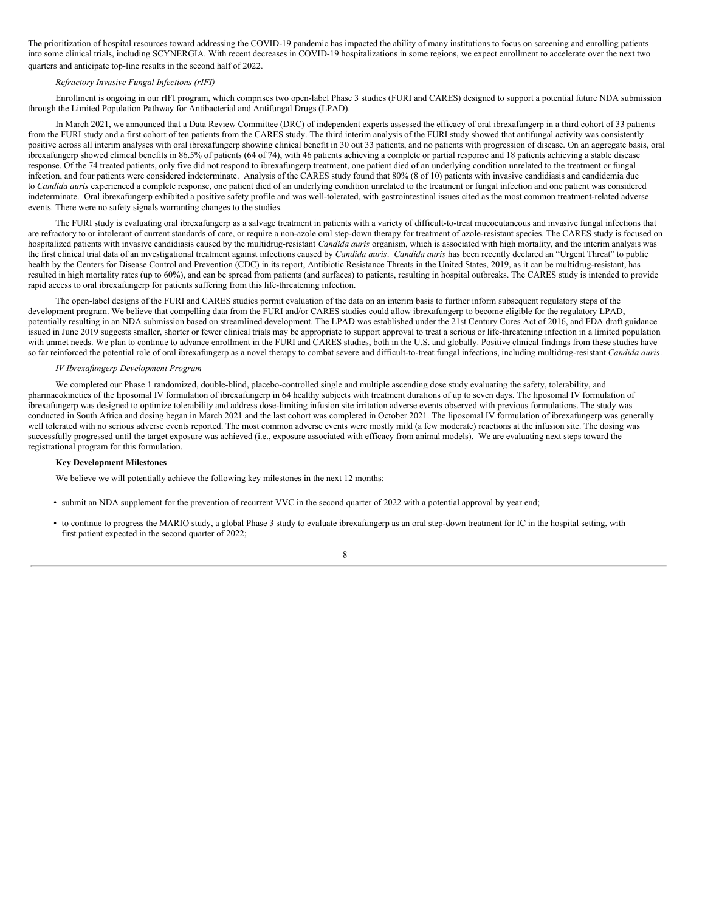The prioritization of hospital resources toward addressing the COVID-19 pandemic has impacted the ability of many institutions to focus on screening and enrolling patients into some clinical trials, including SCYNERGIA. With recent decreases in COVID-19 hospitalizations in some regions, we expect enrollment to accelerate over the next two quarters and anticipate top-line results in the second half of 2022.

*Refractory Invasive Fungal Infections (rIFI)*

Enrollment is ongoing in our rIFI program, which comprises two open-label Phase 3 studies (FURI and CARES) designed to support a potential future NDA submission through the Limited Population Pathway for Antibacterial and Antifungal Drugs (LPAD).

In March 2021, we announced that a Data Review Committee (DRC) of independent experts assessed the efficacy of oral ibrexafungerp in a third cohort of 33 patients from the FURI study and a first cohort of ten patients from the CARES study. The third interim analysis of the FURI study showed that antifungal activity was consistently positive across all interim analyses with oral ibrexafungerp showing clinical benefit in 30 out 33 patients, and no patients with progression of disease. On an aggregate basis, oral ibrexafungerp showed clinical benefits in 86.5% of patients (64 of 74), with 46 patients achieving a complete or partial response and 18 patients achieving a stable disease response. Of the 74 treated patients, only five did not respond to ibrexafungerp treatment, one patient died of an underlying condition unrelated to the treatment or fungal infection, and four patients were considered indeterminate. Analysis of the CARES study found that 80% (8 of 10) patients with invasive candidiasis and candidemia due to *Candida auris* experienced a complete response, one patient died of an underlying condition unrelated to the treatment or fungal infection and one patient was considered indeterminate. Oral ibrexafungerp exhibited a positive safety profile and was well-tolerated, with gastrointestinal issues cited as the most common treatment-related adverse events. There were no safety signals warranting changes to the studies.

The FURI study is evaluating oral ibrexafungerp as a salvage treatment in patients with a variety of difficult-to-treat mucocutaneous and invasive fungal infections that are refractory to or intolerant of current standards of care, or require a non-azole oral step-down therapy for treatment of azole-resistant species. The CARES study is focused on hospitalized patients with invasive candidiasis caused by the multidrug-resistant *Candida auris* organism, which is associated with high mortality, and the interim analysis was the first clinical trial data of an investigational treatment against infections caused by *Candida auris*. *Candida auris* has been recently declared an "Urgent Threat" to public health by the Centers for Disease Control and Prevention (CDC) in its report, Antibiotic Resistance Threats in the United States, 2019, as it can be multidrug-resistant, has resulted in high mortality rates (up to 60%), and can be spread from patients (and surfaces) to patients, resulting in hospital outbreaks. The CARES study is intended to provide rapid access to oral ibrexafungerp for patients suffering from this life-threatening infection.

The open-label designs of the FURI and CARES studies permit evaluation of the data on an interim basis to further inform subsequent regulatory steps of the development program. We believe that compelling data from the FURI and/or CARES studies could allow ibrexafungerp to become eligible for the regulatory LPAD, potentially resulting in an NDA submission based on streamlined development. The LPAD was established under the 21st Century Cures Act of 2016, and FDA draft guidance issued in June 2019 suggests smaller, shorter or fewer clinical trials may be appropriate to support approval to treat a serious or life-threatening infection in a limited population with unmet needs. We plan to continue to advance enrollment in the FURI and CARES studies, both in the U.S. and globally. Positive clinical findings from these studies have so far reinforced the potential role of oral ibrexafungerp as a novel therapy to combat severe and difficult-to-treat fungal infections, including multidrug-resistant *Candida auris*.

*IV Ibrexafungerp Development Program*

We completed our Phase 1 randomized, double-blind, placebo-controlled single and multiple ascending dose study evaluating the safety, tolerability, and pharmacokinetics of the liposomal IV formulation of ibrexafungerp in 64 healthy subjects with treatment durations of up to seven days. The liposomal IV formulation of ibrexafungerp was designed to optimize tolerability and address dose-limiting infusion site irritation adverse events observed with previous formulations. The study was conducted in South Africa and dosing began in March 2021 and the last cohort was completed in October 2021. The liposomal IV formulation of ibrexafungerp was generally well tolerated with no serious adverse events reported. The most common adverse events were mostly mild (a few moderate) reactions at the infusion site. The dosing was successfully progressed until the target exposure was achieved (i.e., exposure associated with efficacy from animal models). We are evaluating next steps toward the registrational program for this formulation.

**Key Development Milestones**

We believe we will potentially achieve the following key milestones in the next 12 months:

- submit an NDA supplement for the prevention of recurrent VVC in the second quarter of 2022 with a potential approval by year end;
- to continue to progress the MARIO study, a global Phase 3 study to evaluate ibrexafungerp as an oral step-down treatment for IC in the hospital setting, with first patient expected in the second quarter of 2022;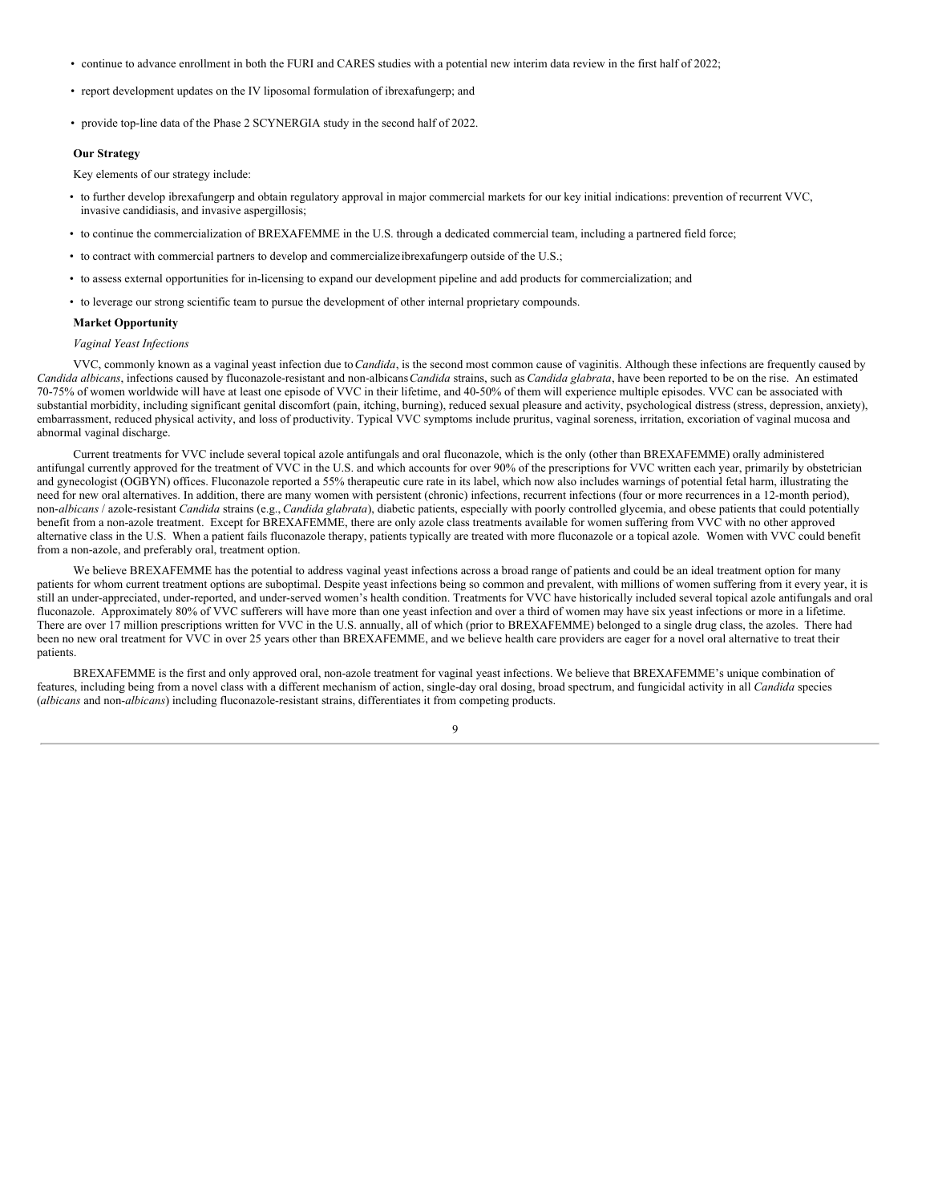- continue to advance enrollment in both the FURI and CARES studies with a potential new interim data review in the first half of 2022;
- report development updates on the IV liposomal formulation of ibrexafungerp; and
- provide top-line data of the Phase 2 SCYNERGIA study in the second half of 2022.

**Our Strategy**

Key elements of our strategy include:

- to further develop ibrexafungerp and obtain regulatory approval in major commercial markets for our key initial indications: prevention of recurrent VVC, invasive candidiasis, and invasive aspergillosis;
- to continue the commercialization of BREXAFEMME in the U.S. through a dedicated commercial team, including a partnered field force;
- to contract with commercial partners to develop and commercialize ibrexafungerp outside of the U.S.;
- to assess external opportunities for in-licensing to expand our development pipeline and add products for commercialization; and
- to leverage our strong scientific team to pursue the development of other internal proprietary compounds.

**Market Opportunity**

*Vaginal Yeast Infections*

VVC, commonly known as a vaginal yeast infection due to *Candida*, is the second most common cause of vaginitis. Although these infections are frequently caused by *Candida albicans*, infections caused by fluconazole-resistant and non-albicans *Candida* strains, such as *Candida glabrata*, have been reported to be on the rise. An estimated 70-75% of women worldwide will have at least one episode of VVC in their lifetime, and 40-50% of them will experience multiple episodes. VVC can be associated with substantial morbidity, including significant genital discomfort (pain, itching, burning), reduced sexual pleasure and activity, psychological distress (stress, depression, anxiety), embarrassment, reduced physical activity, and loss of productivity. Typical VVC symptoms include pruritus, vaginal soreness, irritation, excoriation of vaginal mucosa and abnormal vaginal discharge.

Current treatments for VVC include several topical azole antifungals and oral fluconazole, which is the only (other than BREXAFEMME) orally administered antifungal currently approved for the treatment of VVC in the U.S. and which accounts for over 90% of the prescriptions for VVC written each year, primarily by obstetrician and gynecologist (OGBYN) offices. Fluconazole reported a 55% therapeutic cure rate in its label, which now also includes warnings of potential fetal harm, illustrating the need for new oral alternatives. In addition, there are many women with persistent (chronic) infections, recurrent infections (four or more recurrences in a 12-month period), non-*albicans* / azole-resistant *Candida* strains (e.g., *Candida glabrata*), diabetic patients, especially with poorly controlled glycemia, and obese patients that could potentially benefit from a non-azole treatment. Except for BREXAFEMME, there are only azole class treatments available for women suffering from VVC with no other approved alternative class in the U.S. When a patient fails fluconazole therapy, patients typically are treated with more fluconazole or a topical azole. Women with VVC could benefit from a non-azole, and preferably oral, treatment option.

We believe BREXAFEMME has the potential to address vaginal yeast infections across a broad range of patients and could be an ideal treatment option for many patients for whom current treatment options are suboptimal. Despite yeast infections being so common and prevalent, with millions of women suffering from it every year, it is still an under-appreciated, under-reported, and under-served women's health condition. Treatments for VVC have historically included several topical azole antifungals and oral fluconazole. Approximately 80% of VVC sufferers will have more than one yeast infection and over a third of women may have six yeast infections or more in a lifetime. There are over 17 million prescriptions written for VVC in the U.S. annually, all of which (prior to BREXAFEMME) belonged to a single drug class, the azoles. There had been no new oral treatment for VVC in over 25 years other than BREXAFEMME, and we believe health care providers are eager for a novel oral alternative to treat their patients.

BREXAFEMME is the first and only approved oral, non-azole treatment for vaginal yeast infections. We believe that BREXAFEMME's unique combination of features, including being from a novel class with a different mechanism of action, single-day oral dosing, broad spectrum, and fungicidal activity in all *Candida* species (*albicans* and non-*albicans*) including fluconazole-resistant strains, differentiates it from competing products.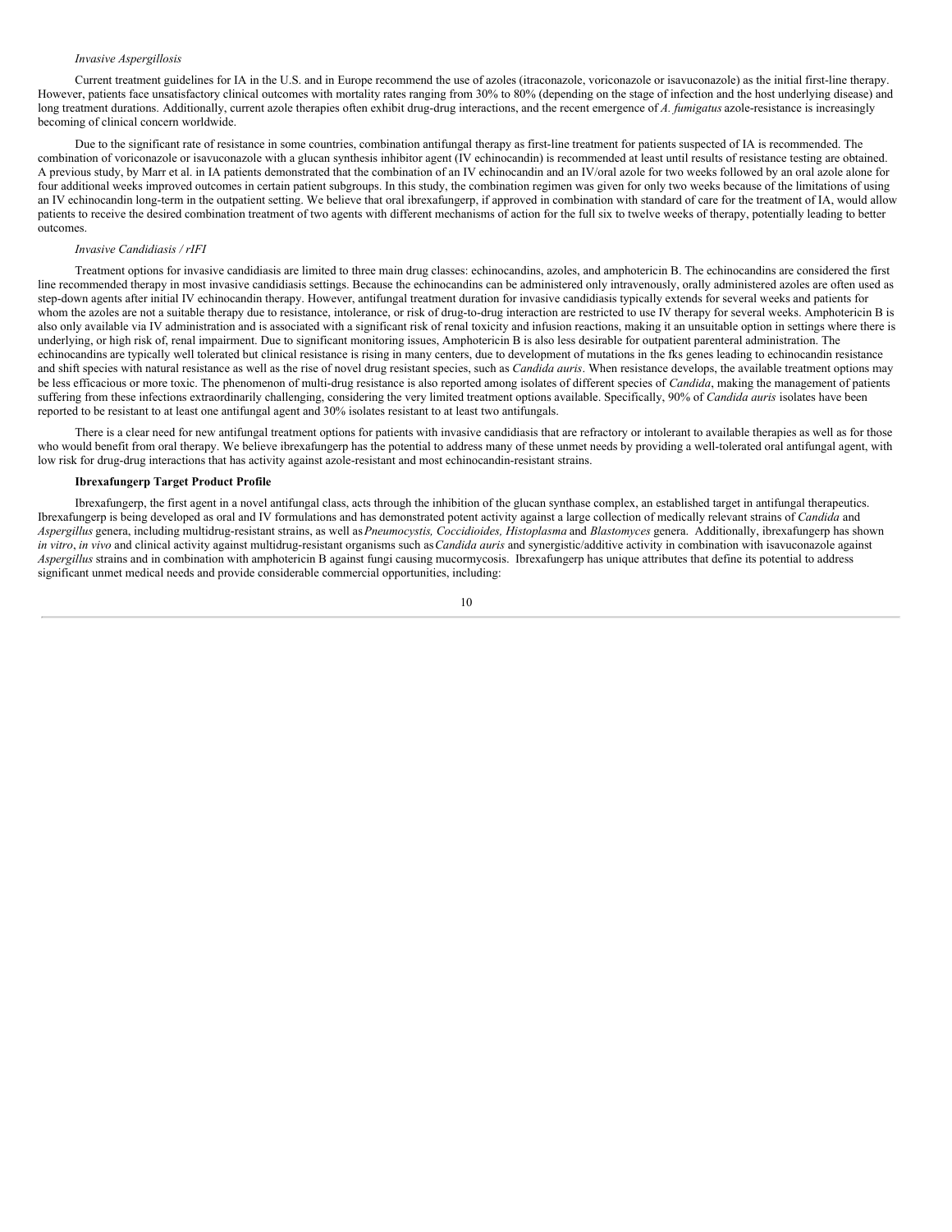*Invasive Aspergillosis*

Current treatment guidelines for IA in the U.S. and in Europe recommend the use of azoles (itraconazole, voriconazole or isavuconazole) as the initial first-line therapy. However, patients face unsatisfactory clinical outcomes with mortality rates ranging from 30% to 80% (depending on the stage of infection and the host underlying disease) and long treatment durations. Additionally, current azole therapies often exhibit drug-drug interactions, and the recent emergence of *A. fumigatus* azole-resistance is increasingly becoming of clinical concern worldwide.

Due to the significant rate of resistance in some countries, combination antifungal therapy as first-line treatment for patients suspected of IA is recommended. The combination of voriconazole or isavuconazole with a glucan synthesis inhibitor agent (IV echinocandin) is recommended at least until results of resistance testing are obtained. A previous study, by Marr et al. in IA patients demonstrated that the combination of an IV echinocandin and an IV/oral azole for two weeks followed by an oral azole alone for four additional weeks improved outcomes in certain patient subgroups. In this study, the combination regimen was given for only two weeks because of the limitations of using an IV echinocandin long-term in the outpatient setting. We believe that oral ibrexafungerp, if approved in combination with standard of care for the treatment of IA, would allow patients to receive the desired combination treatment of two agents with different mechanisms of action for the full six to twelve weeks of therapy, potentially leading to better outcomes.

*Invasive Candidiasis / rIFI*

Treatment options for invasive candidiasis are limited to three main drug classes: echinocandins, azoles, and amphotericin B. The echinocandins are considered the first line recommended therapy in most invasive candidiasis settings. Because the echinocandins can be administered only intravenously, orally administered azoles are often used as step-down agents after initial IV echinocandin therapy. However, antifungal treatment duration for invasive candidiasis typically extends for several weeks and patients for whom the azoles are not a suitable therapy due to resistance, intolerance, or risk of drug-to-drug interaction are restricted to use IV therapy for several weeks. Amphotericin B is also only available via IV administration and is associated with a significant risk of renal toxicity and infusion reactions, making it an unsuitable option in settings where there is underlying, or high risk of, renal impairment. Due to significant monitoring issues, Amphotericin B is also less desirable for outpatient parenteral administration. The echinocandins are typically well tolerated but clinical resistance is rising in many centers, due to development of mutations in the fks genes leading to echinocandin resistance and shift species with natural resistance as well as the rise of novel drug resistant species, such as *Candida auris*. When resistance develops, the available treatment options may be less efficacious or more toxic. The phenomenon of multi-drug resistance is also reported among isolates of different species of *Candida*, making the management of patients suffering from these infections extraordinarily challenging, considering the very limited treatment options available. Specifically, 90% of *Candida auris* isolates have been reported to be resistant to at least one antifungal agent and 30% isolates resistant to at least two antifungals.

There is a clear need for new antifungal treatment options for patients with invasive candidiasis that are refractory or intolerant to available therapies as well as for those who would benefit from oral therapy. We believe ibrexafungerp has the potential to address many of these unmet needs by providing a well-tolerated oral antifungal agent, with low risk for drug-drug interactions that has activity against azole-resistant and most echinocandin-resistant strains.

**Ibrexafungerp Target Product Profile**

Ibrexafungerp, the first agent in a novel antifungal class, acts through the inhibition of the glucan synthase complex, an established target in antifungal therapeutics. Ibrexafungerp is being developed as oral and IV formulations and has demonstrated potent activity against a large collection of medically relevant strains of *Candida* and *Aspergillus* genera, including multidrug-resistant strains, as well as *Pneumocystis, Coccidioides, Histoplasma* and *Blastomyces* genera. Additionally, ibrexafungerp has shown *in vitro*, *in vivo* and clinical activity against multidrug-resistant organisms such as *Candida auris* and synergistic/additive activity in combination with isavuconazole against *Aspergillus* strains and in combination with amphotericin B against fungi causing mucormycosis. Ibrexafungerp has unique attributes that define its potential to address significant unmet medical needs and provide considerable commercial opportunities, including: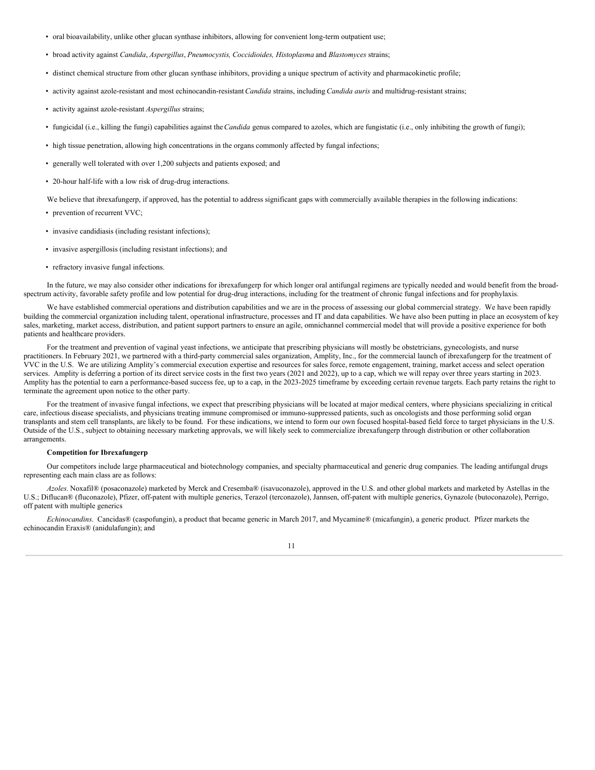- oral bioavailability, unlike other glucan synthase inhibitors, allowing for convenient long-term outpatient use;
- broad activity against *Candida*, *Aspergillus*, *Pneumocystis, Coccidioides, Histoplasma* and *Blastomyces* strains;
- distinct chemical structure from other glucan synthase inhibitors, providing a unique spectrum of activity and pharmacokinetic profile;
- activity against azole-resistant and most echinocandin-resistant *Candida* strains, including *Candida auris* and multidrug-resistant strains;
- activity against azole-resistant *Aspergillus* strains;
- fungicidal (i.e., killing the fungi) capabilities against the *Candida* genus compared to azoles, which are fungistatic (i.e., only inhibiting the growth of fungi);
- high tissue penetration, allowing high concentrations in the organs commonly affected by fungal infections;
- generally well tolerated with over 1,200 subjects and patients exposed; and
- 20-hour half-life with a low risk of drug-drug interactions.

We believe that ibrexafungerp, if approved, has the potential to address significant gaps with commercially available therapies in the following indications:

- prevention of recurrent VVC;
- invasive candidiasis (including resistant infections);
- invasive aspergillosis (including resistant infections); and
- refractory invasive fungal infections.

In the future, we may also consider other indications for ibrexafungerp for which longer oral antifungal regimens are typically needed and would benefit from the broad-spectrum activity, favorable safety profile and low potential for drug-drug interactions, including for the treatment of chronic fungal infections and for prophylaxis.

We have established commercial operations and distribution capabilities and we are in the process of assessing our global commercial strategy. We have been rapidly building the commercial organization including talent, operational infrastructure, processes and IT and data capabilities. We have also been putting in place an ecosystem of key sales, marketing, market access, distribution, and patient support partners to ensure an agile, omnichannel commercial model that will provide a positive experience for both patients and healthcare providers.

For the treatment and prevention of vaginal yeast infections, we anticipate that prescribing physicians will mostly be obstetricians, gynecologists, and nurse practitioners. In February 2021, we partnered with a third-party commercial sales organization, Amplity, Inc., for the commercial launch of ibrexafungerp for the treatment of VVC in the U.S. We are utilizing Amplity's commercial execution expertise and resources for sales force, remote engagement, training, market access and select operation services. Amplity is deferring a portion of its direct service costs in the first two years (2021 and 2022), up to a cap, which we will repay over three years starting in 2023. Amplity has the potential to earn a performance-based success fee, up to a cap, in the 2023-2025 timeframe by exceeding certain revenue targets. Each party retains the right to terminate the agreement upon notice to the other party.

For the treatment of invasive fungal infections, we expect that prescribing physicians will be located at major medical centers, where physicians specializing in critical care, infectious disease specialists, and physicians treating immune compromised or immuno-suppressed patients, such as oncologists and those performing solid organ transplants and stem cell transplants, are likely to be found. For these indications, we intend to form our own focused hospital-based field force to target physicians in the U.S. Outside of the U.S., subject to obtaining necessary marketing approvals, we will likely seek to commercialize ibrexafungerp through distribution or other collaboration arrangements.

**Competition for Ibrexafungerp**

Our competitors include large pharmaceutical and biotechnology companies, and specialty pharmaceutical and generic drug companies. The leading antifungal drugs representing each main class are as follows:

*Azoles.* Noxafil® (posaconazole) marketed by Merck and Cresemba® (isavuconazole), approved in the U.S. and other global markets and marketed by Astellas in the U.S.; Diflucan® (fluconazole), Pfizer, off-patent with multiple generics, Terazol (terconazole), Jannsen, off-patent with multiple generics, Gynazole (butoconazole), Perrigo, off patent with multiple generics

*Echinocandins.* Cancidas® (caspofungin), a product that became generic in March 2017, and Mycamine® (micafungin), a generic product. Pfizer markets the echinocandin Eraxis® (anidulafungin); and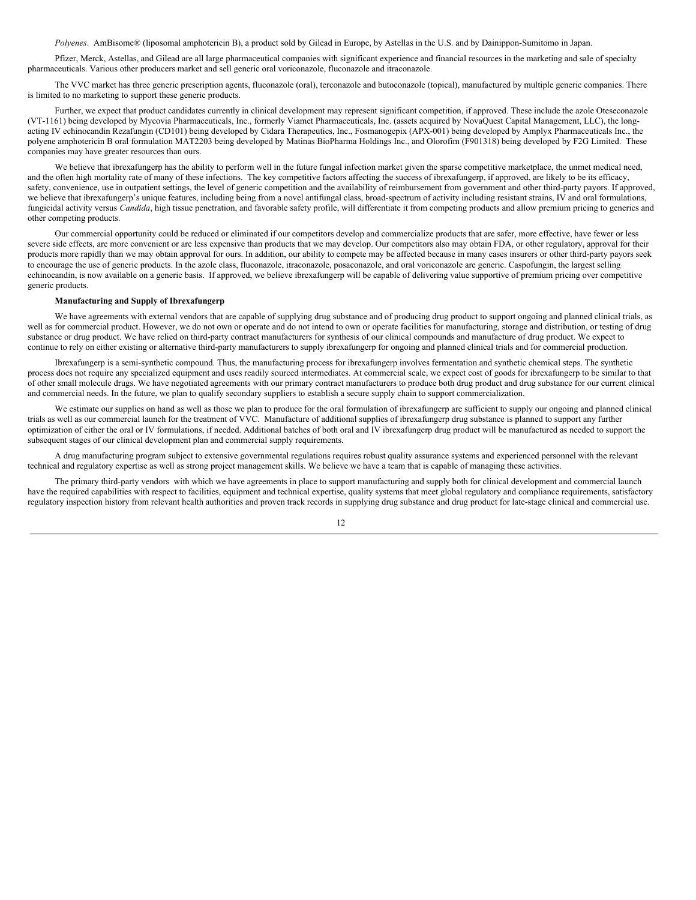*Polyenes*. AmBisome® (liposomal amphotericin B), a product sold by Gilead in Europe, by Astellas in the U.S. and by Dainippon-Sumitomo in Japan.

Pfizer, Merck, Astellas, and Gilead are all large pharmaceutical companies with significant experience and financial resources in the marketing and sale of specialty pharmaceuticals. Various other producers market and sell generic oral voriconazole, fluconazole and itraconazole.

The VVC market has three generic prescription agents, fluconazole (oral), terconazole and butoconazole (topical), manufactured by multiple generic companies. There is limited to no marketing to support these generic products.

Further, we expect that product candidates currently in clinical development may represent significant competition, if approved. These include the azole Oteseconazole (VT-1161) being developed by Mycovia Pharmaceuticals, Inc., formerly Viamet Pharmaceuticals, Inc. (assets acquired by NovaQuest Capital Management, LLC), the long-acting IV echinocandin Rezafungin (CD101) being developed by Cidara Therapeutics, Inc., Fosmanogepix (APX-001) being developed by Amplyx Pharmaceuticals Inc., the polyene amphotericin B oral formulation MAT2203 being developed by Matinas BioPharma Holdings Inc., and Olorofim (F901318) being developed by F2G Limited. These companies may have greater resources than ours.

We believe that ibrexafungerp has the ability to perform well in the future fungal infection market given the sparse competitive marketplace, the unmet medical need, and the often high mortality rate of many of these infections. The key competitive factors affecting the success of ibrexafungerp, if approved, are likely to be its efficacy, safety, convenience, use in outpatient settings, the level of generic competition and the availability of reimbursement from government and other third-party payors. If approved, we believe that ibrexafungerp's unique features, including being from a novel antifungal class, broad-spectrum of activity including resistant strains, IV and oral formulations, fungicidal activity versus *Candida*, high tissue penetration, and favorable safety profile, will differentiate it from competing products and allow premium pricing to generics and other competing products.

Our commercial opportunity could be reduced or eliminated if our competitors develop and commercialize products that are safer, more effective, have fewer or less severe side effects, are more convenient or are less expensive than products that we may develop. Our competitors also may obtain FDA, or other regulatory, approval for their products more rapidly than we may obtain approval for ours. In addition, our ability to compete may be affected because in many cases insurers or other third-party payors seek to encourage the use of generic products. In the azole class, fluconazole, itraconazole, posaconazole, and oral voriconazole are generic. Caspofungin, the largest selling echinocandin, is now available on a generic basis. If approved, we believe ibrexafungerp will be capable of delivering value supportive of premium pricing over competitive generic products.

**Manufacturing and Supply of Ibrexafungerp**

We have agreements with external vendors that are capable of supplying drug substance and of producing drug product to support ongoing and planned clinical trials, as well as for commercial product. However, we do not own or operate and do not intend to own or operate facilities for manufacturing, storage and distribution, or testing of drug substance or drug product. We have relied on third-party contract manufacturers for synthesis of our clinical compounds and manufacture of drug product. We expect to continue to rely on either existing or alternative third-party manufacturers to supply ibrexafungerp for ongoing and planned clinical trials and for commercial production.

Ibrexafungerp is a semi-synthetic compound. Thus, the manufacturing process for ibrexafungerp involves fermentation and synthetic chemical steps. The synthetic process does not require any specialized equipment and uses readily sourced intermediates. At commercial scale, we expect cost of goods for ibrexafungerp to be similar to that of other small molecule drugs. We have negotiated agreements with our primary contract manufacturers to produce both drug product and drug substance for our current clinical and commercial needs. In the future, we plan to qualify secondary suppliers to establish a secure supply chain to support commercialization.

We estimate our supplies on hand as well as those we plan to produce for the oral formulation of ibrexafungerp are sufficient to supply our ongoing and planned clinical trials as well as our commercial launch for the treatment of VVC. Manufacture of additional supplies of ibrexafungerp drug substance is planned to support any further optimization of either the oral or IV formulations, if needed. Additional batches of both oral and IV ibrexafungerp drug product will be manufactured as needed to support the subsequent stages of our clinical development plan and commercial supply requirements.

A drug manufacturing program subject to extensive governmental regulations requires robust quality assurance systems and experienced personnel with the relevant technical and regulatory expertise as well as strong project management skills. We believe we have a team that is capable of managing these activities.

The primary third-party vendors with which we have agreements in place to support manufacturing and supply both for clinical development and commercial launch have the required capabilities with respect to facilities, equipment and technical expertise, quality systems that meet global regulatory and compliance requirements, satisfactory regulatory inspection history from relevant health authorities and proven track records in supplying drug substance and drug product for late-stage clinical and commercial use.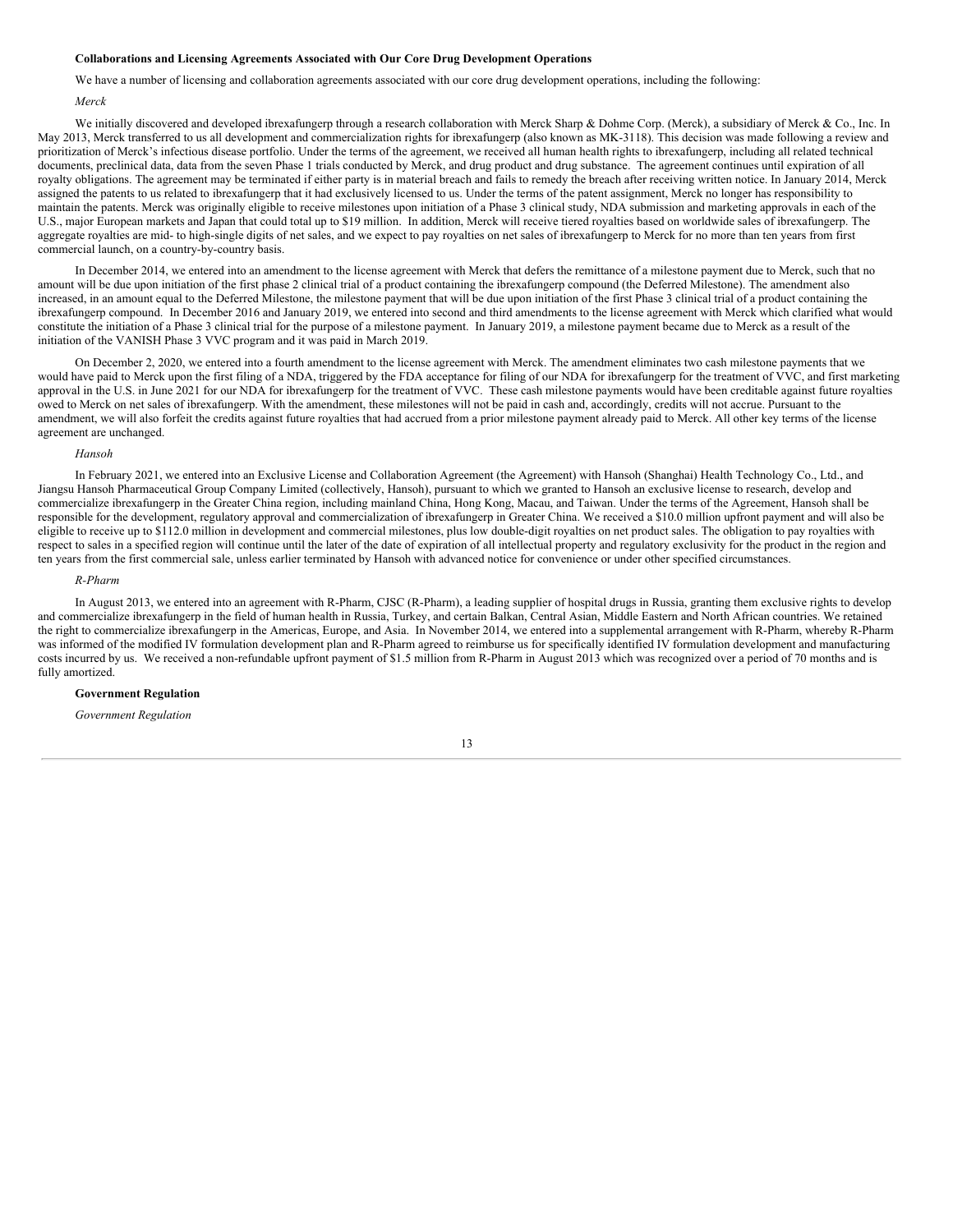**Collaborations and Licensing Agreements Associated with Our Core Drug Development Operations**

We have a number of licensing and collaboration agreements associated with our core drug development operations, including the following:

*Merck*

We initially discovered and developed ibrexafungerp through a research collaboration with Merck Sharp & Dohme Corp. (Merck), a subsidiary of Merck & Co., Inc. In May 2013, Merck transferred to us all development and commercialization rights for ibrexafungerp (also known as MK-3118). This decision was made following a review and prioritization of Merck's infectious disease portfolio. Under the terms of the agreement, we received all human health rights to ibrexafungerp, including all related technical documents, preclinical data, data from the seven Phase 1 trials conducted by Merck, and drug product and drug substance. The agreement continues until expiration of all royalty obligations. The agreement may be terminated if either party is in material breach and fails to remedy the breach after receiving written notice. In January 2014, Merck assigned the patents to us related to ibrexafungerp that it had exclusively licensed to us. Under the terms of the patent assignment, Merck no longer has responsibility to maintain the patents. Merck was originally eligible to receive milestones upon initiation of a Phase 3 clinical study, NDA submission and marketing approvals in each of the U.S., major European markets and Japan that could total up to $19 million. In addition, Merck will receive tiered royalties based on worldwide sales of ibrexafungerp. The aggregate royalties are mid- to high-single digits of net sales, and we expect to pay royalties on net sales of ibrexafungerp to Merck for no more than ten years from first commercial launch, on a country-by-country basis.

In December 2014, we entered into an amendment to the license agreement with Merck that defers the remittance of a milestone payment due to Merck, such that no amount will be due upon initiation of the first phase 2 clinical trial of a product containing the ibrexafungerp compound (the Deferred Milestone). The amendment also increased, in an amount equal to the Deferred Milestone, the milestone payment that will be due upon initiation of the first Phase 3 clinical trial of a product containing the ibrexafungerp compound. In December 2016 and January 2019, we entered into second and third amendments to the license agreement with Merck which clarified what would constitute the initiation of a Phase 3 clinical trial for the purpose of a milestone payment. In January 2019, a milestone payment became due to Merck as a result of the initiation of the VANISH Phase 3 VVC program and it was paid in March 2019.

On December 2, 2020, we entered into a fourth amendment to the license agreement with Merck. The amendment eliminates two cash milestone payments that we would have paid to Merck upon the first filing of a NDA, triggered by the FDA acceptance for filing of our NDA for ibrexafungerp for the treatment of VVC, and first marketing approval in the U.S. in June 2021 for our NDA for ibrexafungerp for the treatment of VVC. These cash milestone payments would have been creditable against future royalties owed to Merck on net sales of ibrexafungerp. With the amendment, these milestones will not be paid in cash and, accordingly, credits will not accrue. Pursuant to the amendment, we will also forfeit the credits against future royalties that had accrued from a prior milestone payment already paid to Merck. All other key terms of the license agreement are unchanged.

*Hansoh*

In February 2021, we entered into an Exclusive License and Collaboration Agreement (the Agreement) with Hansoh (Shanghai) Health Technology Co., Ltd., and Jiangsu Hansoh Pharmaceutical Group Company Limited (collectively, Hansoh), pursuant to which we granted to Hansoh an exclusive license to research, develop and commercialize ibrexafungerp in the Greater China region, including mainland China, Hong Kong, Macau, and Taiwan. Under the terms of the Agreement, Hansoh shall be responsible for the development, regulatory approval and commercialization of ibrexafungerp in Greater China. We received a $10.0 million upfront payment and will also be eligible to receive up to $112.0 million in development and commercial milestones, plus low double-digit royalties on net product sales. The obligation to pay royalties with respect to sales in a specified region will continue until the later of the date of expiration of all intellectual property and regulatory exclusivity for the product in the region and ten years from the first commercial sale, unless earlier terminated by Hansoh with advanced notice for convenience or under other specified circumstances.

*R-Pharm*

In August 2013, we entered into an agreement with R-Pharm, CJSC (R-Pharm), a leading supplier of hospital drugs in Russia, granting them exclusive rights to develop and commercialize ibrexafungerp in the field of human health in Russia, Turkey, and certain Balkan, Central Asian, Middle Eastern and North African countries. We retained the right to commercialize ibrexafungerp in the Americas, Europe, and Asia. In November 2014, we entered into a supplemental arrangement with R-Pharm, whereby R-Pharm was informed of the modified IV formulation development plan and R-Pharm agreed to reimburse us for specifically identified IV formulation development and manufacturing costs incurred by us. We received a non-refundable upfront payment of $1.5 million from R-Pharm in August 2013 which was recognized over a period of 70 months and is fully amortized.

**Government Regulation**

*Government Regulation*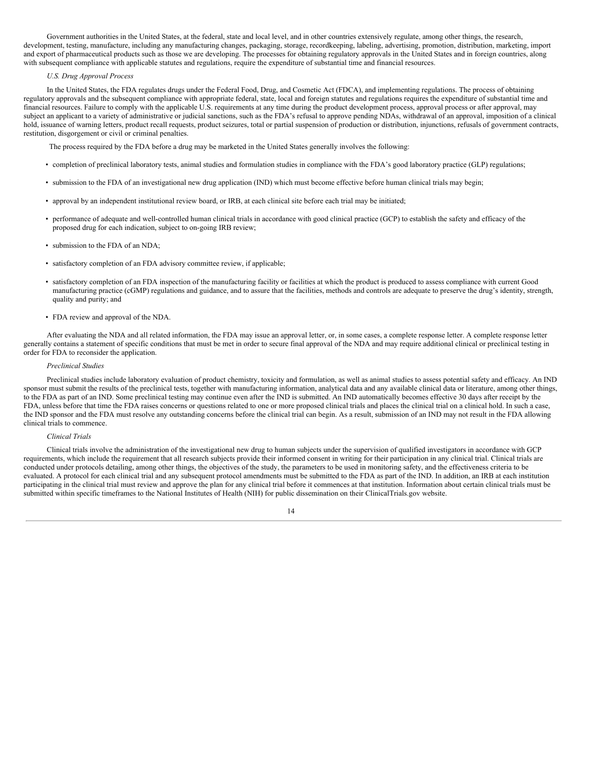Government authorities in the United States, at the federal, state and local level, and in other countries extensively regulate, among other things, the research, development, testing, manufacture, including any manufacturing changes, packaging, storage, recordkeeping, labeling, advertising, promotion, distribution, marketing, import and export of pharmaceutical products such as those we are developing. The processes for obtaining regulatory approvals in the United States and in foreign countries, along with subsequent compliance with applicable statutes and regulations, require the expenditure of substantial time and financial resources.

*U.S. Drug Approval Process*

In the United States, the FDA regulates drugs under the Federal Food, Drug, and Cosmetic Act (FDCA), and implementing regulations. The process of obtaining regulatory approvals and the subsequent compliance with appropriate federal, state, local and foreign statutes and regulations requires the expenditure of substantial time and financial resources. Failure to comply with the applicable U.S. requirements at any time during the product development process, approval process or after approval, may subject an applicant to a variety of administrative or judicial sanctions, such as the FDA's refusal to approve pending NDAs, withdrawal of an approval, imposition of a clinical hold, issuance of warning letters, product recall requests, product seizures, total or partial suspension of production or distribution, injunctions, refusals of government contracts, restitution, disgorgement or civil or criminal penalties.

The process required by the FDA before a drug may be marketed in the United States generally involves the following:

- completion of preclinical laboratory tests, animal studies and formulation studies in compliance with the FDA's good laboratory practice (GLP) regulations;
- submission to the FDA of an investigational new drug application (IND) which must become effective before human clinical trials may begin;
- approval by an independent institutional review board, or IRB, at each clinical site before each trial may be initiated;
- performance of adequate and well-controlled human clinical trials in accordance with good clinical practice (GCP) to establish the safety and efficacy of the proposed drug for each indication, subject to on-going IRB review;
- submission to the FDA of an NDA;
- satisfactory completion of an FDA advisory committee review, if applicable;
- satisfactory completion of an FDA inspection of the manufacturing facility or facilities at which the product is produced to assess compliance with current Good manufacturing practice (cGMP) regulations and guidance, and to assure that the facilities, methods and controls are adequate to preserve the drug's identity, strength, quality and purity; and
- FDA review and approval of the NDA.

After evaluating the NDA and all related information, the FDA may issue an approval letter, or, in some cases, a complete response letter. A complete response letter generally contains a statement of specific conditions that must be met in order to secure final approval of the NDA and may require additional clinical or preclinical testing in order for FDA to reconsider the application.

*Preclinical Studies*

Preclinical studies include laboratory evaluation of product chemistry, toxicity and formulation, as well as animal studies to assess potential safety and efficacy. An IND sponsor must submit the results of the preclinical tests, together with manufacturing information, analytical data and any available clinical data or literature, among other things, to the FDA as part of an IND. Some preclinical testing may continue even after the IND is submitted. An IND automatically becomes effective 30 days after receipt by the FDA, unless before that time the FDA raises concerns or questions related to one or more proposed clinical trials and places the clinical trial on a clinical hold. In such a case, the IND sponsor and the FDA must resolve any outstanding concerns before the clinical trial can begin. As a result, submission of an IND may not result in the FDA allowing clinical trials to commence.

*Clinical Trials*

Clinical trials involve the administration of the investigational new drug to human subjects under the supervision of qualified investigators in accordance with GCP requirements, which include the requirement that all research subjects provide their informed consent in writing for their participation in any clinical trial. Clinical trials are conducted under protocols detailing, among other things, the objectives of the study, the parameters to be used in monitoring safety, and the effectiveness criteria to be evaluated. A protocol for each clinical trial and any subsequent protocol amendments must be submitted to the FDA as part of the IND. In addition, an IRB at each institution participating in the clinical trial must review and approve the plan for any clinical trial before it commences at that institution. Information about certain clinical trials must be submitted within specific timeframes to the National Institutes of Health (NIH) for public dissemination on their ClinicalTrials.gov website.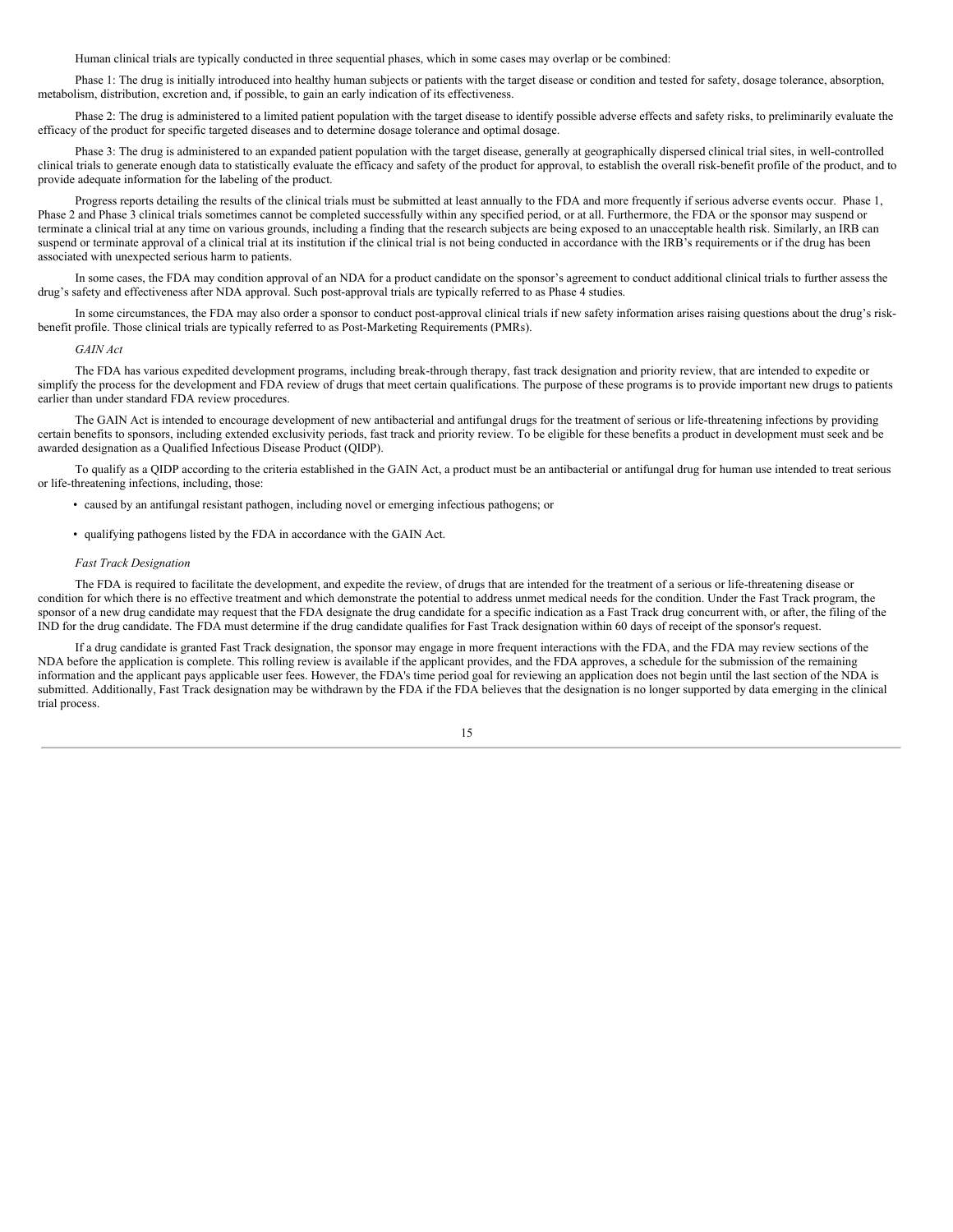Human clinical trials are typically conducted in three sequential phases, which in some cases may overlap or be combined:

Phase 1: The drug is initially introduced into healthy human subjects or patients with the target disease or condition and tested for safety, dosage tolerance, absorption, metabolism, distribution, excretion and, if possible, to gain an early indication of its effectiveness.

Phase 2: The drug is administered to a limited patient population with the target disease to identify possible adverse effects and safety risks, to preliminarily evaluate the efficacy of the product for specific targeted diseases and to determine dosage tolerance and optimal dosage.

Phase 3: The drug is administered to an expanded patient population with the target disease, generally at geographically dispersed clinical trial sites, in well-controlled clinical trials to generate enough data to statistically evaluate the efficacy and safety of the product for approval, to establish the overall risk-benefit profile of the product, and to provide adequate information for the labeling of the product.

Progress reports detailing the results of the clinical trials must be submitted at least annually to the FDA and more frequently if serious adverse events occur. Phase 1, Phase 2 and Phase 3 clinical trials sometimes cannot be completed successfully within any specified period, or at all. Furthermore, the FDA or the sponsor may suspend or terminate a clinical trial at any time on various grounds, including a finding that the research subjects are being exposed to an unacceptable health risk. Similarly, an IRB can suspend or terminate approval of a clinical trial at its institution if the clinical trial is not being conducted in accordance with the IRB's requirements or if the drug has been associated with unexpected serious harm to patients.

In some cases, the FDA may condition approval of an NDA for a product candidate on the sponsor's agreement to conduct additional clinical trials to further assess the drug's safety and effectiveness after NDA approval. Such post-approval trials are typically referred to as Phase 4 studies.

In some circumstances, the FDA may also order a sponsor to conduct post-approval clinical trials if new safety information arises raising questions about the drug's risk-benefit profile. Those clinical trials are typically referred to as Post-Marketing Requirements (PMRs).

*GAIN Act*

The FDA has various expedited development programs, including break-through therapy, fast track designation and priority review, that are intended to expedite or simplify the process for the development and FDA review of drugs that meet certain qualifications. The purpose of these programs is to provide important new drugs to patients earlier than under standard FDA review procedures.

The GAIN Act is intended to encourage development of new antibacterial and antifungal drugs for the treatment of serious or life-threatening infections by providing certain benefits to sponsors, including extended exclusivity periods, fast track and priority review. To be eligible for these benefits a product in development must seek and be awarded designation as a Qualified Infectious Disease Product (QIDP).

To qualify as a QIDP according to the criteria established in the GAIN Act, a product must be an antibacterial or antifungal drug for human use intended to treat serious or life-threatening infections, including, those:

- caused by an antifungal resistant pathogen, including novel or emerging infectious pathogens; or
- qualifying pathogens listed by the FDA in accordance with the GAIN Act.

*Fast Track Designation*

The FDA is required to facilitate the development, and expedite the review, of drugs that are intended for the treatment of a serious or life-threatening disease or condition for which there is no effective treatment and which demonstrate the potential to address unmet medical needs for the condition. Under the Fast Track program, the sponsor of a new drug candidate may request that the FDA designate the drug candidate for a specific indication as a Fast Track drug concurrent with, or after, the filing of the IND for the drug candidate. The FDA must determine if the drug candidate qualifies for Fast Track designation within 60 days of receipt of the sponsor's request.

If a drug candidate is granted Fast Track designation, the sponsor may engage in more frequent interactions with the FDA, and the FDA may review sections of the NDA before the application is complete. This rolling review is available if the applicant provides, and the FDA approves, a schedule for the submission of the remaining information and the applicant pays applicable user fees. However, the FDA's time period goal for reviewing an application does not begin until the last section of the NDA is submitted. Additionally, Fast Track designation may be withdrawn by the FDA if the FDA believes that the designation is no longer supported by data emerging in the clinical trial process.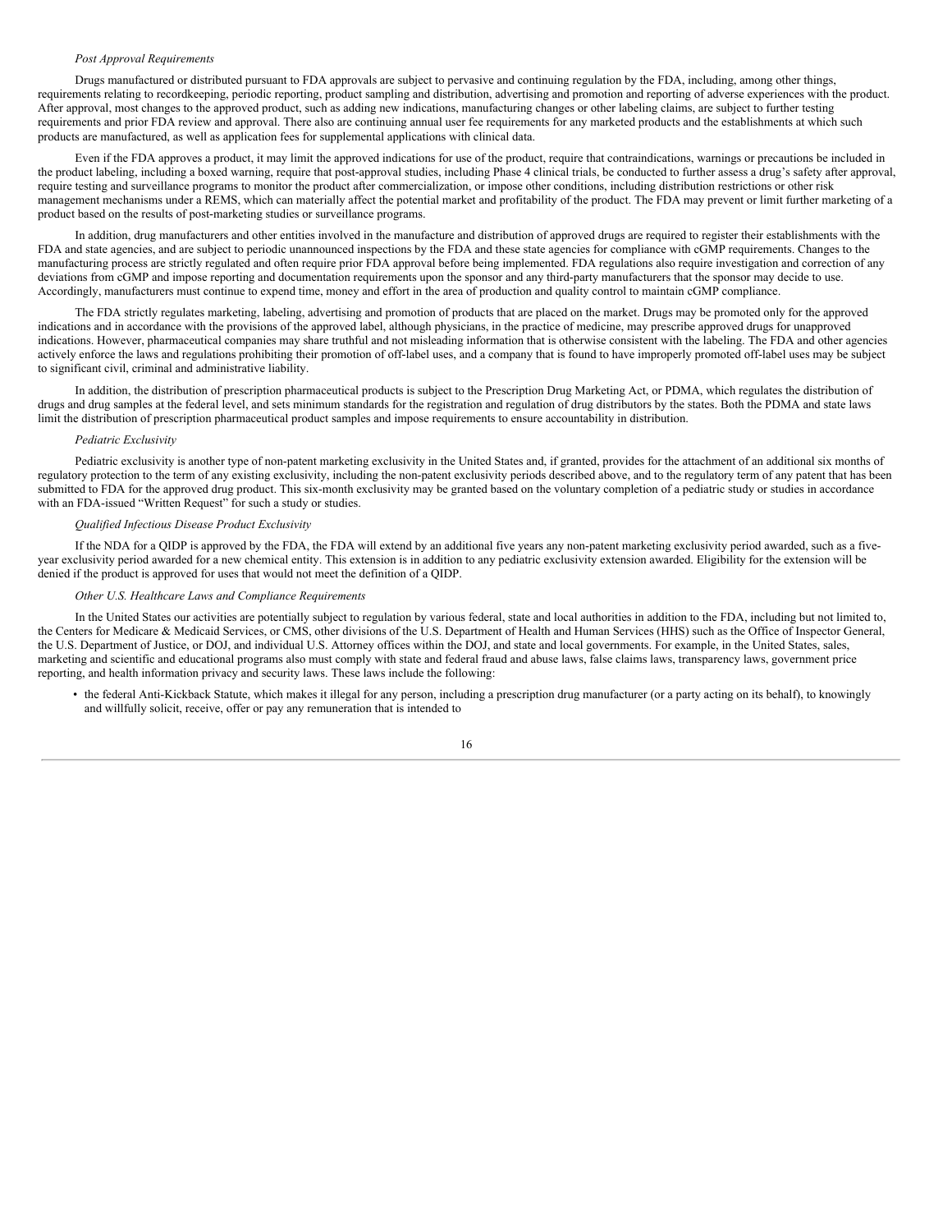*Post Approval Requirements*

Drugs manufactured or distributed pursuant to FDA approvals are subject to pervasive and continuing regulation by the FDA, including, among other things, requirements relating to recordkeeping, periodic reporting, product sampling and distribution, advertising and promotion and reporting of adverse experiences with the product. After approval, most changes to the approved product, such as adding new indications, manufacturing changes or other labeling claims, are subject to further testing requirements and prior FDA review and approval. There also are continuing annual user fee requirements for any marketed products and the establishments at which such products are manufactured, as well as application fees for supplemental applications with clinical data.

Even if the FDA approves a product, it may limit the approved indications for use of the product, require that contraindications, warnings or precautions be included in the product labeling, including a boxed warning, require that post-approval studies, including Phase 4 clinical trials, be conducted to further assess a drug's safety after approval, require testing and surveillance programs to monitor the product after commercialization, or impose other conditions, including distribution restrictions or other risk management mechanisms under a REMS, which can materially affect the potential market and profitability of the product. The FDA may prevent or limit further marketing of a product based on the results of post-marketing studies or surveillance programs.

In addition, drug manufacturers and other entities involved in the manufacture and distribution of approved drugs are required to register their establishments with the FDA and state agencies, and are subject to periodic unannounced inspections by the FDA and these state agencies for compliance with cGMP requirements. Changes to the manufacturing process are strictly regulated and often require prior FDA approval before being implemented. FDA regulations also require investigation and correction of any deviations from cGMP and impose reporting and documentation requirements upon the sponsor and any third-party manufacturers that the sponsor may decide to use. Accordingly, manufacturers must continue to expend time, money and effort in the area of production and quality control to maintain cGMP compliance.

The FDA strictly regulates marketing, labeling, advertising and promotion of products that are placed on the market. Drugs may be promoted only for the approved indications and in accordance with the provisions of the approved label, although physicians, in the practice of medicine, may prescribe approved drugs for unapproved indications. However, pharmaceutical companies may share truthful and not misleading information that is otherwise consistent with the labeling. The FDA and other agencies actively enforce the laws and regulations prohibiting their promotion of off-label uses, and a company that is found to have improperly promoted off-label uses may be subject to significant civil, criminal and administrative liability.

In addition, the distribution of prescription pharmaceutical products is subject to the Prescription Drug Marketing Act, or PDMA, which regulates the distribution of drugs and drug samples at the federal level, and sets minimum standards for the registration and regulation of drug distributors by the states. Both the PDMA and state laws limit the distribution of prescription pharmaceutical product samples and impose requirements to ensure accountability in distribution.

*Pediatric Exclusivity*

Pediatric exclusivity is another type of non-patent marketing exclusivity in the United States and, if granted, provides for the attachment of an additional six months of regulatory protection to the term of any existing exclusivity, including the non-patent exclusivity periods described above, and to the regulatory term of any patent that has been submitted to FDA for the approved drug product. This six-month exclusivity may be granted based on the voluntary completion of a pediatric study or studies in accordance with an FDA-issued "Written Request" for such a study or studies.

*Qualified Infectious Disease Product Exclusivity*

If the NDA for a QIDP is approved by the FDA, the FDA will extend by an additional five years any non-patent marketing exclusivity period awarded, such as a five-year exclusivity period awarded for a new chemical entity. This extension is in addition to any pediatric exclusivity extension awarded. Eligibility for the extension will be denied if the product is approved for uses that would not meet the definition of a QIDP.

*Other U.S. Healthcare Laws and Compliance Requirements*

In the United States our activities are potentially subject to regulation by various federal, state and local authorities in addition to the FDA, including but not limited to, the Centers for Medicare & Medicaid Services, or CMS, other divisions of the U.S. Department of Health and Human Services (HHS) such as the Office of Inspector General, the U.S. Department of Justice, or DOJ, and individual U.S. Attorney offices within the DOJ, and state and local governments. For example, in the United States, sales, marketing and scientific and educational programs also must comply with state and federal fraud and abuse laws, false claims laws, transparency laws, government price reporting, and health information privacy and security laws. These laws include the following:

- the federal Anti-Kickback Statute, which makes it illegal for any person, including a prescription drug manufacturer (or a party acting on its behalf), to knowingly and willfully solicit, receive, offer or pay any remuneration that is intended to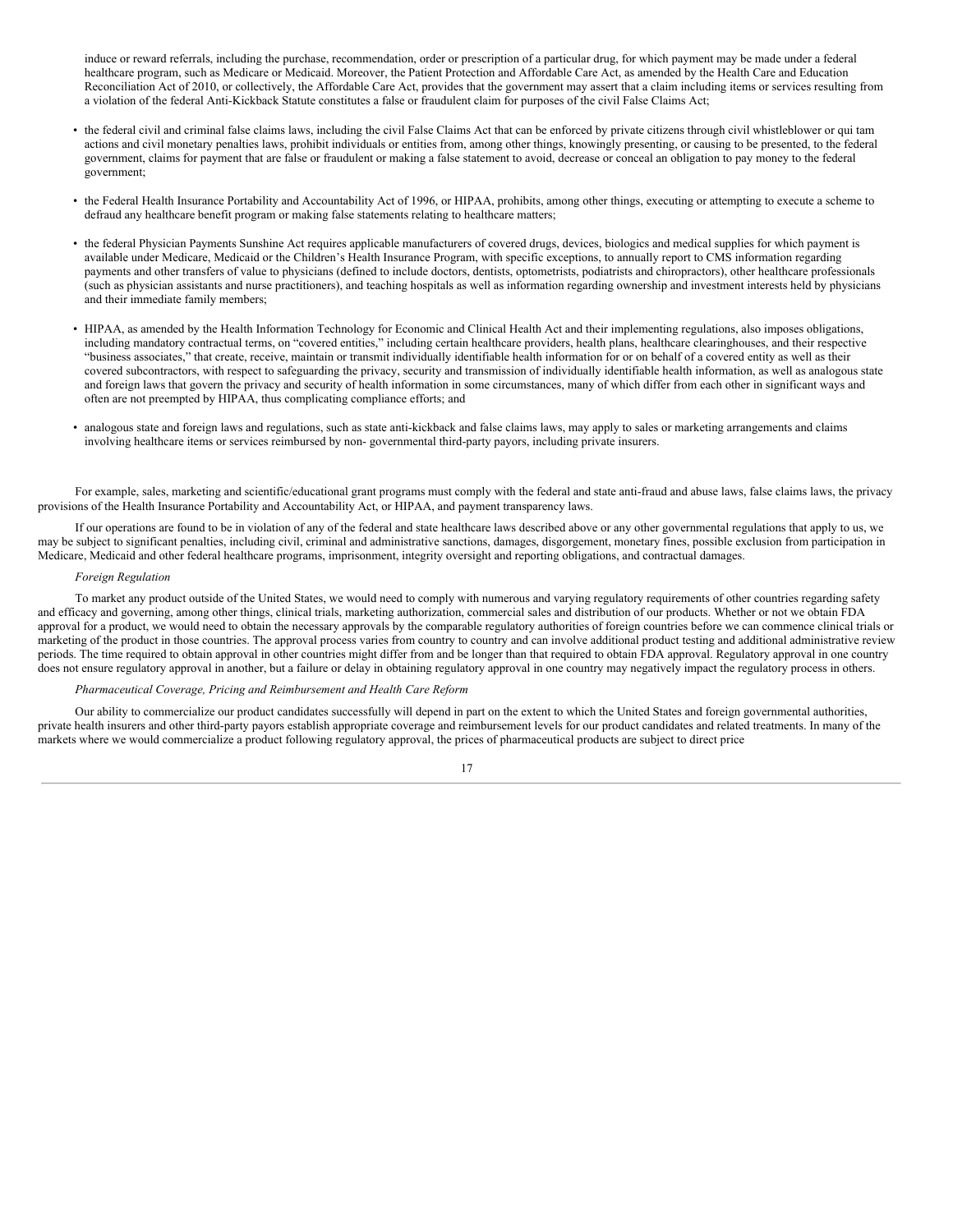induce or reward referrals, including the purchase, recommendation, order or prescription of a particular drug, for which payment may be made under a federal healthcare program, such as Medicare or Medicaid. Moreover, the Patient Protection and Affordable Care Act, as amended by the Health Care and Education Reconciliation Act of 2010, or collectively, the Affordable Care Act, provides that the government may assert that a claim including items or services resulting from a violation of the federal Anti-Kickback Statute constitutes a false or fraudulent claim for purposes of the civil False Claims Act;

- the federal civil and criminal false claims laws, including the civil False Claims Act that can be enforced by private citizens through civil whistleblower or qui tam actions and civil monetary penalties laws, prohibit individuals or entities from, among other things, knowingly presenting, or causing to be presented, to the federal government, claims for payment that are false or fraudulent or making a false statement to avoid, decrease or conceal an obligation to pay money to the federal government;

- the Federal Health Insurance Portability and Accountability Act of 1996, or HIPAA, prohibits, among other things, executing or attempting to execute a scheme to defraud any healthcare benefit program or making false statements relating to healthcare matters;

- the federal Physician Payments Sunshine Act requires applicable manufacturers of covered drugs, devices, biologics and medical supplies for which payment is available under Medicare, Medicaid or the Children's Health Insurance Program, with specific exceptions, to annually report to CMS information regarding payments and other transfers of value to physicians (defined to include doctors, dentists, optometrists, podiatrists and chiropractors), other healthcare professionals (such as physician assistants and nurse practitioners), and teaching hospitals as well as information regarding ownership and investment interests held by physicians and their immediate family members;

- HIPAA, as amended by the Health Information Technology for Economic and Clinical Health Act and their implementing regulations, also imposes obligations, including mandatory contractual terms, on "covered entities," including certain healthcare providers, health plans, healthcare clearinghouses, and their respective "business associates," that create, receive, maintain or transmit individually identifiable health information for or on behalf of a covered entity as well as their covered subcontractors, with respect to safeguarding the privacy, security and transmission of individually identifiable health information, as well as analogous state and foreign laws that govern the privacy and security of health information in some circumstances, many of which differ from each other in significant ways and often are not preempted by HIPAA, thus complicating compliance efforts; and

- analogous state and foreign laws and regulations, such as state anti-kickback and false claims laws, may apply to sales or marketing arrangements and claims involving healthcare items or services reimbursed by non- governmental third-party payors, including private insurers.

For example, sales, marketing and scientific/educational grant programs must comply with the federal and state anti-fraud and abuse laws, false claims laws, the privacy provisions of the Health Insurance Portability and Accountability Act, or HIPAA, and payment transparency laws.

If our operations are found to be in violation of any of the federal and state healthcare laws described above or any other governmental regulations that apply to us, we may be subject to significant penalties, including civil, criminal and administrative sanctions, damages, disgorgement, monetary fines, possible exclusion from participation in Medicare, Medicaid and other federal healthcare programs, imprisonment, integrity oversight and reporting obligations, and contractual damages.

*Foreign Regulation*

To market any product outside of the United States, we would need to comply with numerous and varying regulatory requirements of other countries regarding safety and efficacy and governing, among other things, clinical trials, marketing authorization, commercial sales and distribution of our products. Whether or not we obtain FDA approval for a product, we would need to obtain the necessary approvals by the comparable regulatory authorities of foreign countries before we can commence clinical trials or marketing of the product in those countries. The approval process varies from country to country and can involve additional product testing and additional administrative review periods. The time required to obtain approval in other countries might differ from and be longer than that required to obtain FDA approval. Regulatory approval in one country does not ensure regulatory approval in another, but a failure or delay in obtaining regulatory approval in one country may negatively impact the regulatory process in others.

*Pharmaceutical Coverage, Pricing and Reimbursement and Health Care Reform*

Our ability to commercialize our product candidates successfully will depend in part on the extent to which the United States and foreign governmental authorities, private health insurers and other third-party payors establish appropriate coverage and reimbursement levels for our product candidates and related treatments. In many of the markets where we would commercialize a product following regulatory approval, the prices of pharmaceutical products are subject to direct price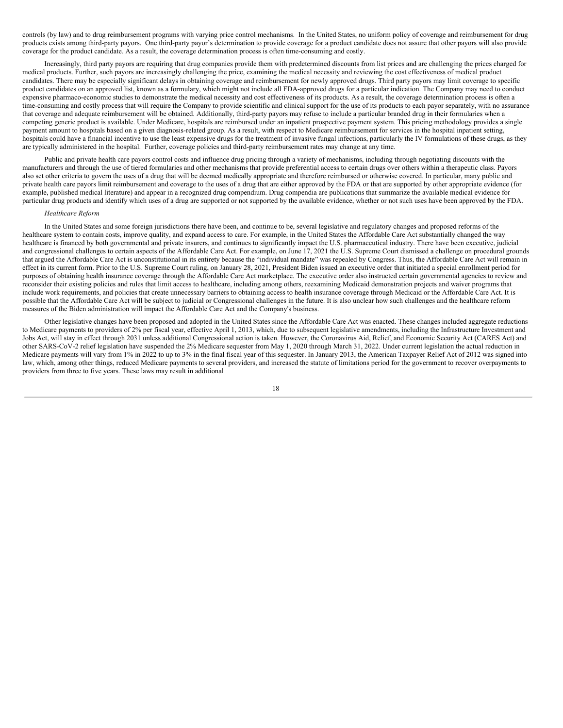controls (by law) and to drug reimbursement programs with varying price control mechanisms. In the United States, no uniform policy of coverage and reimbursement for drug products exists among third-party payors. One third-party payor's determination to provide coverage for a product candidate does not assure that other payors will also provide coverage for the product candidate. As a result, the coverage determination process is often time-consuming and costly.

Increasingly, third party payors are requiring that drug companies provide them with predetermined discounts from list prices and are challenging the prices charged for medical products. Further, such payors are increasingly challenging the price, examining the medical necessity and reviewing the cost effectiveness of medical product candidates. There may be especially significant delays in obtaining coverage and reimbursement for newly approved drugs. Third party payors may limit coverage to specific product candidates on an approved list, known as a formulary, which might not include all FDA-approved drugs for a particular indication. The Company may need to conduct expensive pharmaco-economic studies to demonstrate the medical necessity and cost effectiveness of its products. As a result, the coverage determination process is often a time-consuming and costly process that will require the Company to provide scientific and clinical support for the use of its products to each payor separately, with no assurance that coverage and adequate reimbursement will be obtained. Additionally, third-party payors may refuse to include a particular branded drug in their formularies when a competing generic product is available. Under Medicare, hospitals are reimbursed under an inpatient prospective payment system. This pricing methodology provides a single payment amount to hospitals based on a given diagnosis-related group. As a result, with respect to Medicare reimbursement for services in the hospital inpatient setting, hospitals could have a financial incentive to use the least expensive drugs for the treatment of invasive fungal infections, particularly the IV formulations of these drugs, as they are typically administered in the hospital. Further, coverage policies and third-party reimbursement rates may change at any time.

Public and private health care payors control costs and influence drug pricing through a variety of mechanisms, including through negotiating discounts with the manufacturers and through the use of tiered formularies and other mechanisms that provide preferential access to certain drugs over others within a therapeutic class. Payors also set other criteria to govern the uses of a drug that will be deemed medically appropriate and therefore reimbursed or otherwise covered. In particular, many public and private health care payors limit reimbursement and coverage to the uses of a drug that are either approved by the FDA or that are supported by other appropriate evidence (for example, published medical literature) and appear in a recognized drug compendium. Drug compendia are publications that summarize the available medical evidence for particular drug products and identify which uses of a drug are supported or not supported by the available evidence, whether or not such uses have been approved by the FDA.

*Healthcare Reform*

In the United States and some foreign jurisdictions there have been, and continue to be, several legislative and regulatory changes and proposed reforms of the healthcare system to contain costs, improve quality, and expand access to care. For example, in the United States the Affordable Care Act substantially changed the way healthcare is financed by both governmental and private insurers, and continues to significantly impact the U.S. pharmaceutical industry. There have been executive, judicial and congressional challenges to certain aspects of the Affordable Care Act. For example, on June 17, 2021 the U.S. Supreme Court dismissed a challenge on procedural grounds that argued the Affordable Care Act is unconstitutional in its entirety because the "individual mandate" was repealed by Congress. Thus, the Affordable Care Act will remain in effect in its current form. Prior to the U.S. Supreme Court ruling, on January 28, 2021, President Biden issued an executive order that initiated a special enrollment period for purposes of obtaining health insurance coverage through the Affordable Care Act marketplace. The executive order also instructed certain governmental agencies to review and reconsider their existing policies and rules that limit access to healthcare, including among others, reexamining Medicaid demonstration projects and waiver programs that include work requirements, and policies that create unnecessary barriers to obtaining access to health insurance coverage through Medicaid or the Affordable Care Act. It is possible that the Affordable Care Act will be subject to judicial or Congressional challenges in the future. It is also unclear how such challenges and the healthcare reform measures of the Biden administration will impact the Affordable Care Act and the Company's business.

Other legislative changes have been proposed and adopted in the United States since the Affordable Care Act was enacted. These changes included aggregate reductions to Medicare payments to providers of 2% per fiscal year, effective April 1, 2013, which, due to subsequent legislative amendments, including the Infrastructure Investment and Jobs Act, will stay in effect through 2031 unless additional Congressional action is taken. However, the Coronavirus Aid, Relief, and Economic Security Act (CARES Act) and other SARS-CoV-2 relief legislation have suspended the 2% Medicare sequester from May 1, 2020 through March 31, 2022. Under current legislation the actual reduction in Medicare payments will vary from 1% in 2022 to up to 3% in the final fiscal year of this sequester. In January 2013, the American Taxpayer Relief Act of 2012 was signed into law, which, among other things, reduced Medicare payments to several providers, and increased the statute of limitations period for the government to recover overpayments to providers from three to five years. These laws may result in additional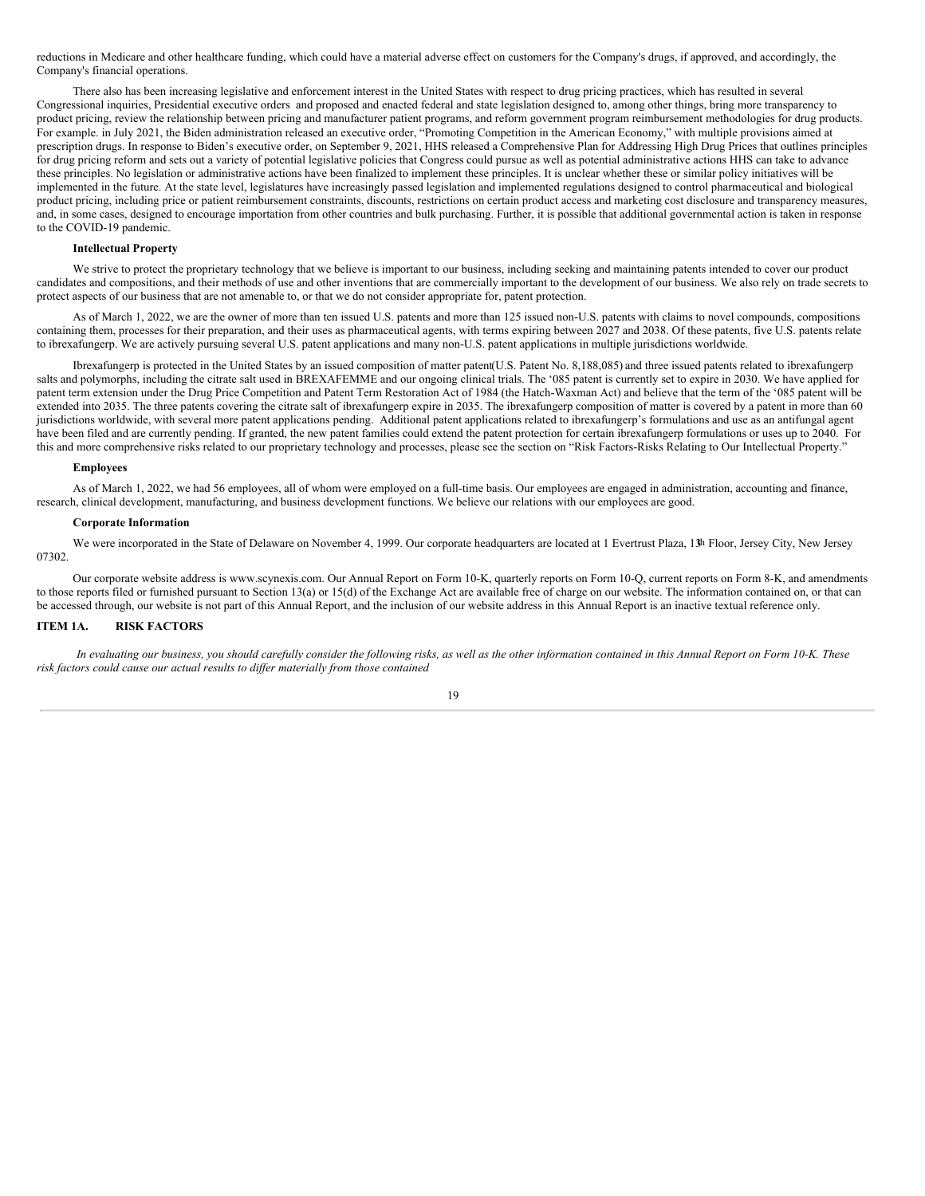reductions in Medicare and other healthcare funding, which could have a material adverse effect on customers for the Company's drugs, if approved, and accordingly, the Company's financial operations.

There also has been increasing legislative and enforcement interest in the United States with respect to drug pricing practices, which has resulted in several Congressional inquiries, Presidential executive orders and proposed and enacted federal and state legislation designed to, among other things, bring more transparency to product pricing, review the relationship between pricing and manufacturer patient programs, and reform government program reimbursement methodologies for drug products. For example. in July 2021, the Biden administration released an executive order, "Promoting Competition in the American Economy," with multiple provisions aimed at prescription drugs. In response to Biden's executive order, on September 9, 2021, HHS released a Comprehensive Plan for Addressing High Drug Prices that outlines principles for drug pricing reform and sets out a variety of potential legislative policies that Congress could pursue as well as potential administrative actions HHS can take to advance these principles. No legislation or administrative actions have been finalized to implement these principles. It is unclear whether these or similar policy initiatives will be implemented in the future. At the state level, legislatures have increasingly passed legislation and implemented regulations designed to control pharmaceutical and biological product pricing, including price or patient reimbursement constraints, discounts, restrictions on certain product access and marketing cost disclosure and transparency measures, and, in some cases, designed to encourage importation from other countries and bulk purchasing. Further, it is possible that additional governmental action is taken in response to the COVID-19 pandemic.

**Intellectual Property**

We strive to protect the proprietary technology that we believe is important to our business, including seeking and maintaining patents intended to cover our product candidates and compositions, and their methods of use and other inventions that are commercially important to the development of our business. We also rely on trade secrets to protect aspects of our business that are not amenable to, or that we do not consider appropriate for, patent protection.

As of March 1, 2022, we are the owner of more than ten issued U.S. patents and more than 125 issued non-U.S. patents with claims to novel compounds, compositions containing them, processes for their preparation, and their uses as pharmaceutical agents, with terms expiring between 2027 and 2038. Of these patents, five U.S. patents relate to ibrexafungerp. We are actively pursuing several U.S. patent applications and many non-U.S. patent applications in multiple jurisdictions worldwide.

Ibrexafungerp is protected in the United States by an issued composition of matter patent (U.S. Patent No. 8,188,085) and three issued patents related to ibrexafungerp salts and polymorphs, including the citrate salt used in BREXAFEMME and our ongoing clinical trials. The '085 patent is currently set to expire in 2030. We have applied for patent term extension under the Drug Price Competition and Patent Term Restoration Act of 1984 (the Hatch-Waxman Act) and believe that the term of the '085 patent will be extended into 2035. The three patents covering the citrate salt of ibrexafungerp expire in 2035. The ibrexafungerp composition of matter is covered by a patent in more than 60 jurisdictions worldwide, with several more patent applications pending. Additional patent applications related to ibrexafungerp's formulations and use as an antifungal agent have been filed and are currently pending. If granted, the new patent families could extend the patent protection for certain ibrexafungerp formulations or uses up to 2040. For this and more comprehensive risks related to our proprietary technology and processes, please see the section on "Risk Factors-Risks Relating to Our Intellectual Property."

**Employees**

As of March 1, 2022, we had 56 employees, all of whom were employed on a full-time basis. Our employees are engaged in administration, accounting and finance, research, clinical development, manufacturing, and business development functions. We believe our relations with our employees are good.

**Corporate Information**

We were incorporated in the State of Delaware on November 4, 1999. Our corporate headquarters are located at 1 Evertrust Plaza, 13th Floor, Jersey City, New Jersey 07302.

Our corporate website address is www.scynexis.com. Our Annual Report on Form 10-K, quarterly reports on Form 10-Q, current reports on Form 8-K, and amendments to those reports filed or furnished pursuant to Section 13(a) or 15(d) of the Exchange Act are available free of charge on our website. The information contained on, or that can be accessed through, our website is not part of this Annual Report, and the inclusion of our website address in this Annual Report is an inactive textual reference only.

## ITEM 1A. RISK FACTORS

*In evaluating our business, you should carefully consider the following risks, as well as the other information contained in this Annual Report on Form 10-K. These risk factors could cause our actual results to differ materially from those contained*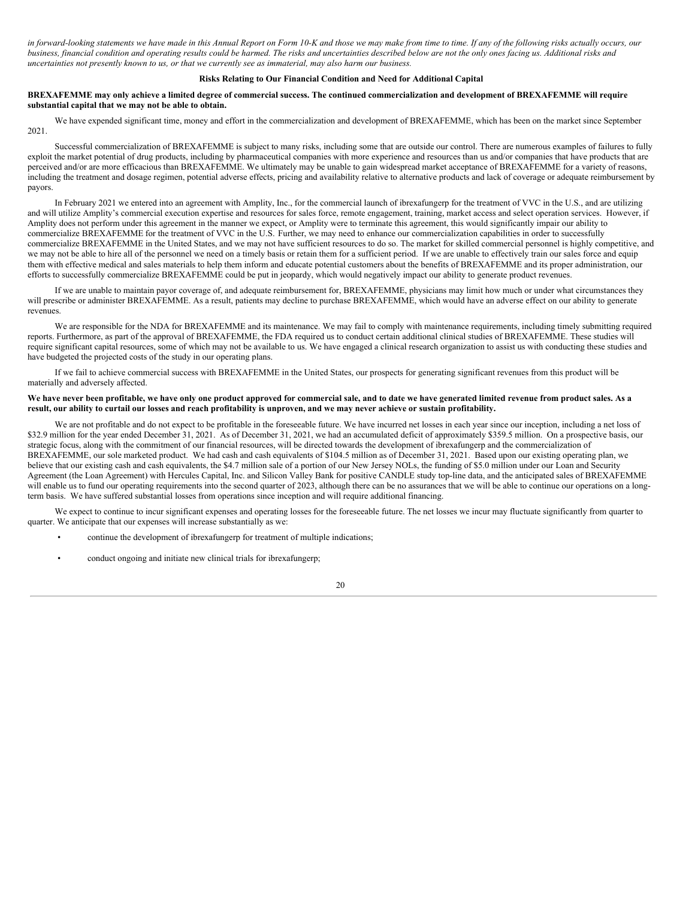*in forward-looking statements we have made in this Annual Report on Form 10-K and those we may make from time to time. If any of the following risks actually occurs, our business, financial condition and operating results could be harmed. The risks and uncertainties described below are not the only ones facing us. Additional risks and uncertainties not presently known to us, or that we currently see as immaterial, may also harm our business.*

**Risks Relating to Our Financial Condition and Need for Additional Capital**

**BREXAFEMME may only achieve a limited degree of commercial success. The continued commercialization and development of BREXAFEMME will require substantial capital that we may not be able to obtain.**

We have expended significant time, money and effort in the commercialization and development of BREXAFEMME, which has been on the market since September 2021.

Successful commercialization of BREXAFEMME is subject to many risks, including some that are outside our control. There are numerous examples of failures to fully exploit the market potential of drug products, including by pharmaceutical companies with more experience and resources than us and/or companies that have products that are perceived and/or are more efficacious than BREXAFEMME. We ultimately may be unable to gain widespread market acceptance of BREXAFEMME for a variety of reasons, including the treatment and dosage regimen, potential adverse effects, pricing and availability relative to alternative products and lack of coverage or adequate reimbursement by payors.

In February 2021 we entered into an agreement with Amplity, Inc., for the commercial launch of ibrexafungerp for the treatment of VVC in the U.S., and are utilizing and will utilize Amplity's commercial execution expertise and resources for sales force, remote engagement, training, market access and select operation services. However, if Amplity does not perform under this agreement in the manner we expect, or Amplity were to terminate this agreement, this would significantly impair our ability to commercialize BREXAFEMME for the treatment of VVC in the U.S. Further, we may need to enhance our commercialization capabilities in order to successfully commercialize BREXAFEMME in the United States, and we may not have sufficient resources to do so. The market for skilled commercial personnel is highly competitive, and we may not be able to hire all of the personnel we need on a timely basis or retain them for a sufficient period. If we are unable to effectively train our sales force and equip them with effective medical and sales materials to help them inform and educate potential customers about the benefits of BREXAFEMME and its proper administration, our efforts to successfully commercialize BREXAFEMME could be put in jeopardy, which would negatively impact our ability to generate product revenues.

If we are unable to maintain payor coverage of, and adequate reimbursement for, BREXAFEMME, physicians may limit how much or under what circumstances they will prescribe or administer BREXAFEMME. As a result, patients may decline to purchase BREXAFEMME, which would have an adverse effect on our ability to generate revenues.

We are responsible for the NDA for BREXAFEMME and its maintenance. We may fail to comply with maintenance requirements, including timely submitting required reports. Furthermore, as part of the approval of BREXAFEMME, the FDA required us to conduct certain additional clinical studies of BREXAFEMME. These studies will require significant capital resources, some of which may not be available to us. We have engaged a clinical research organization to assist us with conducting these studies and have budgeted the projected costs of the study in our operating plans.

If we fail to achieve commercial success with BREXAFEMME in the United States, our prospects for generating significant revenues from this product will be materially and adversely affected.

**We have never been profitable, we have only one product approved for commercial sale, and to date we have generated limited revenue from product sales. As a result, our ability to curtail our losses and reach profitability is unproven, and we may never achieve or sustain profitability.**

We are not profitable and do not expect to be profitable in the foreseeable future. We have incurred net losses in each year since our inception, including a net loss of $32.9 million for the year ended December 31, 2021. As of December 31, 2021, we had an accumulated deficit of approximately $359.5 million. On a prospective basis, our strategic focus, along with the commitment of our financial resources, will be directed towards the development of ibrexafungerp and the commercialization of BREXAFEMME, our sole marketed product. We had cash and cash equivalents of $104.5 million as of December 31, 2021. Based upon our existing operating plan, we believe that our existing cash and cash equivalents, the $4.7 million sale of a portion of our New Jersey NOLs, the funding of $5.0 million under our Loan and Security Agreement (the Loan Agreement) with Hercules Capital, Inc. and Silicon Valley Bank for positive CANDLE study top-line data, and the anticipated sales of BREXAFEMME will enable us to fund our operating requirements into the second quarter of 2023, although there can be no assurances that we will be able to continue our operations on a long-term basis. We have suffered substantial losses from operations since inception and will require additional financing.

We expect to continue to incur significant expenses and operating losses for the foreseeable future. The net losses we incur may fluctuate significantly from quarter to quarter. We anticipate that our expenses will increase substantially as we:

- continue the development of ibrexafungerp for treatment of multiple indications;
- conduct ongoing and initiate new clinical trials for ibrexafungerp;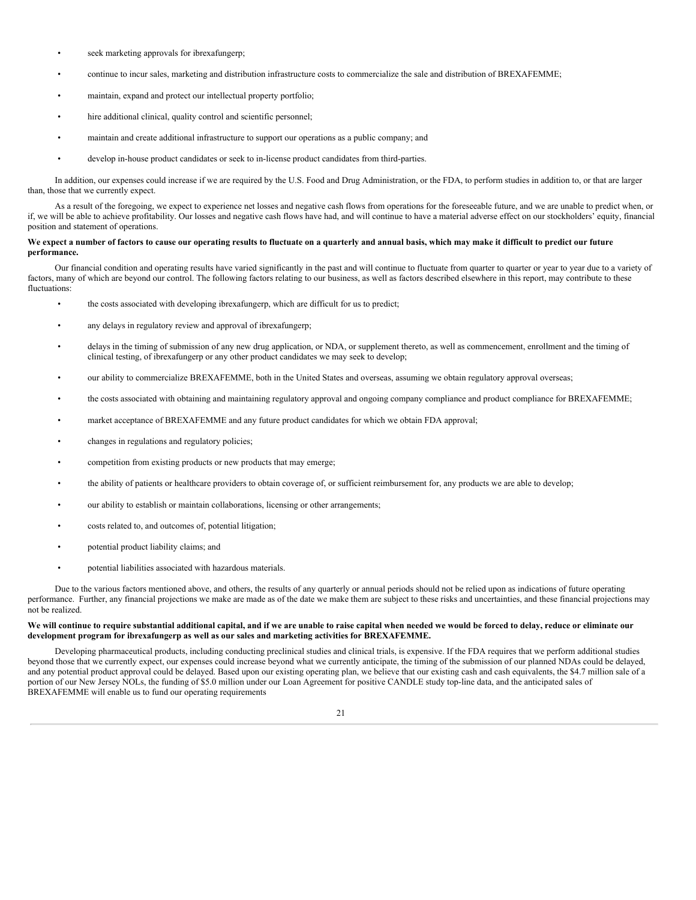- seek marketing approvals for ibrexafungerp;
- continue to incur sales, marketing and distribution infrastructure costs to commercialize the sale and distribution of BREXAFEMME;
- maintain, expand and protect our intellectual property portfolio;
- hire additional clinical, quality control and scientific personnel;
- maintain and create additional infrastructure to support our operations as a public company; and
- develop in-house product candidates or seek to in-license product candidates from third-parties.

In addition, our expenses could increase if we are required by the U.S. Food and Drug Administration, or the FDA, to perform studies in addition to, or that are larger than, those that we currently expect.

As a result of the foregoing, we expect to experience net losses and negative cash flows from operations for the foreseeable future, and we are unable to predict when, or if, we will be able to achieve profitability. Our losses and negative cash flows have had, and will continue to have a material adverse effect on our stockholders' equity, financial position and statement of operations.

**We expect a number of factors to cause our operating results to fluctuate on a quarterly and annual basis, which may make it difficult to predict our future performance.**

Our financial condition and operating results have varied significantly in the past and will continue to fluctuate from quarter to quarter or year to year due to a variety of factors, many of which are beyond our control. The following factors relating to our business, as well as factors described elsewhere in this report, may contribute to these fluctuations:

- the costs associated with developing ibrexafungerp, which are difficult for us to predict;
- any delays in regulatory review and approval of ibrexafungerp;
- delays in the timing of submission of any new drug application, or NDA, or supplement thereto, as well as commencement, enrollment and the timing of clinical testing, of ibrexafungerp or any other product candidates we may seek to develop;
- our ability to commercialize BREXAFEMME, both in the United States and overseas, assuming we obtain regulatory approval overseas;
- the costs associated with obtaining and maintaining regulatory approval and ongoing company compliance and product compliance for BREXAFEMME;
- market acceptance of BREXAFEMME and any future product candidates for which we obtain FDA approval;
- changes in regulations and regulatory policies;
- competition from existing products or new products that may emerge;
- the ability of patients or healthcare providers to obtain coverage of, or sufficient reimbursement for, any products we are able to develop;
- our ability to establish or maintain collaborations, licensing or other arrangements;
- costs related to, and outcomes of, potential litigation;
- potential product liability claims; and
- potential liabilities associated with hazardous materials.

Due to the various factors mentioned above, and others, the results of any quarterly or annual periods should not be relied upon as indications of future operating performance. Further, any financial projections we make are made as of the date we make them are subject to these risks and uncertainties, and these financial projections may not be realized.

**We will continue to require substantial additional capital, and if we are unable to raise capital when needed we would be forced to delay, reduce or eliminate our development program for ibrexafungerp as well as our sales and marketing activities for BREXAFEMME.**

Developing pharmaceutical products, including conducting preclinical studies and clinical trials, is expensive. If the FDA requires that we perform additional studies beyond those that we currently expect, our expenses could increase beyond what we currently anticipate, the timing of the submission of our planned NDAs could be delayed, and any potential product approval could be delayed. Based upon our existing operating plan, we believe that our existing cash and cash equivalents, the $4.7 million sale of a portion of our New Jersey NOLs, the funding of $5.0 million under our Loan Agreement for positive CANDLE study top-line data, and the anticipated sales of BREXAFEMME will enable us to fund our operating requirements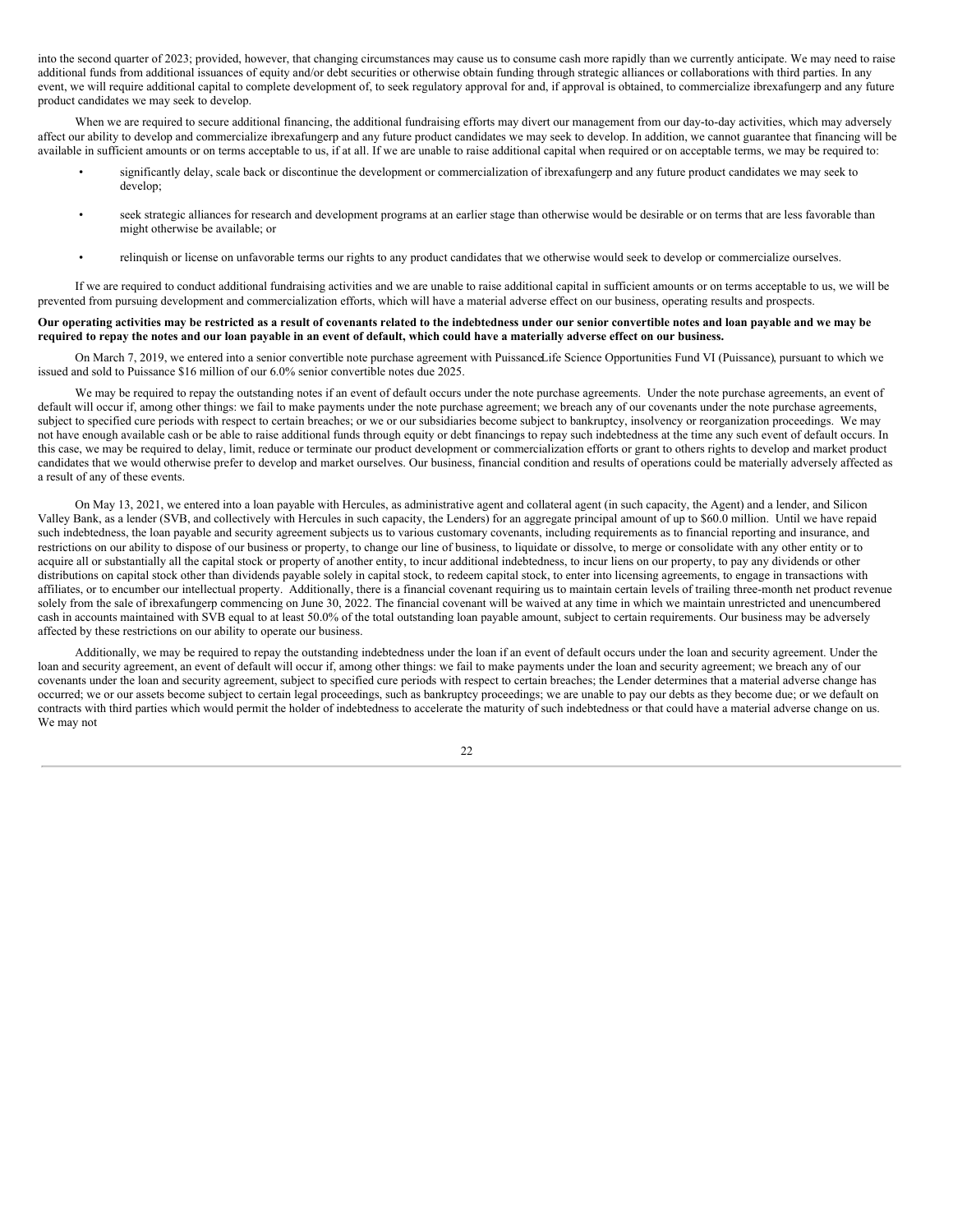into the second quarter of 2023; provided, however, that changing circumstances may cause us to consume cash more rapidly than we currently anticipate. We may need to raise additional funds from additional issuances of equity and/or debt securities or otherwise obtain funding through strategic alliances or collaborations with third parties. In any event, we will require additional capital to complete development of, to seek regulatory approval for and, if approval is obtained, to commercialize ibrexafungerp and any future product candidates we may seek to develop.

When we are required to secure additional financing, the additional fundraising efforts may divert our management from our day-to-day activities, which may adversely affect our ability to develop and commercialize ibrexafungerp and any future product candidates we may seek to develop. In addition, we cannot guarantee that financing will be available in sufficient amounts or on terms acceptable to us, if at all. If we are unable to raise additional capital when required or on acceptable terms, we may be required to:

- significantly delay, scale back or discontinue the development or commercialization of ibrexafungerp and any future product candidates we may seek to develop;
- seek strategic alliances for research and development programs at an earlier stage than otherwise would be desirable or on terms that are less favorable than might otherwise be available; or
- relinquish or license on unfavorable terms our rights to any product candidates that we otherwise would seek to develop or commercialize ourselves.

If we are required to conduct additional fundraising activities and we are unable to raise additional capital in sufficient amounts or on terms acceptable to us, we will be prevented from pursuing development and commercialization efforts, which will have a material adverse effect on our business, operating results and prospects.

**Our operating activities may be restricted as a result of covenants related to the indebtedness under our senior convertible notes and loan payable and we may be required to repay the notes and our loan payable in an event of default, which could have a materially adverse effect on our business.**

On March 7, 2019, we entered into a senior convertible note purchase agreement with Puissance Life Science Opportunities Fund VI (Puissance), pursuant to which we issued and sold to Puissance $16 million of our 6.0% senior convertible notes due 2025.

We may be required to repay the outstanding notes if an event of default occurs under the note purchase agreements. Under the note purchase agreements, an event of default will occur if, among other things: we fail to make payments under the note purchase agreement; we breach any of our covenants under the note purchase agreements, subject to specified cure periods with respect to certain breaches; or we or our subsidiaries become subject to bankruptcy, insolvency or reorganization proceedings. We may not have enough available cash or be able to raise additional funds through equity or debt financings to repay such indebtedness at the time any such event of default occurs. In this case, we may be required to delay, limit, reduce or terminate our product development or commercialization efforts or grant to others rights to develop and market product candidates that we would otherwise prefer to develop and market ourselves. Our business, financial condition and results of operations could be materially adversely affected as a result of any of these events.

On May 13, 2021, we entered into a loan payable with Hercules, as administrative agent and collateral agent (in such capacity, the Agent) and a lender, and Silicon Valley Bank, as a lender (SVB, and collectively with Hercules in such capacity, the Lenders) for an aggregate principal amount of up to $60.0 million. Until we have repaid such indebtedness, the loan payable and security agreement subjects us to various customary covenants, including requirements as to financial reporting and insurance, and restrictions on our ability to dispose of our business or property, to change our line of business, to liquidate or dissolve, to merge or consolidate with any other entity or to acquire all or substantially all the capital stock or property of another entity, to incur additional indebtedness, to incur liens on our property, to pay any dividends or other distributions on capital stock other than dividends payable solely in capital stock, to redeem capital stock, to enter into licensing agreements, to engage in transactions with affiliates, or to encumber our intellectual property. Additionally, there is a financial covenant requiring us to maintain certain levels of trailing three-month net product revenue solely from the sale of ibrexafungerp commencing on June 30, 2022. The financial covenant will be waived at any time in which we maintain unrestricted and unencumbered cash in accounts maintained with SVB equal to at least 50.0% of the total outstanding loan payable amount, subject to certain requirements. Our business may be adversely affected by these restrictions on our ability to operate our business.

Additionally, we may be required to repay the outstanding indebtedness under the loan if an event of default occurs under the loan and security agreement. Under the loan and security agreement, an event of default will occur if, among other things: we fail to make payments under the loan and security agreement; we breach any of our covenants under the loan and security agreement, subject to specified cure periods with respect to certain breaches; the Lender determines that a material adverse change has occurred; we or our assets become subject to certain legal proceedings, such as bankruptcy proceedings; we are unable to pay our debts as they become due; or we default on contracts with third parties which would permit the holder of indebtedness to accelerate the maturity of such indebtedness or that could have a material adverse change on us. We may not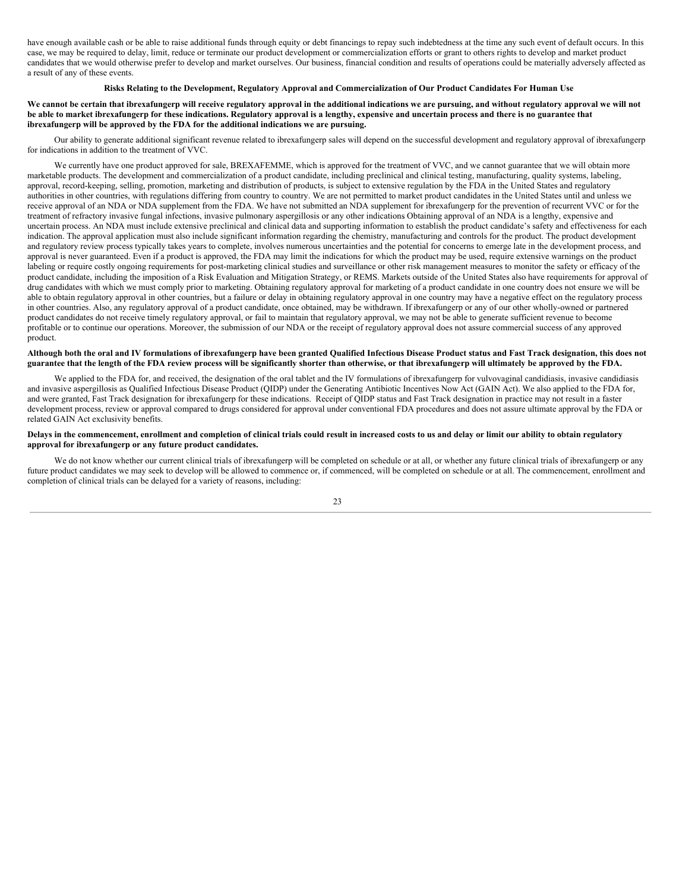have enough available cash or be able to raise additional funds through equity or debt financings to repay such indebtedness at the time any such event of default occurs. In this case, we may be required to delay, limit, reduce or terminate our product development or commercialization efforts or grant to others rights to develop and market product candidates that we would otherwise prefer to develop and market ourselves. Our business, financial condition and results of operations could be materially adversely affected as a result of any of these events.

## Risks Relating to the Development, Regulatory Approval and Commercialization of Our Product Candidates For Human Use

**We cannot be certain that ibrexafungerp will receive regulatory approval in the additional indications we are pursuing, and without regulatory approval we will not be able to market ibrexafungerp for these indications. Regulatory approval is a lengthy, expensive and uncertain process and there is no guarantee that ibrexafungerp will be approved by the FDA for the additional indications we are pursuing.**

Our ability to generate additional significant revenue related to ibrexafungerp sales will depend on the successful development and regulatory approval of ibrexafungerp for indications in addition to the treatment of VVC.

We currently have one product approved for sale, BREXAFEMME, which is approved for the treatment of VVC, and we cannot guarantee that we will obtain more marketable products. The development and commercialization of a product candidate, including preclinical and clinical testing, manufacturing, quality systems, labeling, approval, record-keeping, selling, promotion, marketing and distribution of products, is subject to extensive regulation by the FDA in the United States and regulatory authorities in other countries, with regulations differing from country to country. We are not permitted to market product candidates in the United States until and unless we receive approval of an NDA or NDA supplement from the FDA. We have not submitted an NDA supplement for ibrexafungerp for the prevention of recurrent VVC or for the treatment of refractory invasive fungal infections, invasive pulmonary aspergillosis or any other indications Obtaining approval of an NDA is a lengthy, expensive and uncertain process. An NDA must include extensive preclinical and clinical data and supporting information to establish the product candidate's safety and effectiveness for each indication. The approval application must also include significant information regarding the chemistry, manufacturing and controls for the product. The product development and regulatory review process typically takes years to complete, involves numerous uncertainties and the potential for concerns to emerge late in the development process, and approval is never guaranteed. Even if a product is approved, the FDA may limit the indications for which the product may be used, require extensive warnings on the product labeling or require costly ongoing requirements for post-marketing clinical studies and surveillance or other risk management measures to monitor the safety or efficacy of the product candidate, including the imposition of a Risk Evaluation and Mitigation Strategy, or REMS. Markets outside of the United States also have requirements for approval of drug candidates with which we must comply prior to marketing. Obtaining regulatory approval for marketing of a product candidate in one country does not ensure we will be able to obtain regulatory approval in other countries, but a failure or delay in obtaining regulatory approval in one country may have a negative effect on the regulatory process in other countries. Also, any regulatory approval of a product candidate, once obtained, may be withdrawn. If ibrexafungerp or any of our other wholly-owned or partnered product candidates do not receive timely regulatory approval, or fail to maintain that regulatory approval, we may not be able to generate sufficient revenue to become profitable or to continue our operations. Moreover, the submission of our NDA or the receipt of regulatory approval does not assure commercial success of any approved product.

**Although both the oral and IV formulations of ibrexafungerp have been granted Qualified Infectious Disease Product status and Fast Track designation, this does not guarantee that the length of the FDA review process will be significantly shorter than otherwise, or that ibrexafungerp will ultimately be approved by the FDA.**

We applied to the FDA for, and received, the designation of the oral tablet and the IV formulations of ibrexafungerp for vulvovaginal candidiasis, invasive candidiasis and invasive aspergillosis as Qualified Infectious Disease Product (QIDP) under the Generating Antibiotic Incentives Now Act (GAIN Act). We also applied to the FDA for, and were granted, Fast Track designation for ibrexafungerp for these indications. Receipt of QIDP status and Fast Track designation in practice may not result in a faster development process, review or approval compared to drugs considered for approval under conventional FDA procedures and does not assure ultimate approval by the FDA or related GAIN Act exclusivity benefits.

**Delays in the commencement, enrollment and completion of clinical trials could result in increased costs to us and delay or limit our ability to obtain regulatory approval for ibrexafungerp or any future product candidates.**

We do not know whether our current clinical trials of ibrexafungerp will be completed on schedule or at all, or whether any future clinical trials of ibrexafungerp or any future product candidates we may seek to develop will be allowed to commence or, if commenced, will be completed on schedule or at all. The commencement, enrollment and completion of clinical trials can be delayed for a variety of reasons, including: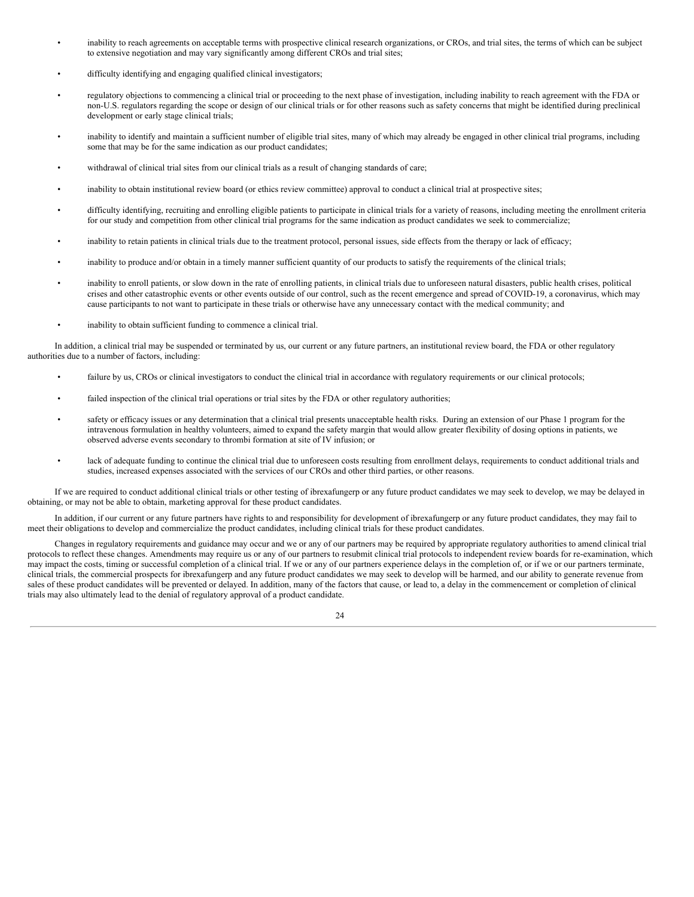- inability to reach agreements on acceptable terms with prospective clinical research organizations, or CROs, and trial sites, the terms of which can be subject to extensive negotiation and may vary significantly among different CROs and trial sites;
- difficulty identifying and engaging qualified clinical investigators;
- regulatory objections to commencing a clinical trial or proceeding to the next phase of investigation, including inability to reach agreement with the FDA or non-U.S. regulators regarding the scope or design of our clinical trials or for other reasons such as safety concerns that might be identified during preclinical development or early stage clinical trials;
- inability to identify and maintain a sufficient number of eligible trial sites, many of which may already be engaged in other clinical trial programs, including some that may be for the same indication as our product candidates;
- withdrawal of clinical trial sites from our clinical trials as a result of changing standards of care;
- inability to obtain institutional review board (or ethics review committee) approval to conduct a clinical trial at prospective sites;
- difficulty identifying, recruiting and enrolling eligible patients to participate in clinical trials for a variety of reasons, including meeting the enrollment criteria for our study and competition from other clinical trial programs for the same indication as product candidates we seek to commercialize;
- inability to retain patients in clinical trials due to the treatment protocol, personal issues, side effects from the therapy or lack of efficacy;
- inability to produce and/or obtain in a timely manner sufficient quantity of our products to satisfy the requirements of the clinical trials;
- inability to enroll patients, or slow down in the rate of enrolling patients, in clinical trials due to unforeseen natural disasters, public health crises, political crises and other catastrophic events or other events outside of our control, such as the recent emergence and spread of COVID-19, a coronavirus, which may cause participants to not want to participate in these trials or otherwise have any unnecessary contact with the medical community; and
- inability to obtain sufficient funding to commence a clinical trial.

In addition, a clinical trial may be suspended or terminated by us, our current or any future partners, an institutional review board, the FDA or other regulatory authorities due to a number of factors, including:

- failure by us, CROs or clinical investigators to conduct the clinical trial in accordance with regulatory requirements or our clinical protocols;
- failed inspection of the clinical trial operations or trial sites by the FDA or other regulatory authorities;
- safety or efficacy issues or any determination that a clinical trial presents unacceptable health risks. During an extension of our Phase 1 program for the intravenous formulation in healthy volunteers, aimed to expand the safety margin that would allow greater flexibility of dosing options in patients, we observed adverse events secondary to thrombi formation at site of IV infusion; or
- lack of adequate funding to continue the clinical trial due to unforeseen costs resulting from enrollment delays, requirements to conduct additional trials and studies, increased expenses associated with the services of our CROs and other third parties, or other reasons.

If we are required to conduct additional clinical trials or other testing of ibrexafungerp or any future product candidates we may seek to develop, we may be delayed in obtaining, or may not be able to obtain, marketing approval for these product candidates.

In addition, if our current or any future partners have rights to and responsibility for development of ibrexafungerp or any future product candidates, they may fail to meet their obligations to develop and commercialize the product candidates, including clinical trials for these product candidates.

Changes in regulatory requirements and guidance may occur and we or any of our partners may be required by appropriate regulatory authorities to amend clinical trial protocols to reflect these changes. Amendments may require us or any of our partners to resubmit clinical trial protocols to independent review boards for re-examination, which may impact the costs, timing or successful completion of a clinical trial. If we or any of our partners experience delays in the completion of, or if we or our partners terminate, clinical trials, the commercial prospects for ibrexafungerp and any future product candidates we may seek to develop will be harmed, and our ability to generate revenue from sales of these product candidates will be prevented or delayed. In addition, many of the factors that cause, or lead to, a delay in the commencement or completion of clinical trials may also ultimately lead to the denial of regulatory approval of a product candidate.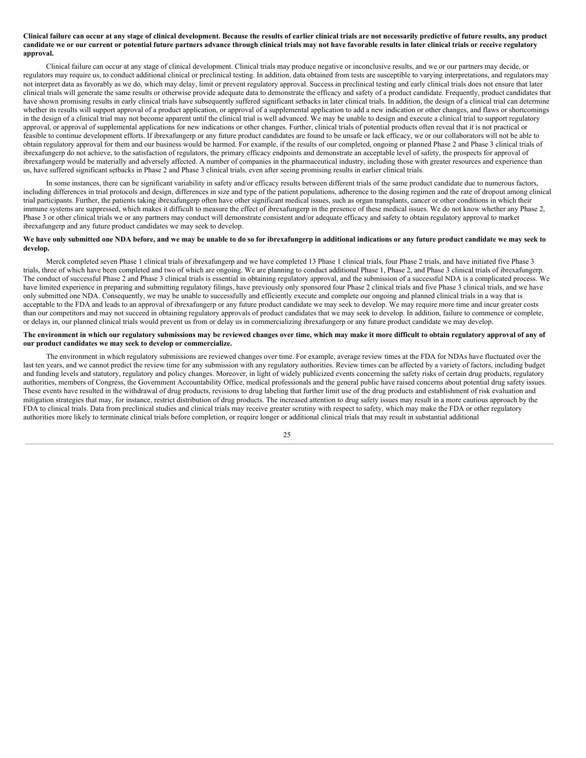**Clinical failure can occur at any stage of clinical development. Because the results of earlier clinical trials are not necessarily predictive of future results, any product candidate we or our current or potential future partners advance through clinical trials may not have favorable results in later clinical trials or receive regulatory approval.**

Clinical failure can occur at any stage of clinical development. Clinical trials may produce negative or inconclusive results, and we or our partners may decide, or regulators may require us, to conduct additional clinical or preclinical testing. In addition, data obtained from tests are susceptible to varying interpretations, and regulators may not interpret data as favorably as we do, which may delay, limit or prevent regulatory approval. Success in preclinical testing and early clinical trials does not ensure that later clinical trials will generate the same results or otherwise provide adequate data to demonstrate the efficacy and safety of a product candidate. Frequently, product candidates that have shown promising results in early clinical trials have subsequently suffered significant setbacks in later clinical trials. In addition, the design of a clinical trial can determine whether its results will support approval of a product application, or approval of a supplemental application to add a new indication or other changes, and flaws or shortcomings in the design of a clinical trial may not become apparent until the clinical trial is well advanced. We may be unable to design and execute a clinical trial to support regulatory approval, or approval of supplemental applications for new indications or other changes. Further, clinical trials of potential products often reveal that it is not practical or feasible to continue development efforts. If ibrexafungerp or any future product candidates are found to be unsafe or lack efficacy, we or our collaborators will not be able to obtain regulatory approval for them and our business would be harmed. For example, if the results of our completed, ongoing or planned Phase 2 and Phase 3 clinical trials of ibrexafungerp do not achieve, to the satisfaction of regulators, the primary efficacy endpoints and demonstrate an acceptable level of safety, the prospects for approval of ibrexafungerp would be materially and adversely affected. A number of companies in the pharmaceutical industry, including those with greater resources and experience than us, have suffered significant setbacks in Phase 2 and Phase 3 clinical trials, even after seeing promising results in earlier clinical trials.

In some instances, there can be significant variability in safety and/or efficacy results between different trials of the same product candidate due to numerous factors, including differences in trial protocols and design, differences in size and type of the patient populations, adherence to the dosing regimen and the rate of dropout among clinical trial participants. Further, the patients taking ibrexafungerp often have other significant medical issues, such as organ transplants, cancer or other conditions in which their immune systems are suppressed, which makes it difficult to measure the effect of ibrexafungerp in the presence of these medical issues. We do not know whether any Phase 2, Phase 3 or other clinical trials we or any partners may conduct will demonstrate consistent and/or adequate efficacy and safety to obtain regulatory approval to market ibrexafungerp and any future product candidates we may seek to develop.

**We have only submitted one NDA before, and we may be unable to do so for ibrexafungerp in additional indications or any future product candidate we may seek to develop.**

Merck completed seven Phase 1 clinical trials of ibrexafungerp and we have completed 13 Phase 1 clinical trials, four Phase 2 trials, and have initiated five Phase 3 trials, three of which have been completed and two of which are ongoing. We are planning to conduct additional Phase 1, Phase 2, and Phase 3 clinical trials of ibrexafungerp. The conduct of successful Phase 2 and Phase 3 clinical trials is essential in obtaining regulatory approval, and the submission of a successful NDA is a complicated process. We have limited experience in preparing and submitting regulatory filings, have previously only sponsored four Phase 2 clinical trials and five Phase 3 clinical trials, and we have only submitted one NDA. Consequently, we may be unable to successfully and efficiently execute and complete our ongoing and planned clinical trials in a way that is acceptable to the FDA and leads to an approval of ibrexafungerp or any future product candidate we may seek to develop. We may require more time and incur greater costs than our competitors and may not succeed in obtaining regulatory approvals of product candidates that we may seek to develop. In addition, failure to commence or complete, or delays in, our planned clinical trials would prevent us from or delay us in commercializing ibrexafungerp or any future product candidate we may develop.

**The environment in which our regulatory submissions may be reviewed changes over time, which may make it more difficult to obtain regulatory approval of any of our product candidates we may seek to develop or commercialize.**

The environment in which regulatory submissions are reviewed changes over time. For example, average review times at the FDA for NDAs have fluctuated over the last ten years, and we cannot predict the review time for any submission with any regulatory authorities. Review times can be affected by a variety of factors, including budget and funding levels and statutory, regulatory and policy changes. Moreover, in light of widely publicized events concerning the safety risks of certain drug products, regulatory authorities, members of Congress, the Government Accountability Office, medical professionals and the general public have raised concerns about potential drug safety issues. These events have resulted in the withdrawal of drug products, revisions to drug labeling that further limit use of the drug products and establishment of risk evaluation and mitigation strategies that may, for instance, restrict distribution of drug products. The increased attention to drug safety issues may result in a more cautious approach by the FDA to clinical trials. Data from preclinical studies and clinical trials may receive greater scrutiny with respect to safety, which may make the FDA or other regulatory authorities more likely to terminate clinical trials before completion, or require longer or additional clinical trials that may result in substantial additional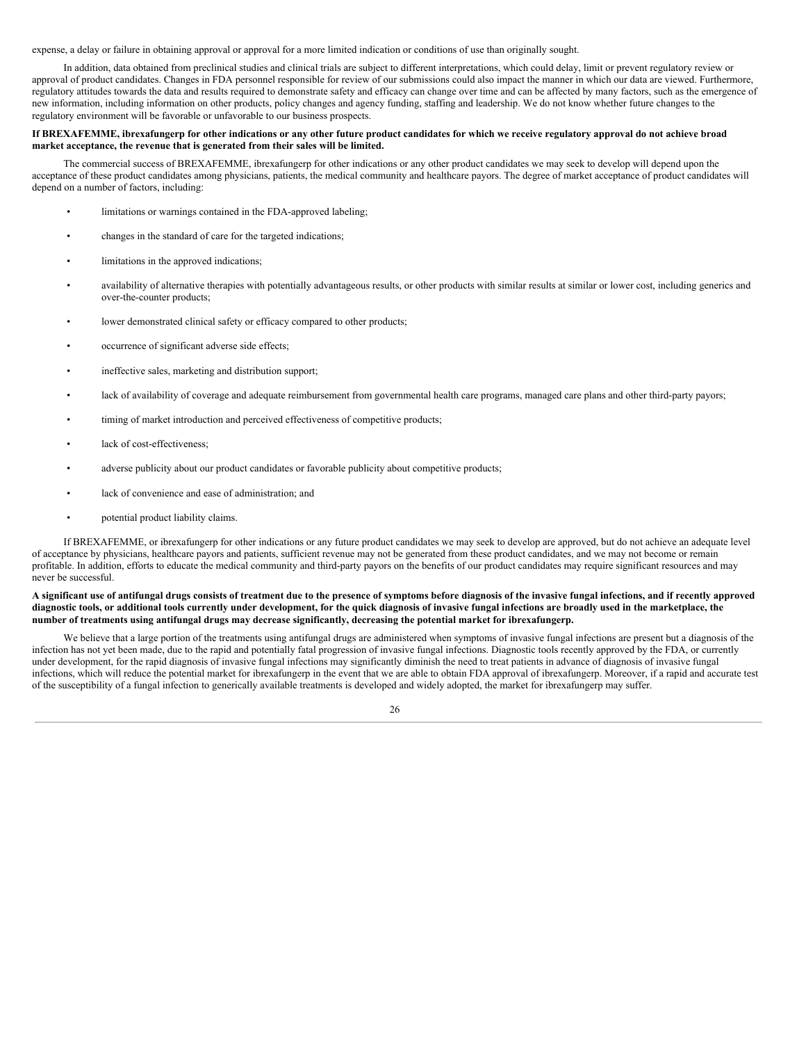expense, a delay or failure in obtaining approval or approval for a more limited indication or conditions of use than originally sought.

In addition, data obtained from preclinical studies and clinical trials are subject to different interpretations, which could delay, limit or prevent regulatory review or approval of product candidates. Changes in FDA personnel responsible for review of our submissions could also impact the manner in which our data are viewed. Furthermore, regulatory attitudes towards the data and results required to demonstrate safety and efficacy can change over time and can be affected by many factors, such as the emergence of new information, including information on other products, policy changes and agency funding, staffing and leadership. We do not know whether future changes to the regulatory environment will be favorable or unfavorable to our business prospects.

**If BREXAFEMME, ibrexafungerp for other indications or any other future product candidates for which we receive regulatory approval do not achieve broad market acceptance, the revenue that is generated from their sales will be limited.**

The commercial success of BREXAFEMME, ibrexafungerp for other indications or any other product candidates we may seek to develop will depend upon the acceptance of these product candidates among physicians, patients, the medical community and healthcare payors. The degree of market acceptance of product candidates will depend on a number of factors, including:

- limitations or warnings contained in the FDA-approved labeling;
- changes in the standard of care for the targeted indications;
- limitations in the approved indications;
- availability of alternative therapies with potentially advantageous results, or other products with similar results at similar or lower cost, including generics and over-the-counter products;
- lower demonstrated clinical safety or efficacy compared to other products;
- occurrence of significant adverse side effects;
- ineffective sales, marketing and distribution support;
- lack of availability of coverage and adequate reimbursement from governmental health care programs, managed care plans and other third-party payors;
- timing of market introduction and perceived effectiveness of competitive products;
- lack of cost-effectiveness;
- adverse publicity about our product candidates or favorable publicity about competitive products;
- lack of convenience and ease of administration; and
- potential product liability claims.

If BREXAFEMME, or ibrexafungerp for other indications or any future product candidates we may seek to develop are approved, but do not achieve an adequate level of acceptance by physicians, healthcare payors and patients, sufficient revenue may not be generated from these product candidates, and we may not become or remain profitable. In addition, efforts to educate the medical community and third-party payors on the benefits of our product candidates may require significant resources and may never be successful.

**A significant use of antifungal drugs consists of treatment due to the presence of symptoms before diagnosis of the invasive fungal infections, and if recently approved diagnostic tools, or additional tools currently under development, for the quick diagnosis of invasive fungal infections are broadly used in the marketplace, the number of treatments using antifungal drugs may decrease significantly, decreasing the potential market for ibrexafungerp.**

We believe that a large portion of the treatments using antifungal drugs are administered when symptoms of invasive fungal infections are present but a diagnosis of the infection has not yet been made, due to the rapid and potentially fatal progression of invasive fungal infections. Diagnostic tools recently approved by the FDA, or currently under development, for the rapid diagnosis of invasive fungal infections may significantly diminish the need to treat patients in advance of diagnosis of invasive fungal infections, which will reduce the potential market for ibrexafungerp in the event that we are able to obtain FDA approval of ibrexafungerp. Moreover, if a rapid and accurate test of the susceptibility of a fungal infection to generically available treatments is developed and widely adopted, the market for ibrexafungerp may suffer.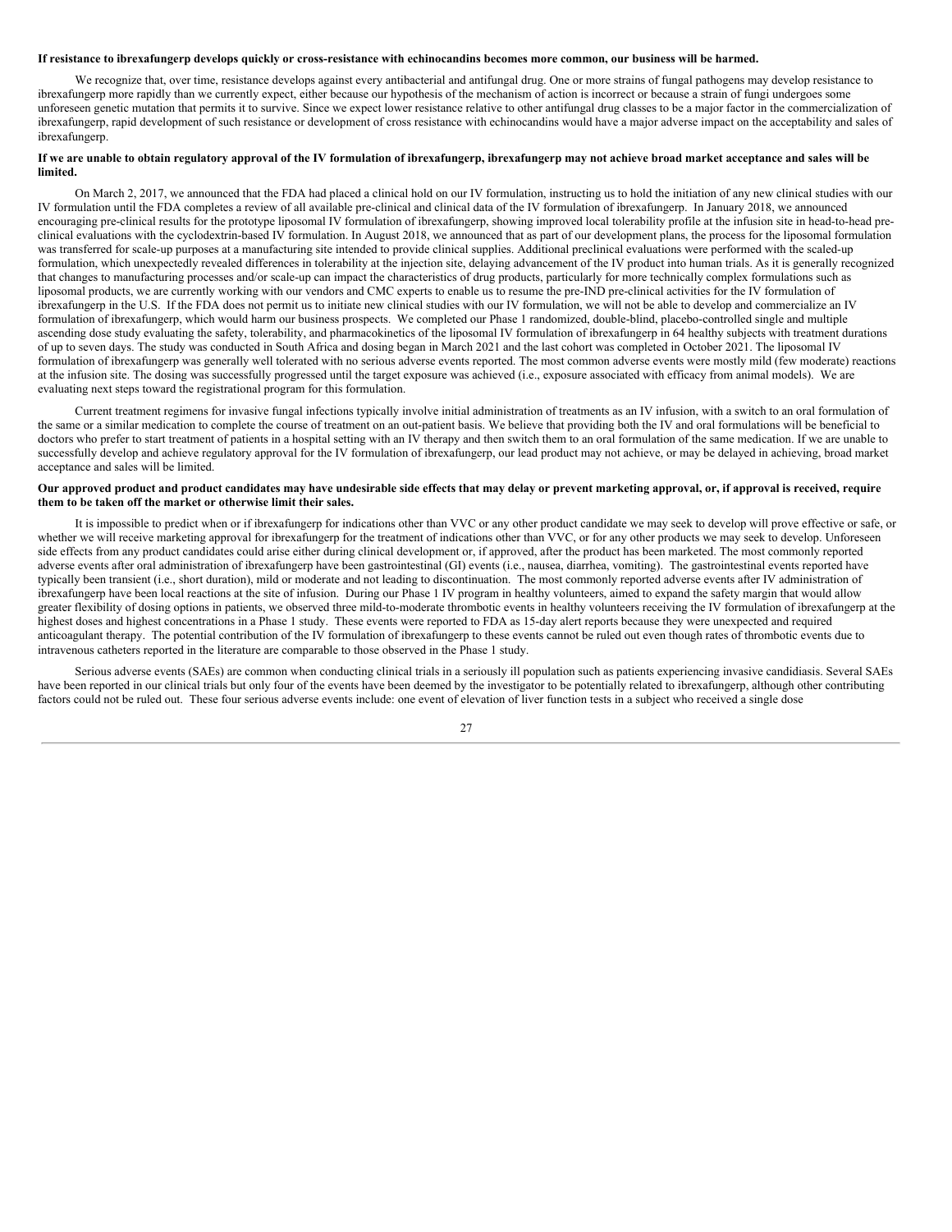**If resistance to ibrexafungerp develops quickly or cross-resistance with echinocandins becomes more common, our business will be harmed.**

We recognize that, over time, resistance develops against every antibacterial and antifungal drug. One or more strains of fungal pathogens may develop resistance to ibrexafungerp more rapidly than we currently expect, either because our hypothesis of the mechanism of action is incorrect or because a strain of fungi undergoes some unforeseen genetic mutation that permits it to survive. Since we expect lower resistance relative to other antifungal drug classes to be a major factor in the commercialization of ibrexafungerp, rapid development of such resistance or development of cross resistance with echinocandins would have a major adverse impact on the acceptability and sales of ibrexafungerp.

**If we are unable to obtain regulatory approval of the IV formulation of ibrexafungerp, ibrexafungerp may not achieve broad market acceptance and sales will be limited.**

On March 2, 2017, we announced that the FDA had placed a clinical hold on our IV formulation, instructing us to hold the initiation of any new clinical studies with our IV formulation until the FDA completes a review of all available pre-clinical and clinical data of the IV formulation of ibrexafungerp. In January 2018, we announced encouraging pre-clinical results for the prototype liposomal IV formulation of ibrexafungerp, showing improved local tolerability profile at the infusion site in head-to-head pre-clinical evaluations with the cyclodextrin-based IV formulation. In August 2018, we announced that as part of our development plans, the process for the liposomal formulation was transferred for scale-up purposes at a manufacturing site intended to provide clinical supplies. Additional preclinical evaluations were performed with the scaled-up formulation, which unexpectedly revealed differences in tolerability at the injection site, delaying advancement of the IV product into human trials. As it is generally recognized that changes to manufacturing processes and/or scale-up can impact the characteristics of drug products, particularly for more technically complex formulations such as liposomal products, we are currently working with our vendors and CMC experts to enable us to resume the pre-IND pre-clinical activities for the IV formulation of ibrexafungerp in the U.S. If the FDA does not permit us to initiate new clinical studies with our IV formulation, we will not be able to develop and commercialize an IV formulation of ibrexafungerp, which would harm our business prospects. We completed our Phase 1 randomized, double-blind, placebo-controlled single and multiple ascending dose study evaluating the safety, tolerability, and pharmacokinetics of the liposomal IV formulation of ibrexafungerp in 64 healthy subjects with treatment durations of up to seven days. The study was conducted in South Africa and dosing began in March 2021 and the last cohort was completed in October 2021. The liposomal IV formulation of ibrexafungerp was generally well tolerated with no serious adverse events reported. The most common adverse events were mostly mild (few moderate) reactions at the infusion site. The dosing was successfully progressed until the target exposure was achieved (i.e., exposure associated with efficacy from animal models). We are evaluating next steps toward the registrational program for this formulation.

Current treatment regimens for invasive fungal infections typically involve initial administration of treatments as an IV infusion, with a switch to an oral formulation of the same or a similar medication to complete the course of treatment on an out-patient basis. We believe that providing both the IV and oral formulations will be beneficial to doctors who prefer to start treatment of patients in a hospital setting with an IV therapy and then switch them to an oral formulation of the same medication. If we are unable to successfully develop and achieve regulatory approval for the IV formulation of ibrexafungerp, our lead product may not achieve, or may be delayed in achieving, broad market acceptance and sales will be limited.

**Our approved product and product candidates may have undesirable side effects that may delay or prevent marketing approval, or, if approval is received, require them to be taken off the market or otherwise limit their sales.**

It is impossible to predict when or if ibrexafungerp for indications other than VVC or any other product candidate we may seek to develop will prove effective or safe, or whether we will receive marketing approval for ibrexafungerp for the treatment of indications other than VVC, or for any other products we may seek to develop. Unforeseen side effects from any product candidates could arise either during clinical development or, if approved, after the product has been marketed. The most commonly reported adverse events after oral administration of ibrexafungerp have been gastrointestinal (GI) events (i.e., nausea, diarrhea, vomiting). The gastrointestinal events reported have typically been transient (i.e., short duration), mild or moderate and not leading to discontinuation. The most commonly reported adverse events after IV administration of ibrexafungerp have been local reactions at the site of infusion. During our Phase 1 IV program in healthy volunteers, aimed to expand the safety margin that would allow greater flexibility of dosing options in patients, we observed three mild-to-moderate thrombotic events in healthy volunteers receiving the IV formulation of ibrexafungerp at the highest doses and highest concentrations in a Phase 1 study. These events were reported to FDA as 15-day alert reports because they were unexpected and required anticoagulant therapy. The potential contribution of the IV formulation of ibrexafungerp to these events cannot be ruled out even though rates of thrombotic events due to intravenous catheters reported in the literature are comparable to those observed in the Phase 1 study.

Serious adverse events (SAEs) are common when conducting clinical trials in a seriously ill population such as patients experiencing invasive candidiasis. Several SAEs have been reported in our clinical trials but only four of the events have been deemed by the investigator to be potentially related to ibrexafungerp, although other contributing factors could not be ruled out. These four serious adverse events include: one event of elevation of liver function tests in a subject who received a single dose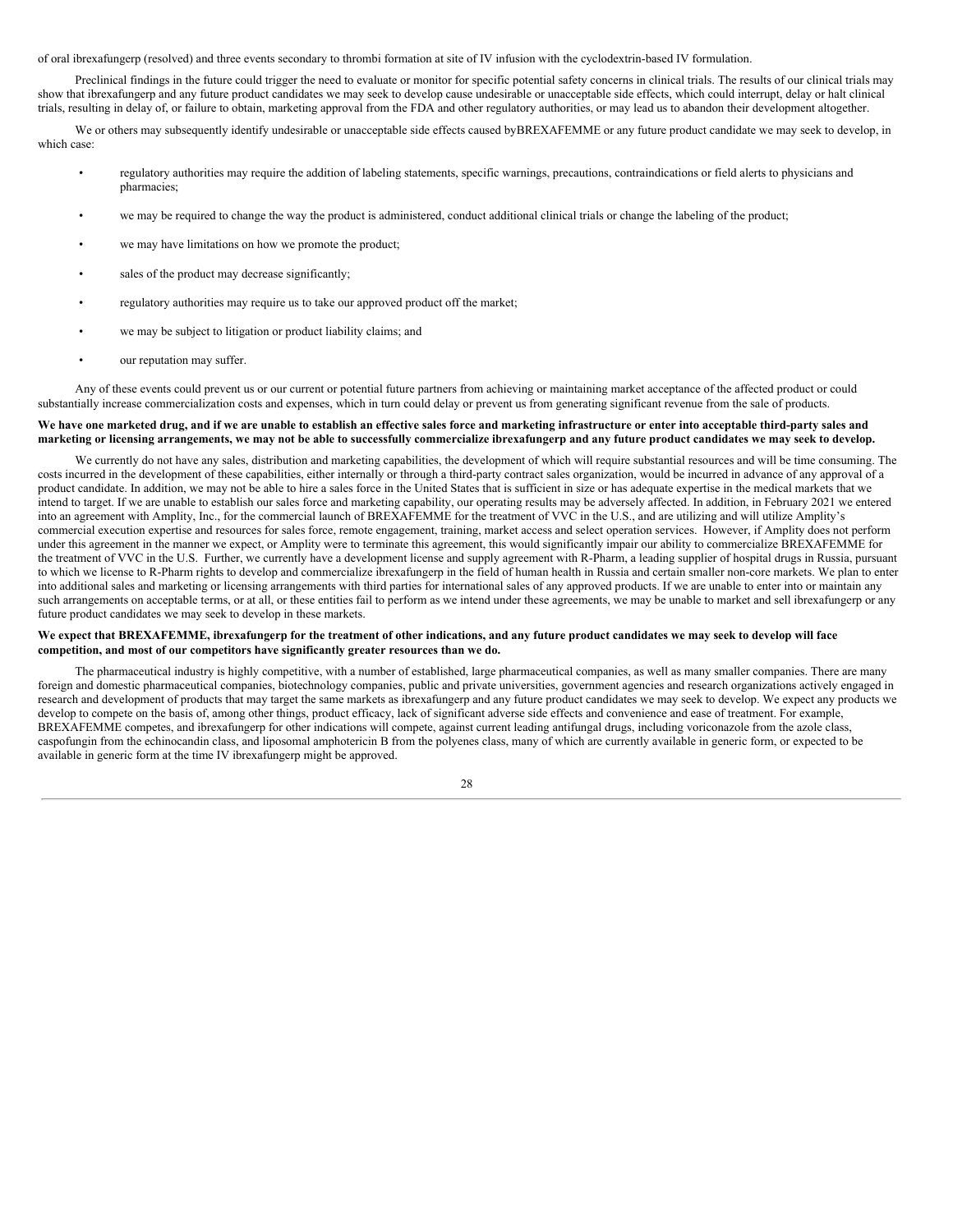of oral ibrexafungerp (resolved) and three events secondary to thrombi formation at site of IV infusion with the cyclodextrin-based IV formulation.

Preclinical findings in the future could trigger the need to evaluate or monitor for specific potential safety concerns in clinical trials. The results of our clinical trials may show that ibrexafungerp and any future product candidates we may seek to develop cause undesirable or unacceptable side effects, which could interrupt, delay or halt clinical trials, resulting in delay of, or failure to obtain, marketing approval from the FDA and other regulatory authorities, or may lead us to abandon their development altogether.

We or others may subsequently identify undesirable or unacceptable side effects caused byBREXAFEMME or any future product candidate we may seek to develop, in which case:

- regulatory authorities may require the addition of labeling statements, specific warnings, precautions, contraindications or field alerts to physicians and pharmacies;
- we may be required to change the way the product is administered, conduct additional clinical trials or change the labeling of the product;
- we may have limitations on how we promote the product;
- sales of the product may decrease significantly;
- regulatory authorities may require us to take our approved product off the market;
- we may be subject to litigation or product liability claims; and
- our reputation may suffer.

Any of these events could prevent us or our current or potential future partners from achieving or maintaining market acceptance of the affected product or could substantially increase commercialization costs and expenses, which in turn could delay or prevent us from generating significant revenue from the sale of products.

**We have one marketed drug, and if we are unable to establish an effective sales force and marketing infrastructure or enter into acceptable third-party sales and marketing or licensing arrangements, we may not be able to successfully commercialize ibrexafungerp and any future product candidates we may seek to develop.**

We currently do not have any sales, distribution and marketing capabilities, the development of which will require substantial resources and will be time consuming. The costs incurred in the development of these capabilities, either internally or through a third-party contract sales organization, would be incurred in advance of any approval of a product candidate. In addition, we may not be able to hire a sales force in the United States that is sufficient in size or has adequate expertise in the medical markets that we intend to target. If we are unable to establish our sales force and marketing capability, our operating results may be adversely affected. In addition, in February 2021 we entered into an agreement with Amplity, Inc., for the commercial launch of BREXAFEMME for the treatment of VVC in the U.S., and are utilizing and will utilize Amplity's commercial execution expertise and resources for sales force, remote engagement, training, market access and select operation services. However, if Amplity does not perform under this agreement in the manner we expect, or Amplity were to terminate this agreement, this would significantly impair our ability to commercialize BREXAFEMME for the treatment of VVC in the U.S. Further, we currently have a development license and supply agreement with R-Pharm, a leading supplier of hospital drugs in Russia, pursuant to which we license to R-Pharm rights to develop and commercialize ibrexafungerp in the field of human health in Russia and certain smaller non-core markets. We plan to enter into additional sales and marketing or licensing arrangements with third parties for international sales of any approved products. If we are unable to enter into or maintain any such arrangements on acceptable terms, or at all, or these entities fail to perform as we intend under these agreements, we may be unable to market and sell ibrexafungerp or any future product candidates we may seek to develop in these markets.

**We expect that BREXAFEMME, ibrexafungerp for the treatment of other indications, and any future product candidates we may seek to develop will face competition, and most of our competitors have significantly greater resources than we do.**

The pharmaceutical industry is highly competitive, with a number of established, large pharmaceutical companies, as well as many smaller companies. There are many foreign and domestic pharmaceutical companies, biotechnology companies, public and private universities, government agencies and research organizations actively engaged in research and development of products that may target the same markets as ibrexafungerp and any future product candidates we may seek to develop. We expect any products we develop to compete on the basis of, among other things, product efficacy, lack of significant adverse side effects and convenience and ease of treatment. For example, BREXAFEMME competes, and ibrexafungerp for other indications will compete, against current leading antifungal drugs, including voriconazole from the azole class, caspofungin from the echinocandin class, and liposomal amphotericin B from the polyenes class, many of which are currently available in generic form, or expected to be available in generic form at the time IV ibrexafungerp might be approved.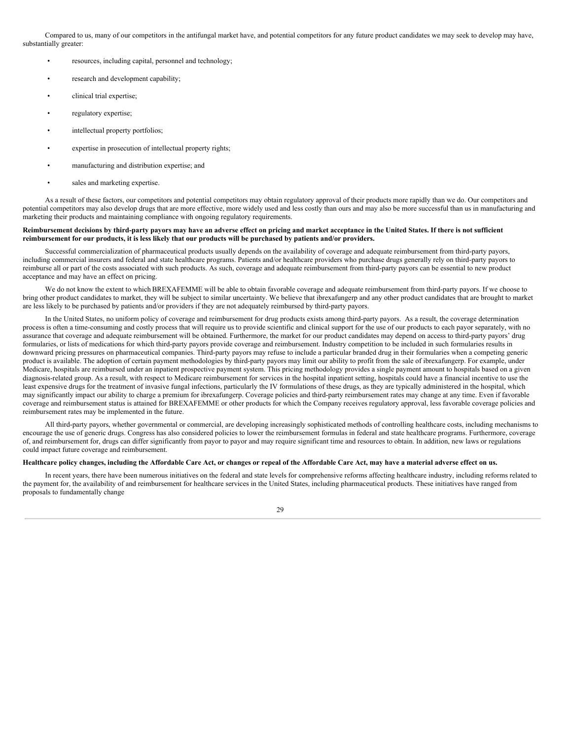Compared to us, many of our competitors in the antifungal market have, and potential competitors for any future product candidates we may seek to develop may have, substantially greater:

- resources, including capital, personnel and technology;
- research and development capability;
- clinical trial expertise;
- regulatory expertise;
- intellectual property portfolios;
- expertise in prosecution of intellectual property rights;
- manufacturing and distribution expertise; and
- sales and marketing expertise.

As a result of these factors, our competitors and potential competitors may obtain regulatory approval of their products more rapidly than we do. Our competitors and potential competitors may also develop drugs that are more effective, more widely used and less costly than ours and may also be more successful than us in manufacturing and marketing their products and maintaining compliance with ongoing regulatory requirements.

**Reimbursement decisions by third-party payors may have an adverse effect on pricing and market acceptance in the United States. If there is not sufficient reimbursement for our products, it is less likely that our products will be purchased by patients and/or providers.**

Successful commercialization of pharmaceutical products usually depends on the availability of coverage and adequate reimbursement from third-party payors, including commercial insurers and federal and state healthcare programs. Patients and/or healthcare providers who purchase drugs generally rely on third-party payors to reimburse all or part of the costs associated with such products. As such, coverage and adequate reimbursement from third-party payors can be essential to new product acceptance and may have an effect on pricing.

We do not know the extent to which BREXAFEMME will be able to obtain favorable coverage and adequate reimbursement from third-party payors. If we choose to bring other product candidates to market, they will be subject to similar uncertainty. We believe that ibrexafungerp and any other product candidates that are brought to market are less likely to be purchased by patients and/or providers if they are not adequately reimbursed by third-party payors.

In the United States, no uniform policy of coverage and reimbursement for drug products exists among third-party payors. As a result, the coverage determination process is often a time-consuming and costly process that will require us to provide scientific and clinical support for the use of our products to each payor separately, with no assurance that coverage and adequate reimbursement will be obtained. Furthermore, the market for our product candidates may depend on access to third-party payors' drug formularies, or lists of medications for which third-party payors provide coverage and reimbursement. Industry competition to be included in such formularies results in downward pricing pressures on pharmaceutical companies. Third-party payors may refuse to include a particular branded drug in their formularies when a competing generic product is available. The adoption of certain payment methodologies by third-party payors may limit our ability to profit from the sale of ibrexafungerp. For example, under Medicare, hospitals are reimbursed under an inpatient prospective payment system. This pricing methodology provides a single payment amount to hospitals based on a given diagnosis-related group. As a result, with respect to Medicare reimbursement for services in the hospital inpatient setting, hospitals could have a financial incentive to use the least expensive drugs for the treatment of invasive fungal infections, particularly the IV formulations of these drugs, as they are typically administered in the hospital, which may significantly impact our ability to charge a premium for ibrexafungerp. Coverage policies and third-party reimbursement rates may change at any time. Even if favorable coverage and reimbursement status is attained for BREXAFEMME or other products for which the Company receives regulatory approval, less favorable coverage policies and reimbursement rates may be implemented in the future.

All third-party payors, whether governmental or commercial, are developing increasingly sophisticated methods of controlling healthcare costs, including mechanisms to encourage the use of generic drugs. Congress has also considered policies to lower the reimbursement formulas in federal and state healthcare programs. Furthermore, coverage of, and reimbursement for, drugs can differ significantly from payor to payor and may require significant time and resources to obtain. In addition, new laws or regulations could impact future coverage and reimbursement.

**Healthcare policy changes, including the Affordable Care Act, or changes or repeal of the Affordable Care Act, may have a material adverse effect on us.**

In recent years, there have been numerous initiatives on the federal and state levels for comprehensive reforms affecting healthcare industry, including reforms related to the payment for, the availability of and reimbursement for healthcare services in the United States, including pharmaceutical products. These initiatives have ranged from proposals to fundamentally change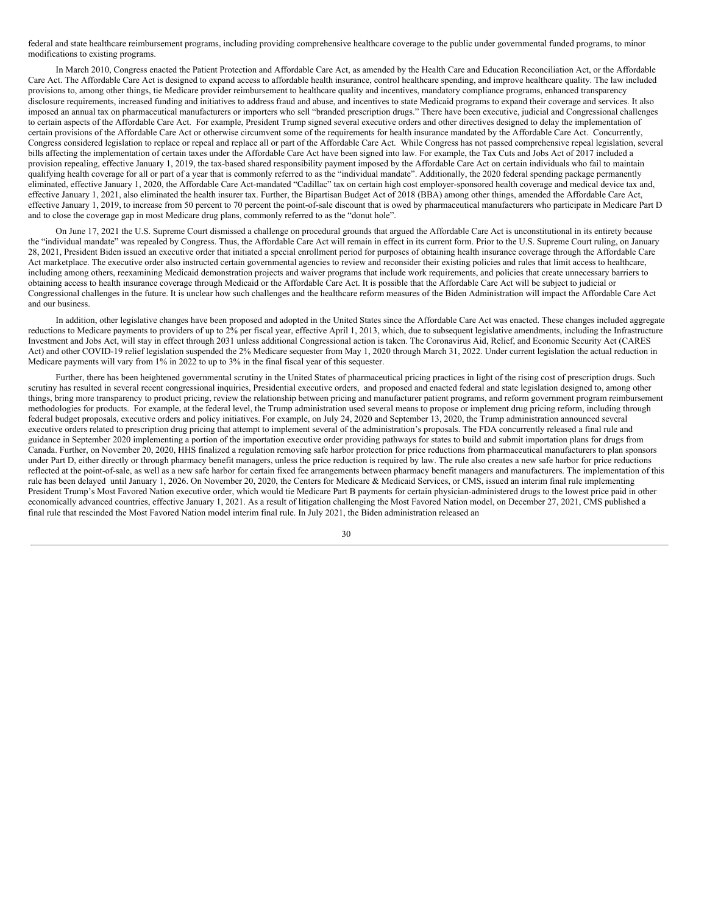federal and state healthcare reimbursement programs, including providing comprehensive healthcare coverage to the public under governmental funded programs, to minor modifications to existing programs.

In March 2010, Congress enacted the Patient Protection and Affordable Care Act, as amended by the Health Care and Education Reconciliation Act, or the Affordable Care Act. The Affordable Care Act is designed to expand access to affordable health insurance, control healthcare spending, and improve healthcare quality. The law included provisions to, among other things, tie Medicare provider reimbursement to healthcare quality and incentives, mandatory compliance programs, enhanced transparency disclosure requirements, increased funding and initiatives to address fraud and abuse, and incentives to state Medicaid programs to expand their coverage and services. It also imposed an annual tax on pharmaceutical manufacturers or importers who sell "branded prescription drugs." There have been executive, judicial and Congressional challenges to certain aspects of the Affordable Care Act. For example, President Trump signed several executive orders and other directives designed to delay the implementation of certain provisions of the Affordable Care Act or otherwise circumvent some of the requirements for health insurance mandated by the Affordable Care Act. Concurrently, Congress considered legislation to replace or repeal and replace all or part of the Affordable Care Act. While Congress has not passed comprehensive repeal legislation, several bills affecting the implementation of certain taxes under the Affordable Care Act have been signed into law. For example, the Tax Cuts and Jobs Act of 2017 included a provision repealing, effective January 1, 2019, the tax-based shared responsibility payment imposed by the Affordable Care Act on certain individuals who fail to maintain qualifying health coverage for all or part of a year that is commonly referred to as the "individual mandate". Additionally, the 2020 federal spending package permanently eliminated, effective January 1, 2020, the Affordable Care Act-mandated "Cadillac" tax on certain high cost employer-sponsored health coverage and medical device tax and, effective January 1, 2021, also eliminated the health insurer tax. Further, the Bipartisan Budget Act of 2018 (BBA) among other things, amended the Affordable Care Act, effective January 1, 2019, to increase from 50 percent to 70 percent the point-of-sale discount that is owed by pharmaceutical manufacturers who participate in Medicare Part D and to close the coverage gap in most Medicare drug plans, commonly referred to as the "donut hole".

On June 17, 2021 the U.S. Supreme Court dismissed a challenge on procedural grounds that argued the Affordable Care Act is unconstitutional in its entirety because the "individual mandate" was repealed by Congress. Thus, the Affordable Care Act will remain in effect in its current form. Prior to the U.S. Supreme Court ruling, on January 28, 2021, President Biden issued an executive order that initiated a special enrollment period for purposes of obtaining health insurance coverage through the Affordable Care Act marketplace. The executive order also instructed certain governmental agencies to review and reconsider their existing policies and rules that limit access to healthcare, including among others, reexamining Medicaid demonstration projects and waiver programs that include work requirements, and policies that create unnecessary barriers to obtaining access to health insurance coverage through Medicaid or the Affordable Care Act. It is possible that the Affordable Care Act will be subject to judicial or Congressional challenges in the future. It is unclear how such challenges and the healthcare reform measures of the Biden Administration will impact the Affordable Care Act and our business.

In addition, other legislative changes have been proposed and adopted in the United States since the Affordable Care Act was enacted. These changes included aggregate reductions to Medicare payments to providers of up to 2% per fiscal year, effective April 1, 2013, which, due to subsequent legislative amendments, including the Infrastructure Investment and Jobs Act, will stay in effect through 2031 unless additional Congressional action is taken. The Coronavirus Aid, Relief, and Economic Security Act (CARES Act) and other COVID-19 relief legislation suspended the 2% Medicare sequester from May 1, 2020 through March 31, 2022. Under current legislation the actual reduction in Medicare payments will vary from 1% in 2022 to up to 3% in the final fiscal year of this sequester.

Further, there has been heightened governmental scrutiny in the United States of pharmaceutical pricing practices in light of the rising cost of prescription drugs. Such scrutiny has resulted in several recent congressional inquiries, Presidential executive orders, and proposed and enacted federal and state legislation designed to, among other things, bring more transparency to product pricing, review the relationship between pricing and manufacturer patient programs, and reform government program reimbursement methodologies for products. For example, at the federal level, the Trump administration used several means to propose or implement drug pricing reform, including through federal budget proposals, executive orders and policy initiatives. For example, on July 24, 2020 and September 13, 2020, the Trump administration announced several executive orders related to prescription drug pricing that attempt to implement several of the administration's proposals. The FDA concurrently released a final rule and guidance in September 2020 implementing a portion of the importation executive order providing pathways for states to build and submit importation plans for drugs from Canada. Further, on November 20, 2020, HHS finalized a regulation removing safe harbor protection for price reductions from pharmaceutical manufacturers to plan sponsors under Part D, either directly or through pharmacy benefit managers, unless the price reduction is required by law. The rule also creates a new safe harbor for price reductions reflected at the point-of-sale, as well as a new safe harbor for certain fixed fee arrangements between pharmacy benefit managers and manufacturers. The implementation of this rule has been delayed until January 1, 2026. On November 20, 2020, the Centers for Medicare & Medicaid Services, or CMS, issued an interim final rule implementing President Trump's Most Favored Nation executive order, which would tie Medicare Part B payments for certain physician-administered drugs to the lowest price paid in other economically advanced countries, effective January 1, 2021. As a result of litigation challenging the Most Favored Nation model, on December 27, 2021, CMS published a final rule that rescinded the Most Favored Nation model interim final rule. In July 2021, the Biden administration released an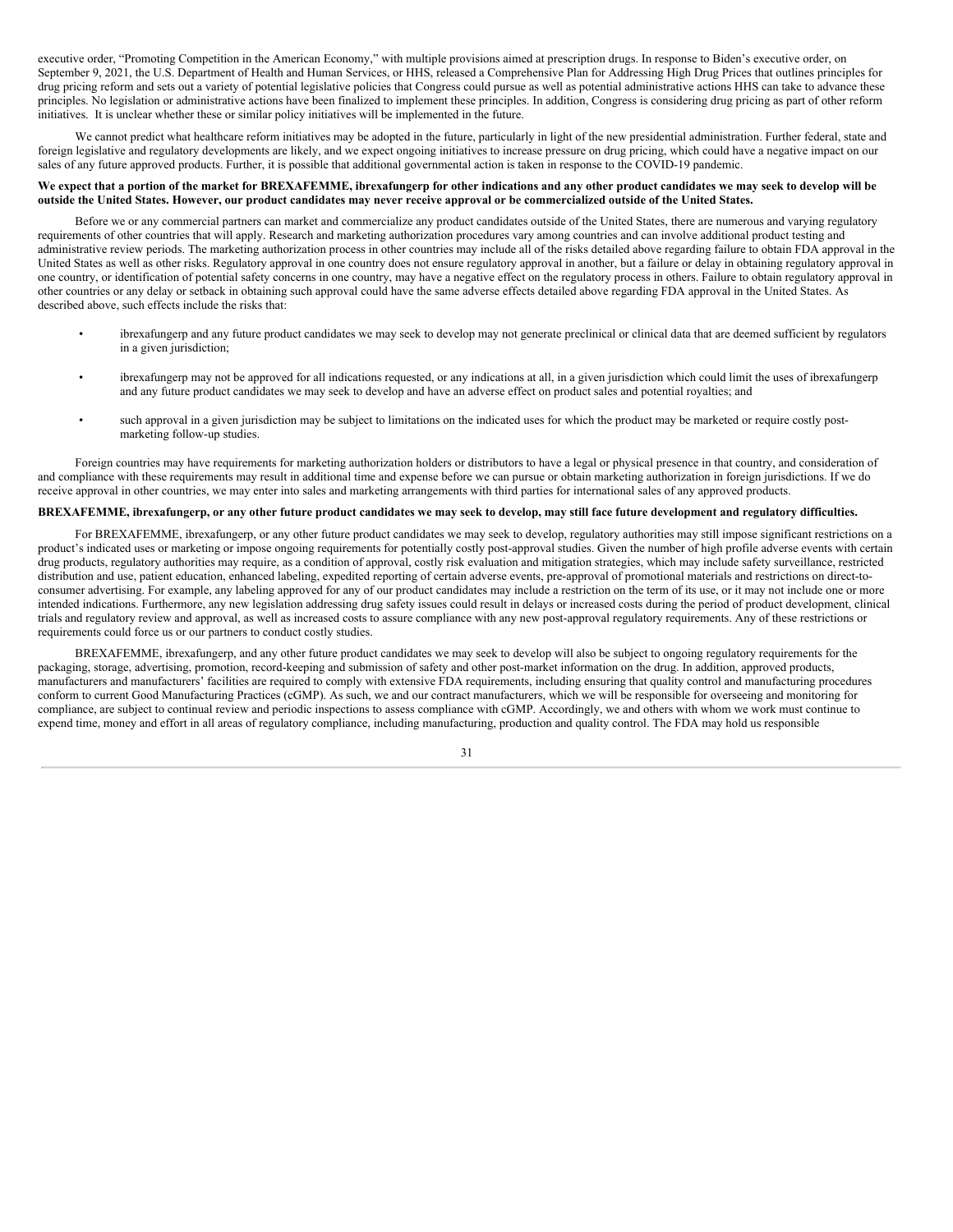executive order, "Promoting Competition in the American Economy," with multiple provisions aimed at prescription drugs. In response to Biden's executive order, on September 9, 2021, the U.S. Department of Health and Human Services, or HHS, released a Comprehensive Plan for Addressing High Drug Prices that outlines principles for drug pricing reform and sets out a variety of potential legislative policies that Congress could pursue as well as potential administrative actions HHS can take to advance these principles. No legislation or administrative actions have been finalized to implement these principles. In addition, Congress is considering drug pricing as part of other reform initiatives. It is unclear whether these or similar policy initiatives will be implemented in the future.

We cannot predict what healthcare reform initiatives may be adopted in the future, particularly in light of the new presidential administration. Further federal, state and foreign legislative and regulatory developments are likely, and we expect ongoing initiatives to increase pressure on drug pricing, which could have a negative impact on our sales of any future approved products. Further, it is possible that additional governmental action is taken in response to the COVID-19 pandemic.

**We expect that a portion of the market for BREXAFEMME, ibrexafungerp for other indications and any other product candidates we may seek to develop will be outside the United States. However, our product candidates may never receive approval or be commercialized outside of the United States.**

Before we or any commercial partners can market and commercialize any product candidates outside of the United States, there are numerous and varying regulatory requirements of other countries that will apply. Research and marketing authorization procedures vary among countries and can involve additional product testing and administrative review periods. The marketing authorization process in other countries may include all of the risks detailed above regarding failure to obtain FDA approval in the United States as well as other risks. Regulatory approval in one country does not ensure regulatory approval in another, but a failure or delay in obtaining regulatory approval in one country, or identification of potential safety concerns in one country, may have a negative effect on the regulatory process in others. Failure to obtain regulatory approval in other countries or any delay or setback in obtaining such approval could have the same adverse effects detailed above regarding FDA approval in the United States. As described above, such effects include the risks that:

- ibrexafungerp and any future product candidates we may seek to develop may not generate preclinical or clinical data that are deemed sufficient by regulators in a given jurisdiction;
- ibrexafungerp may not be approved for all indications requested, or any indications at all, in a given jurisdiction which could limit the uses of ibrexafungerp and any future product candidates we may seek to develop and have an adverse effect on product sales and potential royalties; and
- such approval in a given jurisdiction may be subject to limitations on the indicated uses for which the product may be marketed or require costly post-marketing follow-up studies.

Foreign countries may have requirements for marketing authorization holders or distributors to have a legal or physical presence in that country, and consideration of and compliance with these requirements may result in additional time and expense before we can pursue or obtain marketing authorization in foreign jurisdictions. If we do receive approval in other countries, we may enter into sales and marketing arrangements with third parties for international sales of any approved products.

**BREXAFEMME, ibrexafungerp, or any other future product candidates we may seek to develop, may still face future development and regulatory difficulties.**

For BREXAFEMME, ibrexafungerp, or any other future product candidates we may seek to develop, regulatory authorities may still impose significant restrictions on a product's indicated uses or marketing or impose ongoing requirements for potentially costly post-approval studies. Given the number of high profile adverse events with certain drug products, regulatory authorities may require, as a condition of approval, costly risk evaluation and mitigation strategies, which may include safety surveillance, restricted distribution and use, patient education, enhanced labeling, expedited reporting of certain adverse events, pre-approval of promotional materials and restrictions on direct-to-consumer advertising. For example, any labeling approved for any of our product candidates may include a restriction on the term of its use, or it may not include one or more intended indications. Furthermore, any new legislation addressing drug safety issues could result in delays or increased costs during the period of product development, clinical trials and regulatory review and approval, as well as increased costs to assure compliance with any new post-approval regulatory requirements. Any of these restrictions or requirements could force us or our partners to conduct costly studies.

BREXAFEMME, ibrexafungerp, and any other future product candidates we may seek to develop will also be subject to ongoing regulatory requirements for the packaging, storage, advertising, promotion, record-keeping and submission of safety and other post-market information on the drug. In addition, approved products, manufacturers and manufacturers' facilities are required to comply with extensive FDA requirements, including ensuring that quality control and manufacturing procedures conform to current Good Manufacturing Practices (cGMP). As such, we and our contract manufacturers, which we will be responsible for overseeing and monitoring for compliance, are subject to continual review and periodic inspections to assess compliance with cGMP. Accordingly, we and others with whom we work must continue to expend time, money and effort in all areas of regulatory compliance, including manufacturing, production and quality control. The FDA may hold us responsible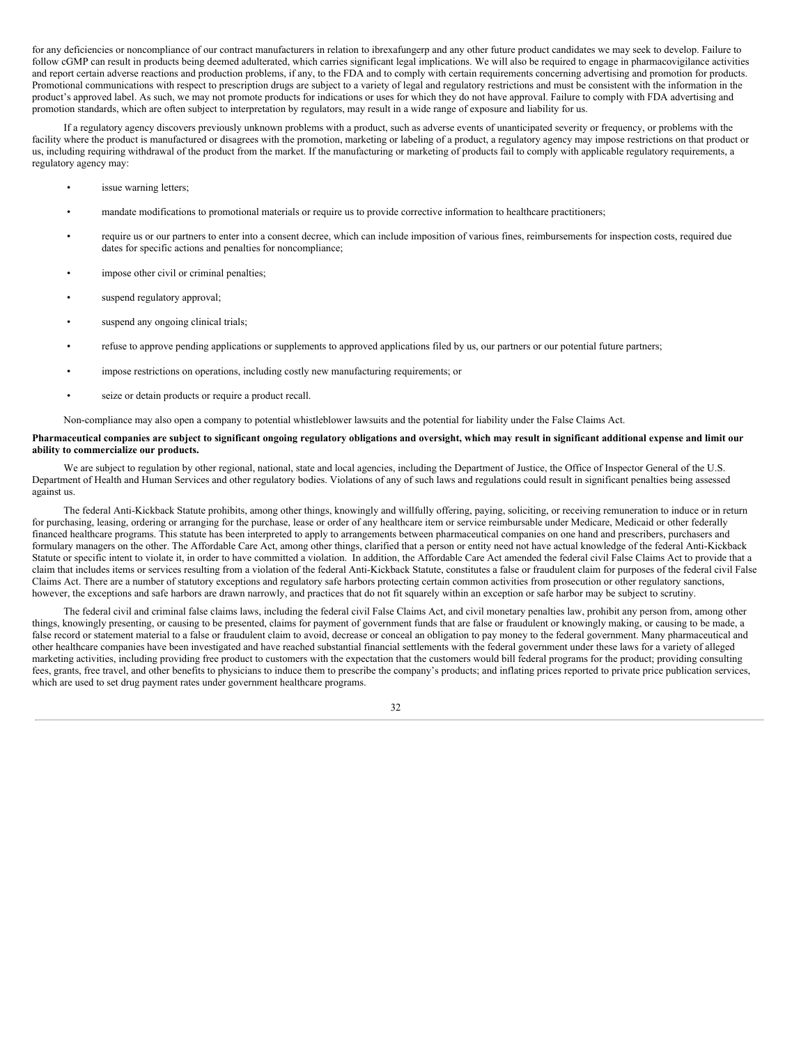for any deficiencies or noncompliance of our contract manufacturers in relation to ibrexafungerp and any other future product candidates we may seek to develop. Failure to follow cGMP can result in products being deemed adulterated, which carries significant legal implications. We will also be required to engage in pharmacovigilance activities and report certain adverse reactions and production problems, if any, to the FDA and to comply with certain requirements concerning advertising and promotion for products. Promotional communications with respect to prescription drugs are subject to a variety of legal and regulatory restrictions and must be consistent with the information in the product's approved label. As such, we may not promote products for indications or uses for which they do not have approval. Failure to comply with FDA advertising and promotion standards, which are often subject to interpretation by regulators, may result in a wide range of exposure and liability for us.

If a regulatory agency discovers previously unknown problems with a product, such as adverse events of unanticipated severity or frequency, or problems with the facility where the product is manufactured or disagrees with the promotion, marketing or labeling of a product, a regulatory agency may impose restrictions on that product or us, including requiring withdrawal of the product from the market. If the manufacturing or marketing of products fail to comply with applicable regulatory requirements, a regulatory agency may:

- issue warning letters;
- mandate modifications to promotional materials or require us to provide corrective information to healthcare practitioners;
- require us or our partners to enter into a consent decree, which can include imposition of various fines, reimbursements for inspection costs, required due dates for specific actions and penalties for noncompliance;
- impose other civil or criminal penalties;
- suspend regulatory approval;
- suspend any ongoing clinical trials;
- refuse to approve pending applications or supplements to approved applications filed by us, our partners or our potential future partners;
- impose restrictions on operations, including costly new manufacturing requirements; or
- seize or detain products or require a product recall.

Non-compliance may also open a company to potential whistleblower lawsuits and the potential for liability under the False Claims Act.

**Pharmaceutical companies are subject to significant ongoing regulatory obligations and oversight, which may result in significant additional expense and limit our ability to commercialize our products.**

We are subject to regulation by other regional, national, state and local agencies, including the Department of Justice, the Office of Inspector General of the U.S. Department of Health and Human Services and other regulatory bodies. Violations of any of such laws and regulations could result in significant penalties being assessed against us.

The federal Anti-Kickback Statute prohibits, among other things, knowingly and willfully offering, paying, soliciting, or receiving remuneration to induce or in return for purchasing, leasing, ordering or arranging for the purchase, lease or order of any healthcare item or service reimbursable under Medicare, Medicaid or other federally financed healthcare programs. This statute has been interpreted to apply to arrangements between pharmaceutical companies on one hand and prescribers, purchasers and formulary managers on the other. The Affordable Care Act, among other things, clarified that a person or entity need not have actual knowledge of the federal Anti-Kickback Statute or specific intent to violate it, in order to have committed a violation. In addition, the Affordable Care Act amended the federal civil False Claims Act to provide that a claim that includes items or services resulting from a violation of the federal Anti-Kickback Statute, constitutes a false or fraudulent claim for purposes of the federal civil False Claims Act. There are a number of statutory exceptions and regulatory safe harbors protecting certain common activities from prosecution or other regulatory sanctions, however, the exceptions and safe harbors are drawn narrowly, and practices that do not fit squarely within an exception or safe harbor may be subject to scrutiny.

The federal civil and criminal false claims laws, including the federal civil False Claims Act, and civil monetary penalties law, prohibit any person from, among other things, knowingly presenting, or causing to be presented, claims for payment of government funds that are false or fraudulent or knowingly making, or causing to be made, a false record or statement material to a false or fraudulent claim to avoid, decrease or conceal an obligation to pay money to the federal government. Many pharmaceutical and other healthcare companies have been investigated and have reached substantial financial settlements with the federal government under these laws for a variety of alleged marketing activities, including providing free product to customers with the expectation that the customers would bill federal programs for the product; providing consulting fees, grants, free travel, and other benefits to physicians to induce them to prescribe the company's products; and inflating prices reported to private price publication services, which are used to set drug payment rates under government healthcare programs.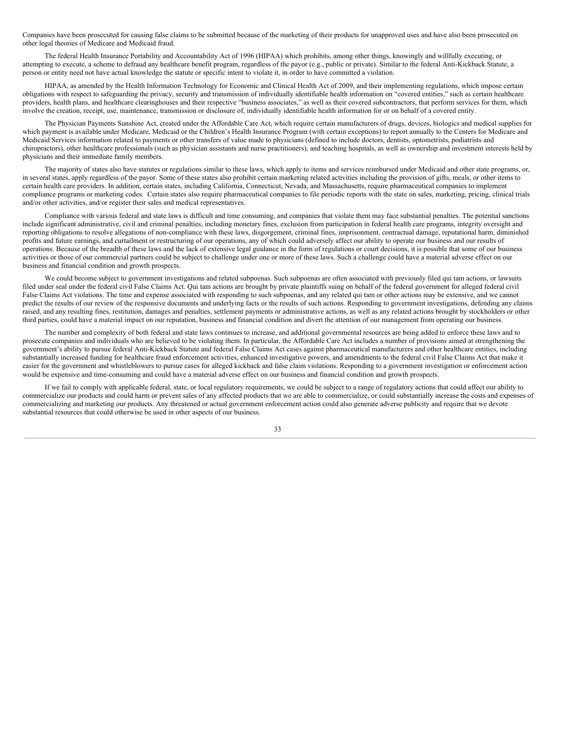Companies have been prosecuted for causing false claims to be submitted because of the marketing of their products for unapproved uses and have also been prosecuted on other legal theories of Medicare and Medicaid fraud.

The federal Health Insurance Portability and Accountability Act of 1996 (HIPAA) which prohibits, among other things, knowingly and willfully executing, or attempting to execute, a scheme to defraud any healthcare benefit program, regardless of the payor (e.g., public or private). Similar to the federal Anti-Kickback Statute, a person or entity need not have actual knowledge the statute or specific intent to violate it, in order to have committed a violation.

HIPAA, as amended by the Health Information Technology for Economic and Clinical Health Act of 2009, and their implementing regulations, which impose certain obligations with respect to safeguarding the privacy, security and transmission of individually identifiable health information on "covered entities," such as certain healthcare providers, health plans, and healthcare clearinghouses and their respective "business associates," as well as their covered subcontractors, that perform services for them, which involve the creation, receipt, use, maintenance, transmission or disclosure of, individually identifiable health information for or on behalf of a covered entity.

The Physician Payments Sunshine Act, created under the Affordable Care Act, which require certain manufacturers of drugs, devices, biologics and medical supplies for which payment is available under Medicare, Medicaid or the Children's Health Insurance Program (with certain exceptions) to report annually to the Centers for Medicare and Medicaid Services information related to payments or other transfers of value made to physicians (defined to include doctors, dentists, optometrists, podiatrists and chiropractors), other healthcare professionals (such as physician assistants and nurse practitioners), and teaching hospitals, as well as ownership and investment interests held by physicians and their immediate family members.

The majority of states also have statutes or regulations similar to these laws, which apply to items and services reimbursed under Medicaid and other state programs, or, in several states, apply regardless of the payor. Some of these states also prohibit certain marketing related activities including the provision of gifts, meals, or other items to certain health care providers. In addition, certain states, including California, Connecticut, Nevada, and Massachusetts, require pharmaceutical companies to implement compliance programs or marketing codes. Certain states also require pharmaceutical companies to file periodic reports with the state on sales, marketing, pricing, clinical trials and/or other activities, and/or register their sales and medical representatives.

Compliance with various federal and state laws is difficult and time consuming, and companies that violate them may face substantial penalties. The potential sanctions include significant administrative, civil and criminal penalties, including monetary fines, exclusion from participation in federal health care programs, integrity oversight and reporting obligations to resolve allegations of non-compliance with these laws, disgorgement, criminal fines, imprisonment, contractual damage, reputational harm, diminished profits and future earnings, and curtailment or restructuring of our operations, any of which could adversely affect our ability to operate our business and our results of operations. Because of the breadth of these laws and the lack of extensive legal guidance in the form of regulations or court decisions, it is possible that some of our business activities or those of our commercial partners could be subject to challenge under one or more of these laws. Such a challenge could have a material adverse effect on our business and financial condition and growth prospects.

We could become subject to government investigations and related subpoenas. Such subpoenas are often associated with previously filed qui tam actions, or lawsuits filed under seal under the federal civil False Claims Act. Qui tam actions are brought by private plaintiffs suing on behalf of the federal government for alleged federal civil False Claims Act violations. The time and expense associated with responding to such subpoenas, and any related qui tam or other actions may be extensive, and we cannot predict the results of our review of the responsive documents and underlying facts or the results of such actions. Responding to government investigations, defending any claims raised, and any resulting fines, restitution, damages and penalties, settlement payments or administrative actions, as well as any related actions brought by stockholders or other third parties, could have a material impact on our reputation, business and financial condition and divert the attention of our management from operating our business.

The number and complexity of both federal and state laws continues to increase, and additional governmental resources are being added to enforce these laws and to prosecute companies and individuals who are believed to be violating them. In particular, the Affordable Care Act includes a number of provisions aimed at strengthening the government's ability to pursue federal Anti-Kickback Statute and federal False Claims Act cases against pharmaceutical manufacturers and other healthcare entities, including substantially increased funding for healthcare fraud enforcement activities, enhanced investigative powers, and amendments to the federal civil False Claims Act that make it easier for the government and whistleblowers to pursue cases for alleged kickback and false claim violations. Responding to a government investigation or enforcement action would be expensive and time-consuming and could have a material adverse effect on our business and financial condition and growth prospects.

If we fail to comply with applicable federal, state, or local regulatory requirements, we could be subject to a range of regulatory actions that could affect our ability to commercialize our products and could harm or prevent sales of any affected products that we are able to commercialize, or could substantially increase the costs and expenses of commercializing and marketing our products. Any threatened or actual government enforcement action could also generate adverse publicity and require that we devote substantial resources that could otherwise be used in other aspects of our business.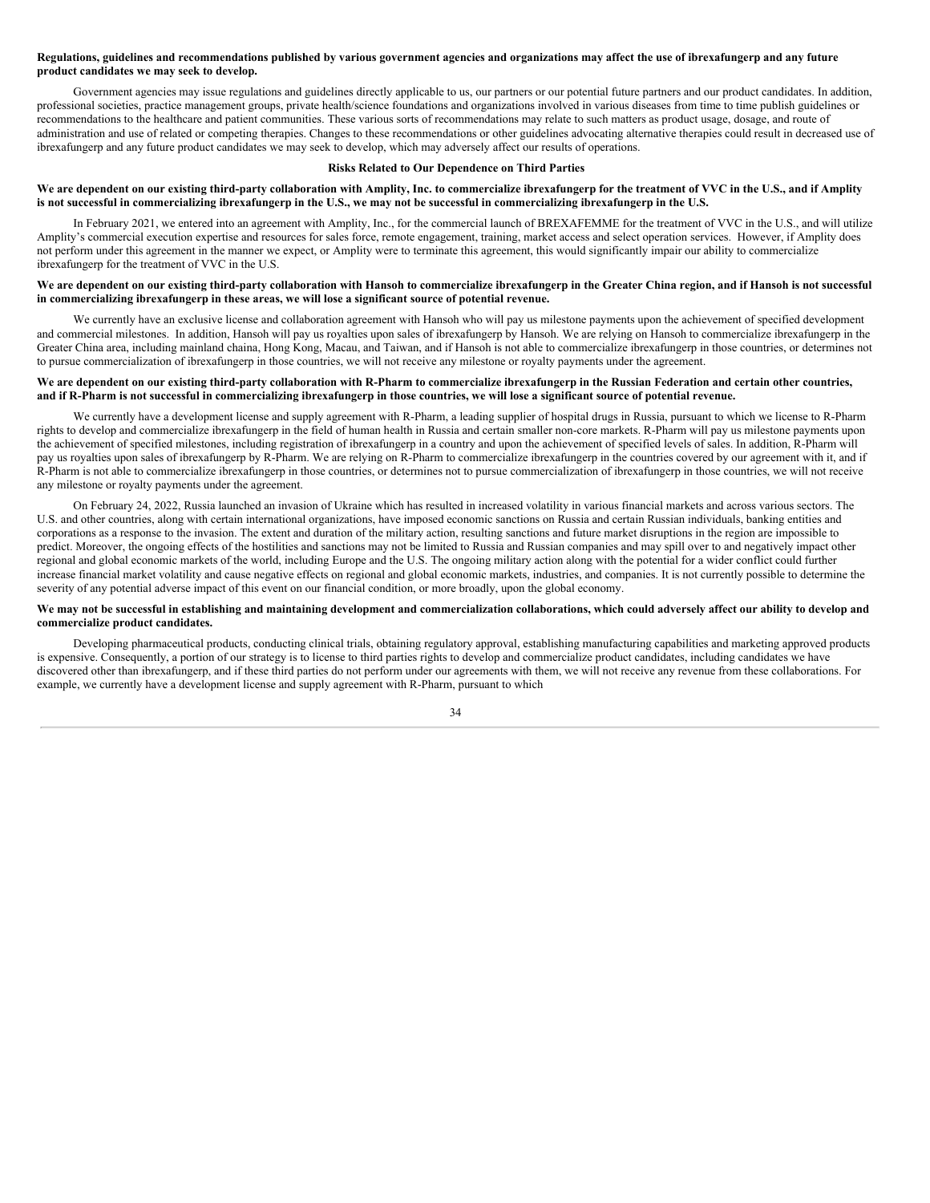**Regulations, guidelines and recommendations published by various government agencies and organizations may affect the use of ibrexafungerp and any future product candidates we may seek to develop.**

Government agencies may issue regulations and guidelines directly applicable to us, our partners or our potential future partners and our product candidates. In addition, professional societies, practice management groups, private health/science foundations and organizations involved in various diseases from time to time publish guidelines or recommendations to the healthcare and patient communities. These various sorts of recommendations may relate to such matters as product usage, dosage, and route of administration and use of related or competing therapies. Changes to these recommendations or other guidelines advocating alternative therapies could result in decreased use of ibrexafungerp and any future product candidates we may seek to develop, which may adversely affect our results of operations.

## Risks Related to Our Dependence on Third Parties

**We are dependent on our existing third-party collaboration with Amplity, Inc. to commercialize ibrexafungerp for the treatment of VVC in the U.S., and if Amplity is not successful in commercializing ibrexafungerp in the U.S., we may not be successful in commercializing ibrexafungerp in the U.S.**

In February 2021, we entered into an agreement with Amplity, Inc., for the commercial launch of BREXAFEMME for the treatment of VVC in the U.S., and will utilize Amplity's commercial execution expertise and resources for sales force, remote engagement, training, market access and select operation services. However, if Amplity does not perform under this agreement in the manner we expect, or Amplity were to terminate this agreement, this would significantly impair our ability to commercialize ibrexafungerp for the treatment of VVC in the U.S.

**We are dependent on our existing third-party collaboration with Hansoh to commercialize ibrexafungerp in the Greater China region, and if Hansoh is not successful in commercializing ibrexafungerp in these areas, we will lose a significant source of potential revenue.**

We currently have an exclusive license and collaboration agreement with Hansoh who will pay us milestone payments upon the achievement of specified development and commercial milestones. In addition, Hansoh will pay us royalties upon sales of ibrexafungerp by Hansoh. We are relying on Hansoh to commercialize ibrexafungerp in the Greater China area, including mainland chaina, Hong Kong, Macau, and Taiwan, and if Hansoh is not able to commercialize ibrexafungerp in those countries, or determines not to pursue commercialization of ibrexafungerp in those countries, we will not receive any milestone or royalty payments under the agreement.

**We are dependent on our existing third-party collaboration with R-Pharm to commercialize ibrexafungerp in the Russian Federation and certain other countries, and if R-Pharm is not successful in commercializing ibrexafungerp in those countries, we will lose a significant source of potential revenue.**

We currently have a development license and supply agreement with R-Pharm, a leading supplier of hospital drugs in Russia, pursuant to which we license to R-Pharm rights to develop and commercialize ibrexafungerp in the field of human health in Russia and certain smaller non-core markets. R-Pharm will pay us milestone payments upon the achievement of specified milestones, including registration of ibrexafungerp in a country and upon the achievement of specified levels of sales. In addition, R-Pharm will pay us royalties upon sales of ibrexafungerp by R-Pharm. We are relying on R-Pharm to commercialize ibrexafungerp in the countries covered by our agreement with it, and if R-Pharm is not able to commercialize ibrexafungerp in those countries, or determines not to pursue commercialization of ibrexafungerp in those countries, we will not receive any milestone or royalty payments under the agreement.

On February 24, 2022, Russia launched an invasion of Ukraine which has resulted in increased volatility in various financial markets and across various sectors. The U.S. and other countries, along with certain international organizations, have imposed economic sanctions on Russia and certain Russian individuals, banking entities and corporations as a response to the invasion. The extent and duration of the military action, resulting sanctions and future market disruptions in the region are impossible to predict. Moreover, the ongoing effects of the hostilities and sanctions may not be limited to Russia and Russian companies and may spill over to and negatively impact other regional and global economic markets of the world, including Europe and the U.S. The ongoing military action along with the potential for a wider conflict could further increase financial market volatility and cause negative effects on regional and global economic markets, industries, and companies. It is not currently possible to determine the severity of any potential adverse impact of this event on our financial condition, or more broadly, upon the global economy.

**We may not be successful in establishing and maintaining development and commercialization collaborations, which could adversely affect our ability to develop and commercialize product candidates.**

Developing pharmaceutical products, conducting clinical trials, obtaining regulatory approval, establishing manufacturing capabilities and marketing approved products is expensive. Consequently, a portion of our strategy is to license to third parties rights to develop and commercialize product candidates, including candidates we have discovered other than ibrexafungerp, and if these third parties do not perform under our agreements with them, we will not receive any revenue from these collaborations. For example, we currently have a development license and supply agreement with R-Pharm, pursuant to which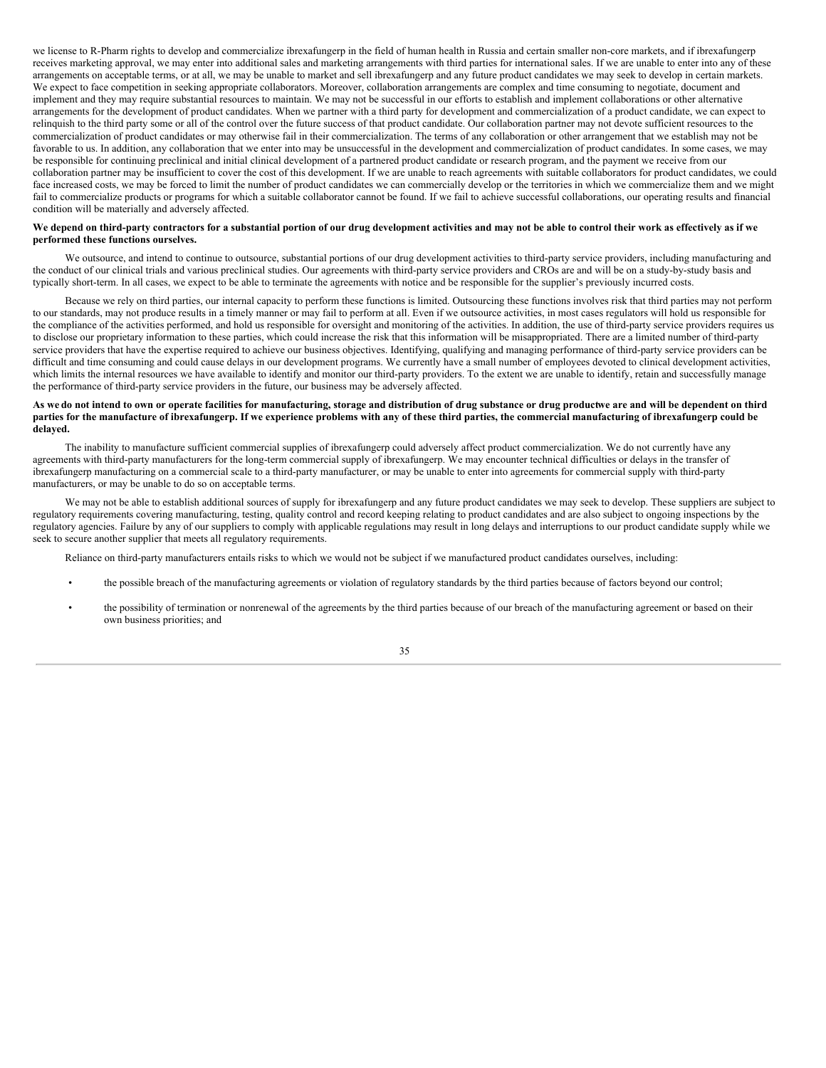we license to R-Pharm rights to develop and commercialize ibrexafungerp in the field of human health in Russia and certain smaller non-core markets, and if ibrexafungerp receives marketing approval, we may enter into additional sales and marketing arrangements with third parties for international sales. If we are unable to enter into any of these arrangements on acceptable terms, or at all, we may be unable to market and sell ibrexafungerp and any future product candidates we may seek to develop in certain markets. We expect to face competition in seeking appropriate collaborators. Moreover, collaboration arrangements are complex and time consuming to negotiate, document and implement and they may require substantial resources to maintain. We may not be successful in our efforts to establish and implement collaborations or other alternative arrangements for the development of product candidates. When we partner with a third party for development and commercialization of a product candidate, we can expect to relinquish to the third party some or all of the control over the future success of that product candidate. Our collaboration partner may not devote sufficient resources to the commercialization of product candidates or may otherwise fail in their commercialization. The terms of any collaboration or other arrangement that we establish may not be favorable to us. In addition, any collaboration that we enter into may be unsuccessful in the development and commercialization of product candidates. In some cases, we may be responsible for continuing preclinical and initial clinical development of a partnered product candidate or research program, and the payment we receive from our collaboration partner may be insufficient to cover the cost of this development. If we are unable to reach agreements with suitable collaborators for product candidates, we could face increased costs, we may be forced to limit the number of product candidates we can commercially develop or the territories in which we commercialize them and we might fail to commercialize products or programs for which a suitable collaborator cannot be found. If we fail to achieve successful collaborations, our operating results and financial condition will be materially and adversely affected.

**We depend on third-party contractors for a substantial portion of our drug development activities and may not be able to control their work as effectively as if we performed these functions ourselves.**

We outsource, and intend to continue to outsource, substantial portions of our drug development activities to third-party service providers, including manufacturing and the conduct of our clinical trials and various preclinical studies. Our agreements with third-party service providers and CROs are and will be on a study-by-study basis and typically short-term. In all cases, we expect to be able to terminate the agreements with notice and be responsible for the supplier's previously incurred costs.

Because we rely on third parties, our internal capacity to perform these functions is limited. Outsourcing these functions involves risk that third parties may not perform to our standards, may not produce results in a timely manner or may fail to perform at all. Even if we outsource activities, in most cases regulators will hold us responsible for the compliance of the activities performed, and hold us responsible for oversight and monitoring of the activities. In addition, the use of third-party service providers requires us to disclose our proprietary information to these parties, which could increase the risk that this information will be misappropriated. There are a limited number of third-party service providers that have the expertise required to achieve our business objectives. Identifying, qualifying and managing performance of third-party service providers can be difficult and time consuming and could cause delays in our development programs. We currently have a small number of employees devoted to clinical development activities, which limits the internal resources we have available to identify and monitor our third-party providers. To the extent we are unable to identify, retain and successfully manage the performance of third-party service providers in the future, our business may be adversely affected.

**As we do not intend to own or operate facilities for manufacturing, storage and distribution of drug substance or drug productwe are and will be dependent on third parties for the manufacture of ibrexafungerp. If we experience problems with any of these third parties, the commercial manufacturing of ibrexafungerp could be delayed.**

The inability to manufacture sufficient commercial supplies of ibrexafungerp could adversely affect product commercialization. We do not currently have any agreements with third-party manufacturers for the long-term commercial supply of ibrexafungerp. We may encounter technical difficulties or delays in the transfer of ibrexafungerp manufacturing on a commercial scale to a third-party manufacturer, or may be unable to enter into agreements for commercial supply with third-party manufacturers, or may be unable to do so on acceptable terms.

We may not be able to establish additional sources of supply for ibrexafungerp and any future product candidates we may seek to develop. These suppliers are subject to regulatory requirements covering manufacturing, testing, quality control and record keeping relating to product candidates and are also subject to ongoing inspections by the regulatory agencies. Failure by any of our suppliers to comply with applicable regulations may result in long delays and interruptions to our product candidate supply while we seek to secure another supplier that meets all regulatory requirements.

Reliance on third-party manufacturers entails risks to which we would not be subject if we manufactured product candidates ourselves, including:

- the possible breach of the manufacturing agreements or violation of regulatory standards by the third parties because of factors beyond our control;
- the possibility of termination or nonrenewal of the agreements by the third parties because of our breach of the manufacturing agreement or based on their own business priorities; and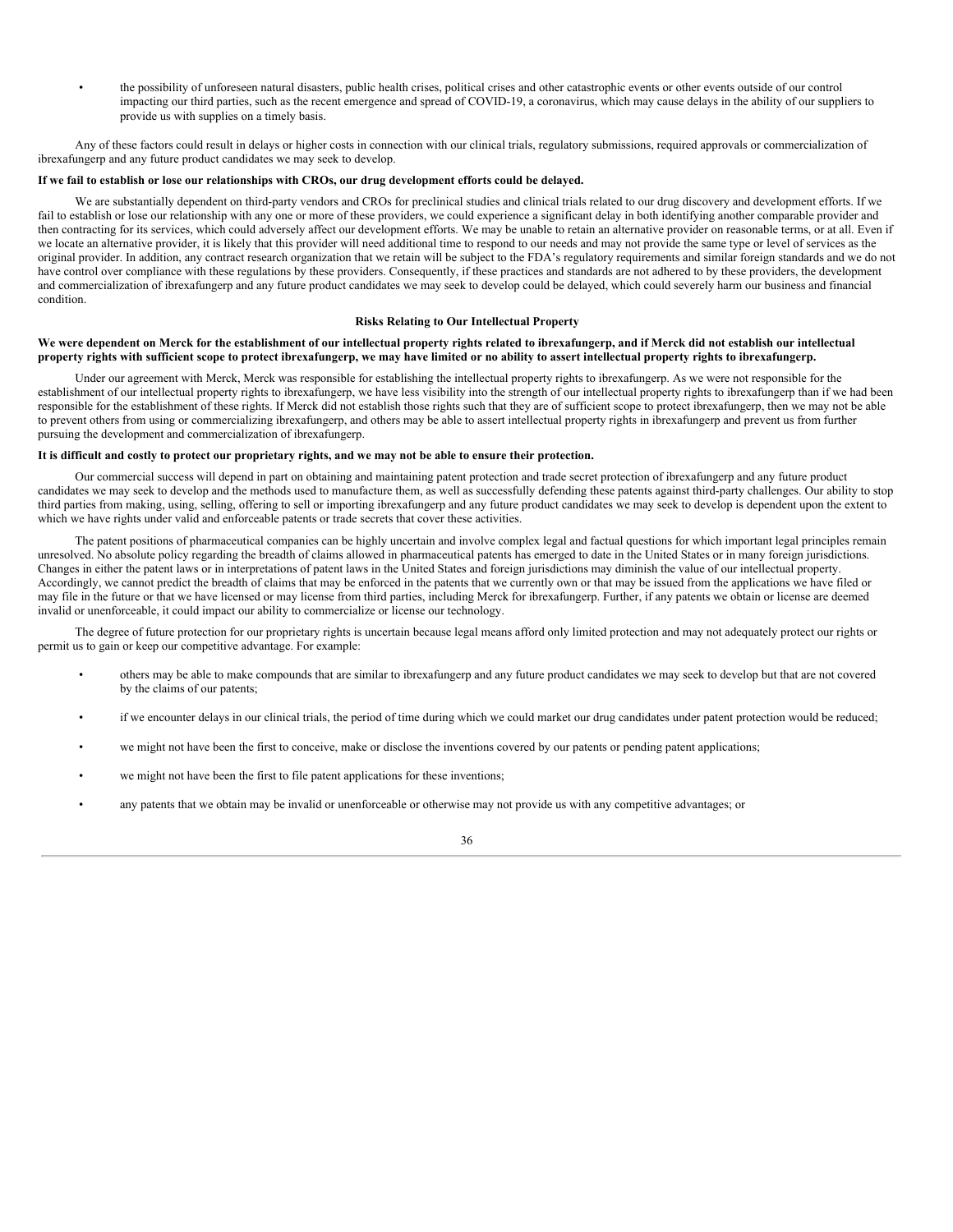- the possibility of unforeseen natural disasters, public health crises, political crises and other catastrophic events or other events outside of our control impacting our third parties, such as the recent emergence and spread of COVID-19, a coronavirus, which may cause delays in the ability of our suppliers to provide us with supplies on a timely basis.

Any of these factors could result in delays or higher costs in connection with our clinical trials, regulatory submissions, required approvals or commercialization of ibrexafungerp and any future product candidates we may seek to develop.

**If we fail to establish or lose our relationships with CROs, our drug development efforts could be delayed.**

We are substantially dependent on third-party vendors and CROs for preclinical studies and clinical trials related to our drug discovery and development efforts. If we fail to establish or lose our relationship with any one or more of these providers, we could experience a significant delay in both identifying another comparable provider and then contracting for its services, which could adversely affect our development efforts. We may be unable to retain an alternative provider on reasonable terms, or at all. Even if we locate an alternative provider, it is likely that this provider will need additional time to respond to our needs and may not provide the same type or level of services as the original provider. In addition, any contract research organization that we retain will be subject to the FDA's regulatory requirements and similar foreign standards and we do not have control over compliance with these regulations by these providers. Consequently, if these practices and standards are not adhered to by these providers, the development and commercialization of ibrexafungerp and any future product candidates we may seek to develop could be delayed, which could severely harm our business and financial condition.

## Risks Relating to Our Intellectual Property

**We were dependent on Merck for the establishment of our intellectual property rights related to ibrexafungerp, and if Merck did not establish our intellectual property rights with sufficient scope to protect ibrexafungerp, we may have limited or no ability to assert intellectual property rights to ibrexafungerp.**

Under our agreement with Merck, Merck was responsible for establishing the intellectual property rights to ibrexafungerp. As we were not responsible for the establishment of our intellectual property rights to ibrexafungerp, we have less visibility into the strength of our intellectual property rights to ibrexafungerp than if we had been responsible for the establishment of these rights. If Merck did not establish those rights such that they are of sufficient scope to protect ibrexafungerp, then we may not be able to prevent others from using or commercializing ibrexafungerp, and others may be able to assert intellectual property rights in ibrexafungerp and prevent us from further pursuing the development and commercialization of ibrexafungerp.

**It is difficult and costly to protect our proprietary rights, and we may not be able to ensure their protection.**

Our commercial success will depend in part on obtaining and maintaining patent protection and trade secret protection of ibrexafungerp and any future product candidates we may seek to develop and the methods used to manufacture them, as well as successfully defending these patents against third-party challenges. Our ability to stop third parties from making, using, selling, offering to sell or importing ibrexafungerp and any future product candidates we may seek to develop is dependent upon the extent to which we have rights under valid and enforceable patents or trade secrets that cover these activities.

The patent positions of pharmaceutical companies can be highly uncertain and involve complex legal and factual questions for which important legal principles remain unresolved. No absolute policy regarding the breadth of claims allowed in pharmaceutical patents has emerged to date in the United States or in many foreign jurisdictions. Changes in either the patent laws or in interpretations of patent laws in the United States and foreign jurisdictions may diminish the value of our intellectual property. Accordingly, we cannot predict the breadth of claims that may be enforced in the patents that we currently own or that may be issued from the applications we have filed or may file in the future or that we have licensed or may license from third parties, including Merck for ibrexafungerp. Further, if any patents we obtain or license are deemed invalid or unenforceable, it could impact our ability to commercialize or license our technology.

The degree of future protection for our proprietary rights is uncertain because legal means afford only limited protection and may not adequately protect our rights or permit us to gain or keep our competitive advantage. For example:

- others may be able to make compounds that are similar to ibrexafungerp and any future product candidates we may seek to develop but that are not covered by the claims of our patents;
- if we encounter delays in our clinical trials, the period of time during which we could market our drug candidates under patent protection would be reduced;
- we might not have been the first to conceive, make or disclose the inventions covered by our patents or pending patent applications;
- we might not have been the first to file patent applications for these inventions;
- any patents that we obtain may be invalid or unenforceable or otherwise may not provide us with any competitive advantages; or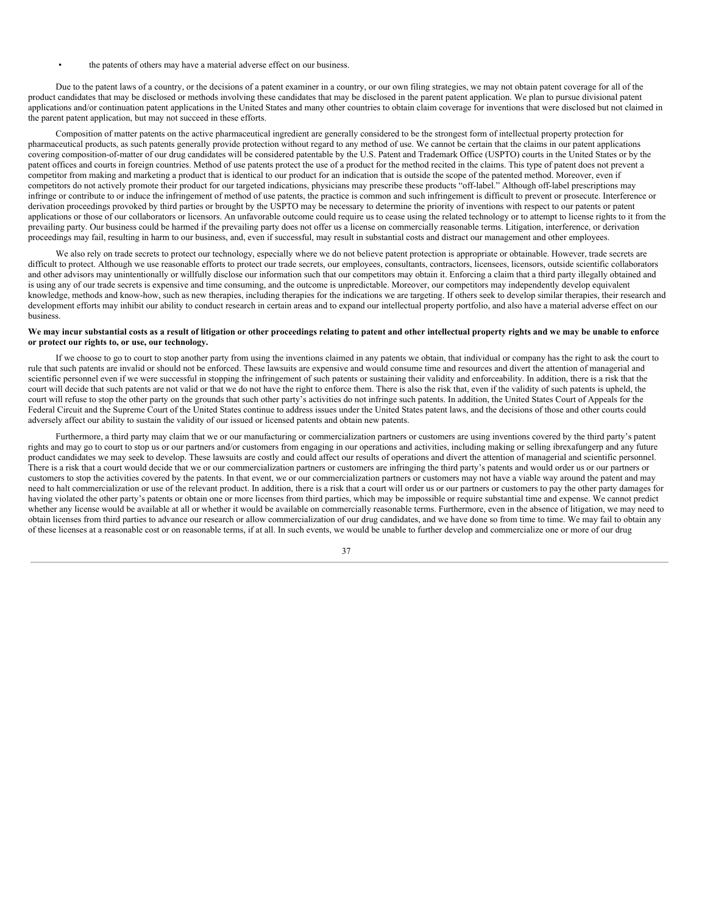- the patents of others may have a material adverse effect on our business.

Due to the patent laws of a country, or the decisions of a patent examiner in a country, or our own filing strategies, we may not obtain patent coverage for all of the product candidates that may be disclosed or methods involving these candidates that may be disclosed in the parent patent application. We plan to pursue divisional patent applications and/or continuation patent applications in the United States and many other countries to obtain claim coverage for inventions that were disclosed but not claimed in the parent patent application, but may not succeed in these efforts.

Composition of matter patents on the active pharmaceutical ingredient are generally considered to be the strongest form of intellectual property protection for pharmaceutical products, as such patents generally provide protection without regard to any method of use. We cannot be certain that the claims in our patent applications covering composition-of-matter of our drug candidates will be considered patentable by the U.S. Patent and Trademark Office (USPTO) courts in the United States or by the patent offices and courts in foreign countries. Method of use patents protect the use of a product for the method recited in the claims. This type of patent does not prevent a competitor from making and marketing a product that is identical to our product for an indication that is outside the scope of the patented method. Moreover, even if competitors do not actively promote their product for our targeted indications, physicians may prescribe these products "off-label." Although off-label prescriptions may infringe or contribute to or induce the infringement of method of use patents, the practice is common and such infringement is difficult to prevent or prosecute. Interference or derivation proceedings provoked by third parties or brought by the USPTO may be necessary to determine the priority of inventions with respect to our patents or patent applications or those of our collaborators or licensors. An unfavorable outcome could require us to cease using the related technology or to attempt to license rights to it from the prevailing party. Our business could be harmed if the prevailing party does not offer us a license on commercially reasonable terms. Litigation, interference, or derivation proceedings may fail, resulting in harm to our business, and, even if successful, may result in substantial costs and distract our management and other employees.

We also rely on trade secrets to protect our technology, especially where we do not believe patent protection is appropriate or obtainable. However, trade secrets are difficult to protect. Although we use reasonable efforts to protect our trade secrets, our employees, consultants, contractors, licensees, licensors, outside scientific collaborators and other advisors may unintentionally or willfully disclose our information such that our competitors may obtain it. Enforcing a claim that a third party illegally obtained and is using any of our trade secrets is expensive and time consuming, and the outcome is unpredictable. Moreover, our competitors may independently develop equivalent knowledge, methods and know-how, such as new therapies, including therapies for the indications we are targeting. If others seek to develop similar therapies, their research and development efforts may inhibit our ability to conduct research in certain areas and to expand our intellectual property portfolio, and also have a material adverse effect on our business.

**We may incur substantial costs as a result of litigation or other proceedings relating to patent and other intellectual property rights and we may be unable to enforce or protect our rights to, or use, our technology.**

If we choose to go to court to stop another party from using the inventions claimed in any patents we obtain, that individual or company has the right to ask the court to rule that such patents are invalid or should not be enforced. These lawsuits are expensive and would consume time and resources and divert the attention of managerial and scientific personnel even if we were successful in stopping the infringement of such patents or sustaining their validity and enforceability. In addition, there is a risk that the court will decide that such patents are not valid or that we do not have the right to enforce them. There is also the risk that, even if the validity of such patents is upheld, the court will refuse to stop the other party on the grounds that such other party's activities do not infringe such patents. In addition, the United States Court of Appeals for the Federal Circuit and the Supreme Court of the United States continue to address issues under the United States patent laws, and the decisions of those and other courts could adversely affect our ability to sustain the validity of our issued or licensed patents and obtain new patents.

Furthermore, a third party may claim that we or our manufacturing or commercialization partners or customers are using inventions covered by the third party's patent rights and may go to court to stop us or our partners and/or customers from engaging in our operations and activities, including making or selling ibrexafungerp and any future product candidates we may seek to develop. These lawsuits are costly and could affect our results of operations and divert the attention of managerial and scientific personnel. There is a risk that a court would decide that we or our commercialization partners or customers are infringing the third party's patents and would order us or our partners or customers to stop the activities covered by the patents. In that event, we or our commercialization partners or customers may not have a viable way around the patent and may need to halt commercialization or use of the relevant product. In addition, there is a risk that a court will order us or our partners or customers to pay the other party damages for having violated the other party's patents or obtain one or more licenses from third parties, which may be impossible or require substantial time and expense. We cannot predict whether any license would be available at all or whether it would be available on commercially reasonable terms. Furthermore, even in the absence of litigation, we may need to obtain licenses from third parties to advance our research or allow commercialization of our drug candidates, and we have done so from time to time. We may fail to obtain any of these licenses at a reasonable cost or on reasonable terms, if at all. In such events, we would be unable to further develop and commercialize one or more of our drug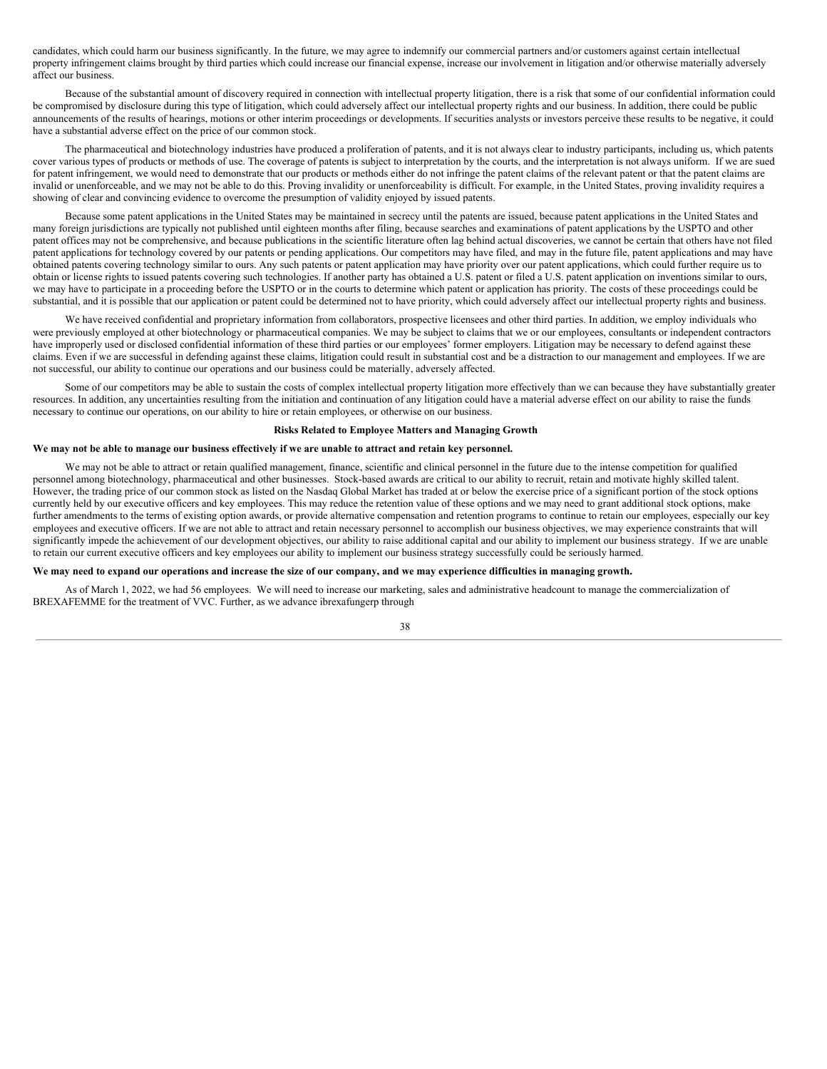candidates, which could harm our business significantly. In the future, we may agree to indemnify our commercial partners and/or customers against certain intellectual property infringement claims brought by third parties which could increase our financial expense, increase our involvement in litigation and/or otherwise materially adversely affect our business.

Because of the substantial amount of discovery required in connection with intellectual property litigation, there is a risk that some of our confidential information could be compromised by disclosure during this type of litigation, which could adversely affect our intellectual property rights and our business. In addition, there could be public announcements of the results of hearings, motions or other interim proceedings or developments. If securities analysts or investors perceive these results to be negative, it could have a substantial adverse effect on the price of our common stock.

The pharmaceutical and biotechnology industries have produced a proliferation of patents, and it is not always clear to industry participants, including us, which patents cover various types of products or methods of use. The coverage of patents is subject to interpretation by the courts, and the interpretation is not always uniform. If we are sued for patent infringement, we would need to demonstrate that our products or methods either do not infringe the patent claims of the relevant patent or that the patent claims are invalid or unenforceable, and we may not be able to do this. Proving invalidity or unenforceability is difficult. For example, in the United States, proving invalidity requires a showing of clear and convincing evidence to overcome the presumption of validity enjoyed by issued patents.

Because some patent applications in the United States may be maintained in secrecy until the patents are issued, because patent applications in the United States and many foreign jurisdictions are typically not published until eighteen months after filing, because searches and examinations of patent applications by the USPTO and other patent offices may not be comprehensive, and because publications in the scientific literature often lag behind actual discoveries, we cannot be certain that others have not filed patent applications for technology covered by our patents or pending applications. Our competitors may have filed, and may in the future file, patent applications and may have obtained patents covering technology similar to ours. Any such patents or patent application may have priority over our patent applications, which could further require us to obtain or license rights to issued patents covering such technologies. If another party has obtained a U.S. patent or filed a U.S. patent application on inventions similar to ours, we may have to participate in a proceeding before the USPTO or in the courts to determine which patent or application has priority. The costs of these proceedings could be substantial, and it is possible that our application or patent could be determined not to have priority, which could adversely affect our intellectual property rights and business.

We have received confidential and proprietary information from collaborators, prospective licensees and other third parties. In addition, we employ individuals who were previously employed at other biotechnology or pharmaceutical companies. We may be subject to claims that we or our employees, consultants or independent contractors have improperly used or disclosed confidential information of these third parties or our employees' former employers. Litigation may be necessary to defend against these claims. Even if we are successful in defending against these claims, litigation could result in substantial cost and be a distraction to our management and employees. If we are not successful, our ability to continue our operations and our business could be materially, adversely affected.

Some of our competitors may be able to sustain the costs of complex intellectual property litigation more effectively than we can because they have substantially greater resources. In addition, any uncertainties resulting from the initiation and continuation of any litigation could have a material adverse effect on our ability to raise the funds necessary to continue our operations, on our ability to hire or retain employees, or otherwise on our business.

### Risks Related to Employee Matters and Managing Growth

**We may not be able to manage our business effectively if we are unable to attract and retain key personnel.**

We may not be able to attract or retain qualified management, finance, scientific and clinical personnel in the future due to the intense competition for qualified personnel among biotechnology, pharmaceutical and other businesses. Stock-based awards are critical to our ability to recruit, retain and motivate highly skilled talent. However, the trading price of our common stock as listed on the Nasdaq Global Market has traded at or below the exercise price of a significant portion of the stock options currently held by our executive officers and key employees. This may reduce the retention value of these options and we may need to grant additional stock options, make further amendments to the terms of existing option awards, or provide alternative compensation and retention programs to continue to retain our employees, especially our key employees and executive officers. If we are not able to attract and retain necessary personnel to accomplish our business objectives, we may experience constraints that will significantly impede the achievement of our development objectives, our ability to raise additional capital and our ability to implement our business strategy. If we are unable to retain our current executive officers and key employees our ability to implement our business strategy successfully could be seriously harmed.

**We may need to expand our operations and increase the size of our company, and we may experience difficulties in managing growth.**

As of March 1, 2022, we had 56 employees. We will need to increase our marketing, sales and administrative headcount to manage the commercialization of BREXAFEMME for the treatment of VVC. Further, as we advance ibrexafungerp through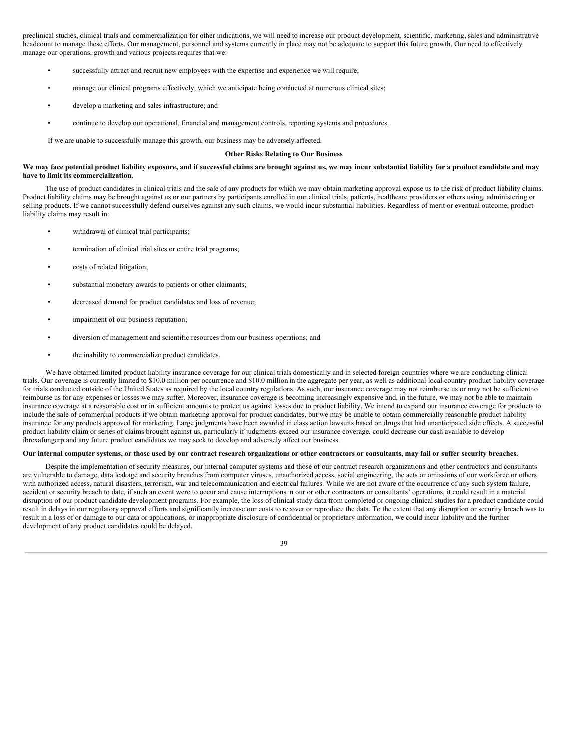preclinical studies, clinical trials and commercialization for other indications, we will need to increase our product development, scientific, marketing, sales and administrative headcount to manage these efforts. Our management, personnel and systems currently in place may not be adequate to support this future growth. Our need to effectively manage our operations, growth and various projects requires that we:

- successfully attract and recruit new employees with the expertise and experience we will require;
- manage our clinical programs effectively, which we anticipate being conducted at numerous clinical sites;
- develop a marketing and sales infrastructure; and
- continue to develop our operational, financial and management controls, reporting systems and procedures.

If we are unable to successfully manage this growth, our business may be adversely affected.

### Other Risks Relating to Our Business

**We may face potential product liability exposure, and if successful claims are brought against us, we may incur substantial liability for a product candidate and may have to limit its commercialization.**

The use of product candidates in clinical trials and the sale of any products for which we may obtain marketing approval expose us to the risk of product liability claims. Product liability claims may be brought against us or our partners by participants enrolled in our clinical trials, patients, healthcare providers or others using, administering or selling products. If we cannot successfully defend ourselves against any such claims, we would incur substantial liabilities. Regardless of merit or eventual outcome, product liability claims may result in:

- withdrawal of clinical trial participants;
- termination of clinical trial sites or entire trial programs;
- costs of related litigation;
- substantial monetary awards to patients or other claimants;
- decreased demand for product candidates and loss of revenue;
- impairment of our business reputation;
- diversion of management and scientific resources from our business operations; and
- the inability to commercialize product candidates.

We have obtained limited product liability insurance coverage for our clinical trials domestically and in selected foreign countries where we are conducting clinical trials. Our coverage is currently limited to $10.0 million per occurrence and $10.0 million in the aggregate per year, as well as additional local country product liability coverage for trials conducted outside of the United States as required by the local country regulations. As such, our insurance coverage may not reimburse us or may not be sufficient to reimburse us for any expenses or losses we may suffer. Moreover, insurance coverage is becoming increasingly expensive and, in the future, we may not be able to maintain insurance coverage at a reasonable cost or in sufficient amounts to protect us against losses due to product liability. We intend to expand our insurance coverage for products to include the sale of commercial products if we obtain marketing approval for product candidates, but we may be unable to obtain commercially reasonable product liability insurance for any products approved for marketing. Large judgments have been awarded in class action lawsuits based on drugs that had unanticipated side effects. A successful product liability claim or series of claims brought against us, particularly if judgments exceed our insurance coverage, could decrease our cash available to develop ibrexafungerp and any future product candidates we may seek to develop and adversely affect our business.

**Our internal computer systems, or those used by our contract research organizations or other contractors or consultants, may fail or suffer security breaches.**

Despite the implementation of security measures, our internal computer systems and those of our contract research organizations and other contractors and consultants are vulnerable to damage, data leakage and security breaches from computer viruses, unauthorized access, social engineering, the acts or omissions of our workforce or others with authorized access, natural disasters, terrorism, war and telecommunication and electrical failures. While we are not aware of the occurrence of any such system failure, accident or security breach to date, if such an event were to occur and cause interruptions in our or other contractors or consultants' operations, it could result in a material disruption of our product candidate development programs. For example, the loss of clinical study data from completed or ongoing clinical studies for a product candidate could result in delays in our regulatory approval efforts and significantly increase our costs to recover or reproduce the data. To the extent that any disruption or security breach was to result in a loss of or damage to our data or applications, or inappropriate disclosure of confidential or proprietary information, we could incur liability and the further development of any product candidates could be delayed.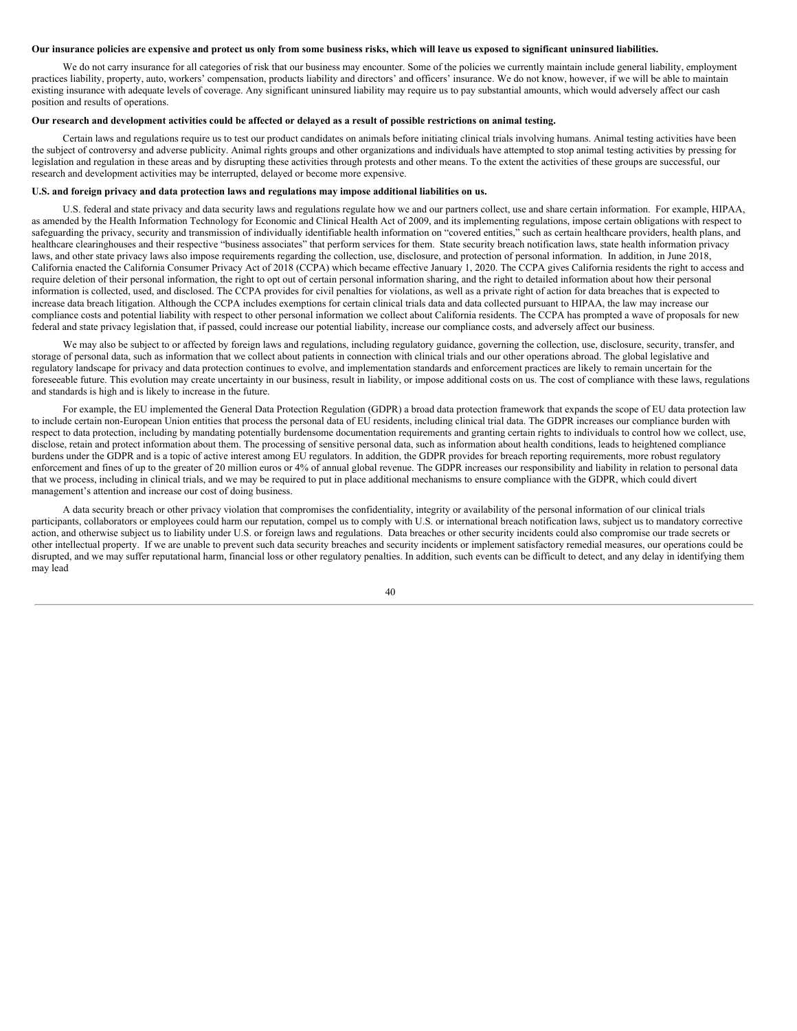**Our insurance policies are expensive and protect us only from some business risks, which will leave us exposed to significant uninsured liabilities.**

We do not carry insurance for all categories of risk that our business may encounter. Some of the policies we currently maintain include general liability, employment practices liability, property, auto, workers' compensation, products liability and directors' and officers' insurance. We do not know, however, if we will be able to maintain existing insurance with adequate levels of coverage. Any significant uninsured liability may require us to pay substantial amounts, which would adversely affect our cash position and results of operations.

**Our research and development activities could be affected or delayed as a result of possible restrictions on animal testing.**

Certain laws and regulations require us to test our product candidates on animals before initiating clinical trials involving humans. Animal testing activities have been the subject of controversy and adverse publicity. Animal rights groups and other organizations and individuals have attempted to stop animal testing activities by pressing for legislation and regulation in these areas and by disrupting these activities through protests and other means. To the extent the activities of these groups are successful, our research and development activities may be interrupted, delayed or become more expensive.

**U.S. and foreign privacy and data protection laws and regulations may impose additional liabilities on us.**

U.S. federal and state privacy and data security laws and regulations regulate how we and our partners collect, use and share certain information. For example, HIPAA, as amended by the Health Information Technology for Economic and Clinical Health Act of 2009, and its implementing regulations, impose certain obligations with respect to safeguarding the privacy, security and transmission of individually identifiable health information on "covered entities," such as certain healthcare providers, health plans, and healthcare clearinghouses and their respective "business associates" that perform services for them. State security breach notification laws, state health information privacy laws, and other state privacy laws also impose requirements regarding the collection, use, disclosure, and protection of personal information. In addition, in June 2018, California enacted the California Consumer Privacy Act of 2018 (CCPA) which became effective January 1, 2020. The CCPA gives California residents the right to access and require deletion of their personal information, the right to opt out of certain personal information sharing, and the right to detailed information about how their personal information is collected, used, and disclosed. The CCPA provides for civil penalties for violations, as well as a private right of action for data breaches that is expected to increase data breach litigation. Although the CCPA includes exemptions for certain clinical trials data and data collected pursuant to HIPAA, the law may increase our compliance costs and potential liability with respect to other personal information we collect about California residents. The CCPA has prompted a wave of proposals for new federal and state privacy legislation that, if passed, could increase our potential liability, increase our compliance costs, and adversely affect our business.

We may also be subject to or affected by foreign laws and regulations, including regulatory guidance, governing the collection, use, disclosure, security, transfer, and storage of personal data, such as information that we collect about patients in connection with clinical trials and our other operations abroad. The global legislative and regulatory landscape for privacy and data protection continues to evolve, and implementation standards and enforcement practices are likely to remain uncertain for the foreseeable future. This evolution may create uncertainty in our business, result in liability, or impose additional costs on us. The cost of compliance with these laws, regulations and standards is high and is likely to increase in the future.

For example, the EU implemented the General Data Protection Regulation (GDPR) a broad data protection framework that expands the scope of EU data protection law to include certain non-European Union entities that process the personal data of EU residents, including clinical trial data. The GDPR increases our compliance burden with respect to data protection, including by mandating potentially burdensome documentation requirements and granting certain rights to individuals to control how we collect, use, disclose, retain and protect information about them. The processing of sensitive personal data, such as information about health conditions, leads to heightened compliance burdens under the GDPR and is a topic of active interest among EU regulators. In addition, the GDPR provides for breach reporting requirements, more robust regulatory enforcement and fines of up to the greater of 20 million euros or 4% of annual global revenue. The GDPR increases our responsibility and liability in relation to personal data that we process, including in clinical trials, and we may be required to put in place additional mechanisms to ensure compliance with the GDPR, which could divert management's attention and increase our cost of doing business.

A data security breach or other privacy violation that compromises the confidentiality, integrity or availability of the personal information of our clinical trials participants, collaborators or employees could harm our reputation, compel us to comply with U.S. or international breach notification laws, subject us to mandatory corrective action, and otherwise subject us to liability under U.S. or foreign laws and regulations. Data breaches or other security incidents could also compromise our trade secrets or other intellectual property. If we are unable to prevent such data security breaches and security incidents or implement satisfactory remedial measures, our operations could be disrupted, and we may suffer reputational harm, financial loss or other regulatory penalties. In addition, such events can be difficult to detect, and any delay in identifying them may lead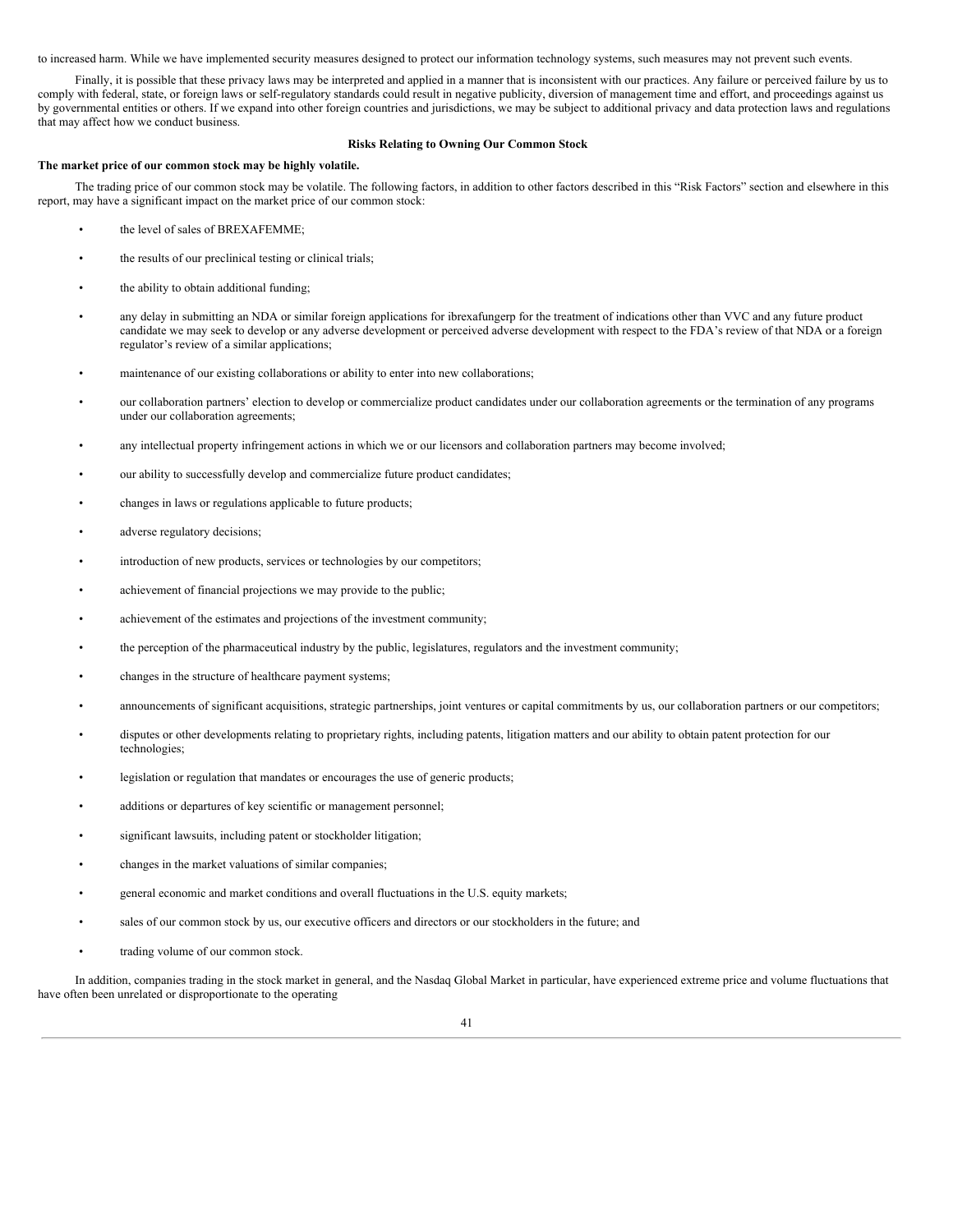to increased harm. While we have implemented security measures designed to protect our information technology systems, such measures may not prevent such events.

Finally, it is possible that these privacy laws may be interpreted and applied in a manner that is inconsistent with our practices. Any failure or perceived failure by us to comply with federal, state, or foreign laws or self-regulatory standards could result in negative publicity, diversion of management time and effort, and proceedings against us by governmental entities or others. If we expand into other foreign countries and jurisdictions, we may be subject to additional privacy and data protection laws and regulations that may affect how we conduct business.

## Risks Relating to Owning Our Common Stock

**The market price of our common stock may be highly volatile.**

The trading price of our common stock may be volatile. The following factors, in addition to other factors described in this "Risk Factors" section and elsewhere in this report, may have a significant impact on the market price of our common stock:

- the level of sales of BREXAFEMME;
- the results of our preclinical testing or clinical trials;
- the ability to obtain additional funding;
- any delay in submitting an NDA or similar foreign applications for ibrexafungerp for the treatment of indications other than VVC and any future product candidate we may seek to develop or any adverse development or perceived adverse development with respect to the FDA's review of that NDA or a foreign regulator's review of a similar applications;
- maintenance of our existing collaborations or ability to enter into new collaborations;
- our collaboration partners' election to develop or commercialize product candidates under our collaboration agreements or the termination of any programs under our collaboration agreements;
- any intellectual property infringement actions in which we or our licensors and collaboration partners may become involved;
- our ability to successfully develop and commercialize future product candidates;
- changes in laws or regulations applicable to future products;
- adverse regulatory decisions;
- introduction of new products, services or technologies by our competitors;
- achievement of financial projections we may provide to the public;
- achievement of the estimates and projections of the investment community;
- the perception of the pharmaceutical industry by the public, legislatures, regulators and the investment community;
- changes in the structure of healthcare payment systems;
- announcements of significant acquisitions, strategic partnerships, joint ventures or capital commitments by us, our collaboration partners or our competitors;
- disputes or other developments relating to proprietary rights, including patents, litigation matters and our ability to obtain patent protection for our technologies;
- legislation or regulation that mandates or encourages the use of generic products;
- additions or departures of key scientific or management personnel;
- significant lawsuits, including patent or stockholder litigation;
- changes in the market valuations of similar companies;
- general economic and market conditions and overall fluctuations in the U.S. equity markets;
- sales of our common stock by us, our executive officers and directors or our stockholders in the future; and
- trading volume of our common stock.

In addition, companies trading in the stock market in general, and the Nasdaq Global Market in particular, have experienced extreme price and volume fluctuations that have often been unrelated or disproportionate to the operating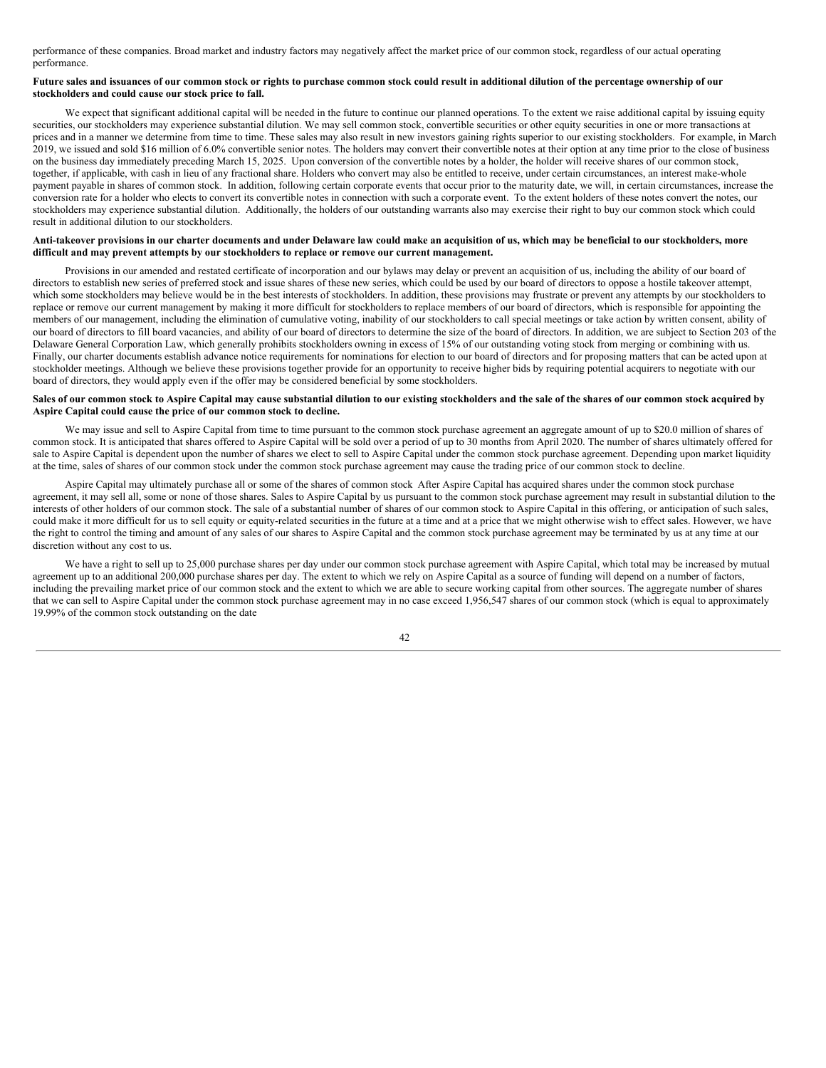performance of these companies. Broad market and industry factors may negatively affect the market price of our common stock, regardless of our actual operating performance.

**Future sales and issuances of our common stock or rights to purchase common stock could result in additional dilution of the percentage ownership of our stockholders and could cause our stock price to fall.**

We expect that significant additional capital will be needed in the future to continue our planned operations. To the extent we raise additional capital by issuing equity securities, our stockholders may experience substantial dilution. We may sell common stock, convertible securities or other equity securities in one or more transactions at prices and in a manner we determine from time to time. These sales may also result in new investors gaining rights superior to our existing stockholders. For example, in March 2019, we issued and sold $16 million of 6.0% convertible senior notes. The holders may convert their convertible notes at their option at any time prior to the close of business on the business day immediately preceding March 15, 2025. Upon conversion of the convertible notes by a holder, the holder will receive shares of our common stock, together, if applicable, with cash in lieu of any fractional share. Holders who convert may also be entitled to receive, under certain circumstances, an interest make-whole payment payable in shares of common stock. In addition, following certain corporate events that occur prior to the maturity date, we will, in certain circumstances, increase the conversion rate for a holder who elects to convert its convertible notes in connection with such a corporate event. To the extent holders of these notes convert the notes, our stockholders may experience substantial dilution. Additionally, the holders of our outstanding warrants also may exercise their right to buy our common stock which could result in additional dilution to our stockholders.

**Anti-takeover provisions in our charter documents and under Delaware law could make an acquisition of us, which may be beneficial to our stockholders, more difficult and may prevent attempts by our stockholders to replace or remove our current management.**

Provisions in our amended and restated certificate of incorporation and our bylaws may delay or prevent an acquisition of us, including the ability of our board of directors to establish new series of preferred stock and issue shares of these new series, which could be used by our board of directors to oppose a hostile takeover attempt, which some stockholders may believe would be in the best interests of stockholders. In addition, these provisions may frustrate or prevent any attempts by our stockholders to replace or remove our current management by making it more difficult for stockholders to replace members of our board of directors, which is responsible for appointing the members of our management, including the elimination of cumulative voting, inability of our stockholders to call special meetings or take action by written consent, ability of our board of directors to fill board vacancies, and ability of our board of directors to determine the size of the board of directors. In addition, we are subject to Section 203 of the Delaware General Corporation Law, which generally prohibits stockholders owning in excess of 15% of our outstanding voting stock from merging or combining with us. Finally, our charter documents establish advance notice requirements for nominations for election to our board of directors and for proposing matters that can be acted upon at stockholder meetings. Although we believe these provisions together provide for an opportunity to receive higher bids by requiring potential acquirers to negotiate with our board of directors, they would apply even if the offer may be considered beneficial by some stockholders.

**Sales of our common stock to Aspire Capital may cause substantial dilution to our existing stockholders and the sale of the shares of our common stock acquired by Aspire Capital could cause the price of our common stock to decline.**

We may issue and sell to Aspire Capital from time to time pursuant to the common stock purchase agreement an aggregate amount of up to $20.0 million of shares of common stock. It is anticipated that shares offered to Aspire Capital will be sold over a period of up to 30 months from April 2020. The number of shares ultimately offered for sale to Aspire Capital is dependent upon the number of shares we elect to sell to Aspire Capital under the common stock purchase agreement. Depending upon market liquidity at the time, sales of shares of our common stock under the common stock purchase agreement may cause the trading price of our common stock to decline.

Aspire Capital may ultimately purchase all or some of the shares of common stock After Aspire Capital has acquired shares under the common stock purchase agreement, it may sell all, some or none of those shares. Sales to Aspire Capital by us pursuant to the common stock purchase agreement may result in substantial dilution to the interests of other holders of our common stock. The sale of a substantial number of shares of our common stock to Aspire Capital in this offering, or anticipation of such sales, could make it more difficult for us to sell equity or equity-related securities in the future at a time and at a price that we might otherwise wish to effect sales. However, we have the right to control the timing and amount of any sales of our shares to Aspire Capital and the common stock purchase agreement may be terminated by us at any time at our discretion without any cost to us.

We have a right to sell up to 25,000 purchase shares per day under our common stock purchase agreement with Aspire Capital, which total may be increased by mutual agreement up to an additional 200,000 purchase shares per day. The extent to which we rely on Aspire Capital as a source of funding will depend on a number of factors, including the prevailing market price of our common stock and the extent to which we are able to secure working capital from other sources. The aggregate number of shares that we can sell to Aspire Capital under the common stock purchase agreement may in no case exceed 1,956,547 shares of our common stock (which is equal to approximately 19.99% of the common stock outstanding on the date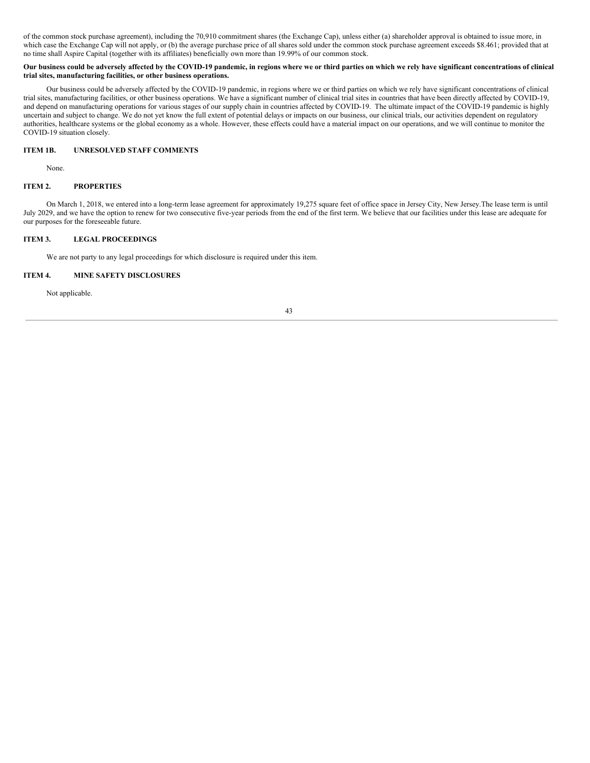of the common stock purchase agreement), including the 70,910 commitment shares (the Exchange Cap), unless either (a) shareholder approval is obtained to issue more, in which case the Exchange Cap will not apply, or (b) the average purchase price of all shares sold under the common stock purchase agreement exceeds $8.461; provided that at no time shall Aspire Capital (together with its affiliates) beneficially own more than 19.99% of our common stock.

**Our business could be adversely affected by the COVID-19 pandemic, in regions where we or third parties on which we rely have significant concentrations of clinical trial sites, manufacturing facilities, or other business operations.**

Our business could be adversely affected by the COVID-19 pandemic, in regions where we or third parties on which we rely have significant concentrations of clinical trial sites, manufacturing facilities, or other business operations. We have a significant number of clinical trial sites in countries that have been directly affected by COVID-19, and depend on manufacturing operations for various stages of our supply chain in countries affected by COVID-19. The ultimate impact of the COVID-19 pandemic is highly uncertain and subject to change. We do not yet know the full extent of potential delays or impacts on our business, our clinical trials, our activities dependent on regulatory authorities, healthcare systems or the global economy as a whole. However, these effects could have a material impact on our operations, and we will continue to monitor the COVID-19 situation closely.

## ITEM 1B. UNRESOLVED STAFF COMMENTS

None.

## ITEM 2. PROPERTIES

On March 1, 2018, we entered into a long-term lease agreement for approximately 19,275 square feet of office space in Jersey City, New Jersey.The lease term is until July 2029, and we have the option to renew for two consecutive five-year periods from the end of the first term. We believe that our facilities under this lease are adequate for our purposes for the foreseeable future.

## ITEM 3. LEGAL PROCEEDINGS

We are not party to any legal proceedings for which disclosure is required under this item.

## ITEM 4. MINE SAFETY DISCLOSURES

Not applicable.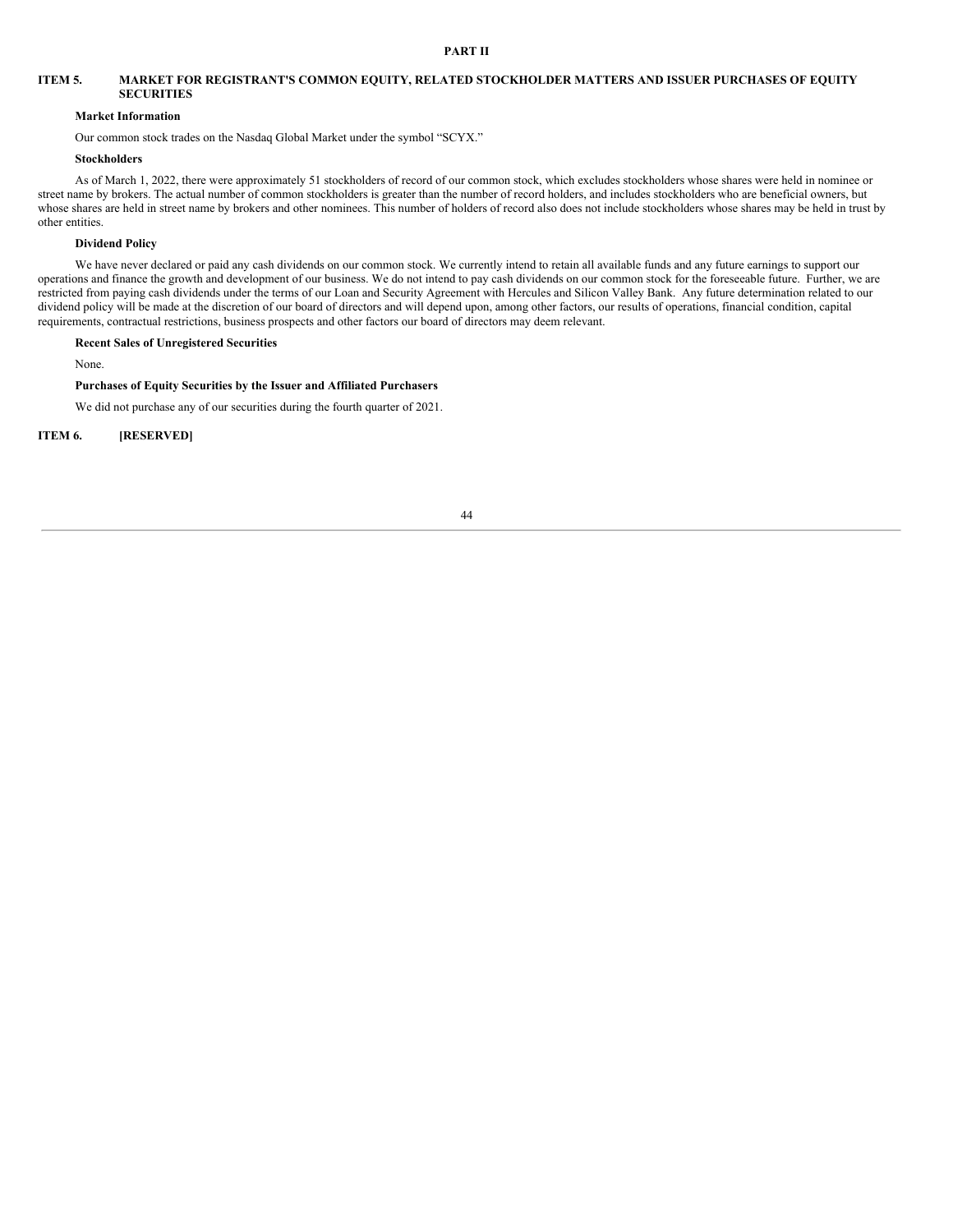# PART II

## ITEM 5. MARKET FOR REGISTRANT'S COMMON EQUITY, RELATED STOCKHOLDER MATTERS AND ISSUER PURCHASES OF EQUITY SECURITIES

**Market Information**

Our common stock trades on the Nasdaq Global Market under the symbol "SCYX."

**Stockholders**

As of March 1, 2022, there were approximately 51 stockholders of record of our common stock, which excludes stockholders whose shares were held in nominee or street name by brokers. The actual number of common stockholders is greater than the number of record holders, and includes stockholders who are beneficial owners, but whose shares are held in street name by brokers and other nominees. This number of holders of record also does not include stockholders whose shares may be held in trust by other entities.

**Dividend Policy**

We have never declared or paid any cash dividends on our common stock. We currently intend to retain all available funds and any future earnings to support our operations and finance the growth and development of our business. We do not intend to pay cash dividends on our common stock for the foreseeable future. Further, we are restricted from paying cash dividends under the terms of our Loan and Security Agreement with Hercules and Silicon Valley Bank. Any future determination related to our dividend policy will be made at the discretion of our board of directors and will depend upon, among other factors, our results of operations, financial condition, capital requirements, contractual restrictions, business prospects and other factors our board of directors may deem relevant.

**Recent Sales of Unregistered Securities**

None.

**Purchases of Equity Securities by the Issuer and Affiliated Purchasers**

We did not purchase any of our securities during the fourth quarter of 2021.

## ITEM 6. [RESERVED]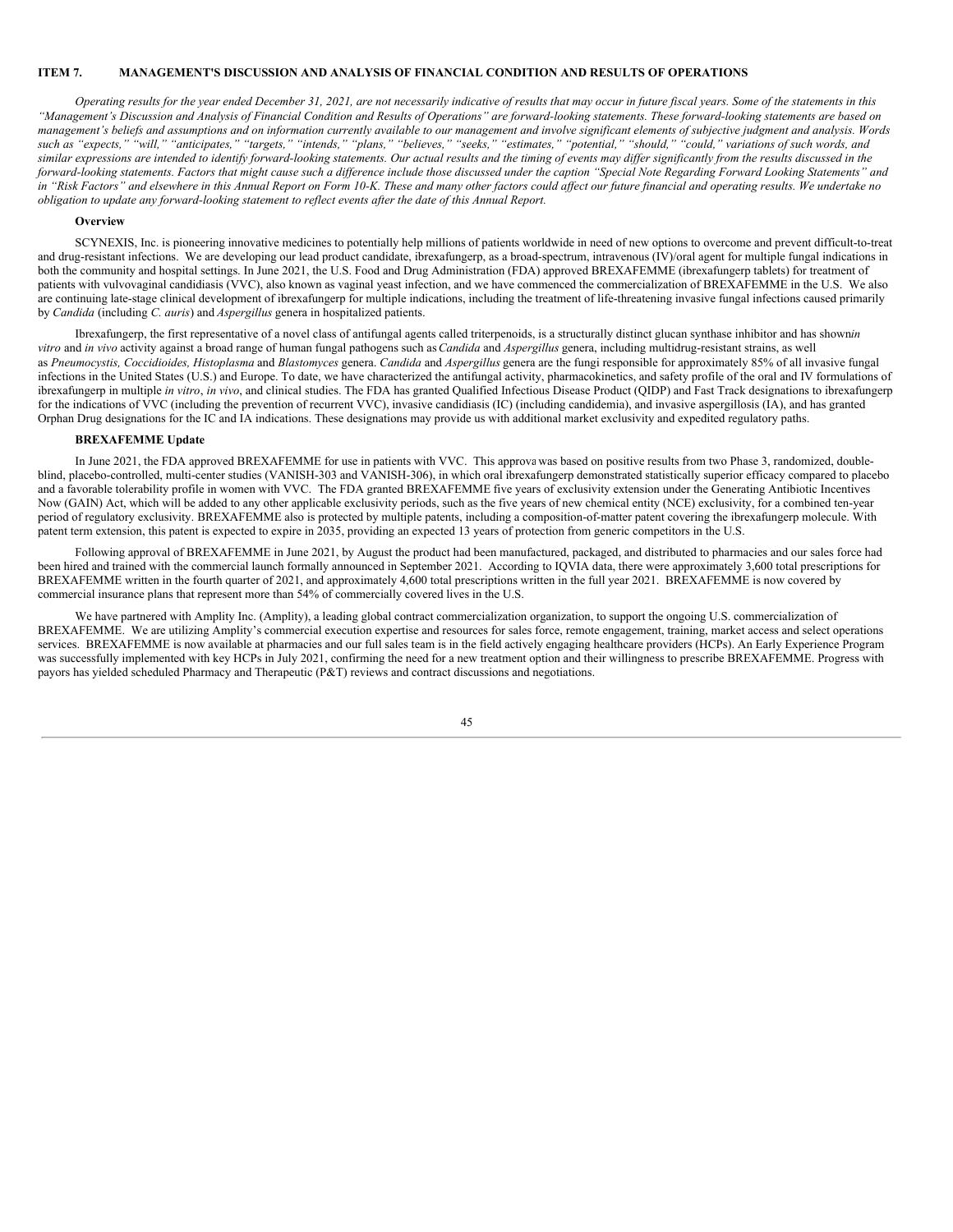## ITEM 7. MANAGEMENT'S DISCUSSION AND ANALYSIS OF FINANCIAL CONDITION AND RESULTS OF OPERATIONS

*Operating results for the year ended December 31, 2021, are not necessarily indicative of results that may occur in future fiscal years. Some of the statements in this "Management's Discussion and Analysis of Financial Condition and Results of Operations" are forward-looking statements. These forward-looking statements are based on management's beliefs and assumptions and on information currently available to our management and involve significant elements of subjective judgment and analysis. Words such as "expects," "will," "anticipates," "targets," "intends," "plans," "believes," "seeks," "estimates," "potential," "should," "could," variations of such words, and similar expressions are intended to identify forward-looking statements. Our actual results and the timing of events may differ significantly from the results discussed in the forward-looking statements. Factors that might cause such a difference include those discussed under the caption "Special Note Regarding Forward Looking Statements" and in "Risk Factors" and elsewhere in this Annual Report on Form 10-K. These and many other factors could affect our future financial and operating results. We undertake no obligation to update any forward-looking statement to reflect events after the date of this Annual Report.*

### Overview

SCYNEXIS, Inc. is pioneering innovative medicines to potentially help millions of patients worldwide in need of new options to overcome and prevent difficult-to-treat and drug-resistant infections. We are developing our lead product candidate, ibrexafungerp, as a broad-spectrum, intravenous (IV)/oral agent for multiple fungal indications in both the community and hospital settings. In June 2021, the U.S. Food and Drug Administration (FDA) approved BREXAFEMME (ibrexafungerp tablets) for treatment of patients with vulvovaginal candidiasis (VVC), also known as vaginal yeast infection, and we have commenced the commercialization of BREXAFEMME in the U.S. We also are continuing late-stage clinical development of ibrexafungerp for multiple indications, including the treatment of life-threatening invasive fungal infections caused primarily by *Candida* (including *C. auris*) and *Aspergillus* genera in hospitalized patients.

Ibrexafungerp, the first representative of a novel class of antifungal agents called triterpenoids, is a structurally distinct glucan synthase inhibitor and has shown *in vitro* and *in vivo* activity against a broad range of human fungal pathogens such as *Candida* and *Aspergillus* genera, including multidrug-resistant strains, as well as *Pneumocystis, Coccidioides, Histoplasma* and *Blastomyces* genera. *Candida* and *Aspergillus* genera are the fungi responsible for approximately 85% of all invasive fungal infections in the United States (U.S.) and Europe. To date, we have characterized the antifungal activity, pharmacokinetics, and safety profile of the oral and IV formulations of ibrexafungerp in multiple *in vitro*, *in vivo*, and clinical studies. The FDA has granted Qualified Infectious Disease Product (QIDP) and Fast Track designations to ibrexafungerp for the indications of VVC (including the prevention of recurrent VVC), invasive candidiasis (IC) (including candidemia), and invasive aspergillosis (IA), and has granted Orphan Drug designations for the IC and IA indications. These designations may provide us with additional market exclusivity and expedited regulatory paths.

### BREXAFEMME Update

In June 2021, the FDA approved BREXAFEMME for use in patients with VVC. This approva was based on positive results from two Phase 3, randomized, double-blind, placebo-controlled, multi-center studies (VANISH-303 and VANISH-306), in which oral ibrexafungerp demonstrated statistically superior efficacy compared to placebo and a favorable tolerability profile in women with VVC. The FDA granted BREXAFEMME five years of exclusivity extension under the Generating Antibiotic Incentives Now (GAIN) Act, which will be added to any other applicable exclusivity periods, such as the five years of new chemical entity (NCE) exclusivity, for a combined ten-year period of regulatory exclusivity. BREXAFEMME also is protected by multiple patents, including a composition-of-matter patent covering the ibrexafungerp molecule. With patent term extension, this patent is expected to expire in 2035, providing an expected 13 years of protection from generic competitors in the U.S.

Following approval of BREXAFEMME in June 2021, by August the product had been manufactured, packaged, and distributed to pharmacies and our sales force had been hired and trained with the commercial launch formally announced in September 2021. According to IQVIA data, there were approximately 3,600 total prescriptions for BREXAFEMME written in the fourth quarter of 2021, and approximately 4,600 total prescriptions written in the full year 2021. BREXAFEMME is now covered by commercial insurance plans that represent more than 54% of commercially covered lives in the U.S.

We have partnered with Amplity Inc. (Amplity), a leading global contract commercialization organization, to support the ongoing U.S. commercialization of BREXAFEMME. We are utilizing Amplity's commercial execution expertise and resources for sales force, remote engagement, training, market access and select operations services. BREXAFEMME is now available at pharmacies and our full sales team is in the field actively engaging healthcare providers (HCPs). An Early Experience Program was successfully implemented with key HCPs in July 2021, confirming the need for a new treatment option and their willingness to prescribe BREXAFEMME. Progress with payors has yielded scheduled Pharmacy and Therapeutic (P&T) reviews and contract discussions and negotiations.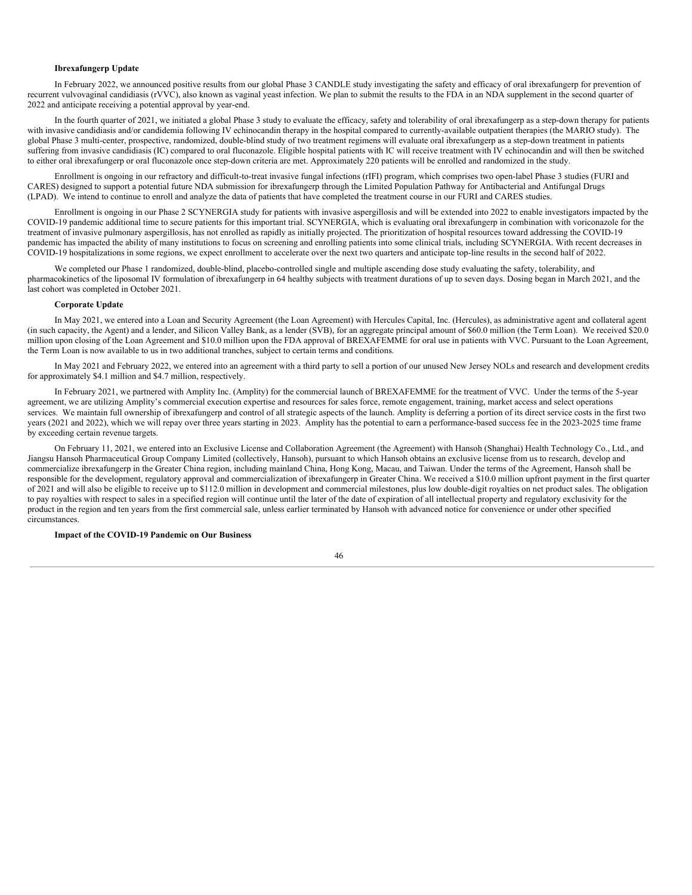**Ibrexafungerp Update**

In February 2022, we announced positive results from our global Phase 3 CANDLE study investigating the safety and efficacy of oral ibrexafungerp for prevention of recurrent vulvovaginal candidiasis (rVVC), also known as vaginal yeast infection. We plan to submit the results to the FDA in an NDA supplement in the second quarter of 2022 and anticipate receiving a potential approval by year-end.

In the fourth quarter of 2021, we initiated a global Phase 3 study to evaluate the efficacy, safety and tolerability of oral ibrexafungerp as a step-down therapy for patients with invasive candidiasis and/or candidemia following IV echinocandin therapy in the hospital compared to currently-available outpatient therapies (the MARIO study). The global Phase 3 multi-center, prospective, randomized, double-blind study of two treatment regimens will evaluate oral ibrexafungerp as a step-down treatment in patients suffering from invasive candidiasis (IC) compared to oral fluconazole. Eligible hospital patients with IC will receive treatment with IV echinocandin and will then be switched to either oral ibrexafungerp or oral fluconazole once step-down criteria are met. Approximately 220 patients will be enrolled and randomized in the study.

Enrollment is ongoing in our refractory and difficult-to-treat invasive fungal infections (rIFI) program, which comprises two open-label Phase 3 studies (FURI and CARES) designed to support a potential future NDA submission for ibrexafungerp through the Limited Population Pathway for Antibacterial and Antifungal Drugs (LPAD). We intend to continue to enroll and analyze the data of patients that have completed the treatment course in our FURI and CARES studies.

Enrollment is ongoing in our Phase 2 SCYNERGIA study for patients with invasive aspergillosis and will be extended into 2022 to enable investigators impacted by the COVID-19 pandemic additional time to secure patients for this important trial. SCYNERGIA, which is evaluating oral ibrexafungerp in combination with voriconazole for the treatment of invasive pulmonary aspergillosis, has not enrolled as rapidly as initially projected. The prioritization of hospital resources toward addressing the COVID-19 pandemic has impacted the ability of many institutions to focus on screening and enrolling patients into some clinical trials, including SCYNERGIA. With recent decreases in COVID-19 hospitalizations in some regions, we expect enrollment to accelerate over the next two quarters and anticipate top-line results in the second half of 2022.

We completed our Phase 1 randomized, double-blind, placebo-controlled single and multiple ascending dose study evaluating the safety, tolerability, and pharmacokinetics of the liposomal IV formulation of ibrexafungerp in 64 healthy subjects with treatment durations of up to seven days. Dosing began in March 2021, and the last cohort was completed in October 2021.

**Corporate Update**

In May 2021, we entered into a Loan and Security Agreement (the Loan Agreement) with Hercules Capital, Inc. (Hercules), as administrative agent and collateral agent (in such capacity, the Agent) and a lender, and Silicon Valley Bank, as a lender (SVB), for an aggregate principal amount of $60.0 million (the Term Loan). We received $20.0 million upon closing of the Loan Agreement and $10.0 million upon the FDA approval of BREXAFEMME for oral use in patients with VVC. Pursuant to the Loan Agreement, the Term Loan is now available to us in two additional tranches, subject to certain terms and conditions.

In May 2021 and February 2022, we entered into an agreement with a third party to sell a portion of our unused New Jersey NOLs and research and development credits for approximately $4.1 million and $4.7 million, respectively.

In February 2021, we partnered with Amplity Inc. (Amplity) for the commercial launch of BREXAFEMME for the treatment of VVC. Under the terms of the 5-year agreement, we are utilizing Amplity's commercial execution expertise and resources for sales force, remote engagement, training, market access and select operations services. We maintain full ownership of ibrexafungerp and control of all strategic aspects of the launch. Amplity is deferring a portion of its direct service costs in the first two years (2021 and 2022), which we will repay over three years starting in 2023. Amplity has the potential to earn a performance-based success fee in the 2023-2025 time frame by exceeding certain revenue targets.

On February 11, 2021, we entered into an Exclusive License and Collaboration Agreement (the Agreement) with Hansoh (Shanghai) Health Technology Co., Ltd., and Jiangsu Hansoh Pharmaceutical Group Company Limited (collectively, Hansoh), pursuant to which Hansoh obtains an exclusive license from us to research, develop and commercialize ibrexafungerp in the Greater China region, including mainland China, Hong Kong, Macau, and Taiwan. Under the terms of the Agreement, Hansoh shall be responsible for the development, regulatory approval and commercialization of ibrexafungerp in Greater China. We received a $10.0 million upfront payment in the first quarter of 2021 and will also be eligible to receive up to $112.0 million in development and commercial milestones, plus low double-digit royalties on net product sales. The obligation to pay royalties with respect to sales in a specified region will continue until the later of the date of expiration of all intellectual property and regulatory exclusivity for the product in the region and ten years from the first commercial sale, unless earlier terminated by Hansoh with advanced notice for convenience or under other specified circumstances.

**Impact of the COVID-19 Pandemic on Our Business**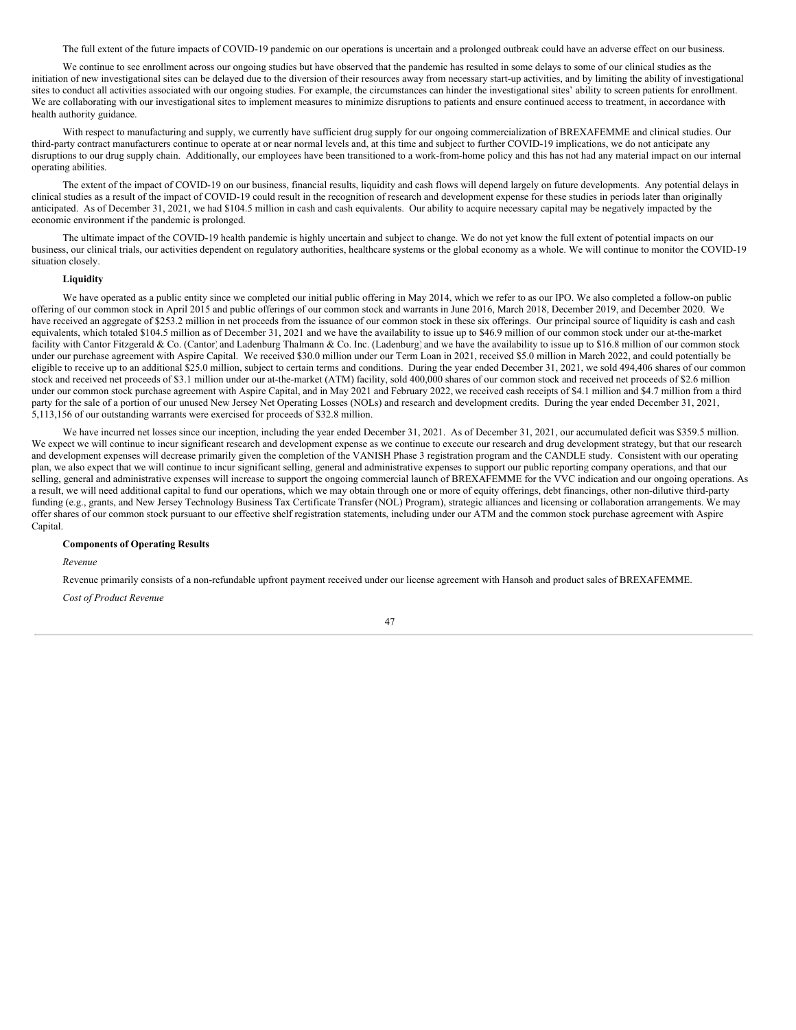The full extent of the future impacts of COVID-19 pandemic on our operations is uncertain and a prolonged outbreak could have an adverse effect on our business.

We continue to see enrollment across our ongoing studies but have observed that the pandemic has resulted in some delays to some of our clinical studies as the initiation of new investigational sites can be delayed due to the diversion of their resources away from necessary start-up activities, and by limiting the ability of investigational sites to conduct all activities associated with our ongoing studies. For example, the circumstances can hinder the investigational sites' ability to screen patients for enrollment. We are collaborating with our investigational sites to implement measures to minimize disruptions to patients and ensure continued access to treatment, in accordance with health authority guidance.

With respect to manufacturing and supply, we currently have sufficient drug supply for our ongoing commercialization of BREXAFEMME and clinical studies. Our third-party contract manufacturers continue to operate at or near normal levels and, at this time and subject to further COVID-19 implications, we do not anticipate any disruptions to our drug supply chain. Additionally, our employees have been transitioned to a work-from-home policy and this has not had any material impact on our internal operating abilities.

The extent of the impact of COVID-19 on our business, financial results, liquidity and cash flows will depend largely on future developments. Any potential delays in clinical studies as a result of the impact of COVID-19 could result in the recognition of research and development expense for these studies in periods later than originally anticipated. As of December 31, 2021, we had $104.5 million in cash and cash equivalents. Our ability to acquire necessary capital may be negatively impacted by the economic environment if the pandemic is prolonged.

The ultimate impact of the COVID-19 health pandemic is highly uncertain and subject to change. We do not yet know the full extent of potential impacts on our business, our clinical trials, our activities dependent on regulatory authorities, healthcare systems or the global economy as a whole. We will continue to monitor the COVID-19 situation closely.

**Liquidity**

We have operated as a public entity since we completed our initial public offering in May 2014, which we refer to as our IPO. We also completed a follow-on public offering of our common stock in April 2015 and public offerings of our common stock and warrants in June 2016, March 2018, December 2019, and December 2020. We have received an aggregate of $253.2 million in net proceeds from the issuance of our common stock in these six offerings. Our principal source of liquidity is cash and cash equivalents, which totaled $104.5 million as of December 31, 2021 and we have the availability to issue up to $46.9 million of our common stock under our at-the-market facility with Cantor Fitzgerald & Co. (Cantor) and Ladenburg Thalmann & Co. Inc. (Ladenburg) and we have the availability to issue up to $16.8 million of our common stock under our purchase agreement with Aspire Capital. We received $30.0 million under our Term Loan in 2021, received $5.0 million in March 2022, and could potentially be eligible to receive up to an additional $25.0 million, subject to certain terms and conditions. During the year ended December 31, 2021, we sold 494,406 shares of our common stock and received net proceeds of $3.1 million under our at-the-market (ATM) facility, sold 400,000 shares of our common stock and received net proceeds of $2.6 million under our common stock purchase agreement with Aspire Capital, and in May 2021 and February 2022, we received cash receipts of $4.1 million and $4.7 million from a third party for the sale of a portion of our unused New Jersey Net Operating Losses (NOLs) and research and development credits. During the year ended December 31, 2021, 5,113,156 of our outstanding warrants were exercised for proceeds of $32.8 million.

We have incurred net losses since our inception, including the year ended December 31, 2021. As of December 31, 2021, our accumulated deficit was $359.5 million. We expect we will continue to incur significant research and development expense as we continue to execute our research and drug development strategy, but that our research and development expenses will decrease primarily given the completion of the VANISH Phase 3 registration program and the CANDLE study. Consistent with our operating plan, we also expect that we will continue to incur significant selling, general and administrative expenses to support our public reporting company operations, and that our selling, general and administrative expenses will increase to support the ongoing commercial launch of BREXAFEMME for the VVC indication and our ongoing operations. As a result, we will need additional capital to fund our operations, which we may obtain through one or more of equity offerings, debt financings, other non-dilutive third-party funding (e.g., grants, and New Jersey Technology Business Tax Certificate Transfer (NOL) Program), strategic alliances and licensing or collaboration arrangements. We may offer shares of our common stock pursuant to our effective shelf registration statements, including under our ATM and the common stock purchase agreement with Aspire Capital.

**Components of Operating Results**

*Revenue*

Revenue primarily consists of a non-refundable upfront payment received under our license agreement with Hansoh and product sales of BREXAFEMME.

*Cost of Product Revenue*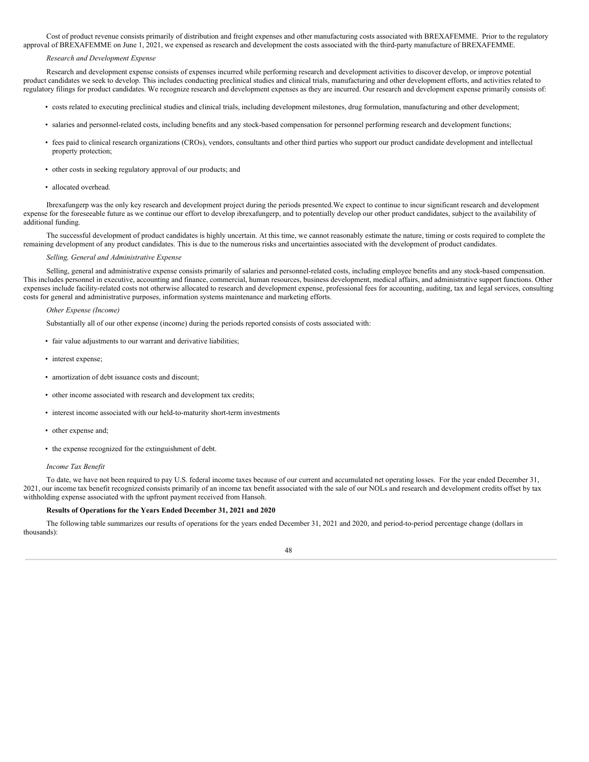Cost of product revenue consists primarily of distribution and freight expenses and other manufacturing costs associated with BREXAFEMME. Prior to the regulatory approval of BREXAFEMME on June 1, 2021, we expensed as research and development the costs associated with the third-party manufacture of BREXAFEMME.

*Research and Development Expense*

Research and development expense consists of expenses incurred while performing research and development activities to discover, develop, or improve potential product candidates we seek to develop. This includes conducting preclinical studies and clinical trials, manufacturing and other development efforts, and activities related to regulatory filings for product candidates. We recognize research and development expenses as they are incurred. Our research and development expense primarily consists of:

- costs related to executing preclinical studies and clinical trials, including development milestones, drug formulation, manufacturing and other development;
- salaries and personnel-related costs, including benefits and any stock-based compensation for personnel performing research and development functions;
- fees paid to clinical research organizations (CROs), vendors, consultants and other third parties who support our product candidate development and intellectual property protection;
- other costs in seeking regulatory approval of our products; and
- allocated overhead.

Ibrexafungerp was the only key research and development project during the periods presented.We expect to continue to incur significant research and development expense for the foreseeable future as we continue our effort to develop ibrexafungerp, and to potentially develop our other product candidates, subject to the availability of additional funding.

The successful development of product candidates is highly uncertain. At this time, we cannot reasonably estimate the nature, timing or costs required to complete the remaining development of any product candidates. This is due to the numerous risks and uncertainties associated with the development of product candidates.

*Selling, General and Administrative Expense*

Selling, general and administrative expense consists primarily of salaries and personnel-related costs, including employee benefits and any stock-based compensation. This includes personnel in executive, accounting and finance, commercial, human resources, business development, medical affairs, and administrative support functions. Other expenses include facility-related costs not otherwise allocated to research and development expense, professional fees for accounting, auditing, tax and legal services, consulting costs for general and administrative purposes, information systems maintenance and marketing efforts.

*Other Expense (Income)*

Substantially all of our other expense (income) during the periods reported consists of costs associated with:

- fair value adjustments to our warrant and derivative liabilities;
- interest expense;
- amortization of debt issuance costs and discount;
- other income associated with research and development tax credits;
- interest income associated with our held-to-maturity short-term investments
- other expense and;
- the expense recognized for the extinguishment of debt.

*Income Tax Benefit*

To date, we have not been required to pay U.S. federal income taxes because of our current and accumulated net operating losses. For the year ended December 31, 2021, our income tax benefit recognized consists primarily of an income tax benefit associated with the sale of our NOLs and research and development credits offset by tax withholding expense associated with the upfront payment received from Hansoh.

**Results of Operations for the Years Ended December 31, 2021 and 2020**

The following table summarizes our results of operations for the years ended December 31, 2021 and 2020, and period-to-period percentage change (dollars in thousands):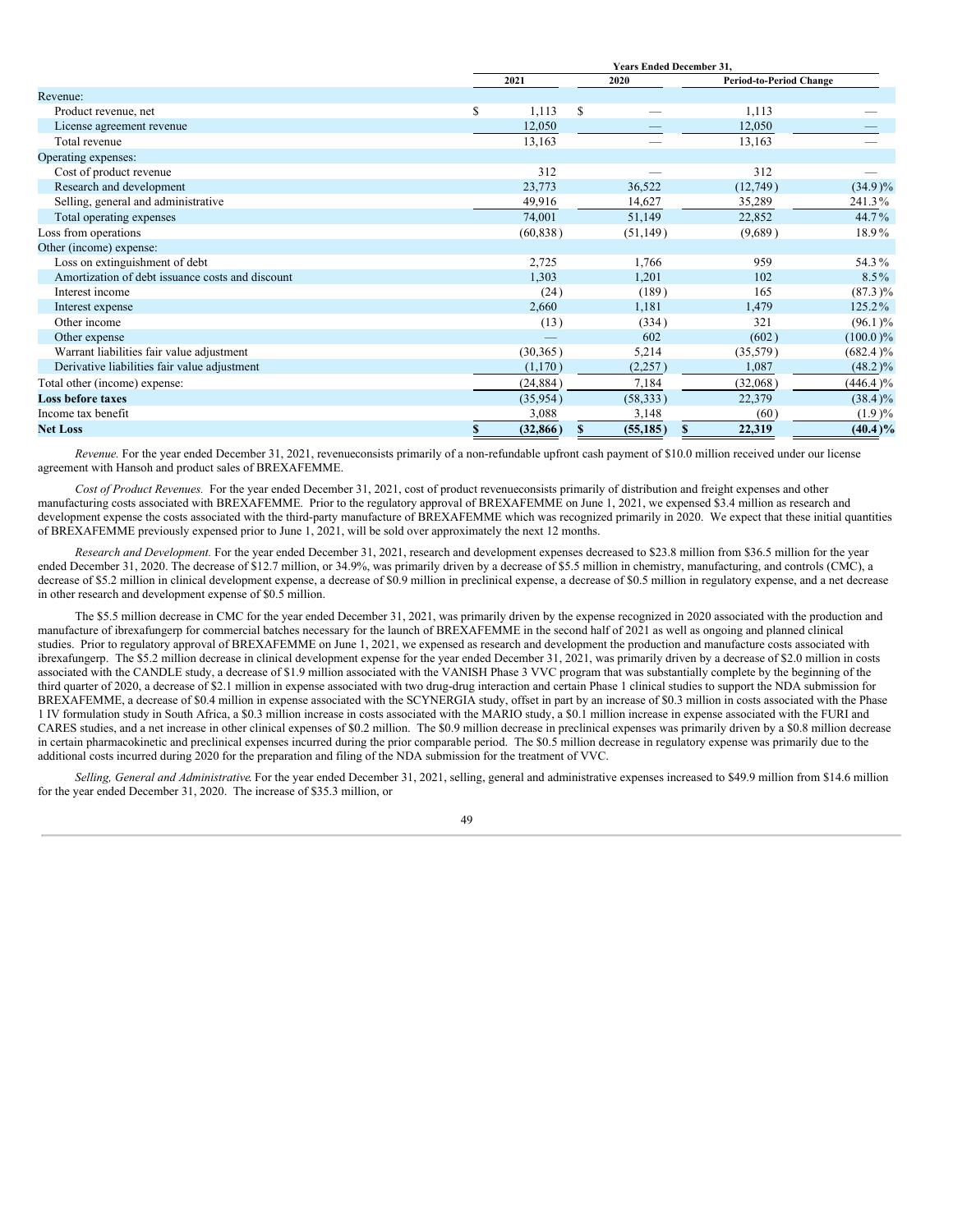| | Years Ended December 31, | | | |
|---|---|---|---|---|
| | 2021 | 2020 | Period-to-Period Change | |
| Revenue: | | | | |
| Product revenue, net | $ 1,113 | $ — | 1,113 | — |
| License agreement revenue | 12,050 | — | 12,050 | — |
| Total revenue | 13,163 | — | 13,163 | — |
| Operating expenses: | | | | |
| Cost of product revenue | 312 | — | 312 | — |
| Research and development | 23,773 | 36,522 | (12,749) | (34.9)% |
| Selling, general and administrative | 49,916 | 14,627 | 35,289 | 241.3% |
| Total operating expenses | 74,001 | 51,149 | 22,852 | 44.7% |
| Loss from operations | (60,838) | (51,149) | (9,689) | 18.9% |
| Other (income) expense: | | | | |
| Loss on extinguishment of debt | 2,725 | 1,766 | 959 | 54.3% |
| Amortization of debt issuance costs and discount | 1,303 | 1,201 | 102 | 8.5% |
| Interest income | (24) | (189) | 165 | (87.3)% |
| Interest expense | 2,660 | 1,181 | 1,479 | 125.2% |
| Other income | (13) | (334) | 321 | (96.1)% |
| Other expense | — | 602 | (602) | (100.0)% |
| Warrant liabilities fair value adjustment | (30,365) | 5,214 | (35,579) | (682.4)% |
| Derivative liabilities fair value adjustment | (1,170) | (2,257) | 1,087 | (48.2)% |
| Total other (income) expense: | (24,884) | 7,184 | (32,068) | (446.4)% |
| **Loss before taxes** | (35,954) | (58,333) | 22,379 | (38.4)% |
| Income tax benefit | 3,088 | 3,148 | (60) | (1.9)% |
| **Net Loss** | **$ (32,866)** | **$ (55,185)** | **$ 22,319** | **(40.4)%** |

*Revenue.* For the year ended December 31, 2021, revenueconsists primarily of a non-refundable upfront cash payment of $10.0 million received under our license agreement with Hansoh and product sales of BREXAFEMME.

*Cost of Product Revenues.* For the year ended December 31, 2021, cost of product revenueconsists primarily of distribution and freight expenses and other manufacturing costs associated with BREXAFEMME. Prior to the regulatory approval of BREXAFEMME on June 1, 2021, we expensed $3.4 million as research and development expense the costs associated with the third-party manufacture of BREXAFEMME which was recognized primarily in 2020. We expect that these initial quantities of BREXAFEMME previously expensed prior to June 1, 2021, will be sold over approximately the next 12 months.

*Research and Development.* For the year ended December 31, 2021, research and development expenses decreased to $23.8 million from $36.5 million for the year ended December 31, 2020. The decrease of $12.7 million, or 34.9%, was primarily driven by a decrease of $5.5 million in chemistry, manufacturing, and controls (CMC), a decrease of $5.2 million in clinical development expense, a decrease of $0.9 million in preclinical expense, a decrease of $0.5 million in regulatory expense, and a net decrease in other research and development expense of $0.5 million.

The $5.5 million decrease in CMC for the year ended December 31, 2021, was primarily driven by the expense recognized in 2020 associated with the production and manufacture of ibrexafungerp for commercial batches necessary for the launch of BREXAFEMME in the second half of 2021 as well as ongoing and planned clinical studies. Prior to regulatory approval of BREXAFEMME on June 1, 2021, we expensed as research and development the production and manufacture costs associated with ibrexafungerp. The $5.2 million decrease in clinical development expense for the year ended December 31, 2021, was primarily driven by a decrease of $2.0 million in costs associated with the CANDLE study, a decrease of $1.9 million associated with the VANISH Phase 3 VVC program that was substantially complete by the beginning of the third quarter of 2020, a decrease of $2.1 million in expense associated with two drug-drug interaction and certain Phase 1 clinical studies to support the NDA submission for BREXAFEMME, a decrease of $0.4 million in expense associated with the SCYNERGIA study, offset in part by an increase of $0.3 million in costs associated with the Phase 1 IV formulation study in South Africa, a $0.3 million increase in costs associated with the MARIO study, a $0.1 million increase in expense associated with the FURI and CARES studies, and a net increase in other clinical expenses of $0.2 million. The $0.9 million decrease in preclinical expenses was primarily driven by a $0.8 million decrease in certain pharmacokinetic and preclinical expenses incurred during the prior comparable period. The $0.5 million decrease in regulatory expense was primarily due to the additional costs incurred during 2020 for the preparation and filing of the NDA submission for the treatment of VVC.

*Selling, General and Administrative*. For the year ended December 31, 2021, selling, general and administrative expenses increased to $49.9 million from $14.6 million for the year ended December 31, 2020. The increase of $35.3 million, or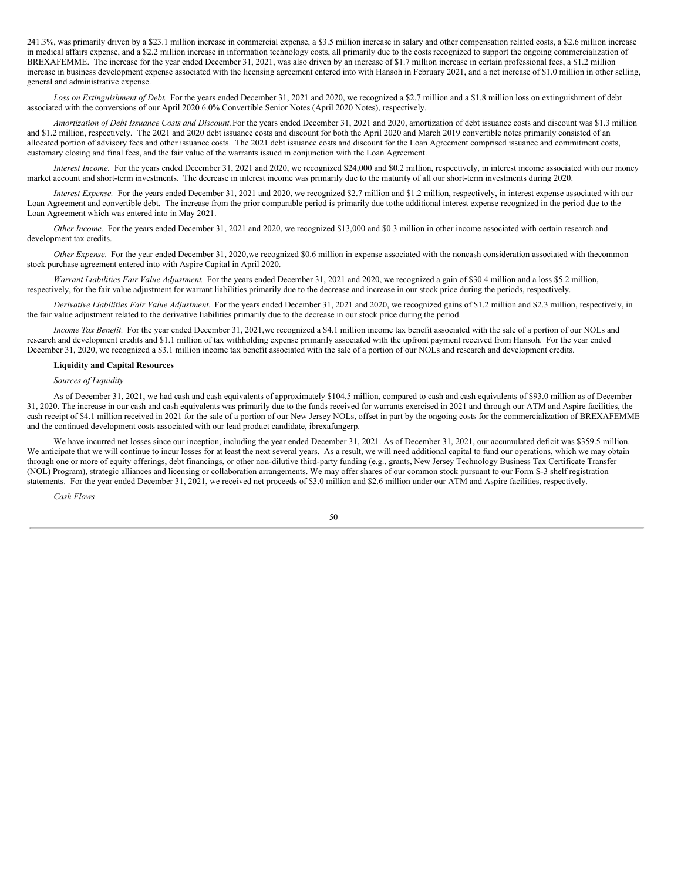241.3%, was primarily driven by a $23.1 million increase in commercial expense, a $3.5 million increase in salary and other compensation related costs, a $2.6 million increase in medical affairs expense, and a $2.2 million increase in information technology costs, all primarily due to the costs recognized to support the ongoing commercialization of BREXAFEMME. The increase for the year ended December 31, 2021, was also driven by an increase of $1.7 million increase in certain professional fees, a $1.2 million increase in business development expense associated with the licensing agreement entered into with Hansoh in February 2021, and a net increase of $1.0 million in other selling, general and administrative expense.

*Loss on Extinguishment of Debt.* For the years ended December 31, 2021 and 2020, we recognized a $2.7 million and a $1.8 million loss on extinguishment of debt associated with the conversions of our April 2020 6.0% Convertible Senior Notes (April 2020 Notes), respectively.

*Amortization of Debt Issuance Costs and Discount.* For the years ended December 31, 2021 and 2020, amortization of debt issuance costs and discount was $1.3 million and $1.2 million, respectively. The 2021 and 2020 debt issuance costs and discount for both the April 2020 and March 2019 convertible notes primarily consisted of an allocated portion of advisory fees and other issuance costs. The 2021 debt issuance costs and discount for the Loan Agreement comprised issuance and commitment costs, customary closing and final fees, and the fair value of the warrants issued in conjunction with the Loan Agreement.

*Interest Income.* For the years ended December 31, 2021 and 2020, we recognized $24,000 and $0.2 million, respectively, in interest income associated with our money market account and short-term investments. The decrease in interest income was primarily due to the maturity of all our short-term investments during 2020.

*Interest Expense.* For the years ended December 31, 2021 and 2020, we recognized $2.7 million and $1.2 million, respectively, in interest expense associated with our Loan Agreement and convertible debt. The increase from the prior comparable period is primarily due tothe additional interest expense recognized in the period due to the Loan Agreement which was entered into in May 2021.

*Other Income.* For the years ended December 31, 2021 and 2020, we recognized $13,000 and $0.3 million in other income associated with certain research and development tax credits.

*Other Expense.* For the year ended December 31, 2020,we recognized $0.6 million in expense associated with the noncash consideration associated with thecommon stock purchase agreement entered into with Aspire Capital in April 2020.

*Warrant Liabilities Fair Value Adjustment.* For the years ended December 31, 2021 and 2020, we recognized a gain of $30.4 million and a loss $5.2 million, respectively, for the fair value adjustment for warrant liabilities primarily due to the decrease and increase in our stock price during the periods, respectively.

*Derivative Liabilities Fair Value Adjustment.* For the years ended December 31, 2021 and 2020, we recognized gains of $1.2 million and $2.3 million, respectively, in the fair value adjustment related to the derivative liabilities primarily due to the decrease in our stock price during the period.

*Income Tax Benefit.* For the year ended December 31, 2021,we recognized a $4.1 million income tax benefit associated with the sale of a portion of our NOLs and research and development credits and $1.1 million of tax withholding expense primarily associated with the upfront payment received from Hansoh. For the year ended December 31, 2020, we recognized a $3.1 million income tax benefit associated with the sale of a portion of our NOLs and research and development credits.

**Liquidity and Capital Resources**

*Sources of Liquidity*

As of December 31, 2021, we had cash and cash equivalents of approximately $104.5 million, compared to cash and cash equivalents of $93.0 million as of December 31, 2020. The increase in our cash and cash equivalents was primarily due to the funds received for warrants exercised in 2021 and through our ATM and Aspire facilities, the cash receipt of $4.1 million received in 2021 for the sale of a portion of our New Jersey NOLs, offset in part by the ongoing costs for the commercialization of BREXAFEMME and the continued development costs associated with our lead product candidate, ibrexafungerp.

We have incurred net losses since our inception, including the year ended December 31, 2021. As of December 31, 2021, our accumulated deficit was $359.5 million. We anticipate that we will continue to incur losses for at least the next several years. As a result, we will need additional capital to fund our operations, which we may obtain through one or more of equity offerings, debt financings, or other non-dilutive third-party funding (e.g., grants, New Jersey Technology Business Tax Certificate Transfer (NOL) Program), strategic alliances and licensing or collaboration arrangements. We may offer shares of our common stock pursuant to our Form S-3 shelf registration statements. For the year ended December 31, 2021, we received net proceeds of $3.0 million and $2.6 million under our ATM and Aspire facilities, respectively.

*Cash Flows*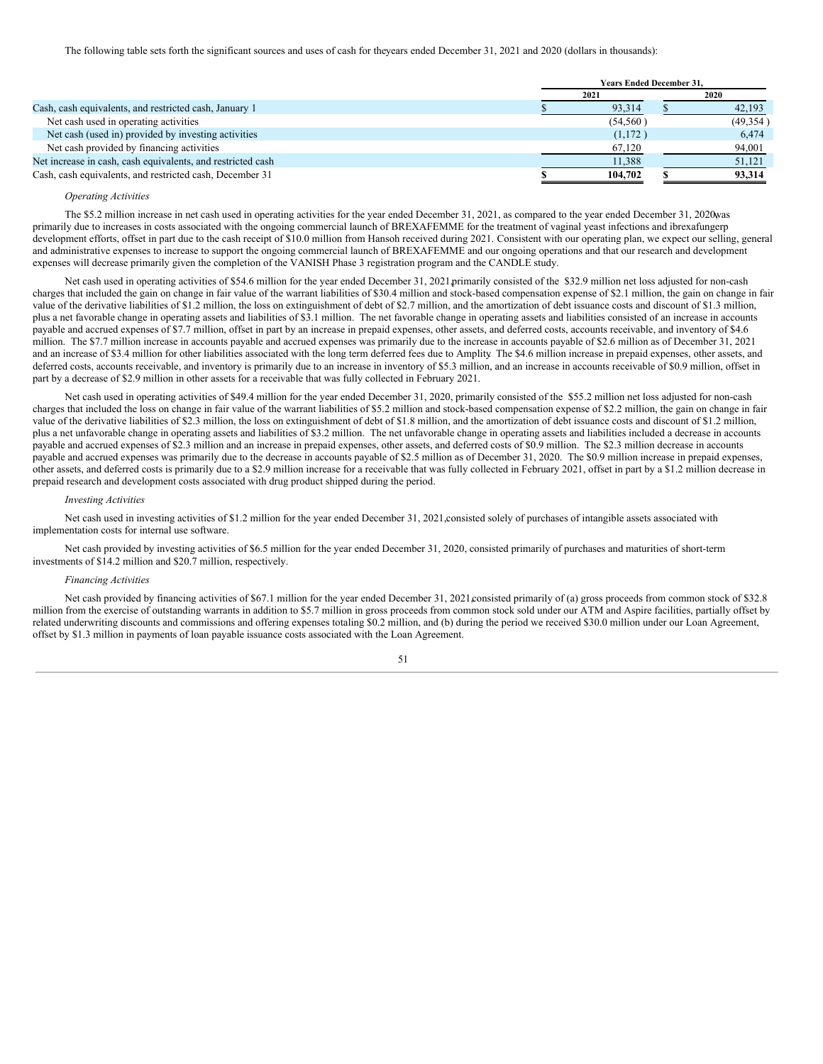The following table sets forth the significant sources and uses of cash for theyears ended December 31, 2021 and 2020 (dollars in thousands):

| | Years Ended December 31, | |
|---|---|---|
| | 2021 | 2020 |
| Cash, cash equivalents, and restricted cash, January 1 | $ 93,314 | $ 42,193 |
| Net cash used in operating activities | (54,560 ) | (49,354 ) |
| Net cash (used in) provided by investing activities | (1,172 ) | 6,474 |
| Net cash provided by financing activities | 67,120 | 94,001 |
| Net increase in cash, cash equivalents, and restricted cash | 11,388 | 51,121 |
| Cash, cash equivalents, and restricted cash, December 31 | **$ 104,702** | **$ 93,314** |

*Operating Activities*

The $5.2 million increase in net cash used in operating activities for the year ended December 31, 2021, as compared to the year ended December 31, 2020, was primarily due to increases in costs associated with the ongoing commercial launch of BREXAFEMME for the treatment of vaginal yeast infections and ibrexafungerp development efforts, offset in part due to the cash receipt of $10.0 million from Hansoh received during 2021. Consistent with our operating plan, we expect our selling, general and administrative expenses to increase to support the ongoing commercial launch of BREXAFEMME and our ongoing operations and that our research and development expenses will decrease primarily given the completion of the VANISH Phase 3 registration program and the CANDLE study.

Net cash used in operating activities of $54.6 million for the year ended December 31, 2021, primarily consisted of the $32.9 million net loss adjusted for non-cash charges that included the gain on change in fair value of the warrant liabilities of $30.4 million and stock-based compensation expense of $2.1 million, the gain on change in fair value of the derivative liabilities of $1.2 million, the loss on extinguishment of debt of $2.7 million, and the amortization of debt issuance costs and discount of $1.3 million, plus a net favorable change in operating assets and liabilities of $3.1 million. The net favorable change in operating assets and liabilities consisted of an increase in accounts payable and accrued expenses of $7.7 million, offset in part by an increase in prepaid expenses, other assets, and deferred costs, accounts receivable, and inventory of $4.6 million. The $7.7 million increase in accounts payable and accrued expenses was primarily due to the increase in accounts payable of $2.6 million as of December 31, 2021 and an increase of $3.4 million for other liabilities associated with the long term deferred fees due to Amplity. The $4.6 million increase in prepaid expenses, other assets, and deferred costs, accounts receivable, and inventory is primarily due to an increase in inventory of $5.3 million, and an increase in accounts receivable of $0.9 million, offset in part by a decrease of $2.9 million in other assets for a receivable that was fully collected in February 2021.

Net cash used in operating activities of $49.4 million for the year ended December 31, 2020, primarily consisted of the $55.2 million net loss adjusted for non-cash charges that included the loss on change in fair value of the warrant liabilities of $5.2 million and stock-based compensation expense of $2.2 million, the gain on change in fair value of the derivative liabilities of $2.3 million, the loss on extinguishment of debt of $1.8 million, and the amortization of debt issuance costs and discount of $1.2 million, plus a net unfavorable change in operating assets and liabilities of $3.2 million. The net unfavorable change in operating assets and liabilities included a decrease in accounts payable and accrued expenses of $2.3 million and an increase in prepaid expenses, other assets, and deferred costs of $0.9 million. The $2.3 million decrease in accounts payable and accrued expenses was primarily due to the decrease in accounts payable of $2.5 million as of December 31, 2020. The $0.9 million increase in prepaid expenses, other assets, and deferred costs is primarily due to a $2.9 million increase for a receivable that was fully collected in February 2021, offset in part by a $1.2 million decrease in prepaid research and development costs associated with drug product shipped during the period.

*Investing Activities*

Net cash used in investing activities of $1.2 million for the year ended December 31, 2021, consisted solely of purchases of intangible assets associated with implementation costs for internal use software.

Net cash provided by investing activities of $6.5 million for the year ended December 31, 2020, consisted primarily of purchases and maturities of short-term investments of $14.2 million and $20.7 million, respectively.

*Financing Activities*

Net cash provided by financing activities of $67.1 million for the year ended December 31, 2021, consisted primarily of (a) gross proceeds from common stock of $32.8 million from the exercise of outstanding warrants in addition to $5.7 million in gross proceeds from common stock sold under our ATM and Aspire facilities, partially offset by related underwriting discounts and commissions and offering expenses totaling $0.2 million, and (b) during the period we received $30.0 million under our Loan Agreement, offset by $1.3 million in payments of loan payable issuance costs associated with the Loan Agreement.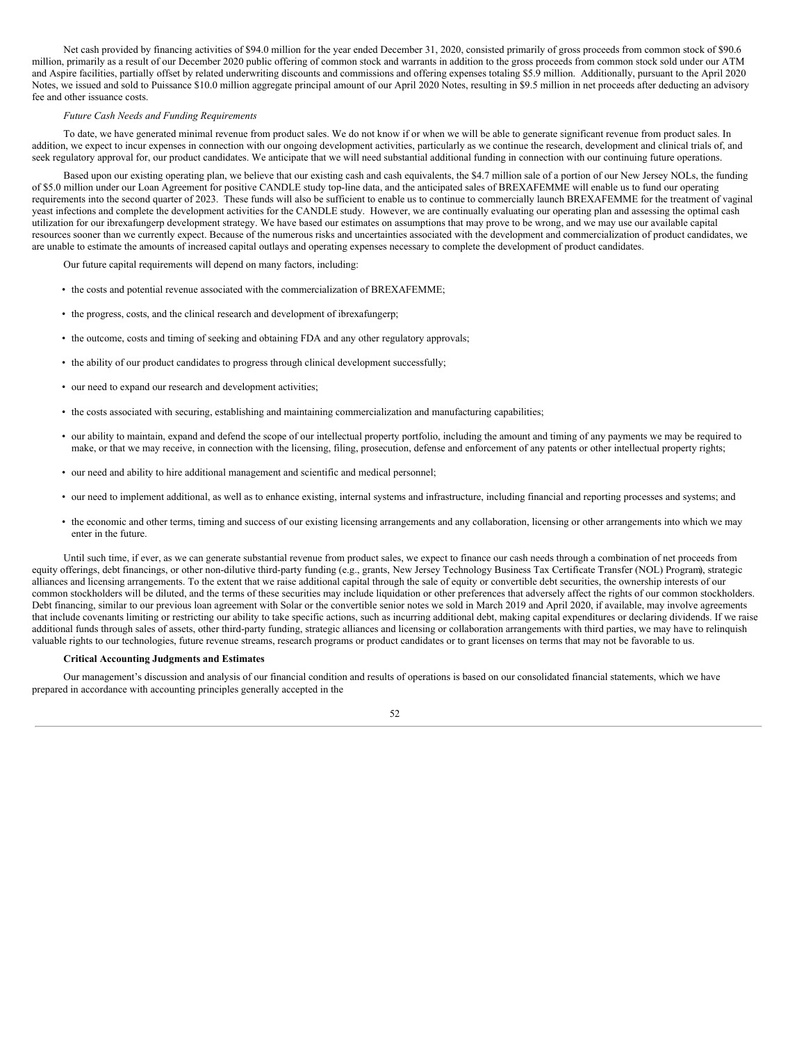Net cash provided by financing activities of $94.0 million for the year ended December 31, 2020, consisted primarily of gross proceeds from common stock of $90.6 million, primarily as a result of our December 2020 public offering of common stock and warrants in addition to the gross proceeds from common stock sold under our ATM and Aspire facilities, partially offset by related underwriting discounts and commissions and offering expenses totaling $5.9 million. Additionally, pursuant to the April 2020 Notes, we issued and sold to Puissance $10.0 million aggregate principal amount of our April 2020 Notes, resulting in $9.5 million in net proceeds after deducting an advisory fee and other issuance costs.

*Future Cash Needs and Funding Requirements*

To date, we have generated minimal revenue from product sales. We do not know if or when we will be able to generate significant revenue from product sales. In addition, we expect to incur expenses in connection with our ongoing development activities, particularly as we continue the research, development and clinical trials of, and seek regulatory approval for, our product candidates. We anticipate that we will need substantial additional funding in connection with our continuing future operations.

Based upon our existing operating plan, we believe that our existing cash and cash equivalents, the $4.7 million sale of a portion of our New Jersey NOLs, the funding of $5.0 million under our Loan Agreement for positive CANDLE study top-line data, and the anticipated sales of BREXAFEMME will enable us to fund our operating requirements into the second quarter of 2023. These funds will also be sufficient to enable us to continue to commercially launch BREXAFEMME for the treatment of vaginal yeast infections and complete the development activities for the CANDLE study. However, we are continually evaluating our operating plan and assessing the optimal cash utilization for our ibrexafungerp development strategy. We have based our estimates on assumptions that may prove to be wrong, and we may use our available capital resources sooner than we currently expect. Because of the numerous risks and uncertainties associated with the development and commercialization of product candidates, we are unable to estimate the amounts of increased capital outlays and operating expenses necessary to complete the development of product candidates.

Our future capital requirements will depend on many factors, including:

- the costs and potential revenue associated with the commercialization of BREXAFEMME;
- the progress, costs, and the clinical research and development of ibrexafungerp;
- the outcome, costs and timing of seeking and obtaining FDA and any other regulatory approvals;
- the ability of our product candidates to progress through clinical development successfully;
- our need to expand our research and development activities;
- the costs associated with securing, establishing and maintaining commercialization and manufacturing capabilities;
- our ability to maintain, expand and defend the scope of our intellectual property portfolio, including the amount and timing of any payments we may be required to make, or that we may receive, in connection with the licensing, filing, prosecution, defense and enforcement of any patents or other intellectual property rights;
- our need and ability to hire additional management and scientific and medical personnel;
- our need to implement additional, as well as to enhance existing, internal systems and infrastructure, including financial and reporting processes and systems; and
- the economic and other terms, timing and success of our existing licensing arrangements and any collaboration, licensing or other arrangements into which we may enter in the future.

Until such time, if ever, as we can generate substantial revenue from product sales, we expect to finance our cash needs through a combination of net proceeds from equity offerings, debt financings, or other non-dilutive third-party funding (e.g., grants, New Jersey Technology Business Tax Certificate Transfer (NOL) Program), strategic alliances and licensing arrangements. To the extent that we raise additional capital through the sale of equity or convertible debt securities, the ownership interests of our common stockholders will be diluted, and the terms of these securities may include liquidation or other preferences that adversely affect the rights of our common stockholders. Debt financing, similar to our previous loan agreement with Solar or the convertible senior notes we sold in March 2019 and April 2020, if available, may involve agreements that include covenants limiting or restricting our ability to take specific actions, such as incurring additional debt, making capital expenditures or declaring dividends. If we raise additional funds through sales of assets, other third-party funding, strategic alliances and licensing or collaboration arrangements with third parties, we may have to relinquish valuable rights to our technologies, future revenue streams, research programs or product candidates or to grant licenses on terms that may not be favorable to us.

**Critical Accounting Judgments and Estimates**

Our management's discussion and analysis of our financial condition and results of operations is based on our consolidated financial statements, which we have prepared in accordance with accounting principles generally accepted in the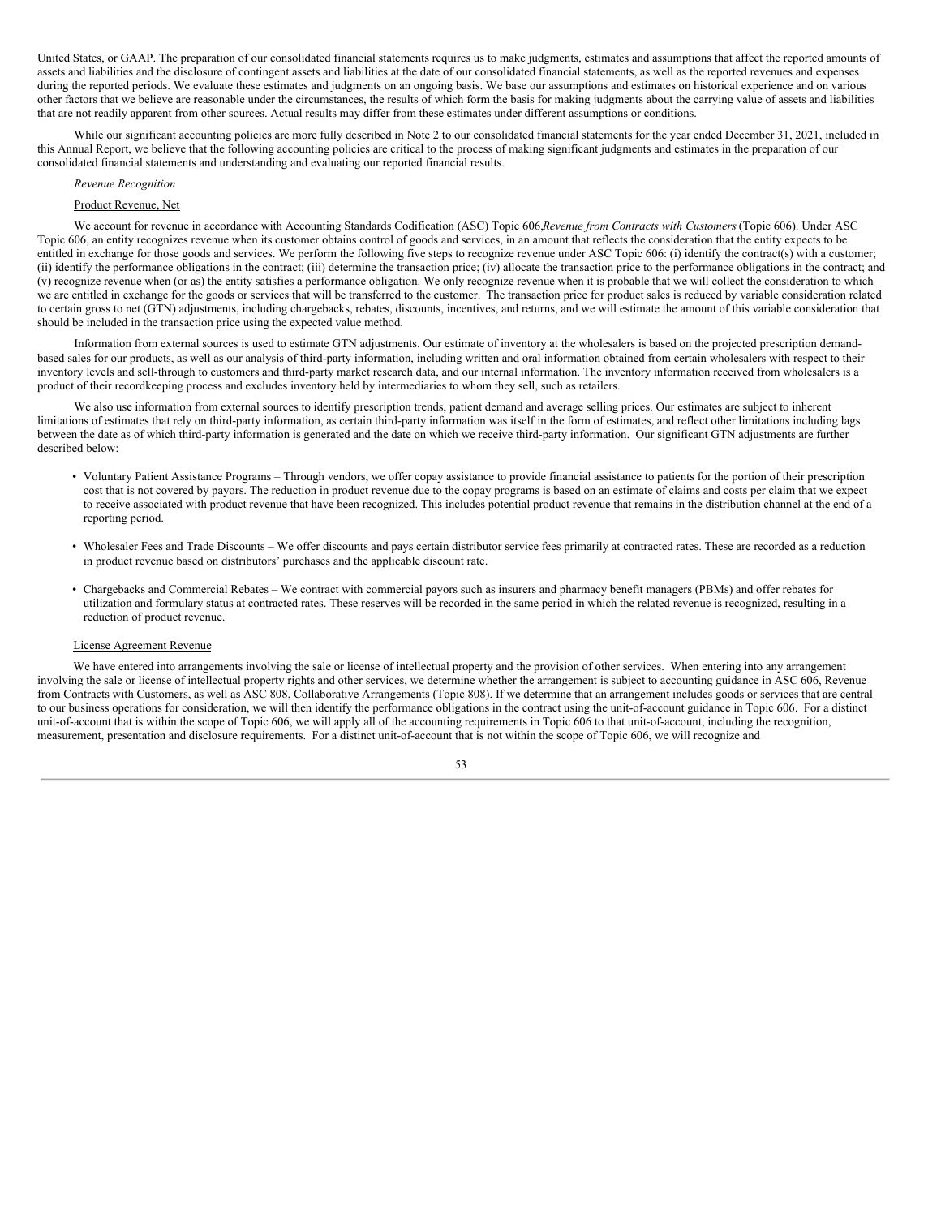United States, or GAAP. The preparation of our consolidated financial statements requires us to make judgments, estimates and assumptions that affect the reported amounts of assets and liabilities and the disclosure of contingent assets and liabilities at the date of our consolidated financial statements, as well as the reported revenues and expenses during the reported periods. We evaluate these estimates and judgments on an ongoing basis. We base our assumptions and estimates on historical experience and on various other factors that we believe are reasonable under the circumstances, the results of which form the basis for making judgments about the carrying value of assets and liabilities that are not readily apparent from other sources. Actual results may differ from these estimates under different assumptions or conditions.

While our significant accounting policies are more fully described in Note 2 to our consolidated financial statements for the year ended December 31, 2021, included in this Annual Report, we believe that the following accounting policies are critical to the process of making significant judgments and estimates in the preparation of our consolidated financial statements and understanding and evaluating our reported financial results.

*Revenue Recognition*

Product Revenue, Net

We account for revenue in accordance with Accounting Standards Codification (ASC) Topic 606,*Revenue from Contracts with Customers* (Topic 606). Under ASC Topic 606, an entity recognizes revenue when its customer obtains control of goods and services, in an amount that reflects the consideration that the entity expects to be entitled in exchange for those goods and services. We perform the following five steps to recognize revenue under ASC Topic 606: (i) identify the contract(s) with a customer; (ii) identify the performance obligations in the contract; (iii) determine the transaction price; (iv) allocate the transaction price to the performance obligations in the contract; and (v) recognize revenue when (or as) the entity satisfies a performance obligation. We only recognize revenue when it is probable that we will collect the consideration to which we are entitled in exchange for the goods or services that will be transferred to the customer. The transaction price for product sales is reduced by variable consideration related to certain gross to net (GTN) adjustments, including chargebacks, rebates, discounts, incentives, and returns, and we will estimate the amount of this variable consideration that should be included in the transaction price using the expected value method.

Information from external sources is used to estimate GTN adjustments. Our estimate of inventory at the wholesalers is based on the projected prescription demand-based sales for our products, as well as our analysis of third-party information, including written and oral information obtained from certain wholesalers with respect to their inventory levels and sell-through to customers and third-party market research data, and our internal information. The inventory information received from wholesalers is a product of their recordkeeping process and excludes inventory held by intermediaries to whom they sell, such as retailers.

We also use information from external sources to identify prescription trends, patient demand and average selling prices. Our estimates are subject to inherent limitations of estimates that rely on third-party information, as certain third-party information was itself in the form of estimates, and reflect other limitations including lags between the date as of which third-party information is generated and the date on which we receive third-party information. Our significant GTN adjustments are further described below:

- Voluntary Patient Assistance Programs – Through vendors, we offer copay assistance to provide financial assistance to patients for the portion of their prescription cost that is not covered by payors. The reduction in product revenue due to the copay programs is based on an estimate of claims and costs per claim that we expect to receive associated with product revenue that have been recognized. This includes potential product revenue that remains in the distribution channel at the end of a reporting period.

- Wholesaler Fees and Trade Discounts – We offer discounts and pays certain distributor service fees primarily at contracted rates. These are recorded as a reduction in product revenue based on distributors' purchases and the applicable discount rate.

- Chargebacks and Commercial Rebates – We contract with commercial payors such as insurers and pharmacy benefit managers (PBMs) and offer rebates for utilization and formulary status at contracted rates. These reserves will be recorded in the same period in which the related revenue is recognized, resulting in a reduction of product revenue.

License Agreement Revenue

We have entered into arrangements involving the sale or license of intellectual property and the provision of other services. When entering into any arrangement involving the sale or license of intellectual property rights and other services, we determine whether the arrangement is subject to accounting guidance in ASC 606, Revenue from Contracts with Customers, as well as ASC 808, Collaborative Arrangements (Topic 808). If we determine that an arrangement includes goods or services that are central to our business operations for consideration, we will then identify the performance obligations in the contract using the unit-of-account guidance in Topic 606. For a distinct unit-of-account that is within the scope of Topic 606, we will apply all of the accounting requirements in Topic 606 to that unit-of-account, including the recognition, measurement, presentation and disclosure requirements. For a distinct unit-of-account that is not within the scope of Topic 606, we will recognize and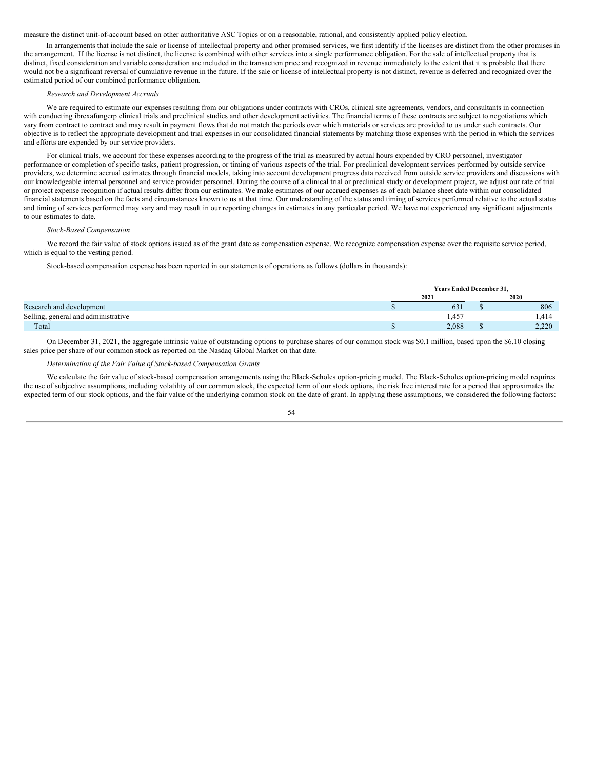measure the distinct unit-of-account based on other authoritative ASC Topics or on a reasonable, rational, and consistently applied policy election.

In arrangements that include the sale or license of intellectual property and other promised services, we first identify if the licenses are distinct from the other promises in the arrangement. If the license is not distinct, the license is combined with other services into a single performance obligation. For the sale of intellectual property that is distinct, fixed consideration and variable consideration are included in the transaction price and recognized in revenue immediately to the extent that it is probable that there would not be a significant reversal of cumulative revenue in the future. If the sale or license of intellectual property is not distinct, revenue is deferred and recognized over the estimated period of our combined performance obligation.

*Research and Development Accruals*

We are required to estimate our expenses resulting from our obligations under contracts with CROs, clinical site agreements, vendors, and consultants in connection with conducting ibrexafungerp clinical trials and preclinical studies and other development activities. The financial terms of these contracts are subject to negotiations which vary from contract to contract and may result in payment flows that do not match the periods over which materials or services are provided to us under such contracts. Our objective is to reflect the appropriate development and trial expenses in our consolidated financial statements by matching those expenses with the period in which the services and efforts are expended by our service providers.

For clinical trials, we account for these expenses according to the progress of the trial as measured by actual hours expended by CRO personnel, investigator performance or completion of specific tasks, patient progression, or timing of various aspects of the trial. For preclinical development services performed by outside service providers, we determine accrual estimates through financial models, taking into account development progress data received from outside service providers and discussions with our knowledgeable internal personnel and service provider personnel. During the course of a clinical trial or preclinical study or development project, we adjust our rate of trial or project expense recognition if actual results differ from our estimates. We make estimates of our accrued expenses as of each balance sheet date within our consolidated financial statements based on the facts and circumstances known to us at that time. Our understanding of the status and timing of services performed relative to the actual status and timing of services performed may vary and may result in our reporting changes in estimates in any particular period. We have not experienced any significant adjustments to our estimates to date.

*Stock-Based Compensation*

We record the fair value of stock options issued as of the grant date as compensation expense. We recognize compensation expense over the requisite service period, which is equal to the vesting period.

Stock-based compensation expense has been reported in our statements of operations as follows (dollars in thousands):

| | Years Ended December 31, | |
|---|---|---|
| | 2021 | 2020 |
| Research and development | $ 631 | $ 806 |
| Selling, general and administrative | 1,457 | 1,414 |
| Total | $ 2,088 | $ 2,220 |

On December 31, 2021, the aggregate intrinsic value of outstanding options to purchase shares of our common stock was $0.1 million, based upon the $6.10 closing sales price per share of our common stock as reported on the Nasdaq Global Market on that date.

*Determination of the Fair Value of Stock-based Compensation Grants*

We calculate the fair value of stock-based compensation arrangements using the Black-Scholes option-pricing model. The Black-Scholes option-pricing model requires the use of subjective assumptions, including volatility of our common stock, the expected term of our stock options, the risk free interest rate for a period that approximates the expected term of our stock options, and the fair value of the underlying common stock on the date of grant. In applying these assumptions, we considered the following factors: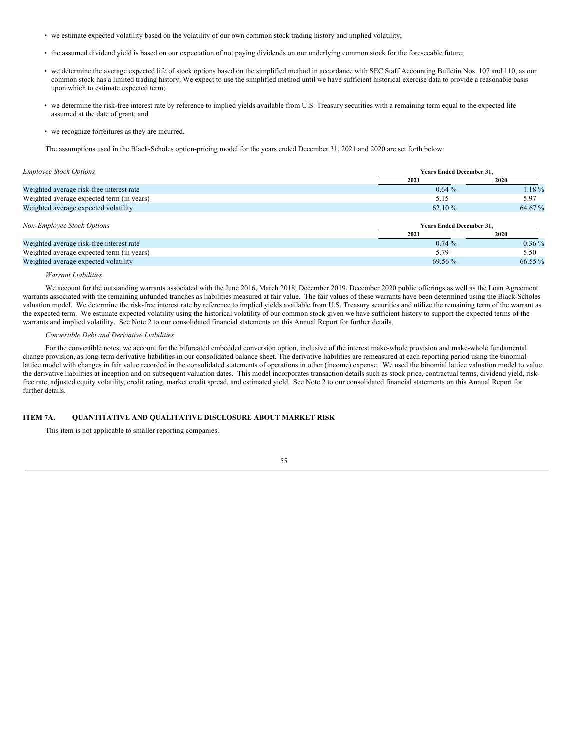- we estimate expected volatility based on the volatility of our own common stock trading history and implied volatility;
- the assumed dividend yield is based on our expectation of not paying dividends on our underlying common stock for the foreseeable future;
- we determine the average expected life of stock options based on the simplified method in accordance with SEC Staff Accounting Bulletin Nos. 107 and 110, as our common stock has a limited trading history. We expect to use the simplified method until we have sufficient historical exercise data to provide a reasonable basis upon which to estimate expected term;
- we determine the risk-free interest rate by reference to implied yields available from U.S. Treasury securities with a remaining term equal to the expected life assumed at the date of grant; and
- we recognize forfeitures as they are incurred.

The assumptions used in the Black-Scholes option-pricing model for the years ended December 31, 2021 and 2020 are set forth below:

| *Employee Stock Options* | Years Ended December 31, | |
|---|---|---|
| | 2021 | 2020 |
| Weighted average risk-free interest rate | 0.64 % | 1.18 % |
| Weighted average expected term (in years) | 5.15 | 5.97 |
| Weighted average expected volatility | 62.10 % | 64.67 % |

| *Non-Employee Stock Options* | Years Ended December 31, | |
|---|---|---|
| | 2021 | 2020 |
| Weighted average risk-free interest rate | 0.74 % | 0.36 % |
| Weighted average expected term (in years) | 5.79 | 5.50 |
| Weighted average expected volatility | 69.56 % | 66.55 % |

*Warrant Liabilities*

We account for the outstanding warrants associated with the June 2016, March 2018, December 2019, December 2020 public offerings as well as the Loan Agreement warrants associated with the remaining unfunded tranches as liabilities measured at fair value. The fair values of these warrants have been determined using the Black-Scholes valuation model. We determine the risk-free interest rate by reference to implied yields available from U.S. Treasury securities and utilize the remaining term of the warrant as the expected term. We estimate expected volatility using the historical volatility of our common stock given we have sufficient history to support the expected terms of the warrants and implied volatility. See Note 2 to our consolidated financial statements on this Annual Report for further details.

*Convertible Debt and Derivative Liabilities*

For the convertible notes, we account for the bifurcated embedded conversion option, inclusive of the interest make-whole provision and make-whole fundamental change provision, as long-term derivative liabilities in our consolidated balance sheet. The derivative liabilities are remeasured at each reporting period using the binomial lattice model with changes in fair value recorded in the consolidated statements of operations in other (income) expense. We used the binomial lattice valuation model to value the derivative liabilities at inception and on subsequent valuation dates. This model incorporates transaction details such as stock price, contractual terms, dividend yield, risk-free rate, adjusted equity volatility, credit rating, market credit spread, and estimated yield. See Note 2 to our consolidated financial statements on this Annual Report for further details.

## ITEM 7A. QUANTITATIVE AND QUALITATIVE DISCLOSURE ABOUT MARKET RISK

This item is not applicable to smaller reporting companies.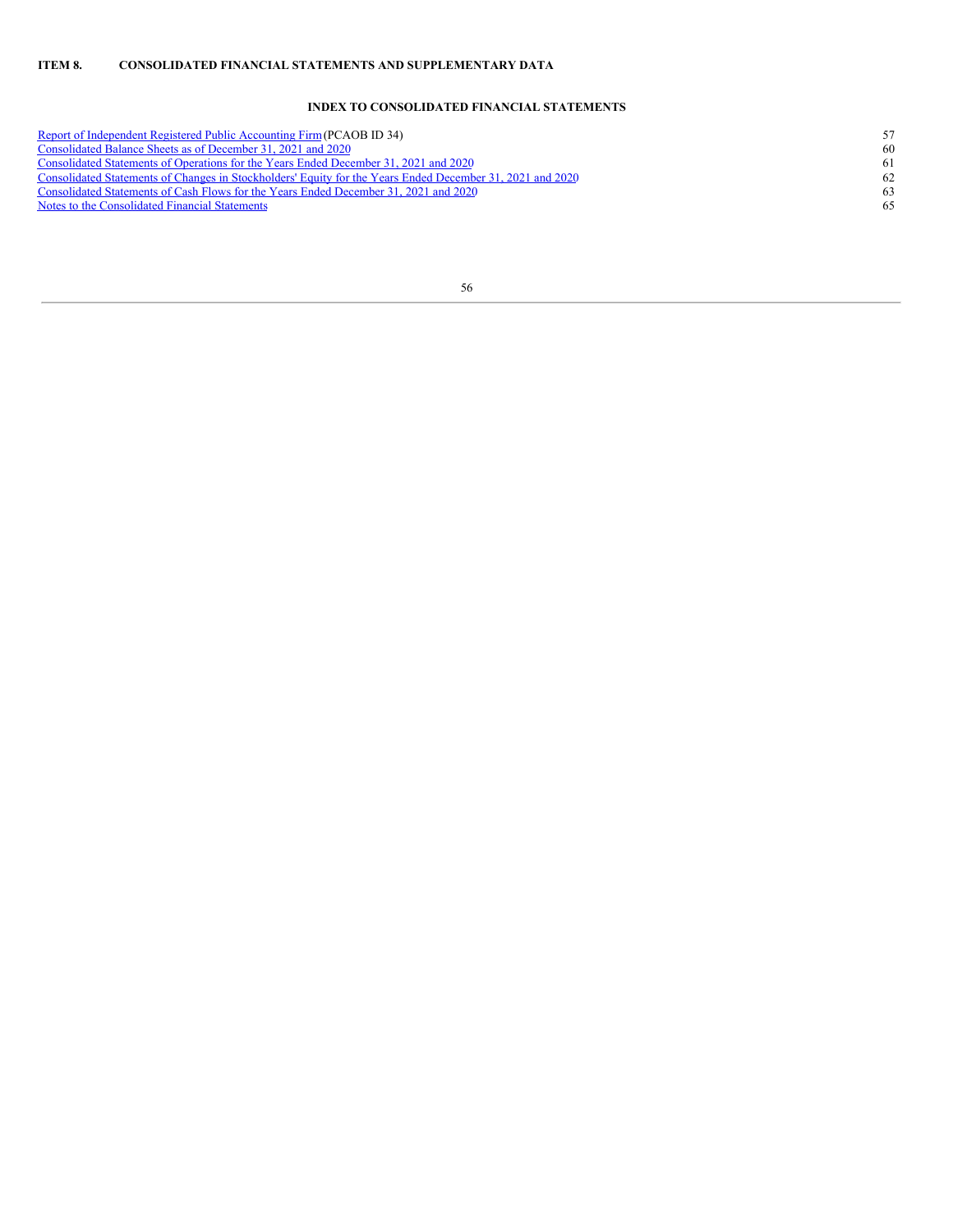**ITEM 8. CONSOLIDATED FINANCIAL STATEMENTS AND SUPPLEMENTARY DATA**

**INDEX TO CONSOLIDATED FINANCIAL STATEMENTS**

| | |
|---|---|
| Report of Independent Registered Public Accounting Firm (PCAOB ID 34) | 57 |
| Consolidated Balance Sheets as of December 31, 2021 and 2020 | 60 |
| Consolidated Statements of Operations for the Years Ended December 31, 2021 and 2020 | 61 |
| Consolidated Statements of Changes in Stockholders' Equity for the Years Ended December 31, 2021 and 2020 | 62 |
| Consolidated Statements of Cash Flows for the Years Ended December 31, 2021 and 2020 | 63 |
| Notes to the Consolidated Financial Statements | 65 |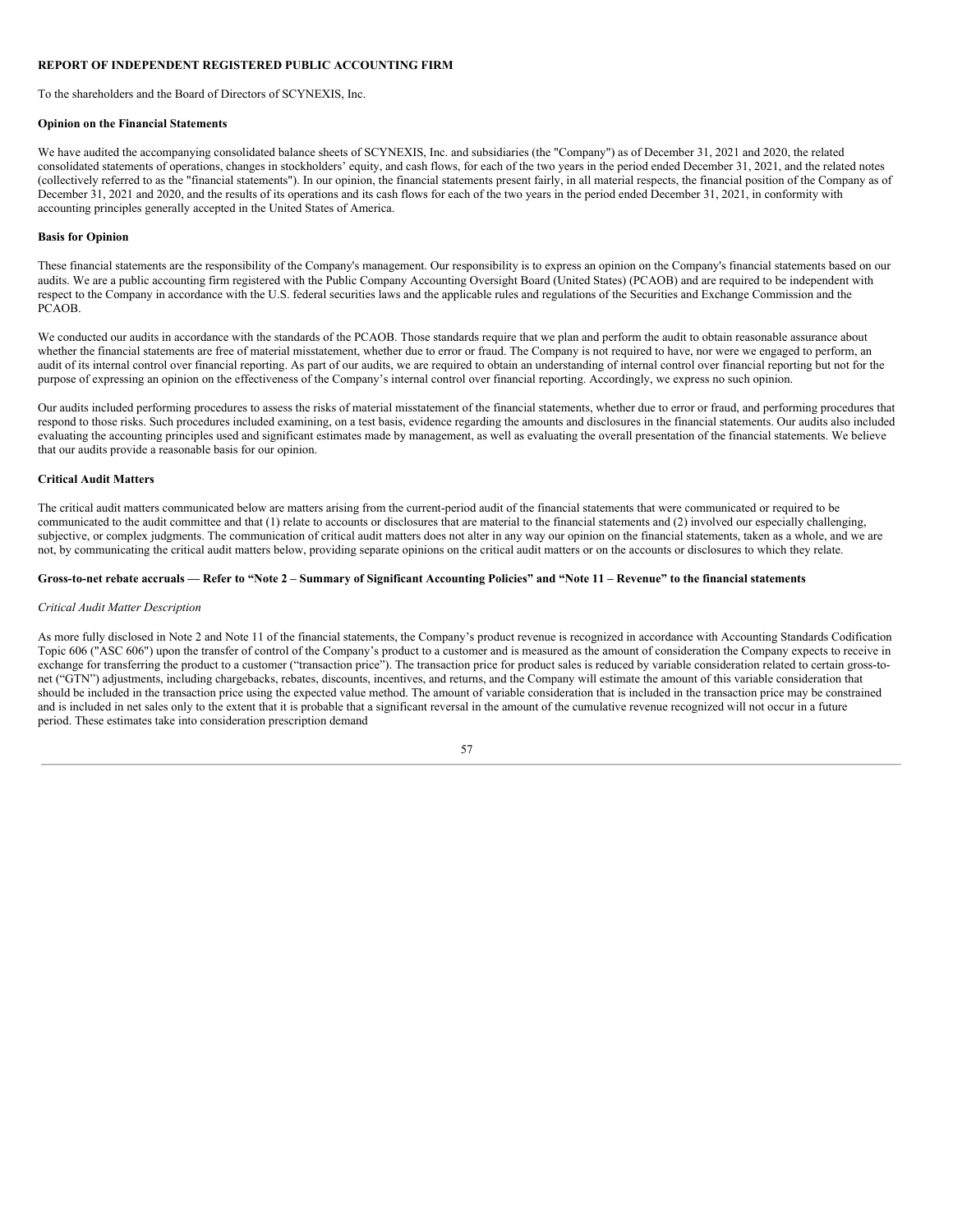**REPORT OF INDEPENDENT REGISTERED PUBLIC ACCOUNTING FIRM**

To the shareholders and the Board of Directors of SCYNEXIS, Inc.

**Opinion on the Financial Statements**

We have audited the accompanying consolidated balance sheets of SCYNEXIS, Inc. and subsidiaries (the "Company") as of December 31, 2021 and 2020, the related consolidated statements of operations, changes in stockholders' equity, and cash flows, for each of the two years in the period ended December 31, 2021, and the related notes (collectively referred to as the "financial statements"). In our opinion, the financial statements present fairly, in all material respects, the financial position of the Company as of December 31, 2021 and 2020, and the results of its operations and its cash flows for each of the two years in the period ended December 31, 2021, in conformity with accounting principles generally accepted in the United States of America.

**Basis for Opinion**

These financial statements are the responsibility of the Company's management. Our responsibility is to express an opinion on the Company's financial statements based on our audits. We are a public accounting firm registered with the Public Company Accounting Oversight Board (United States) (PCAOB) and are required to be independent with respect to the Company in accordance with the U.S. federal securities laws and the applicable rules and regulations of the Securities and Exchange Commission and the PCAOB.

We conducted our audits in accordance with the standards of the PCAOB. Those standards require that we plan and perform the audit to obtain reasonable assurance about whether the financial statements are free of material misstatement, whether due to error or fraud. The Company is not required to have, nor were we engaged to perform, an audit of its internal control over financial reporting. As part of our audits, we are required to obtain an understanding of internal control over financial reporting but not for the purpose of expressing an opinion on the effectiveness of the Company's internal control over financial reporting. Accordingly, we express no such opinion.

Our audits included performing procedures to assess the risks of material misstatement of the financial statements, whether due to error or fraud, and performing procedures that respond to those risks. Such procedures included examining, on a test basis, evidence regarding the amounts and disclosures in the financial statements. Our audits also included evaluating the accounting principles used and significant estimates made by management, as well as evaluating the overall presentation of the financial statements. We believe that our audits provide a reasonable basis for our opinion.

**Critical Audit Matters**

The critical audit matters communicated below are matters arising from the current-period audit of the financial statements that were communicated or required to be communicated to the audit committee and that (1) relate to accounts or disclosures that are material to the financial statements and (2) involved our especially challenging, subjective, or complex judgments. The communication of critical audit matters does not alter in any way our opinion on the financial statements, taken as a whole, and we are not, by communicating the critical audit matters below, providing separate opinions on the critical audit matters or on the accounts or disclosures to which they relate.

**Gross-to-net rebate accruals — Refer to "Note 2 – Summary of Significant Accounting Policies" and "Note 11 – Revenue" to the financial statements**

*Critical Audit Matter Description*

As more fully disclosed in Note 2 and Note 11 of the financial statements, the Company's product revenue is recognized in accordance with Accounting Standards Codification Topic 606 ("ASC 606") upon the transfer of control of the Company's product to a customer and is measured as the amount of consideration the Company expects to receive in exchange for transferring the product to a customer ("transaction price"). The transaction price for product sales is reduced by variable consideration related to certain gross-to-net ("GTN") adjustments, including chargebacks, rebates, discounts, incentives, and returns, and the Company will estimate the amount of this variable consideration that should be included in the transaction price using the expected value method. The amount of variable consideration that is included in the transaction price may be constrained and is included in net sales only to the extent that it is probable that a significant reversal in the amount of the cumulative revenue recognized will not occur in a future period. These estimates take into consideration prescription demand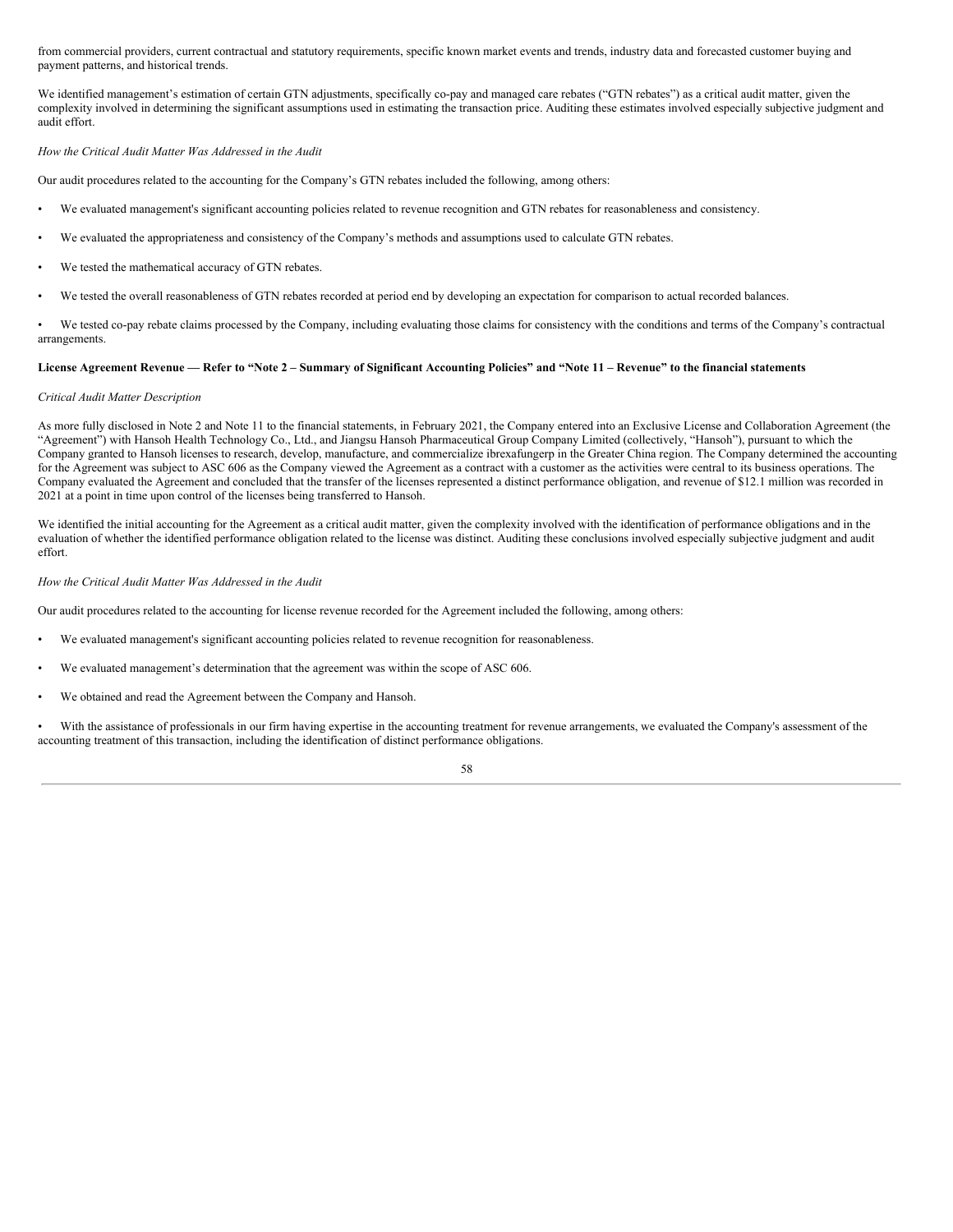from commercial providers, current contractual and statutory requirements, specific known market events and trends, industry data and forecasted customer buying and payment patterns, and historical trends.

We identified management's estimation of certain GTN adjustments, specifically co-pay and managed care rebates ("GTN rebates") as a critical audit matter, given the complexity involved in determining the significant assumptions used in estimating the transaction price. Auditing these estimates involved especially subjective judgment and audit effort.

*How the Critical Audit Matter Was Addressed in the Audit*

Our audit procedures related to the accounting for the Company's GTN rebates included the following, among others:

- We evaluated management's significant accounting policies related to revenue recognition and GTN rebates for reasonableness and consistency.
- We evaluated the appropriateness and consistency of the Company's methods and assumptions used to calculate GTN rebates.
- We tested the mathematical accuracy of GTN rebates.
- We tested the overall reasonableness of GTN rebates recorded at period end by developing an expectation for comparison to actual recorded balances.
- We tested co-pay rebate claims processed by the Company, including evaluating those claims for consistency with the conditions and terms of the Company's contractual arrangements.

**License Agreement Revenue — Refer to "Note 2 – Summary of Significant Accounting Policies" and "Note 11 – Revenue" to the financial statements**

*Critical Audit Matter Description*

As more fully disclosed in Note 2 and Note 11 to the financial statements, in February 2021, the Company entered into an Exclusive License and Collaboration Agreement (the "Agreement") with Hansoh Health Technology Co., Ltd., and Jiangsu Hansoh Pharmaceutical Group Company Limited (collectively, "Hansoh"), pursuant to which the Company granted to Hansoh licenses to research, develop, manufacture, and commercialize ibrexafungerp in the Greater China region. The Company determined the accounting for the Agreement was subject to ASC 606 as the Company viewed the Agreement as a contract with a customer as the activities were central to its business operations. The Company evaluated the Agreement and concluded that the transfer of the licenses represented a distinct performance obligation, and revenue of $12.1 million was recorded in 2021 at a point in time upon control of the licenses being transferred to Hansoh.

We identified the initial accounting for the Agreement as a critical audit matter, given the complexity involved with the identification of performance obligations and in the evaluation of whether the identified performance obligation related to the license was distinct. Auditing these conclusions involved especially subjective judgment and audit effort.

*How the Critical Audit Matter Was Addressed in the Audit*

Our audit procedures related to the accounting for license revenue recorded for the Agreement included the following, among others:

- We evaluated management's significant accounting policies related to revenue recognition for reasonableness.
- We evaluated management's determination that the agreement was within the scope of ASC 606.
- We obtained and read the Agreement between the Company and Hansoh.
- With the assistance of professionals in our firm having expertise in the accounting treatment for revenue arrangements, we evaluated the Company's assessment of the accounting treatment of this transaction, including the identification of distinct performance obligations.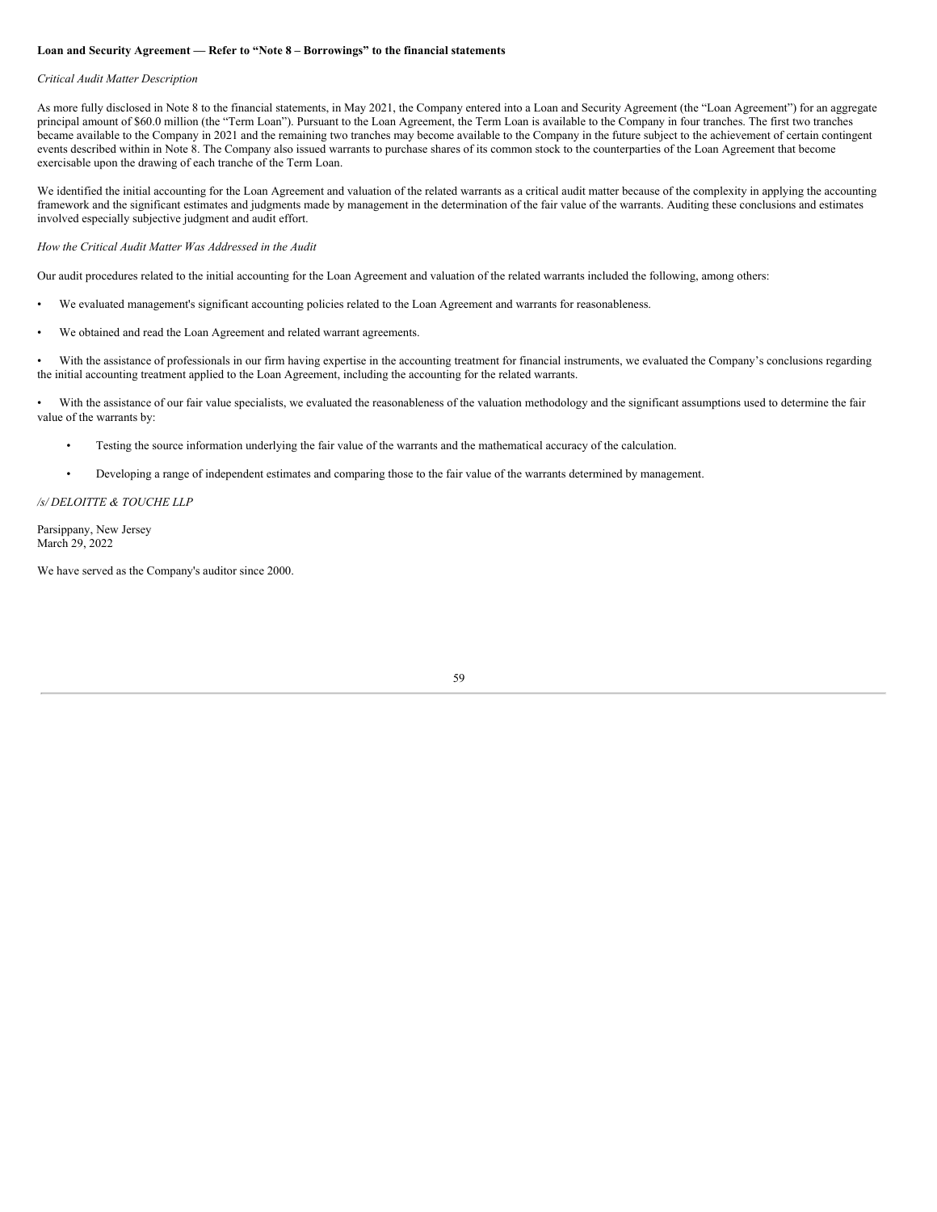**Loan and Security Agreement — Refer to "Note 8 – Borrowings" to the financial statements**

*Critical Audit Matter Description*

As more fully disclosed in Note 8 to the financial statements, in May 2021, the Company entered into a Loan and Security Agreement (the "Loan Agreement") for an aggregate principal amount of $60.0 million (the "Term Loan"). Pursuant to the Loan Agreement, the Term Loan is available to the Company in four tranches. The first two tranches became available to the Company in 2021 and the remaining two tranches may become available to the Company in the future subject to the achievement of certain contingent events described within in Note 8. The Company also issued warrants to purchase shares of its common stock to the counterparties of the Loan Agreement that become exercisable upon the drawing of each tranche of the Term Loan.

We identified the initial accounting for the Loan Agreement and valuation of the related warrants as a critical audit matter because of the complexity in applying the accounting framework and the significant estimates and judgments made by management in the determination of the fair value of the warrants. Auditing these conclusions and estimates involved especially subjective judgment and audit effort.

*How the Critical Audit Matter Was Addressed in the Audit*

Our audit procedures related to the initial accounting for the Loan Agreement and valuation of the related warrants included the following, among others:

- We evaluated management's significant accounting policies related to the Loan Agreement and warrants for reasonableness.
- We obtained and read the Loan Agreement and related warrant agreements.
- With the assistance of professionals in our firm having expertise in the accounting treatment for financial instruments, we evaluated the Company's conclusions regarding the initial accounting treatment applied to the Loan Agreement, including the accounting for the related warrants.
- With the assistance of our fair value specialists, we evaluated the reasonableness of the valuation methodology and the significant assumptions used to determine the fair value of the warrants by:
  - Testing the source information underlying the fair value of the warrants and the mathematical accuracy of the calculation.
  - Developing a range of independent estimates and comparing those to the fair value of the warrants determined by management.

*/s/ DELOITTE & TOUCHE LLP*

Parsippany, New Jersey
March 29, 2022

We have served as the Company's auditor since 2000.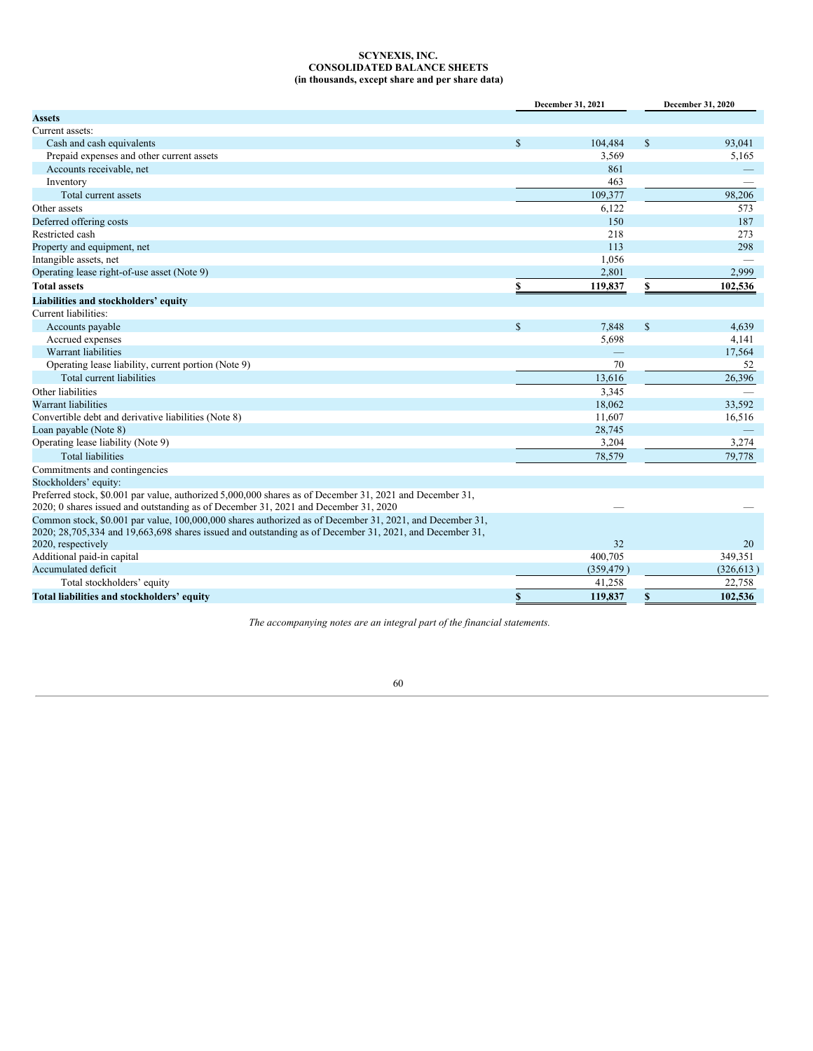# SCYNEXIS, INC.
## CONSOLIDATED BALANCE SHEETS
### (in thousands, except share and per share data)

| | December 31, 2021 | December 31, 2020 |
|---|---|---|
| **Assets** | | |
| Current assets: | | |
| Cash and cash equivalents | $ 104,484 | $ 93,041 |
| Prepaid expenses and other current assets | 3,569 | 5,165 |
| Accounts receivable, net | 861 | — |
| Inventory | 463 | — |
| Total current assets | 109,377 | 98,206 |
| Other assets | 6,122 | 573 |
| Deferred offering costs | 150 | 187 |
| Restricted cash | 218 | 273 |
| Property and equipment, net | 113 | 298 |
| Intangible assets, net | 1,056 | — |
| Operating lease right-of-use asset (Note 9) | 2,801 | 2,999 |
| **Total assets** | **$ 119,837** | **$ 102,536** |
| **Liabilities and stockholders' equity** | | |
| Current liabilities: | | |
| Accounts payable | $ 7,848 | $ 4,639 |
| Accrued expenses | 5,698 | 4,141 |
| Warrant liabilities | — | 17,564 |
| Operating lease liability, current portion (Note 9) | 70 | 52 |
| Total current liabilities | 13,616 | 26,396 |
| Other liabilities | 3,345 | — |
| Warrant liabilities | 18,062 | 33,592 |
| Convertible debt and derivative liabilities (Note 8) | 11,607 | 16,516 |
| Loan payable (Note 8) | 28,745 | — |
| Operating lease liability (Note 9) | 3,204 | 3,274 |
| Total liabilities | 78,579 | 79,778 |
| Commitments and contingencies | | |
| Stockholders' equity: | | |
| Preferred stock, $0.001 par value, authorized 5,000,000 shares as of December 31, 2021 and December 31, 2020; 0 shares issued and outstanding as of December 31, 2021 and December 31, 2020 | — | — |
| Common stock, $0.001 par value, 100,000,000 shares authorized as of December 31, 2021, and December 31, 2020; 28,705,334 and 19,663,698 shares issued and outstanding as of December 31, 2021, and December 31, 2020, respectively | 32 | 20 |
| Additional paid-in capital | 400,705 | 349,351 |
| Accumulated deficit | (359,479 ) | (326,613 ) |
| Total stockholders' equity | 41,258 | 22,758 |
| **Total liabilities and stockholders' equity** | **$ 119,837** | **$ 102,536** |

*The accompanying notes are an integral part of the financial statements.*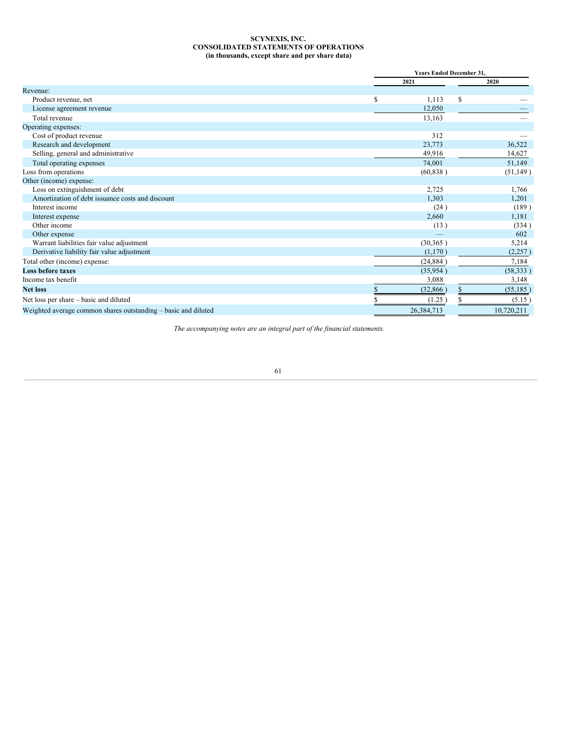# SCYNEXIS, INC.
## CONSOLIDATED STATEMENTS OF OPERATIONS
### (in thousands, except share and per share data)

| | Years Ended December 31, | |
|---|---|---|
| | 2021 | 2020 |
| Revenue: | | |
| Product revenue, net | $ 1,113 | $ — |
| License agreement revenue | 12,050 | — |
| Total revenue | 13,163 | — |
| Operating expenses: | | |
| Cost of product revenue | 312 | — |
| Research and development | 23,773 | 36,522 |
| Selling, general and administrative | 49,916 | 14,627 |
| Total operating expenses | 74,001 | 51,149 |
| Loss from operations | (60,838 ) | (51,149 ) |
| Other (income) expense: | | |
| Loss on extinguishment of debt | 2,725 | 1,766 |
| Amortization of debt issuance costs and discount | 1,303 | 1,201 |
| Interest income | (24 ) | (189 ) |
| Interest expense | 2,660 | 1,181 |
| Other income | (13 ) | (334 ) |
| Other expense | — | 602 |
| Warrant liabilities fair value adjustment | (30,365 ) | 5,214 |
| Derivative liability fair value adjustment | (1,170 ) | (2,257 ) |
| Total other (income) expense: | (24,884 ) | 7,184 |
| **Loss before taxes** | (35,954 ) | (58,333 ) |
| Income tax benefit | 3,088 | 3,148 |
| **Net loss** | $ (32,866 ) | $ (55,185 ) |
| Net loss per share – basic and diluted | $ (1.25 ) | $ (5.15 ) |
| Weighted average common shares outstanding – basic and diluted | 26,384,713 | 10,720,211 |

*The accompanying notes are an integral part of the financial statements.*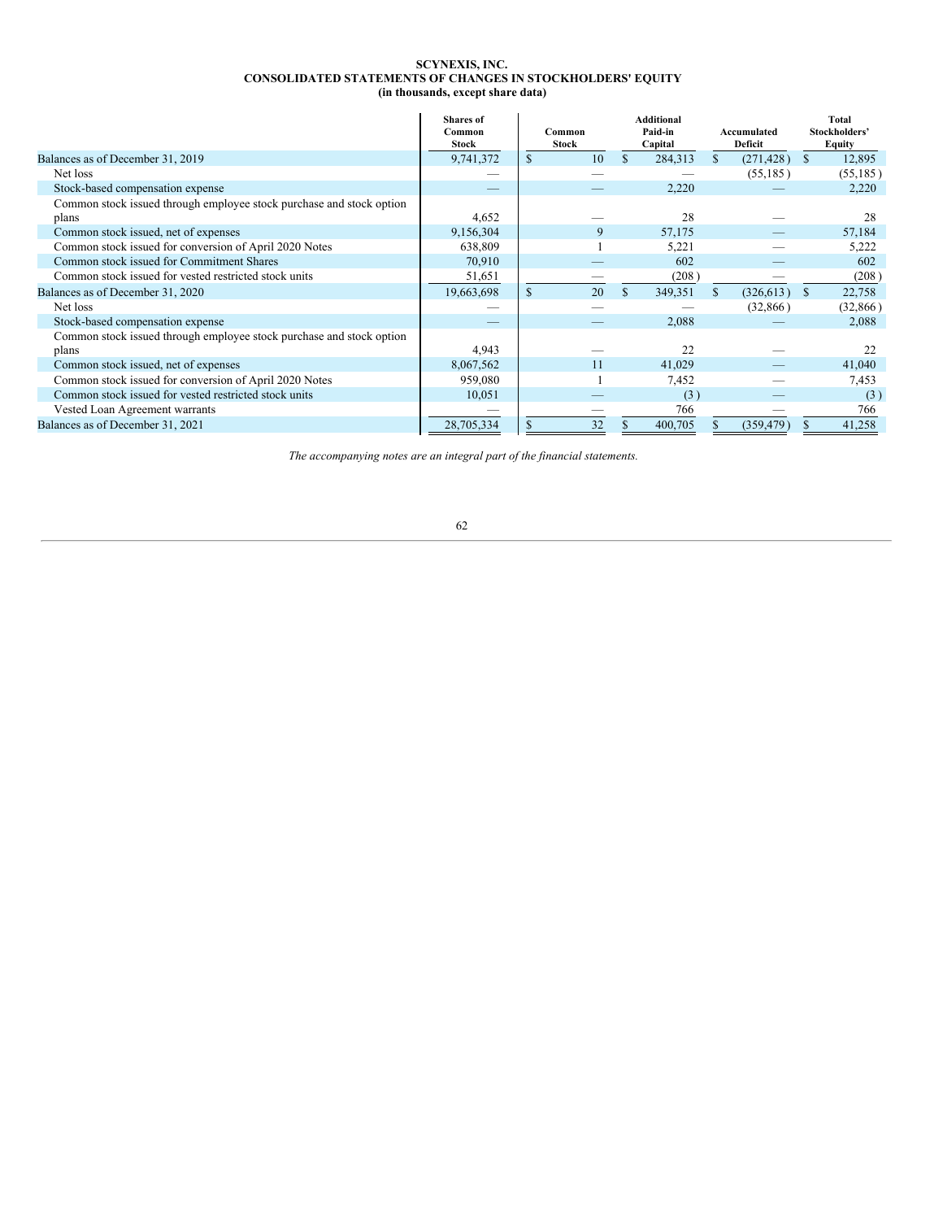**SCYNEXIS, INC.**
**CONSOLIDATED STATEMENTS OF CHANGES IN STOCKHOLDERS' EQUITY**
**(in thousands, except share data)**

| | Shares of Common Stock | Common Stock | Additional Paid-in Capital | Accumulated Deficit | Total Stockholders' Equity |
|---|---|---|---|---|---|
| Balances as of December 31, 2019 | 9,741,372 | $ 10 | $ 284,313 | $ (271,428) | $ 12,895 |
| Net loss | — | — | — | (55,185) | (55,185) |
| Stock-based compensation expense | — | — | 2,220 | — | 2,220 |
| Common stock issued through employee stock purchase and stock option plans | 4,652 | — | 28 | — | 28 |
| Common stock issued, net of expenses | 9,156,304 | 9 | 57,175 | — | 57,184 |
| Common stock issued for conversion of April 2020 Notes | 638,809 | 1 | 5,221 | — | 5,222 |
| Common stock issued for Commitment Shares | 70,910 | — | 602 | — | 602 |
| Common stock issued for vested restricted stock units | 51,651 | — | (208) | — | (208) |
| Balances as of December 31, 2020 | 19,663,698 | $ 20 | $ 349,351 | $ (326,613) | $ 22,758 |
| Net loss | — | — | — | (32,866) | (32,866) |
| Stock-based compensation expense | — | — | 2,088 | — | 2,088 |
| Common stock issued through employee stock purchase and stock option plans | 4,943 | — | 22 | — | 22 |
| Common stock issued, net of expenses | 8,067,562 | 11 | 41,029 | — | 41,040 |
| Common stock issued for conversion of April 2020 Notes | 959,080 | 1 | 7,452 | — | 7,453 |
| Common stock issued for vested restricted stock units | 10,051 | — | (3) | — | (3) |
| Vested Loan Agreement warrants | — | — | 766 | — | 766 |
| Balances as of December 31, 2021 | 28,705,334 | $ 32 | $ 400,705 | $ (359,479) | $ 41,258 |

*The accompanying notes are an integral part of the financial statements.*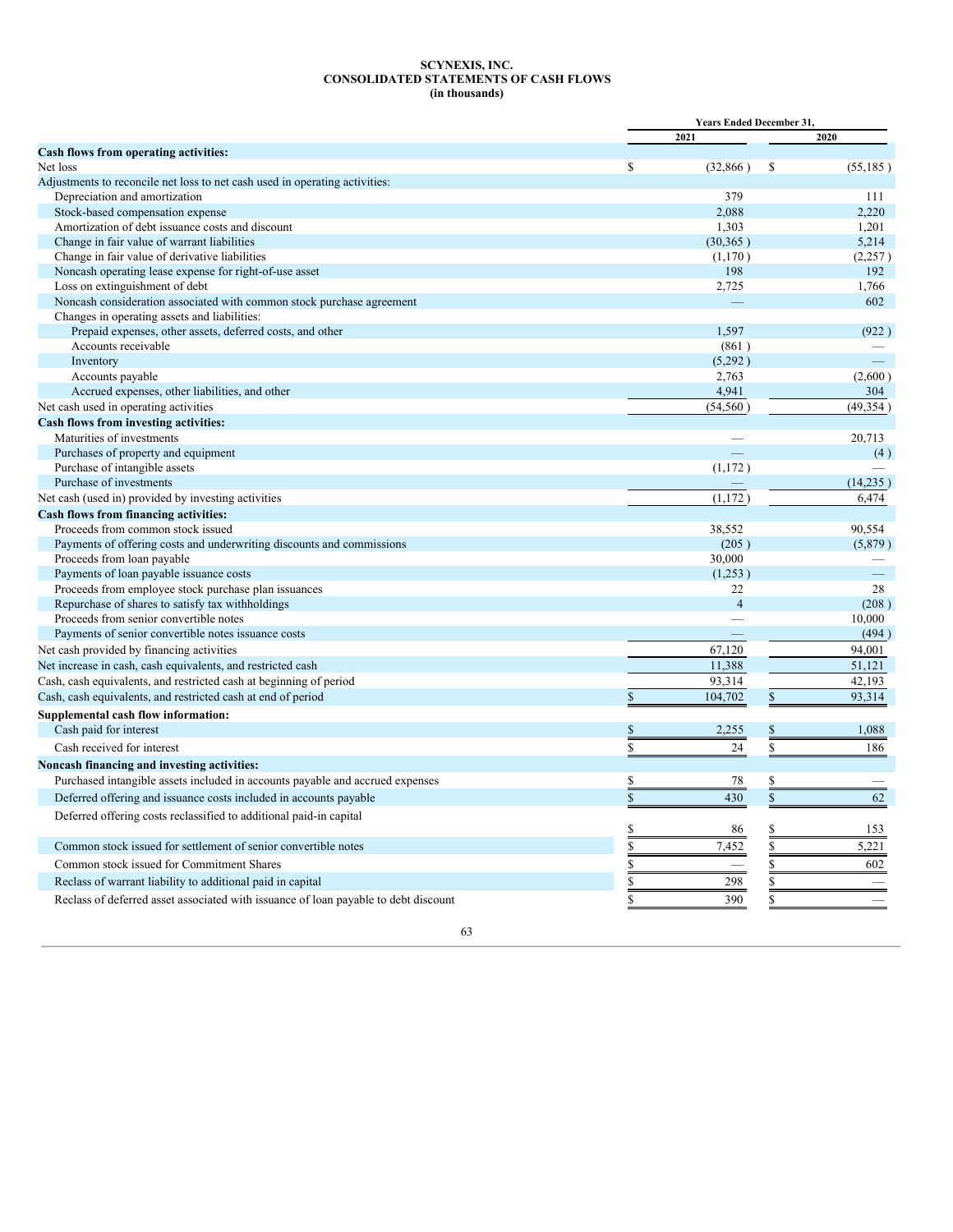**SCYNEXIS, INC.**
**CONSOLIDATED STATEMENTS OF CASH FLOWS**
**(in thousands)**

| | Years Ended December 31, | |
|---|---|---|
| | 2021 | 2020 |
| **Cash flows from operating activities:** | | |
| Net loss | $ (32,866 ) | $ (55,185 ) |
| Adjustments to reconcile net loss to net cash used in operating activities: | | |
| Depreciation and amortization | 379 | 111 |
| Stock-based compensation expense | 2,088 | 2,220 |
| Amortization of debt issuance costs and discount | 1,303 | 1,201 |
| Change in fair value of warrant liabilities | (30,365 ) | 5,214 |
| Change in fair value of derivative liabilities | (1,170 ) | (2,257 ) |
| Noncash operating lease expense for right-of-use asset | 198 | 192 |
| Loss on extinguishment of debt | 2,725 | 1,766 |
| Noncash consideration associated with common stock purchase agreement | — | 602 |
| Changes in operating assets and liabilities: | | |
| Prepaid expenses, other assets, deferred costs, and other | 1,597 | (922 ) |
| Accounts receivable | (861 ) | — |
| Inventory | (5,292 ) | — |
| Accounts payable | 2,763 | (2,600 ) |
| Accrued expenses, other liabilities, and other | 4,941 | 304 |
| Net cash used in operating activities | (54,560 ) | (49,354 ) |
| **Cash flows from investing activities:** | | |
| Maturities of investments | — | 20,713 |
| Purchases of property and equipment | — | (4 ) |
| Purchase of intangible assets | (1,172 ) | — |
| Purchase of investments | — | (14,235 ) |
| Net cash (used in) provided by investing activities | (1,172 ) | 6,474 |
| **Cash flows from financing activities:** | | |
| Proceeds from common stock issued | 38,552 | 90,554 |
| Payments of offering costs and underwriting discounts and commissions | (205 ) | (5,879 ) |
| Proceeds from loan payable | 30,000 | — |
| Payments of loan payable issuance costs | (1,253 ) | — |
| Proceeds from employee stock purchase plan issuances | 22 | 28 |
| Repurchase of shares to satisfy tax withholdings | 4 | (208 ) |
| Proceeds from senior convertible notes | — | 10,000 |
| Payments of senior convertible notes issuance costs | — | (494 ) |
| Net cash provided by financing activities | 67,120 | 94,001 |
| Net increase in cash, cash equivalents, and restricted cash | 11,388 | 51,121 |
| Cash, cash equivalents, and restricted cash at beginning of period | 93,314 | 42,193 |
| Cash, cash equivalents, and restricted cash at end of period | $ 104,702 | $ 93,314 |
| **Supplemental cash flow information:** | | |
| Cash paid for interest | $ 2,255 | $ 1,088 |
| Cash received for interest | $ 24 | $ 186 |
| **Noncash financing and investing activities:** | | |
| Purchased intangible assets included in accounts payable and accrued expenses | $ 78 | $ — |
| Deferred offering and issuance costs included in accounts payable | $ 430 | $ 62 |
| Deferred offering costs reclassified to additional paid-in capital | $ 86 | $ 153 |
| Common stock issued for settlement of senior convertible notes | $ 7,452 | $ 5,221 |
| Common stock issued for Commitment Shares | $ — | $ 602 |
| Reclass of warrant liability to additional paid in capital | $ 298 | $ — |
| Reclass of deferred asset associated with issuance of loan payable to debt discount | $ 390 | $ — |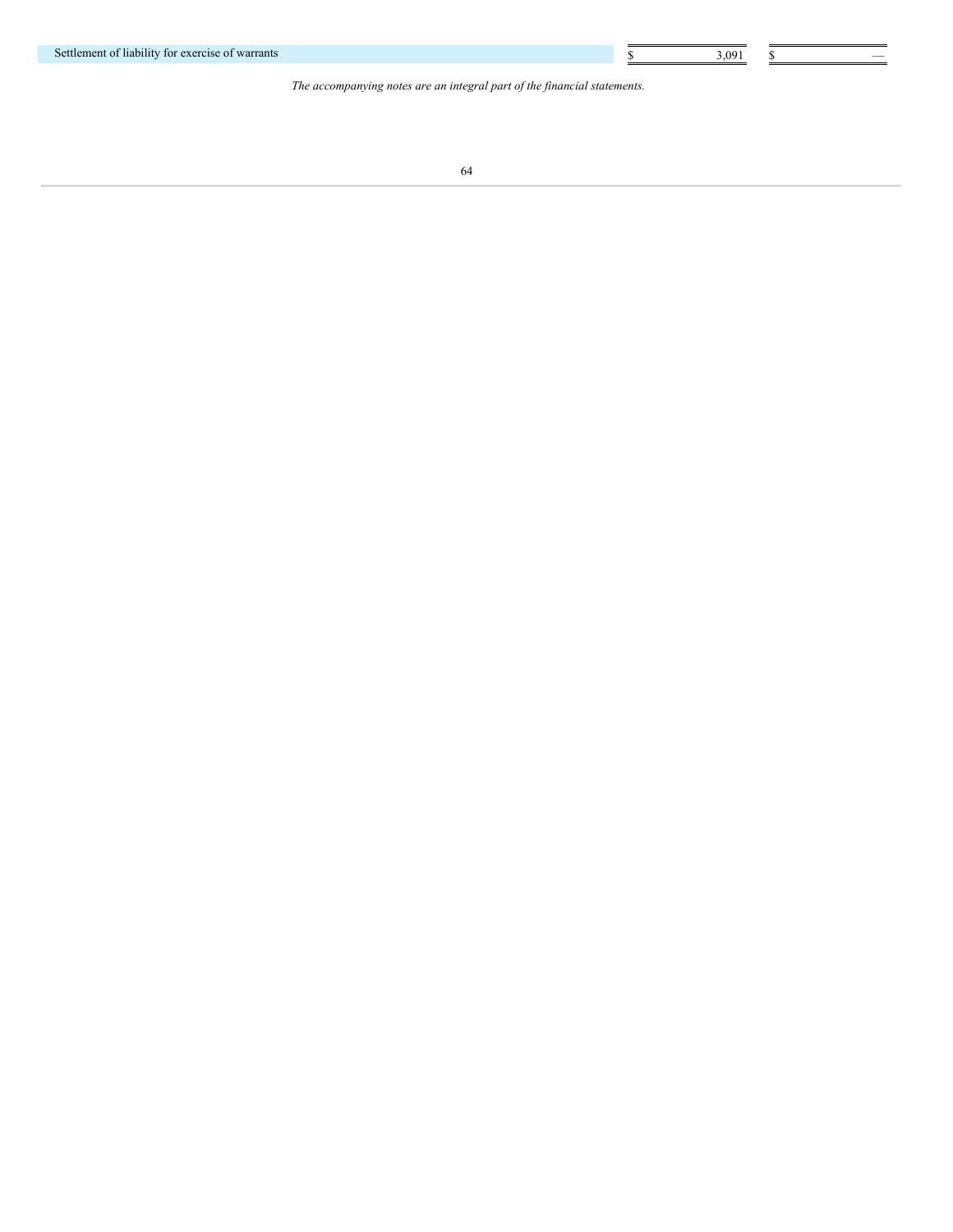| | | |
|---|---|---|
| Settlement of liability for exercise of warrants | $ 3,091 | $ — |

*The accompanying notes are an integral part of the financial statements.*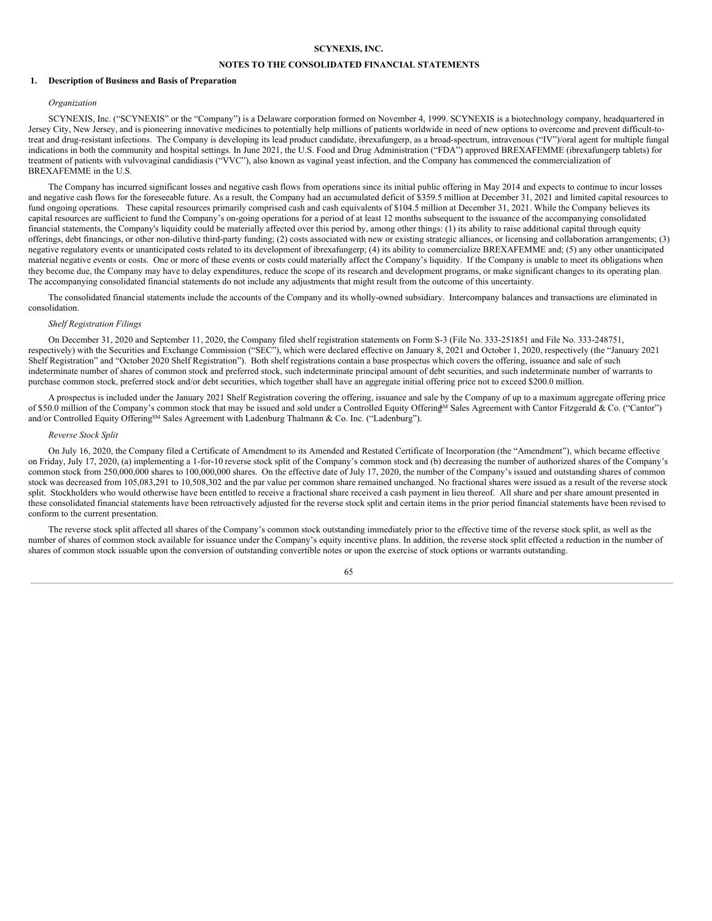**SCYNEXIS, INC.**

**NOTES TO THE CONSOLIDATED FINANCIAL STATEMENTS**

## 1. Description of Business and Basis of Preparation

*Organization*

SCYNEXIS, Inc. ("SCYNEXIS" or the "Company") is a Delaware corporation formed on November 4, 1999. SCYNEXIS is a biotechnology company, headquartered in Jersey City, New Jersey, and is pioneering innovative medicines to potentially help millions of patients worldwide in need of new options to overcome and prevent difficult-to-treat and drug-resistant infections. The Company is developing its lead product candidate, ibrexafungerp, as a broad-spectrum, intravenous ("IV")/oral agent for multiple fungal indications in both the community and hospital settings. In June 2021, the U.S. Food and Drug Administration ("FDA") approved BREXAFEMME (ibrexafungerp tablets) for treatment of patients with vulvovaginal candidiasis ("VVC"), also known as vaginal yeast infection, and the Company has commenced the commercialization of BREXAFEMME in the U.S.

The Company has incurred significant losses and negative cash flows from operations since its initial public offering in May 2014 and expects to continue to incur losses and negative cash flows for the foreseeable future. As a result, the Company had an accumulated deficit of $359.5 million at December 31, 2021 and limited capital resources to fund ongoing operations. These capital resources primarily comprised cash and cash equivalents of $104.5 million at December 31, 2021. While the Company believes its capital resources are sufficient to fund the Company's on-going operations for a period of at least 12 months subsequent to the issuance of the accompanying consolidated financial statements, the Company's liquidity could be materially affected over this period by, among other things: (1) its ability to raise additional capital through equity offerings, debt financings, or other non-dilutive third-party funding; (2) costs associated with new or existing strategic alliances, or licensing and collaboration arrangements; (3) negative regulatory events or unanticipated costs related to its development of ibrexafungerp; (4) its ability to commercialize BREXAFEMME and; (5) any other unanticipated material negative events or costs. One or more of these events or costs could materially affect the Company's liquidity. If the Company is unable to meet its obligations when they become due, the Company may have to delay expenditures, reduce the scope of its research and development programs, or make significant changes to its operating plan. The accompanying consolidated financial statements do not include any adjustments that might result from the outcome of this uncertainty.

The consolidated financial statements include the accounts of the Company and its wholly-owned subsidiary. Intercompany balances and transactions are eliminated in consolidation.

*Shelf Registration Filings*

On December 31, 2020 and September 11, 2020, the Company filed shelf registration statements on Form S-3 (File No. 333-251851 and File No. 333-248751, respectively) with the Securities and Exchange Commission ("SEC"), which were declared effective on January 8, 2021 and October 1, 2020, respectively (the "January 2021 Shelf Registration" and "October 2020 Shelf Registration"). Both shelf registrations contain a base prospectus which covers the offering, issuance and sale of such indeterminate number of shares of common stock and preferred stock, such indeterminate principal amount of debt securities, and such indeterminate number of warrants to purchase common stock, preferred stock and/or debt securities, which together shall have an aggregate initial offering price not to exceed $200.0 million.

A prospectus is included under the January 2021 Shelf Registration covering the offering, issuance and sale by the Company of up to a maximum aggregate offering price of $50.0 million of the Company's common stock that may be issued and sold under a Controlled Equity Offering℠ Sales Agreement with Cantor Fitzgerald & Co. ("Cantor") and/or Controlled Equity Offering℠ Sales Agreement with Ladenburg Thalmann & Co. Inc. ("Ladenburg").

*Reverse Stock Split*

On July 16, 2020, the Company filed a Certificate of Amendment to its Amended and Restated Certificate of Incorporation (the "Amendment"), which became effective on Friday, July 17, 2020, (a) implementing a 1-for-10 reverse stock split of the Company's common stock and (b) decreasing the number of authorized shares of the Company's common stock from 250,000,000 shares to 100,000,000 shares. On the effective date of July 17, 2020, the number of the Company's issued and outstanding shares of common stock was decreased from 105,083,291 to 10,508,302 and the par value per common share remained unchanged. No fractional shares were issued as a result of the reverse stock split. Stockholders who would otherwise have been entitled to receive a fractional share received a cash payment in lieu thereof. All share and per share amount presented in these consolidated financial statements have been retroactively adjusted for the reverse stock split and certain items in the prior period financial statements have been revised to conform to the current presentation.

The reverse stock split affected all shares of the Company's common stock outstanding immediately prior to the effective time of the reverse stock split, as well as the number of shares of common stock available for issuance under the Company's equity incentive plans. In addition, the reverse stock split effected a reduction in the number of shares of common stock issuable upon the conversion of outstanding convertible notes or upon the exercise of stock options or warrants outstanding.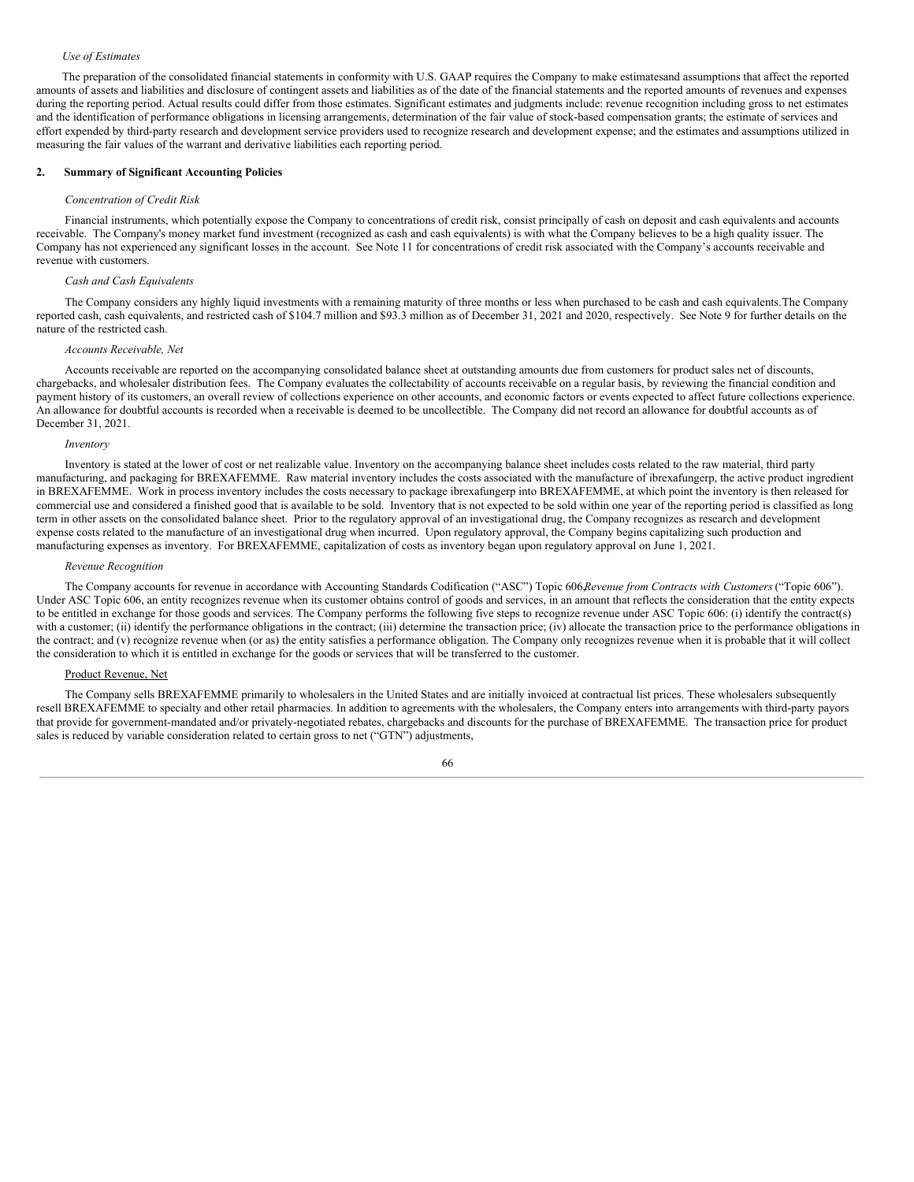*Use of Estimates*

The preparation of the consolidated financial statements in conformity with U.S. GAAP requires the Company to make estimatesand assumptions that affect the reported amounts of assets and liabilities and disclosure of contingent assets and liabilities as of the date of the financial statements and the reported amounts of revenues and expenses during the reporting period. Actual results could differ from those estimates. Significant estimates and judgments include: revenue recognition including gross to net estimates and the identification of performance obligations in licensing arrangements, determination of the fair value of stock-based compensation grants; the estimate of services and effort expended by third-party research and development service providers used to recognize research and development expense; and the estimates and assumptions utilized in measuring the fair values of the warrant and derivative liabilities each reporting period.

## 2. Summary of Significant Accounting Policies

*Concentration of Credit Risk*

Financial instruments, which potentially expose the Company to concentrations of credit risk, consist principally of cash on deposit and cash equivalents and accounts receivable. The Company's money market fund investment (recognized as cash and cash equivalents) is with what the Company believes to be a high quality issuer. The Company has not experienced any significant losses in the account. See Note 11 for concentrations of credit risk associated with the Company's accounts receivable and revenue with customers.

*Cash and Cash Equivalents*

The Company considers any highly liquid investments with a remaining maturity of three months or less when purchased to be cash and cash equivalents.The Company reported cash, cash equivalents, and restricted cash of $104.7 million and $93.3 million as of December 31, 2021 and 2020, respectively. See Note 9 for further details on the nature of the restricted cash.

*Accounts Receivable, Net*

Accounts receivable are reported on the accompanying consolidated balance sheet at outstanding amounts due from customers for product sales net of discounts, chargebacks, and wholesaler distribution fees. The Company evaluates the collectability of accounts receivable on a regular basis, by reviewing the financial condition and payment history of its customers, an overall review of collections experience on other accounts, and economic factors or events expected to affect future collections experience. An allowance for doubtful accounts is recorded when a receivable is deemed to be uncollectible. The Company did not record an allowance for doubtful accounts as of December 31, 2021.

*Inventory*

Inventory is stated at the lower of cost or net realizable value. Inventory on the accompanying balance sheet includes costs related to the raw material, third party manufacturing, and packaging for BREXAFEMME. Raw material inventory includes the costs associated with the manufacture of ibrexafungerp, the active product ingredient in BREXAFEMME. Work in process inventory includes the costs necessary to package ibrexafungerp into BREXAFEMME, at which point the inventory is then released for commercial use and considered a finished good that is available to be sold. Inventory that is not expected to be sold within one year of the reporting period is classified as long term in other assets on the consolidated balance sheet. Prior to the regulatory approval of an investigational drug, the Company recognizes as research and development expense costs related to the manufacture of an investigational drug when incurred. Upon regulatory approval, the Company begins capitalizing such production and manufacturing expenses as inventory. For BREXAFEMME, capitalization of costs as inventory began upon regulatory approval on June 1, 2021.

*Revenue Recognition*

The Company accounts for revenue in accordance with Accounting Standards Codification ("ASC") Topic 606,*Revenue from Contracts with Customers* ("Topic 606"). Under ASC Topic 606, an entity recognizes revenue when its customer obtains control of goods and services, in an amount that reflects the consideration that the entity expects to be entitled in exchange for those goods and services. The Company performs the following five steps to recognize revenue under ASC Topic 606: (i) identify the contract(s) with a customer; (ii) identify the performance obligations in the contract; (iii) determine the transaction price; (iv) allocate the transaction price to the performance obligations in the contract; and (v) recognize revenue when (or as) the entity satisfies a performance obligation. The Company only recognizes revenue when it is probable that it will collect the consideration to which it is entitled in exchange for the goods or services that will be transferred to the customer.

<u>Product Revenue, Net</u>

The Company sells BREXAFEMME primarily to wholesalers in the United States and are initially invoiced at contractual list prices. These wholesalers subsequently resell BREXAFEMME to specialty and other retail pharmacies. In addition to agreements with the wholesalers, the Company enters into arrangements with third-party payors that provide for government-mandated and/or privately-negotiated rebates, chargebacks and discounts for the purchase of BREXAFEMME. The transaction price for product sales is reduced by variable consideration related to certain gross to net ("GTN") adjustments,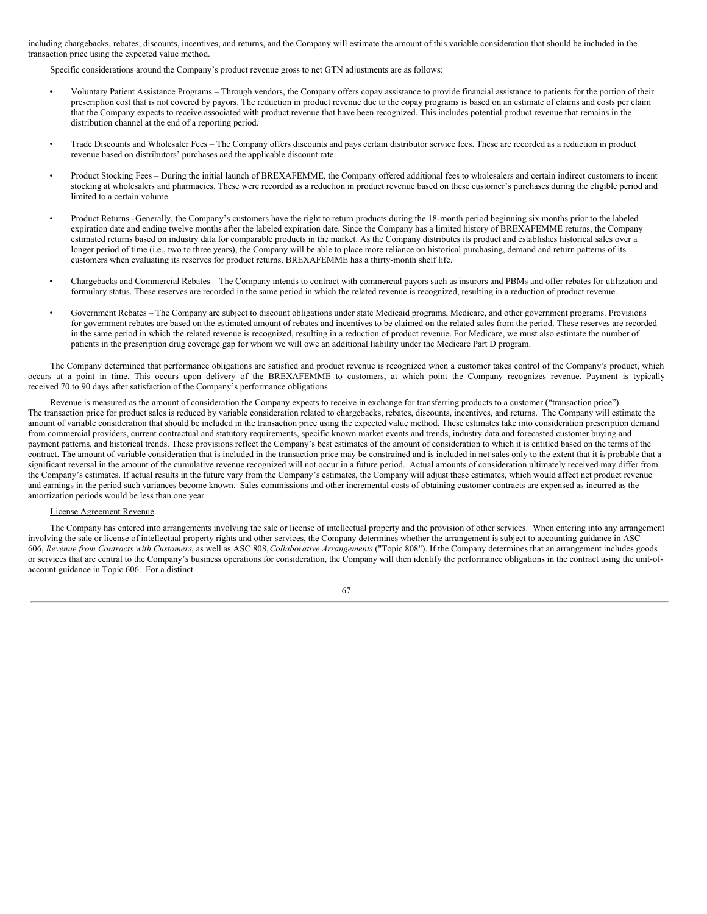including chargebacks, rebates, discounts, incentives, and returns, and the Company will estimate the amount of this variable consideration that should be included in the transaction price using the expected value method.

Specific considerations around the Company's product revenue gross to net GTN adjustments are as follows:

- Voluntary Patient Assistance Programs – Through vendors, the Company offers copay assistance to provide financial assistance to patients for the portion of their prescription cost that is not covered by payors. The reduction in product revenue due to the copay programs is based on an estimate of claims and costs per claim that the Company expects to receive associated with product revenue that have been recognized. This includes potential product revenue that remains in the distribution channel at the end of a reporting period.

- Trade Discounts and Wholesaler Fees – The Company offers discounts and pays certain distributor service fees. These are recorded as a reduction in product revenue based on distributors' purchases and the applicable discount rate.

- Product Stocking Fees – During the initial launch of BREXAFEMME, the Company offered additional fees to wholesalers and certain indirect customers to incent stocking at wholesalers and pharmacies. These were recorded as a reduction in product revenue based on these customer's purchases during the eligible period and limited to a certain volume.

- Product Returns - Generally, the Company's customers have the right to return products during the 18-month period beginning six months prior to the labeled expiration date and ending twelve months after the labeled expiration date. Since the Company has a limited history of BREXAFEMME returns, the Company estimated returns based on industry data for comparable products in the market. As the Company distributes its product and establishes historical sales over a longer period of time (i.e., two to three years), the Company will be able to place more reliance on historical purchasing, demand and return patterns of its customers when evaluating its reserves for product returns. BREXAFEMME has a thirty-month shelf life.

- Chargebacks and Commercial Rebates – The Company intends to contract with commercial payors such as insurors and PBMs and offer rebates for utilization and formulary status. These reserves are recorded in the same period in which the related revenue is recognized, resulting in a reduction of product revenue.

- Government Rebates – The Company are subject to discount obligations under state Medicaid programs, Medicare, and other government programs. Provisions for government rebates are based on the estimated amount of rebates and incentives to be claimed on the related sales from the period. These reserves are recorded in the same period in which the related revenue is recognized, resulting in a reduction of product revenue. For Medicare, we must also estimate the number of patients in the prescription drug coverage gap for whom we will owe an additional liability under the Medicare Part D program.

The Company determined that performance obligations are satisfied and product revenue is recognized when a customer takes control of the Company's product, which occurs at a point in time. This occurs upon delivery of the BREXAFEMME to customers, at which point the Company recognizes revenue. Payment is typically received 70 to 90 days after satisfaction of the Company's performance obligations.

Revenue is measured as the amount of consideration the Company expects to receive in exchange for transferring products to a customer ("transaction price"). The transaction price for product sales is reduced by variable consideration related to chargebacks, rebates, discounts, incentives, and returns. The Company will estimate the amount of variable consideration that should be included in the transaction price using the expected value method. These estimates take into consideration prescription demand from commercial providers, current contractual and statutory requirements, specific known market events and trends, industry data and forecasted customer buying and payment patterns, and historical trends. These provisions reflect the Company's best estimates of the amount of consideration to which it is entitled based on the terms of the contract. The amount of variable consideration that is included in the transaction price may be constrained and is included in net sales only to the extent that it is probable that a significant reversal in the amount of the cumulative revenue recognized will not occur in a future period. Actual amounts of consideration ultimately received may differ from the Company's estimates. If actual results in the future vary from the Company's estimates, the Company will adjust these estimates, which would affect net product revenue and earnings in the period such variances become known. Sales commissions and other incremental costs of obtaining customer contracts are expensed as incurred as the amortization periods would be less than one year.

License Agreement Revenue

The Company has entered into arrangements involving the sale or license of intellectual property and the provision of other services. When entering into any arrangement involving the sale or license of intellectual property rights and other services, the Company determines whether the arrangement is subject to accounting guidance in ASC 606, *Revenue from Contracts with Customers*, as well as ASC 808, *Collaborative Arrangements* ("Topic 808"). If the Company determines that an arrangement includes goods or services that are central to the Company's business operations for consideration, the Company will then identify the performance obligations in the contract using the unit-of-account guidance in Topic 606. For a distinct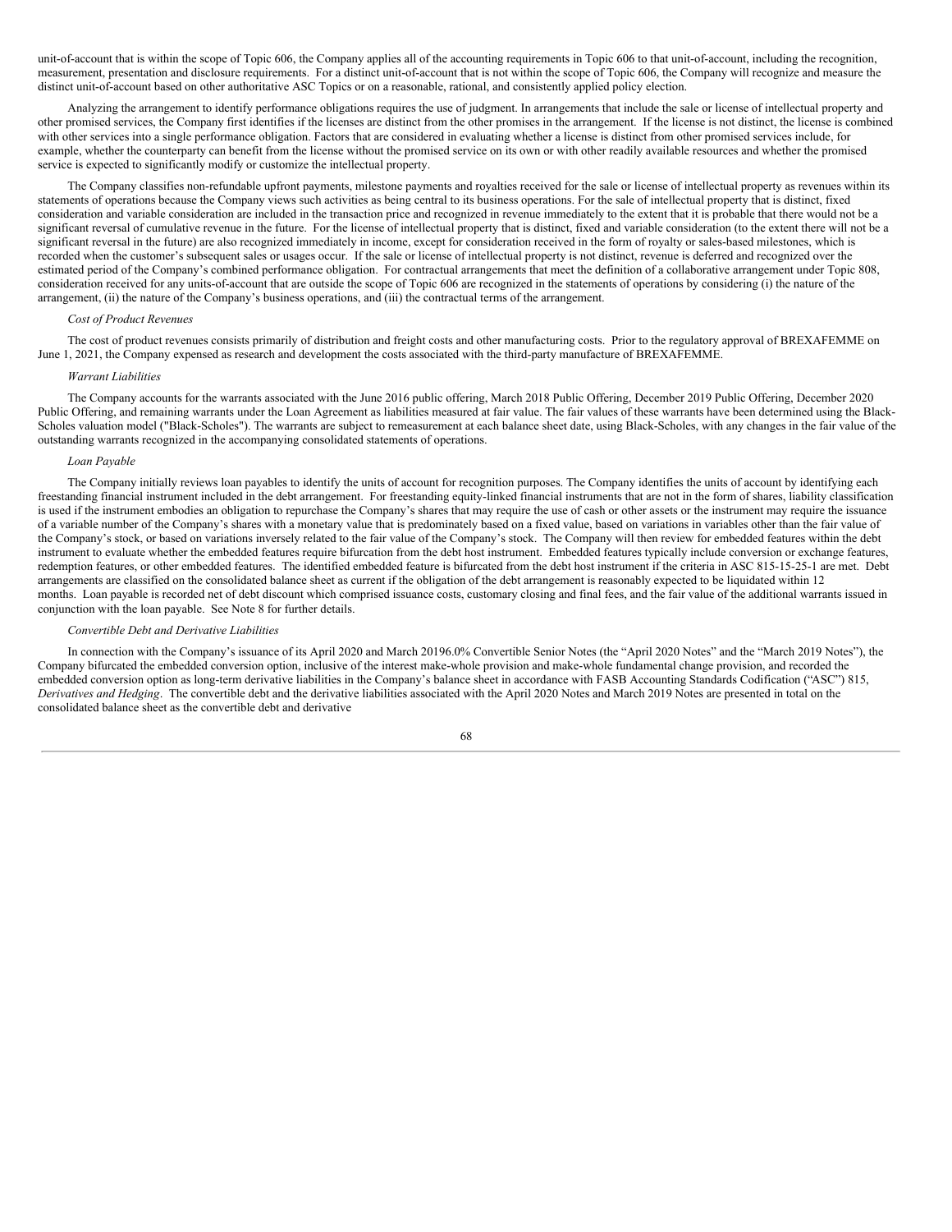unit-of-account that is within the scope of Topic 606, the Company applies all of the accounting requirements in Topic 606 to that unit-of-account, including the recognition, measurement, presentation and disclosure requirements. For a distinct unit-of-account that is not within the scope of Topic 606, the Company will recognize and measure the distinct unit-of-account based on other authoritative ASC Topics or on a reasonable, rational, and consistently applied policy election.

Analyzing the arrangement to identify performance obligations requires the use of judgment. In arrangements that include the sale or license of intellectual property and other promised services, the Company first identifies if the licenses are distinct from the other promises in the arrangement. If the license is not distinct, the license is combined with other services into a single performance obligation. Factors that are considered in evaluating whether a license is distinct from other promised services include, for example, whether the counterparty can benefit from the license without the promised service on its own or with other readily available resources and whether the promised service is expected to significantly modify or customize the intellectual property.

The Company classifies non-refundable upfront payments, milestone payments and royalties received for the sale or license of intellectual property as revenues within its statements of operations because the Company views such activities as being central to its business operations. For the sale of intellectual property that is distinct, fixed consideration and variable consideration are included in the transaction price and recognized in revenue immediately to the extent that it is probable that there would not be a significant reversal of cumulative revenue in the future. For the license of intellectual property that is distinct, fixed and variable consideration (to the extent there will not be a significant reversal in the future) are also recognized immediately in income, except for consideration received in the form of royalty or sales-based milestones, which is recorded when the customer's subsequent sales or usages occur. If the sale or license of intellectual property is not distinct, revenue is deferred and recognized over the estimated period of the Company's combined performance obligation. For contractual arrangements that meet the definition of a collaborative arrangement under Topic 808, consideration received for any units-of-account that are outside the scope of Topic 606 are recognized in the statements of operations by considering (i) the nature of the arrangement, (ii) the nature of the Company's business operations, and (iii) the contractual terms of the arrangement.

*Cost of Product Revenues*

The cost of product revenues consists primarily of distribution and freight costs and other manufacturing costs. Prior to the regulatory approval of BREXAFEMME on June 1, 2021, the Company expensed as research and development the costs associated with the third-party manufacture of BREXAFEMME.

*Warrant Liabilities*

The Company accounts for the warrants associated with the June 2016 public offering, March 2018 Public Offering, December 2019 Public Offering, December 2020 Public Offering, and remaining warrants under the Loan Agreement as liabilities measured at fair value. The fair values of these warrants have been determined using the Black-Scholes valuation model ("Black-Scholes"). The warrants are subject to remeasurement at each balance sheet date, using Black-Scholes, with any changes in the fair value of the outstanding warrants recognized in the accompanying consolidated statements of operations.

*Loan Payable*

The Company initially reviews loan payables to identify the units of account for recognition purposes. The Company identifies the units of account by identifying each freestanding financial instrument included in the debt arrangement. For freestanding equity-linked financial instruments that are not in the form of shares, liability classification is used if the instrument embodies an obligation to repurchase the Company's shares that may require the use of cash or other assets or the instrument may require the issuance of a variable number of the Company's shares with a monetary value that is predominately based on a fixed value, based on variations in variables other than the fair value of the Company's stock, or based on variations inversely related to the fair value of the Company's stock. The Company will then review for embedded features within the debt instrument to evaluate whether the embedded features require bifurcation from the debt host instrument. Embedded features typically include conversion or exchange features, redemption features, or other embedded features. The identified embedded feature is bifurcated from the debt host instrument if the criteria in ASC 815-15-25-1 are met. Debt arrangements are classified on the consolidated balance sheet as current if the obligation of the debt arrangement is reasonably expected to be liquidated within 12 months. Loan payable is recorded net of debt discount which comprised issuance costs, customary closing and final fees, and the fair value of the additional warrants issued in conjunction with the loan payable. See Note 8 for further details.

*Convertible Debt and Derivative Liabilities*

In connection with the Company's issuance of its April 2020 and March 20196.0% Convertible Senior Notes (the "April 2020 Notes" and the "March 2019 Notes"), the Company bifurcated the embedded conversion option, inclusive of the interest make-whole provision and make-whole fundamental change provision, and recorded the embedded conversion option as long-term derivative liabilities in the Company's balance sheet in accordance with FASB Accounting Standards Codification ("ASC") 815, *Derivatives and Hedging*. The convertible debt and the derivative liabilities associated with the April 2020 Notes and March 2019 Notes are presented in total on the consolidated balance sheet as the convertible debt and derivative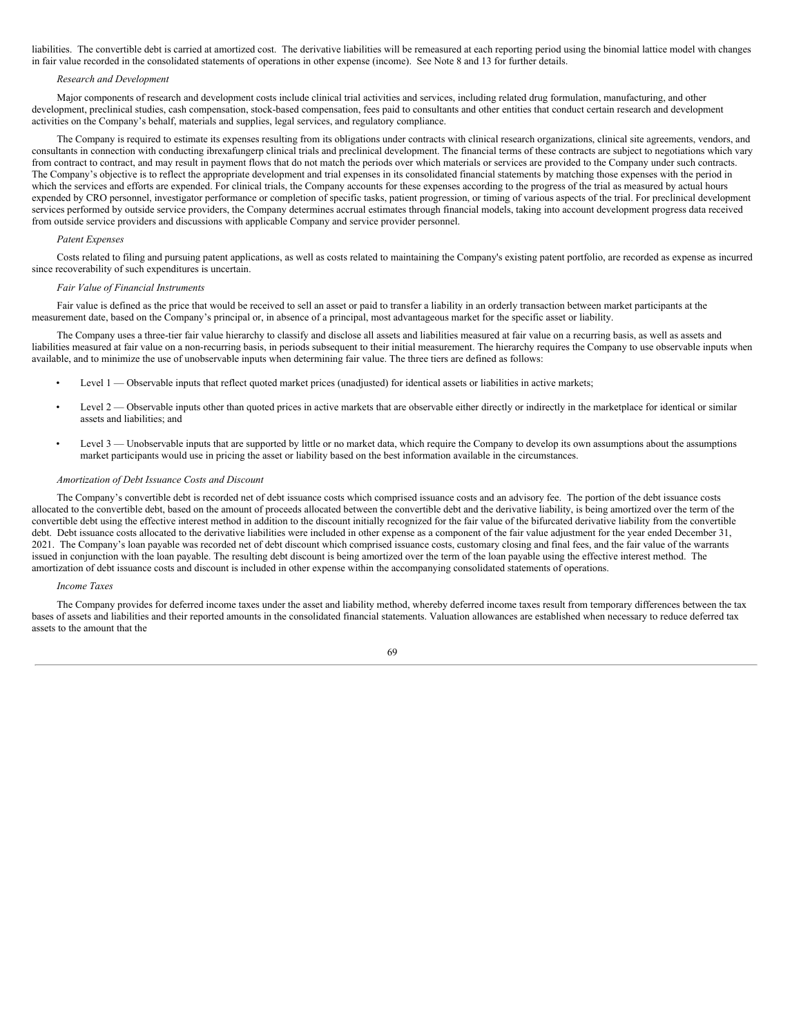liabilities. The convertible debt is carried at amortized cost. The derivative liabilities will be remeasured at each reporting period using the binomial lattice model with changes in fair value recorded in the consolidated statements of operations in other expense (income). See Note 8 and 13 for further details.

*Research and Development*

Major components of research and development costs include clinical trial activities and services, including related drug formulation, manufacturing, and other development, preclinical studies, cash compensation, stock-based compensation, fees paid to consultants and other entities that conduct certain research and development activities on the Company's behalf, materials and supplies, legal services, and regulatory compliance.

The Company is required to estimate its expenses resulting from its obligations under contracts with clinical research organizations, clinical site agreements, vendors, and consultants in connection with conducting ibrexafungerp clinical trials and preclinical development. The financial terms of these contracts are subject to negotiations which vary from contract to contract, and may result in payment flows that do not match the periods over which materials or services are provided to the Company under such contracts. The Company's objective is to reflect the appropriate development and trial expenses in its consolidated financial statements by matching those expenses with the period in which the services and efforts are expended. For clinical trials, the Company accounts for these expenses according to the progress of the trial as measured by actual hours expended by CRO personnel, investigator performance or completion of specific tasks, patient progression, or timing of various aspects of the trial. For preclinical development services performed by outside service providers, the Company determines accrual estimates through financial models, taking into account development progress data received from outside service providers and discussions with applicable Company and service provider personnel.

*Patent Expenses*

Costs related to filing and pursuing patent applications, as well as costs related to maintaining the Company's existing patent portfolio, are recorded as expense as incurred since recoverability of such expenditures is uncertain.

*Fair Value of Financial Instruments*

Fair value is defined as the price that would be received to sell an asset or paid to transfer a liability in an orderly transaction between market participants at the measurement date, based on the Company's principal or, in absence of a principal, most advantageous market for the specific asset or liability.

The Company uses a three-tier fair value hierarchy to classify and disclose all assets and liabilities measured at fair value on a recurring basis, as well as assets and liabilities measured at fair value on a non-recurring basis, in periods subsequent to their initial measurement. The hierarchy requires the Company to use observable inputs when available, and to minimize the use of unobservable inputs when determining fair value. The three tiers are defined as follows:

- Level 1 — Observable inputs that reflect quoted market prices (unadjusted) for identical assets or liabilities in active markets;
- Level 2 — Observable inputs other than quoted prices in active markets that are observable either directly or indirectly in the marketplace for identical or similar assets and liabilities; and
- Level 3 — Unobservable inputs that are supported by little or no market data, which require the Company to develop its own assumptions about the assumptions market participants would use in pricing the asset or liability based on the best information available in the circumstances.

*Amortization of Debt Issuance Costs and Discount*

The Company's convertible debt is recorded net of debt issuance costs which comprised issuance costs and an advisory fee. The portion of the debt issuance costs allocated to the convertible debt, based on the amount of proceeds allocated between the convertible debt and the derivative liability, is being amortized over the term of the convertible debt using the effective interest method in addition to the discount initially recognized for the fair value of the bifurcated derivative liability from the convertible debt. Debt issuance costs allocated to the derivative liabilities were included in other expense as a component of the fair value adjustment for the year ended December 31, 2021. The Company's loan payable was recorded net of debt discount which comprised issuance costs, customary closing and final fees, and the fair value of the warrants issued in conjunction with the loan payable. The resulting debt discount is being amortized over the term of the loan payable using the effective interest method. The amortization of debt issuance costs and discount is included in other expense within the accompanying consolidated statements of operations.

*Income Taxes*

The Company provides for deferred income taxes under the asset and liability method, whereby deferred income taxes result from temporary differences between the tax bases of assets and liabilities and their reported amounts in the consolidated financial statements. Valuation allowances are established when necessary to reduce deferred tax assets to the amount that the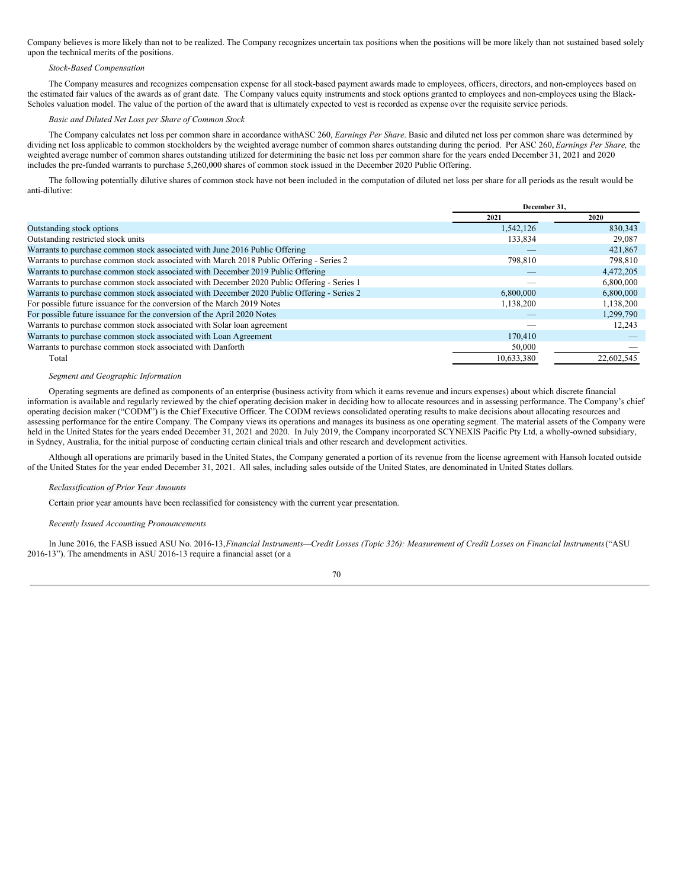Company believes is more likely than not to be realized. The Company recognizes uncertain tax positions when the positions will be more likely than not sustained based solely upon the technical merits of the positions.

*Stock-Based Compensation*

The Company measures and recognizes compensation expense for all stock-based payment awards made to employees, officers, directors, and non-employees based on the estimated fair values of the awards as of grant date. The Company values equity instruments and stock options granted to employees and non-employees using the Black-Scholes valuation model. The value of the portion of the award that is ultimately expected to vest is recorded as expense over the requisite service periods.

*Basic and Diluted Net Loss per Share of Common Stock*

The Company calculates net loss per common share in accordance withASC 260, *Earnings Per Share*. Basic and diluted net loss per common share was determined by dividing net loss applicable to common stockholders by the weighted average number of common shares outstanding during the period. Per ASC 260, *Earnings Per Share,* the weighted average number of common shares outstanding utilized for determining the basic net loss per common share for the years ended December 31, 2021 and 2020 includes the pre-funded warrants to purchase 5,260,000 shares of common stock issued in the December 2020 Public Offering.

The following potentially dilutive shares of common stock have not been included in the computation of diluted net loss per share for all periods as the result would be anti-dilutive:

| | December 31, | |
|---|---|---|
| | 2021 | 2020 |
| Outstanding stock options | 1,542,126 | 830,343 |
| Outstanding restricted stock units | 133,834 | 29,087 |
| Warrants to purchase common stock associated with June 2016 Public Offering | — | 421,867 |
| Warrants to purchase common stock associated with March 2018 Public Offering - Series 2 | 798,810 | 798,810 |
| Warrants to purchase common stock associated with December 2019 Public Offering | — | 4,472,205 |
| Warrants to purchase common stock associated with December 2020 Public Offering - Series 1 | — | 6,800,000 |
| Warrants to purchase common stock associated with December 2020 Public Offering - Series 2 | 6,800,000 | 6,800,000 |
| For possible future issuance for the conversion of the March 2019 Notes | 1,138,200 | 1,138,200 |
| For possible future issuance for the conversion of the April 2020 Notes | — | 1,299,790 |
| Warrants to purchase common stock associated with Solar loan agreement | — | 12,243 |
| Warrants to purchase common stock associated with Loan Agreement | 170,410 | — |
| Warrants to purchase common stock associated with Danforth | 50,000 | — |
| Total | 10,633,380 | 22,602,545 |

*Segment and Geographic Information*

Operating segments are defined as components of an enterprise (business activity from which it earns revenue and incurs expenses) about which discrete financial information is available and regularly reviewed by the chief operating decision maker in deciding how to allocate resources and in assessing performance. The Company's chief operating decision maker ("CODM") is the Chief Executive Officer. The CODM reviews consolidated operating results to make decisions about allocating resources and assessing performance for the entire Company. The Company views its operations and manages its business as one operating segment. The material assets of the Company were held in the United States for the years ended December 31, 2021 and 2020. In July 2019, the Company incorporated SCYNEXIS Pacific Pty Ltd, a wholly-owned subsidiary, in Sydney, Australia, for the initial purpose of conducting certain clinical trials and other research and development activities.

Although all operations are primarily based in the United States, the Company generated a portion of its revenue from the license agreement with Hansoh located outside of the United States for the year ended December 31, 2021. All sales, including sales outside of the United States, are denominated in United States dollars.

*Reclassification of Prior Year Amounts*

Certain prior year amounts have been reclassified for consistency with the current year presentation.

*Recently Issued Accounting Pronouncements*

In June 2016, the FASB issued ASU No. 2016-13,*Financial Instruments—Credit Losses (Topic 326): Measurement of Credit Losses on Financial Instruments*("ASU 2016-13"). The amendments in ASU 2016-13 require a financial asset (or a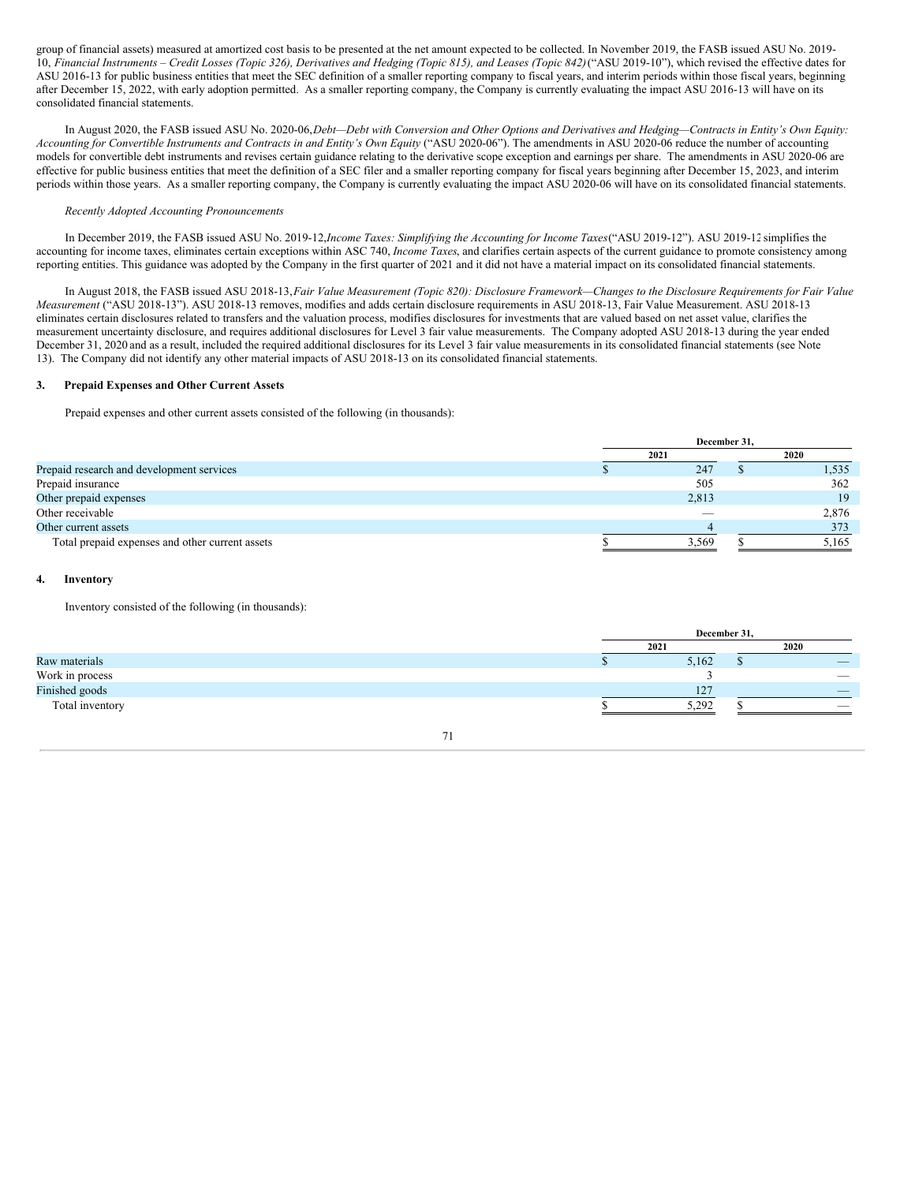group of financial assets) measured at amortized cost basis to be presented at the net amount expected to be collected. In November 2019, the FASB issued ASU No. 2019-10, *Financial Instruments – Credit Losses (Topic 326), Derivatives and Hedging (Topic 815), and Leases (Topic 842)* ("ASU 2019-10"), which revised the effective dates for ASU 2016-13 for public business entities that meet the SEC definition of a smaller reporting company to fiscal years, and interim periods within those fiscal years, beginning after December 15, 2022, with early adoption permitted. As a smaller reporting company, the Company is currently evaluating the impact ASU 2016-13 will have on its consolidated financial statements.

In August 2020, the FASB issued ASU No. 2020-06, *Debt—Debt with Conversion and Other Options and Derivatives and Hedging—Contracts in Entity's Own Equity: Accounting for Convertible Instruments and Contracts in and Entity's Own Equity* ("ASU 2020-06"). The amendments in ASU 2020-06 reduce the number of accounting models for convertible debt instruments and revises certain guidance relating to the derivative scope exception and earnings per share. The amendments in ASU 2020-06 are effective for public business entities that meet the definition of a SEC filer and a smaller reporting company for fiscal years beginning after December 15, 2023, and interim periods within those years. As a smaller reporting company, the Company is currently evaluating the impact ASU 2020-06 will have on its consolidated financial statements.

*Recently Adopted Accounting Pronouncements*

In December 2019, the FASB issued ASU No. 2019-12, *Income Taxes: Simplifying the Accounting for Income Taxes* ("ASU 2019-12"). ASU 2019-12 simplifies the accounting for income taxes, eliminates certain exceptions within ASC 740, *Income Taxes*, and clarifies certain aspects of the current guidance to promote consistency among reporting entities. This guidance was adopted by the Company in the first quarter of 2021 and it did not have a material impact on its consolidated financial statements.

In August 2018, the FASB issued ASU 2018-13, *Fair Value Measurement (Topic 820): Disclosure Framework—Changes to the Disclosure Requirements for Fair Value Measurement* ("ASU 2018-13"). ASU 2018-13 removes, modifies and adds certain disclosure requirements in ASU 2018-13, Fair Value Measurement. ASU 2018-13 eliminates certain disclosures related to transfers and the valuation process, modifies disclosures for investments that are valued based on net asset value, clarifies the measurement uncertainty disclosure, and requires additional disclosures for Level 3 fair value measurements. The Company adopted ASU 2018-13 during the year ended December 31, 2020 and as a result, included the required additional disclosures for its Level 3 fair value measurements in its consolidated financial statements (see Note 13). The Company did not identify any other material impacts of ASU 2018-13 on its consolidated financial statements.

## 3. Prepaid Expenses and Other Current Assets

Prepaid expenses and other current assets consisted of the following (in thousands):

| | December 31, | |
|---|---|---|
| | 2021 | 2020 |
| Prepaid research and development services | $ 247 | $ 1,535 |
| Prepaid insurance | 505 | 362 |
| Other prepaid expenses | 2,813 | 19 |
| Other receivable | — | 2,876 |
| Other current assets | 4 | 373 |
| Total prepaid expenses and other current assets | $ 3,569 | $ 5,165 |

## 4. Inventory

Inventory consisted of the following (in thousands):

| | December 31, | |
|---|---|---|
| | 2021 | 2020 |
| Raw materials | $ 5,162 | $ — |
| Work in process | 3 | — |
| Finished goods | 127 | — |
| Total inventory | $ 5,292 | $ — |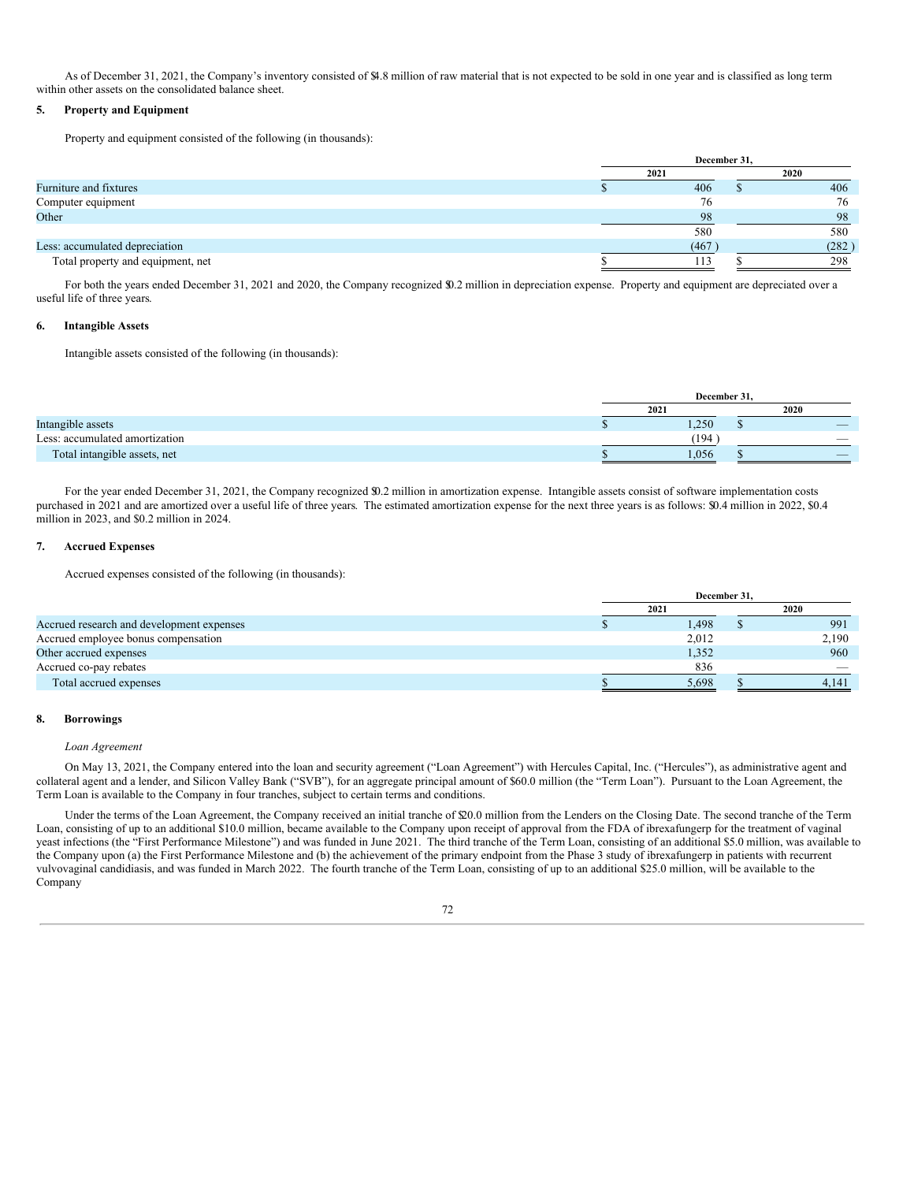As of December 31, 2021, the Company's inventory consisted of $4.8 million of raw material that is not expected to be sold in one year and is classified as long term within other assets on the consolidated balance sheet.

## 5. Property and Equipment

Property and equipment consisted of the following (in thousands):

| | December 31, | |
|---|---|---|
| | 2021 | 2020 |
| Furniture and fixtures | $ 406 | $ 406 |
| Computer equipment | 76 | 76 |
| Other | 98 | 98 |
| | 580 | 580 |
| Less: accumulated depreciation | (467 ) | (282 ) |
| Total property and equipment, net | $ 113 | $ 298 |

For both the years ended December 31, 2021 and 2020, the Company recognized $0.2 million in depreciation expense. Property and equipment are depreciated over a useful life of three years.

## 6. Intangible Assets

Intangible assets consisted of the following (in thousands):

| | December 31, | |
|---|---|---|
| | 2021 | 2020 |
| Intangible assets | $ 1,250 | $ — |
| Less: accumulated amortization | (194 ) | — |
| Total intangible assets, net | $ 1,056 | $ — |

For the year ended December 31, 2021, the Company recognized $0.2 million in amortization expense. Intangible assets consist of software implementation costs purchased in 2021 and are amortized over a useful life of three years. The estimated amortization expense for the next three years is as follows: $0.4 million in 2022, $0.4 million in 2023, and $0.2 million in 2024.

## 7. Accrued Expenses

Accrued expenses consisted of the following (in thousands):

| | December 31, | |
|---|---|---|
| | 2021 | 2020 |
| Accrued research and development expenses | $ 1,498 | $ 991 |
| Accrued employee bonus compensation | 2,012 | 2,190 |
| Other accrued expenses | 1,352 | 960 |
| Accrued co-pay rebates | 836 | — |
| Total accrued expenses | $ 5,698 | $ 4,141 |

## 8. Borrowings

*Loan Agreement*

On May 13, 2021, the Company entered into the loan and security agreement ("Loan Agreement") with Hercules Capital, Inc. ("Hercules"), as administrative agent and collateral agent and a lender, and Silicon Valley Bank ("SVB"), for an aggregate principal amount of $60.0 million (the "Term Loan"). Pursuant to the Loan Agreement, the Term Loan is available to the Company in four tranches, subject to certain terms and conditions.

Under the terms of the Loan Agreement, the Company received an initial tranche of $20.0 million from the Lenders on the Closing Date. The second tranche of the Term Loan, consisting of up to an additional $10.0 million, became available to the Company upon receipt of approval from the FDA of ibrexafungerp for the treatment of vaginal yeast infections (the "First Performance Milestone") and was funded in June 2021. The third tranche of the Term Loan, consisting of an additional $5.0 million, was available to the Company upon (a) the First Performance Milestone and (b) the achievement of the primary endpoint from the Phase 3 study of ibrexafungerp in patients with recurrent vulvovaginal candidiasis, and was funded in March 2022. The fourth tranche of the Term Loan, consisting of up to an additional $25.0 million, will be available to the Company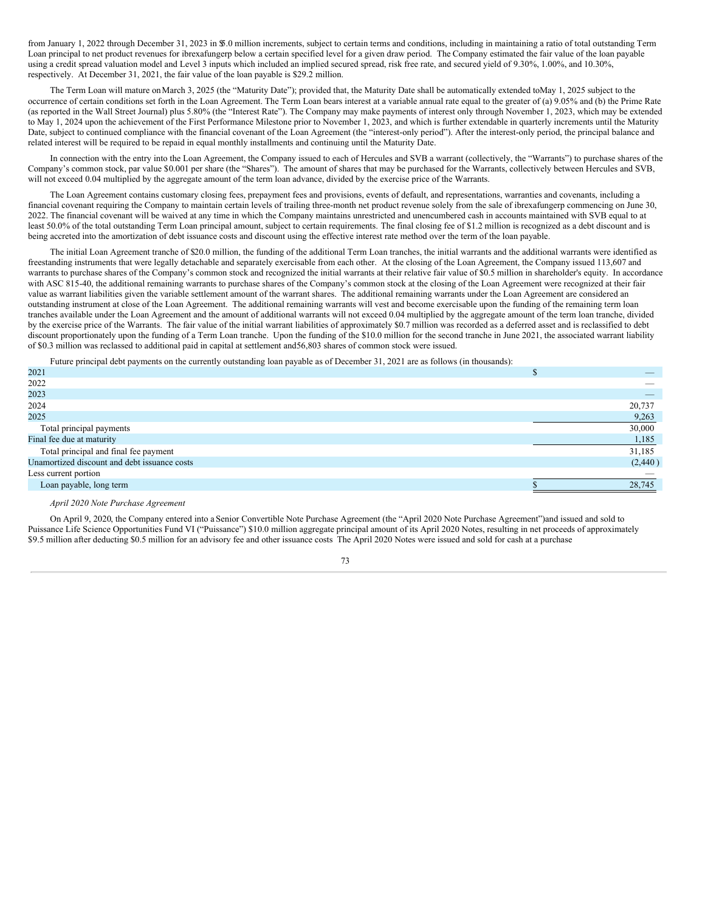from January 1, 2022 through December 31, 2023 in $5.0 million increments, subject to certain terms and conditions, including in maintaining a ratio of total outstanding Term Loan principal to net product revenues for ibrexafungerp below a certain specified level for a given draw period. The Company estimated the fair value of the loan payable using a credit spread valuation model and Level 3 inputs which included an implied secured spread, risk free rate, and secured yield of 9.30%, 1.00%, and 10.30%, respectively. At December 31, 2021, the fair value of the loan payable is $29.2 million.

The Term Loan will mature on March 3, 2025 (the "Maturity Date"); provided that, the Maturity Date shall be automatically extended to May 1, 2025 subject to the occurrence of certain conditions set forth in the Loan Agreement. The Term Loan bears interest at a variable annual rate equal to the greater of (a) 9.05% and (b) the Prime Rate (as reported in the Wall Street Journal) plus 5.80% (the "Interest Rate"). The Company may make payments of interest only through November 1, 2023, which may be extended to May 1, 2024 upon the achievement of the First Performance Milestone prior to November 1, 2023, and which is further extendable in quarterly increments until the Maturity Date, subject to continued compliance with the financial covenant of the Loan Agreement (the "interest-only period"). After the interest-only period, the principal balance and related interest will be required to be repaid in equal monthly installments and continuing until the Maturity Date.

In connection with the entry into the Loan Agreement, the Company issued to each of Hercules and SVB a warrant (collectively, the "Warrants") to purchase shares of the Company's common stock, par value $0.001 per share (the "Shares"). The amount of shares that may be purchased for the Warrants, collectively between Hercules and SVB, will not exceed 0.04 multiplied by the aggregate amount of the term loan advance, divided by the exercise price of the Warrants.

The Loan Agreement contains customary closing fees, prepayment fees and provisions, events of default, and representations, warranties and covenants, including a financial covenant requiring the Company to maintain certain levels of trailing three-month net product revenue solely from the sale of ibrexafungerp commencing on June 30, 2022. The financial covenant will be waived at any time in which the Company maintains unrestricted and unencumbered cash in accounts maintained with SVB equal to at least 50.0% of the total outstanding Term Loan principal amount, subject to certain requirements. The final closing fee of $1.2 million is recognized as a debt discount and is being accreted into the amortization of debt issuance costs and discount using the effective interest rate method over the term of the loan payable.

The initial Loan Agreement tranche of $20.0 million, the funding of the additional Term Loan tranches, the initial warrants and the additional warrants were identified as freestanding instruments that were legally detachable and separately exercisable from each other. At the closing of the Loan Agreement, the Company issued 113,607 and warrants to purchase shares of the Company's common stock and recognized the initial warrants at their relative fair value of $0.5 million in shareholder's equity. In accordance with ASC 815-40, the additional remaining warrants to purchase shares of the Company's common stock at the closing of the Loan Agreement were recognized at their fair value as warrant liabilities given the variable settlement amount of the warrant shares. The additional remaining warrants under the Loan Agreement are considered an outstanding instrument at close of the Loan Agreement. The additional remaining warrants will vest and become exercisable upon the funding of the remaining term loan tranches available under the Loan Agreement and the amount of additional warrants will not exceed 0.04 multiplied by the aggregate amount of the term loan tranche, divided by the exercise price of the Warrants. The fair value of the initial warrant liabilities of approximately $0.7 million was recorded as a deferred asset and is reclassified to debt discount proportionately upon the funding of a Term Loan tranche. Upon the funding of the $10.0 million for the second tranche in June 2021, the associated warrant liability of $0.3 million was reclassed to additional paid in capital at settlement and 56,803 shares of common stock were issued.

Future principal debt payments on the currently outstanding loan payable as of December 31, 2021 are as follows (in thousands):

| | |
|---|---|
| 2021 | $ — |
| 2022 | — |
| 2023 | — |
| 2024 | 20,737 |
| 2025 | 9,263 |
| Total principal payments | 30,000 |
| Final fee due at maturity | 1,185 |
| Total principal and final fee payment | 31,185 |
| Unamortized discount and debt issuance costs | (2,440) |
| Less current portion | — |
| Loan payable, long term | $ 28,745 |

*April 2020 Note Purchase Agreement*

On April 9, 2020, the Company entered into a Senior Convertible Note Purchase Agreement (the "April 2020 Note Purchase Agreement") and issued and sold to Puissance Life Science Opportunities Fund VI ("Puissance") $10.0 million aggregate principal amount of its April 2020 Notes, resulting in net proceeds of approximately $9.5 million after deducting $0.5 million for an advisory fee and other issuance costs The April 2020 Notes were issued and sold for cash at a purchase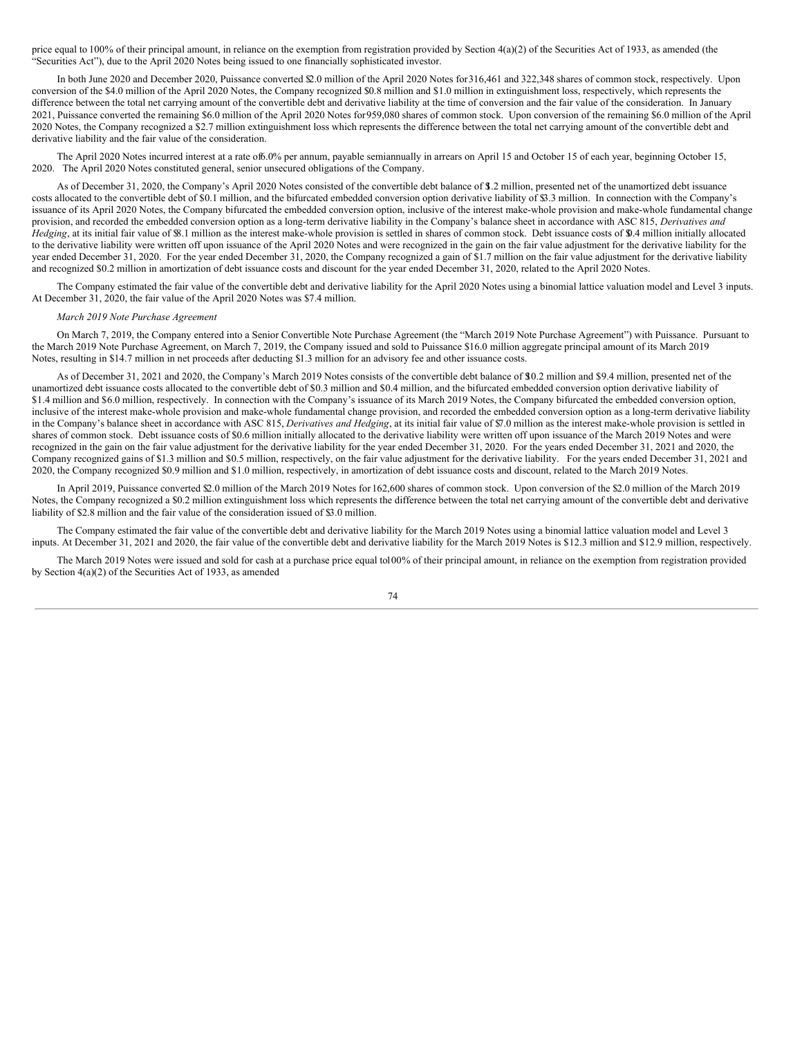price equal to 100% of their principal amount, in reliance on the exemption from registration provided by Section 4(a)(2) of the Securities Act of 1933, as amended (the "Securities Act"), due to the April 2020 Notes being issued to one financially sophisticated investor.

In both June 2020 and December 2020, Puissance converted $2.0 million of the April 2020 Notes for 316,461 and 322,348 shares of common stock, respectively. Upon conversion of the $4.0 million of the April 2020 Notes, the Company recognized $0.8 million and $1.0 million in extinguishment loss, respectively, which represents the difference between the total net carrying amount of the convertible debt and derivative liability at the time of conversion and the fair value of the consideration. In January 2021, Puissance converted the remaining $6.0 million of the April 2020 Notes for 959,080 shares of common stock. Upon conversion of the remaining $6.0 million of the April 2020 Notes, the Company recognized a $2.7 million extinguishment loss which represents the difference between the total net carrying amount of the convertible debt and derivative liability and the fair value of the consideration.

The April 2020 Notes incurred interest at a rate of 6.0% per annum, payable semiannually in arrears on April 15 and October 15 of each year, beginning October 15, 2020. The April 2020 Notes constituted general, senior unsecured obligations of the Company.

As of December 31, 2020, the Company's April 2020 Notes consisted of the convertible debt balance of $1.2 million, presented net of the unamortized debt issuance costs allocated to the convertible debt of $0.1 million, and the bifurcated embedded conversion option derivative liability of $3.3 million. In connection with the Company's issuance of its April 2020 Notes, the Company bifurcated the embedded conversion option, inclusive of the interest make-whole provision and make-whole fundamental change provision, and recorded the embedded conversion option as a long-term derivative liability in the Company's balance sheet in accordance with ASC 815, *Derivatives and Hedging*, at its initial fair value of $8.1 million as the interest make-whole provision is settled in shares of common stock. Debt issuance costs of $0.4 million initially allocated to the derivative liability were written off upon issuance of the April 2020 Notes and were recognized in the gain on the fair value adjustment for the derivative liability for the year ended December 31, 2020. For the year ended December 31, 2020, the Company recognized a gain of $1.7 million on the fair value adjustment for the derivative liability and recognized $0.2 million in amortization of debt issuance costs and discount for the year ended December 31, 2020, related to the April 2020 Notes.

The Company estimated the fair value of the convertible debt and derivative liability for the April 2020 Notes using a binomial lattice valuation model and Level 3 inputs. At December 31, 2020, the fair value of the April 2020 Notes was $7.4 million.

*March 2019 Note Purchase Agreement*

On March 7, 2019, the Company entered into a Senior Convertible Note Purchase Agreement (the "March 2019 Note Purchase Agreement") with Puissance. Pursuant to the March 2019 Note Purchase Agreement, on March 7, 2019, the Company issued and sold to Puissance $16.0 million aggregate principal amount of its March 2019 Notes, resulting in $14.7 million in net proceeds after deducting $1.3 million for an advisory fee and other issuance costs.

As of December 31, 2021 and 2020, the Company's March 2019 Notes consists of the convertible debt balance of $10.2 million and $9.4 million, presented net of the unamortized debt issuance costs allocated to the convertible debt of $0.3 million and $0.4 million, and the bifurcated embedded conversion option derivative liability of $1.4 million and $6.0 million, respectively. In connection with the Company's issuance of its March 2019 Notes, the Company bifurcated the embedded conversion option, inclusive of the interest make-whole provision and make-whole fundamental change provision, and recorded the embedded conversion option as a long-term derivative liability in the Company's balance sheet in accordance with ASC 815, *Derivatives and Hedging*, at its initial fair value of $7.0 million as the interest make-whole provision is settled in shares of common stock. Debt issuance costs of $0.6 million initially allocated to the derivative liability were written off upon issuance of the March 2019 Notes and were recognized in the gain on the fair value adjustment for the derivative liability for the year ended December 31, 2020. For the years ended December 31, 2021 and 2020, the Company recognized gains of $1.3 million and $0.5 million, respectively, on the fair value adjustment for the derivative liability. For the years ended December 31, 2021 and 2020, the Company recognized $0.9 million and $1.0 million, respectively, in amortization of debt issuance costs and discount, related to the March 2019 Notes.

In April 2019, Puissance converted $2.0 million of the March 2019 Notes for 162,600 shares of common stock. Upon conversion of the $2.0 million of the March 2019 Notes, the Company recognized a $0.2 million extinguishment loss which represents the difference between the total net carrying amount of the convertible debt and derivative liability of $2.8 million and the fair value of the consideration issued of $3.0 million.

The Company estimated the fair value of the convertible debt and derivative liability for the March 2019 Notes using a binomial lattice valuation model and Level 3 inputs. At December 31, 2021 and 2020, the fair value of the convertible debt and derivative liability for the March 2019 Notes is $12.3 million and $12.9 million, respectively.

The March 2019 Notes were issued and sold for cash at a purchase price equal to 100% of their principal amount, in reliance on the exemption from registration provided by Section 4(a)(2) of the Securities Act of 1933, as amended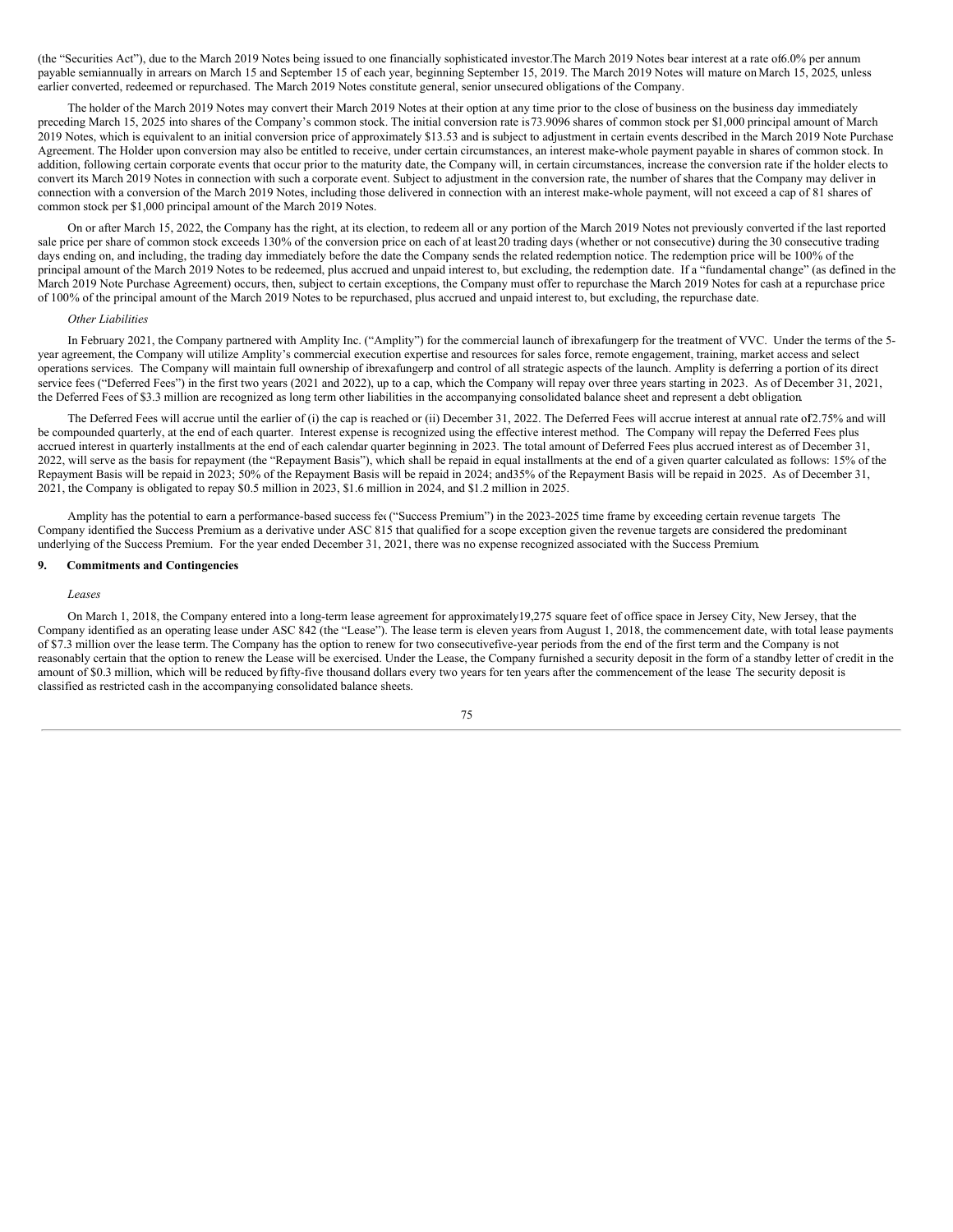(the "Securities Act"), due to the March 2019 Notes being issued to one financially sophisticated investor. The March 2019 Notes bear interest at a rate of 6.0% per annum payable semiannually in arrears on March 15 and September 15 of each year, beginning September 15, 2019. The March 2019 Notes will mature on March 15, 2025, unless earlier converted, redeemed or repurchased. The March 2019 Notes constitute general, senior unsecured obligations of the Company.

The holder of the March 2019 Notes may convert their March 2019 Notes at their option at any time prior to the close of business on the business day immediately preceding March 15, 2025 into shares of the Company's common stock. The initial conversion rate is 73.9096 shares of common stock per $1,000 principal amount of March 2019 Notes, which is equivalent to an initial conversion price of approximately $13.53 and is subject to adjustment in certain events described in the March 2019 Note Purchase Agreement. The Holder upon conversion may also be entitled to receive, under certain circumstances, an interest make-whole payment payable in shares of common stock. In addition, following certain corporate events that occur prior to the maturity date, the Company will, in certain circumstances, increase the conversion rate if the holder elects to convert its March 2019 Notes in connection with such a corporate event. Subject to adjustment in the conversion rate, the number of shares that the Company may deliver in connection with a conversion of the March 2019 Notes, including those delivered in connection with an interest make-whole payment, will not exceed a cap of 81 shares of common stock per $1,000 principal amount of the March 2019 Notes.

On or after March 15, 2022, the Company has the right, at its election, to redeem all or any portion of the March 2019 Notes not previously converted if the last reported sale price per share of common stock exceeds 130% of the conversion price on each of at least 20 trading days (whether or not consecutive) during the 30 consecutive trading days ending on, and including, the trading day immediately before the date the Company sends the related redemption notice. The redemption price will be 100% of the principal amount of the March 2019 Notes to be redeemed, plus accrued and unpaid interest to, but excluding, the redemption date. If a "fundamental change" (as defined in the March 2019 Note Purchase Agreement) occurs, then, subject to certain exceptions, the Company must offer to repurchase the March 2019 Notes for cash at a repurchase price of 100% of the principal amount of the March 2019 Notes to be repurchased, plus accrued and unpaid interest to, but excluding, the repurchase date.

*Other Liabilities*

In February 2021, the Company partnered with Amplity Inc. ("Amplity") for the commercial launch of ibrexafungerp for the treatment of VVC. Under the terms of the 5-year agreement, the Company will utilize Amplity's commercial execution expertise and resources for sales force, remote engagement, training, market access and select operations services. The Company will maintain full ownership of ibrexafungerp and control of all strategic aspects of the launch. Amplity is deferring a portion of its direct service fees ("Deferred Fees") in the first two years (2021 and 2022), up to a cap, which the Company will repay over three years starting in 2023. As of December 31, 2021, the Deferred Fees of $3.3 million are recognized as long term other liabilities in the accompanying consolidated balance sheet and represent a debt obligation.

The Deferred Fees will accrue until the earlier of (i) the cap is reached or (ii) December 31, 2022. The Deferred Fees will accrue interest at annual rate of 2.75% and will be compounded quarterly, at the end of each quarter. Interest expense is recognized using the effective interest method. The Company will repay the Deferred Fees plus accrued interest in quarterly installments at the end of each calendar quarter beginning in 2023. The total amount of Deferred Fees plus accrued interest as of December 31, 2022, will serve as the basis for repayment (the "Repayment Basis"), which shall be repaid in equal installments at the end of a given quarter calculated as follows: 15% of the Repayment Basis will be repaid in 2023; 50% of the Repayment Basis will be repaid in 2024; and 35% of the Repayment Basis will be repaid in 2025. As of December 31, 2021, the Company is obligated to repay $0.5 million in 2023, $1.6 million in 2024, and $1.2 million in 2025.

Amplity has the potential to earn a performance-based success fee ("Success Premium") in the 2023-2025 time frame by exceeding certain revenue targets. The Company identified the Success Premium as a derivative under ASC 815 that qualified for a scope exception given the revenue targets are considered the predominant underlying of the Success Premium. For the year ended December 31, 2021, there was no expense recognized associated with the Success Premium.

## 9. Commitments and Contingencies

*Leases*

On March 1, 2018, the Company entered into a long-term lease agreement for approximately 19,275 square feet of office space in Jersey City, New Jersey, that the Company identified as an operating lease under ASC 842 (the "Lease"). The lease term is eleven years from August 1, 2018, the commencement date, with total lease payments of $7.3 million over the lease term. The Company has the option to renew for two consecutive five-year periods from the end of the first term and the Company is not reasonably certain that the option to renew the Lease will be exercised. Under the Lease, the Company furnished a security deposit in the form of a standby letter of credit in the amount of $0.3 million, which will be reduced by fifty-five thousand dollars every two years for ten years after the commencement of the lease. The security deposit is classified as restricted cash in the accompanying consolidated balance sheets.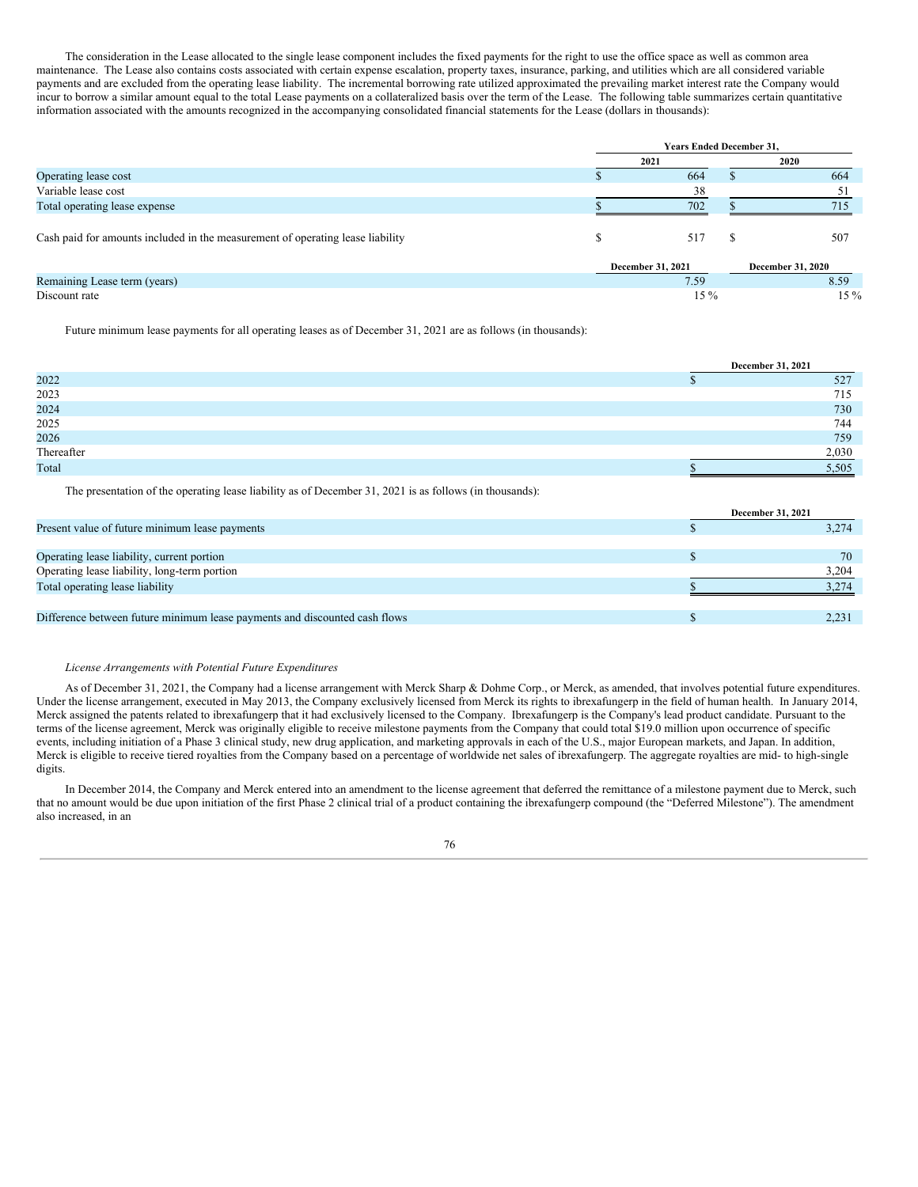The consideration in the Lease allocated to the single lease component includes the fixed payments for the right to use the office space as well as common area maintenance. The Lease also contains costs associated with certain expense escalation, property taxes, insurance, parking, and utilities which are all considered variable payments and are excluded from the operating lease liability. The incremental borrowing rate utilized approximated the prevailing market interest rate the Company would incur to borrow a similar amount equal to the total Lease payments on a collateralized basis over the term of the Lease. The following table summarizes certain quantitative information associated with the amounts recognized in the accompanying consolidated financial statements for the Lease (dollars in thousands):

| | Years Ended December 31, | |
|---|---|---|
| | 2021 | 2020 |
| Operating lease cost | $ 664 | $ 664 |
| Variable lease cost | 38 | 51 |
| Total operating lease expense | $ 702 | $ 715 |
| Cash paid for amounts included in the measurement of operating lease liability | $ 517 | $ 507 |
| | December 31, 2021 | December 31, 2020 |
| Remaining Lease term (years) | 7.59 | 8.59 |
| Discount rate | 15 % | 15 % |

Future minimum lease payments for all operating leases as of December 31, 2021 are as follows (in thousands):

| | December 31, 2021 |
|---|---|
| 2022 | $ 527 |
| 2023 | 715 |
| 2024 | 730 |
| 2025 | 744 |
| 2026 | 759 |
| Thereafter | 2,030 |
| Total | $ 5,505 |

The presentation of the operating lease liability as of December 31, 2021 is as follows (in thousands):

| | December 31, 2021 |
|---|---|
| Present value of future minimum lease payments | $ 3,274 |
| Operating lease liability, current portion | $ 70 |
| Operating lease liability, long-term portion | 3,204 |
| Total operating lease liability | $ 3,274 |
| Difference between future minimum lease payments and discounted cash flows | $ 2,231 |

*License Arrangements with Potential Future Expenditures*

As of December 31, 2021, the Company had a license arrangement with Merck Sharp & Dohme Corp., or Merck, as amended, that involves potential future expenditures. Under the license arrangement, executed in May 2013, the Company exclusively licensed from Merck its rights to ibrexafungerp in the field of human health. In January 2014, Merck assigned the patents related to ibrexafungerp that it had exclusively licensed to the Company. Ibrexafungerp is the Company's lead product candidate. Pursuant to the terms of the license agreement, Merck was originally eligible to receive milestone payments from the Company that could total $19.0 million upon occurrence of specific events, including initiation of a Phase 3 clinical study, new drug application, and marketing approvals in each of the U.S., major European markets, and Japan. In addition, Merck is eligible to receive tiered royalties from the Company based on a percentage of worldwide net sales of ibrexafungerp. The aggregate royalties are mid- to high-single digits.

In December 2014, the Company and Merck entered into an amendment to the license agreement that deferred the remittance of a milestone payment due to Merck, such that no amount would be due upon initiation of the first Phase 2 clinical trial of a product containing the ibrexafungerp compound (the "Deferred Milestone"). The amendment also increased, in an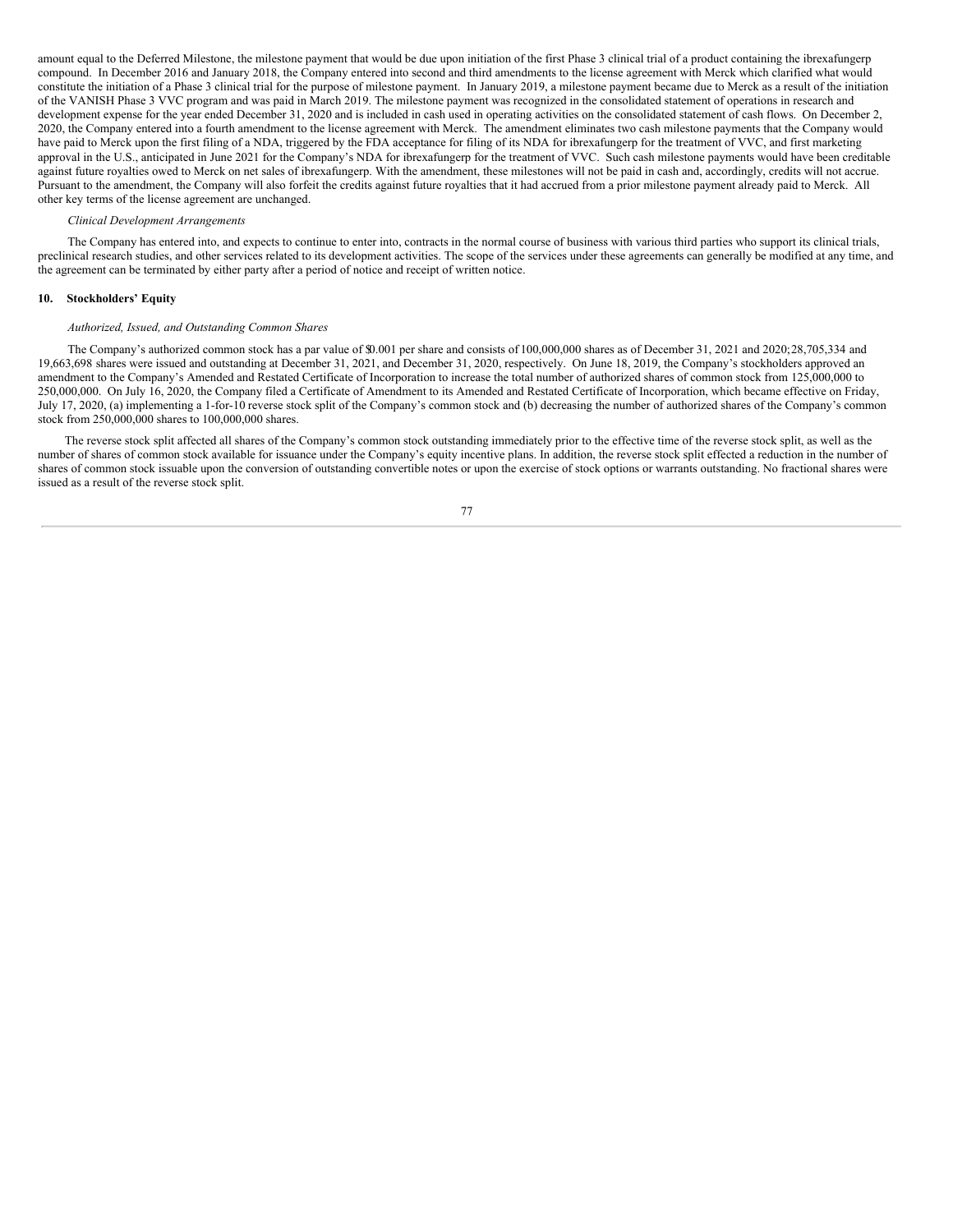amount equal to the Deferred Milestone, the milestone payment that would be due upon initiation of the first Phase 3 clinical trial of a product containing the ibrexafungerp compound. In December 2016 and January 2018, the Company entered into second and third amendments to the license agreement with Merck which clarified what would constitute the initiation of a Phase 3 clinical trial for the purpose of milestone payment. In January 2019, a milestone payment became due to Merck as a result of the initiation of the VANISH Phase 3 VVC program and was paid in March 2019. The milestone payment was recognized in the consolidated statement of operations in research and development expense for the year ended December 31, 2020 and is included in cash used in operating activities on the consolidated statement of cash flows. On December 2, 2020, the Company entered into a fourth amendment to the license agreement with Merck. The amendment eliminates two cash milestone payments that the Company would have paid to Merck upon the first filing of a NDA, triggered by the FDA acceptance for filing of its NDA for ibrexafungerp for the treatment of VVC, and first marketing approval in the U.S., anticipated in June 2021 for the Company's NDA for ibrexafungerp for the treatment of VVC. Such cash milestone payments would have been creditable against future royalties owed to Merck on net sales of ibrexafungerp. With the amendment, these milestones will not be paid in cash and, accordingly, credits will not accrue. Pursuant to the amendment, the Company will also forfeit the credits against future royalties that it had accrued from a prior milestone payment already paid to Merck. All other key terms of the license agreement are unchanged.

*Clinical Development Arrangements*

The Company has entered into, and expects to continue to enter into, contracts in the normal course of business with various third parties who support its clinical trials, preclinical research studies, and other services related to its development activities. The scope of the services under these agreements can generally be modified at any time, and the agreement can be terminated by either party after a period of notice and receipt of written notice.

## 10. Stockholders' Equity

*Authorized, Issued, and Outstanding Common Shares*

The Company's authorized common stock has a par value of $0.001 per share and consists of 100,000,000 shares as of December 31, 2021 and 2020; 28,705,334 and 19,663,698 shares were issued and outstanding at December 31, 2021, and December 31, 2020, respectively. On June 18, 2019, the Company's stockholders approved an amendment to the Company's Amended and Restated Certificate of Incorporation to increase the total number of authorized shares of common stock from 125,000,000 to 250,000,000. On July 16, 2020, the Company filed a Certificate of Amendment to its Amended and Restated Certificate of Incorporation, which became effective on Friday, July 17, 2020, (a) implementing a 1-for-10 reverse stock split of the Company's common stock and (b) decreasing the number of authorized shares of the Company's common stock from 250,000,000 shares to 100,000,000 shares.

The reverse stock split affected all shares of the Company's common stock outstanding immediately prior to the effective time of the reverse stock split, as well as the number of shares of common stock available for issuance under the Company's equity incentive plans. In addition, the reverse stock split effected a reduction in the number of shares of common stock issuable upon the conversion of outstanding convertible notes or upon the exercise of stock options or warrants outstanding. No fractional shares were issued as a result of the reverse stock split.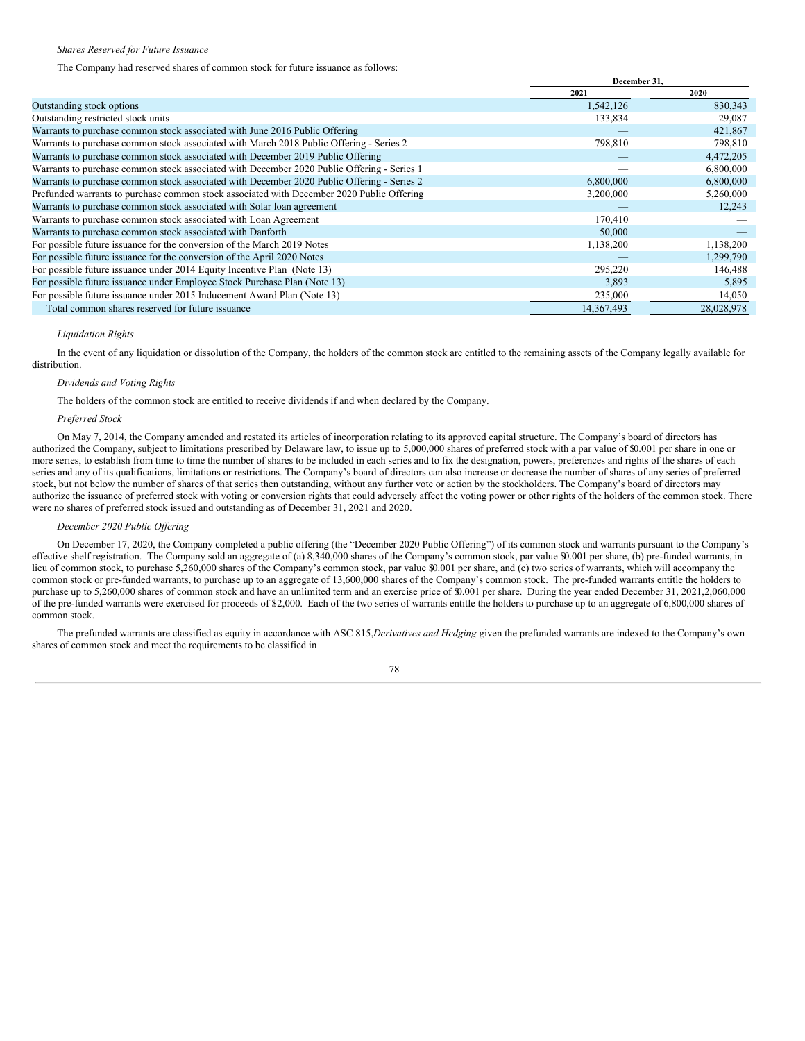*Shares Reserved for Future Issuance*

The Company had reserved shares of common stock for future issuance as follows:

| | December 31, | |
|---|---|---|
| | 2021 | 2020 |
| Outstanding stock options | 1,542,126 | 830,343 |
| Outstanding restricted stock units | 133,834 | 29,087 |
| Warrants to purchase common stock associated with June 2016 Public Offering | — | 421,867 |
| Warrants to purchase common stock associated with March 2018 Public Offering - Series 2 | 798,810 | 798,810 |
| Warrants to purchase common stock associated with December 2019 Public Offering | — | 4,472,205 |
| Warrants to purchase common stock associated with December 2020 Public Offering - Series 1 | — | 6,800,000 |
| Warrants to purchase common stock associated with December 2020 Public Offering - Series 2 | 6,800,000 | 6,800,000 |
| Prefunded warrants to purchase common stock associated with December 2020 Public Offering | 3,200,000 | 5,260,000 |
| Warrants to purchase common stock associated with Solar loan agreement | — | 12,243 |
| Warrants to purchase common stock associated with Loan Agreement | 170,410 | — |
| Warrants to purchase common stock associated with Danforth | 50,000 | — |
| For possible future issuance for the conversion of the March 2019 Notes | 1,138,200 | 1,138,200 |
| For possible future issuance for the conversion of the April 2020 Notes | — | 1,299,790 |
| For possible future issuance under 2014 Equity Incentive Plan (Note 13) | 295,220 | 146,488 |
| For possible future issuance under Employee Stock Purchase Plan (Note 13) | 3,893 | 5,895 |
| For possible future issuance under 2015 Inducement Award Plan (Note 13) | 235,000 | 14,050 |
| Total common shares reserved for future issuance | 14,367,493 | 28,028,978 |

*Liquidation Rights*

In the event of any liquidation or dissolution of the Company, the holders of the common stock are entitled to the remaining assets of the Company legally available for distribution.

*Dividends and Voting Rights*

The holders of the common stock are entitled to receive dividends if and when declared by the Company.

*Preferred Stock*

On May 7, 2014, the Company amended and restated its articles of incorporation relating to its approved capital structure. The Company's board of directors has authorized the Company, subject to limitations prescribed by Delaware law, to issue up to 5,000,000 shares of preferred stock with a par value of $0.001 per share in one or more series, to establish from time to time the number of shares to be included in each series and to fix the designation, powers, preferences and rights of the shares of each series and any of its qualifications, limitations or restrictions. The Company's board of directors can also increase or decrease the number of shares of any series of preferred stock, but not below the number of shares of that series then outstanding, without any further vote or action by the stockholders. The Company's board of directors may authorize the issuance of preferred stock with voting or conversion rights that could adversely affect the voting power or other rights of the holders of the common stock. There were no shares of preferred stock issued and outstanding as of December 31, 2021 and 2020.

*December 2020 Public Offering*

On December 17, 2020, the Company completed a public offering (the "December 2020 Public Offering") of its common stock and warrants pursuant to the Company's effective shelf registration. The Company sold an aggregate of (a) 8,340,000 shares of the Company's common stock, par value $0.001 per share, (b) pre-funded warrants, in lieu of common stock, to purchase 5,260,000 shares of the Company's common stock, par value $0.001 per share, and (c) two series of warrants, which will accompany the common stock or pre-funded warrants, to purchase up to an aggregate of 13,600,000 shares of the Company's common stock. The pre-funded warrants entitle the holders to purchase up to 5,260,000 shares of common stock and have an unlimited term and an exercise price of $0.001 per share. During the year ended December 31, 2021,2,060,000 of the pre-funded warrants were exercised for proceeds of $2,000. Each of the two series of warrants entitle the holders to purchase up to an aggregate of 6,800,000 shares of common stock.

The prefunded warrants are classified as equity in accordance with ASC 815,*Derivatives and Hedging* given the prefunded warrants are indexed to the Company's own shares of common stock and meet the requirements to be classified in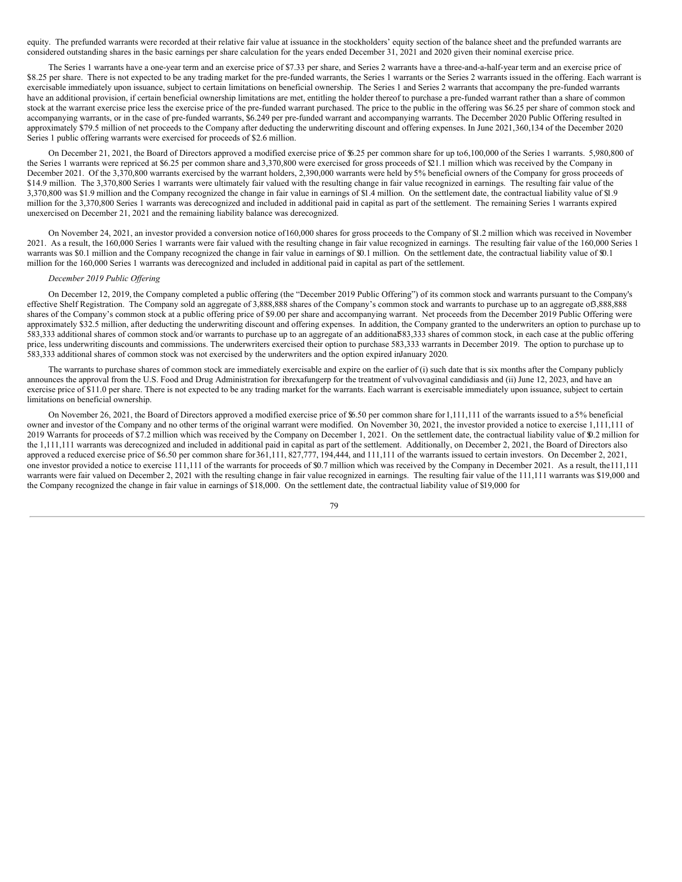equity. The prefunded warrants were recorded at their relative fair value at issuance in the stockholders' equity section of the balance sheet and the prefunded warrants are considered outstanding shares in the basic earnings per share calculation for the years ended December 31, 2021 and 2020 given their nominal exercise price.

The Series 1 warrants have a one-year term and an exercise price of $7.33 per share, and Series 2 warrants have a three-and-a-half-year term and an exercise price of $8.25 per share. There is not expected to be any trading market for the pre-funded warrants, the Series 1 warrants or the Series 2 warrants issued in the offering. Each warrant is exercisable immediately upon issuance, subject to certain limitations on beneficial ownership. The Series 1 and Series 2 warrants that accompany the pre-funded warrants have an additional provision, if certain beneficial ownership limitations are met, entitling the holder thereof to purchase a pre-funded warrant rather than a share of common stock at the warrant exercise price less the exercise price of the pre-funded warrant purchased. The price to the public in the offering was $6.25 per share of common stock and accompanying warrants, or in the case of pre-funded warrants, $6.249 per pre-funded warrant and accompanying warrants. The December 2020 Public Offering resulted in approximately $79.5 million of net proceeds to the Company after deducting the underwriting discount and offering expenses. In June 2021, 360,134 of the December 2020 Series 1 public offering warrants were exercised for proceeds of $2.6 million.

On December 21, 2021, the Board of Directors approved a modified exercise price of $6.25 per common share for up to 6,100,000 of the Series 1 warrants. 5,980,800 of the Series 1 warrants were repriced at $6.25 per common share and 3,370,800 were exercised for gross proceeds of $21.1 million which was received by the Company in December 2021. Of the 3,370,800 warrants exercised by the warrant holders, 2,390,000 warrants were held by 5% beneficial owners of the Company for gross proceeds of $14.9 million. The 3,370,800 Series 1 warrants were ultimately fair valued with the resulting change in fair value recognized in earnings. The resulting fair value of the 3,370,800 was $1.9 million and the Company recognized the change in fair value in earnings of $1.4 million. On the settlement date, the contractual liability value of $1.9 million for the 3,370,800 Series 1 warrants was derecognized and included in additional paid in capital as part of the settlement. The remaining Series 1 warrants expired unexercised on December 21, 2021 and the remaining liability balance was derecognized.

On November 24, 2021, an investor provided a conversion notice of 160,000 shares for gross proceeds to the Company of $1.2 million which was received in November 2021. As a result, the 160,000 Series 1 warrants were fair valued with the resulting change in fair value recognized in earnings. The resulting fair value of the 160,000 Series 1 warrants was $0.1 million and the Company recognized the change in fair value in earnings of $0.1 million. On the settlement date, the contractual liability value of $0.1 million for the 160,000 Series 1 warrants was derecognized and included in additional paid in capital as part of the settlement.

*December 2019 Public Offering*

On December 12, 2019, the Company completed a public offering (the "December 2019 Public Offering") of its common stock and warrants pursuant to the Company's effective Shelf Registration. The Company sold an aggregate of 3,888,888 shares of the Company's common stock and warrants to purchase up to an aggregate of 3,888,888 shares of the Company's common stock at a public offering price of $9.00 per share and accompanying warrant. Net proceeds from the December 2019 Public Offering were approximately $32.5 million, after deducting the underwriting discount and offering expenses. In addition, the Company granted to the underwriters an option to purchase up to 583,333 additional shares of common stock and/or warrants to purchase up to an aggregate of an additional 583,333 shares of common stock, in each case at the public offering price, less underwriting discounts and commissions. The underwriters exercised their option to purchase 583,333 warrants in December 2019. The option to purchase up to 583,333 additional shares of common stock was not exercised by the underwriters and the option expired in January 2020.

The warrants to purchase shares of common stock are immediately exercisable and expire on the earlier of (i) such date that is six months after the Company publicly announces the approval from the U.S. Food and Drug Administration for ibrexafungerp for the treatment of vulvovaginal candidiasis and (ii) June 12, 2023, and have an exercise price of $11.0 per share. There is not expected to be any trading market for the warrants. Each warrant is exercisable immediately upon issuance, subject to certain limitations on beneficial ownership.

On November 26, 2021, the Board of Directors approved a modified exercise price of $6.50 per common share for 1,111,111 of the warrants issued to a 5% beneficial owner and investor of the Company and no other terms of the original warrant were modified. On November 30, 2021, the investor provided a notice to exercise 1,111,111 of 2019 Warrants for proceeds of $7.2 million which was received by the Company on December 1, 2021. On the settlement date, the contractual liability value of $0.2 million for the 1,111,111 warrants was derecognized and included in additional paid in capital as part of the settlement. Additionally, on December 2, 2021, the Board of Directors also approved a reduced exercise price of $6.50 per common share for 361,111, 827,777, 194,444, and 111,111 of the warrants issued to certain investors. On December 2, 2021, one investor provided a notice to exercise 111,111 of the warrants for proceeds of $0.7 million which was received by the Company in December 2021. As a result, the 111,111 warrants were fair valued on December 2, 2021 with the resulting change in fair value recognized in earnings. The resulting fair value of the 111,111 warrants was $19,000 and the Company recognized the change in fair value in earnings of $18,000. On the settlement date, the contractual liability value of $19,000 for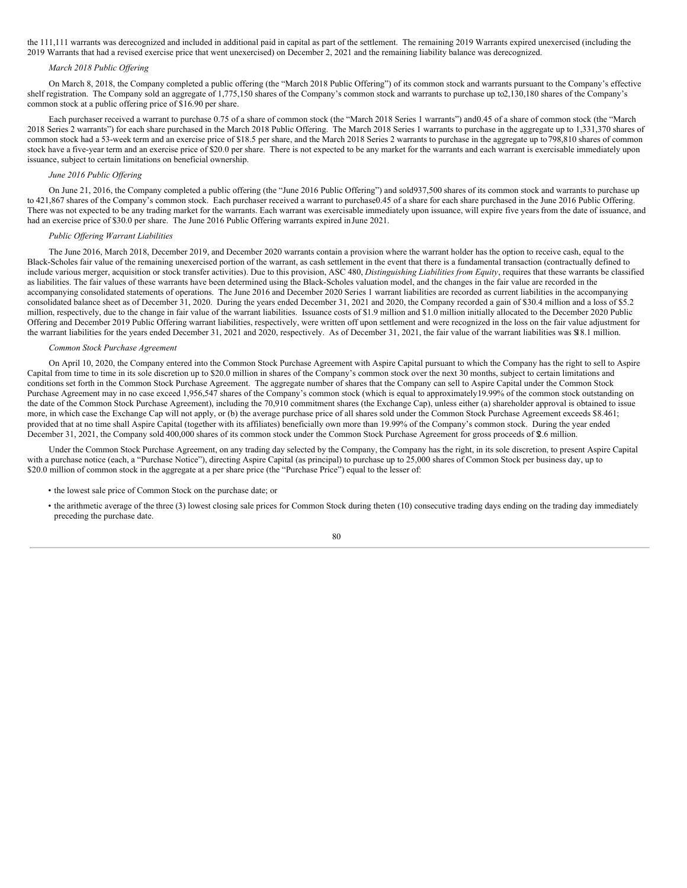the 111,111 warrants was derecognized and included in additional paid in capital as part of the settlement. The remaining 2019 Warrants expired unexercised (including the 2019 Warrants that had a revised exercise price that went unexercised) on December 2, 2021 and the remaining liability balance was derecognized.

*March 2018 Public Offering*

On March 8, 2018, the Company completed a public offering (the "March 2018 Public Offering") of its common stock and warrants pursuant to the Company's effective shelf registration. The Company sold an aggregate of 1,775,150 shares of the Company's common stock and warrants to purchase up to 2,130,180 shares of the Company's common stock at a public offering price of $16.90 per share.

Each purchaser received a warrant to purchase 0.75 of a share of common stock (the "March 2018 Series 1 warrants") and 0.45 of a share of common stock (the "March 2018 Series 2 warrants") for each share purchased in the March 2018 Public Offering. The March 2018 Series 1 warrants to purchase in the aggregate up to 1,331,370 shares of common stock had a 53-week term and an exercise price of $18.5 per share, and the March 2018 Series 2 warrants to purchase in the aggregate up to 798,810 shares of common stock have a five-year term and an exercise price of $20.0 per share. There is not expected to be any market for the warrants and each warrant is exercisable immediately upon issuance, subject to certain limitations on beneficial ownership.

*June 2016 Public Offering*

On June 21, 2016, the Company completed a public offering (the "June 2016 Public Offering") and sold 937,500 shares of its common stock and warrants to purchase up to 421,867 shares of the Company's common stock. Each purchaser received a warrant to purchase 0.45 of a share for each share purchased in the June 2016 Public Offering. There was not expected to be any trading market for the warrants. Each warrant was exercisable immediately upon issuance, will expire five years from the date of issuance, and had an exercise price of $30.0 per share. The June 2016 Public Offering warrants expired in June 2021.

*Public Offering Warrant Liabilities*

The June 2016, March 2018, December 2019, and December 2020 warrants contain a provision where the warrant holder has the option to receive cash, equal to the Black-Scholes fair value of the remaining unexercised portion of the warrant, as cash settlement in the event that there is a fundamental transaction (contractually defined to include various merger, acquisition or stock transfer activities). Due to this provision, ASC 480, *Distinguishing Liabilities from Equity*, requires that these warrants be classified as liabilities. The fair values of these warrants have been determined using the Black-Scholes valuation model, and the changes in the fair value are recorded in the accompanying consolidated statements of operations. The June 2016 and December 2020 Series 1 warrant liabilities are recorded as current liabilities in the accompanying consolidated balance sheet as of December 31, 2020. During the years ended December 31, 2021 and 2020, the Company recorded a gain of $30.4 million and a loss of $5.2 million, respectively, due to the change in fair value of the warrant liabilities. Issuance costs of $1.9 million and $1.0 million initially allocated to the December 2020 Public Offering and December 2019 Public Offering warrant liabilities, respectively, were written off upon settlement and were recognized in the loss on the fair value adjustment for the warrant liabilities for the years ended December 31, 2021 and 2020, respectively. As of December 31, 2021, the fair value of the warrant liabilities was $18.1 million.

*Common Stock Purchase Agreement*

On April 10, 2020, the Company entered into the Common Stock Purchase Agreement with Aspire Capital pursuant to which the Company has the right to sell to Aspire Capital from time to time in its sole discretion up to $20.0 million in shares of the Company's common stock over the next 30 months, subject to certain limitations and conditions set forth in the Common Stock Purchase Agreement. The aggregate number of shares that the Company can sell to Aspire Capital under the Common Stock Purchase Agreement may in no case exceed 1,956,547 shares of the Company's common stock (which is equal to approximately 19.99% of the common stock outstanding on the date of the Common Stock Purchase Agreement), including the 70,910 commitment shares (the Exchange Cap), unless either (a) shareholder approval is obtained to issue more, in which case the Exchange Cap will not apply, or (b) the average purchase price of all shares sold under the Common Stock Purchase Agreement exceeds $8.461; provided that at no time shall Aspire Capital (together with its affiliates) beneficially own more than 19.99% of the Company's common stock. During the year ended December 31, 2021, the Company sold 400,000 shares of its common stock under the Common Stock Purchase Agreement for gross proceeds of $2.6 million.

Under the Common Stock Purchase Agreement, on any trading day selected by the Company, the Company has the right, in its sole discretion, to present Aspire Capital with a purchase notice (each, a "Purchase Notice"), directing Aspire Capital (as principal) to purchase up to 25,000 shares of Common Stock per business day, up to $20.0 million of common stock in the aggregate at a per share price (the "Purchase Price") equal to the lesser of:

- the lowest sale price of Common Stock on the purchase date; or
- the arithmetic average of the three (3) lowest closing sale prices for Common Stock during the ten (10) consecutive trading days ending on the trading day immediately preceding the purchase date.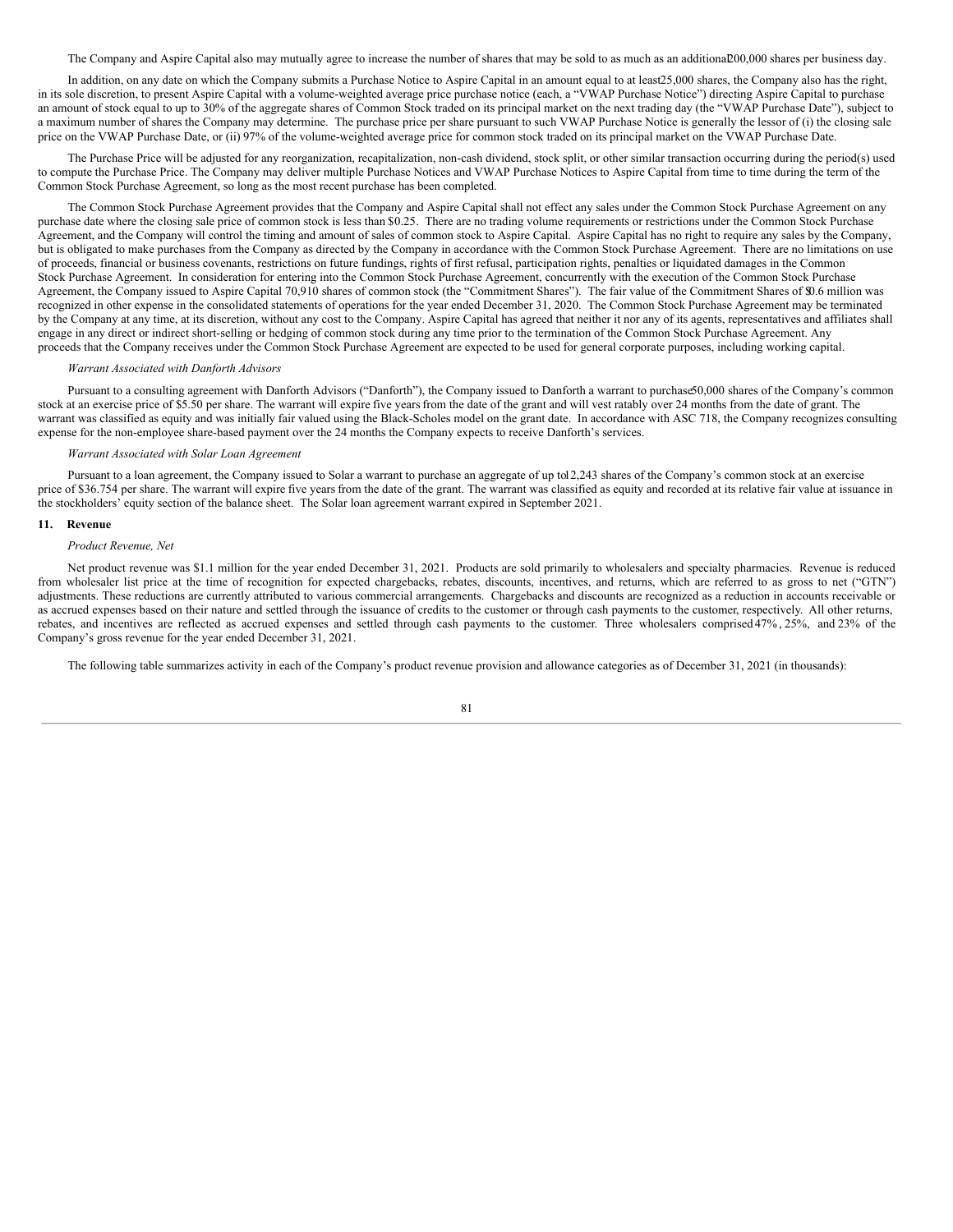The Company and Aspire Capital also may mutually agree to increase the number of shares that may be sold to as much as an additional 200,000 shares per business day.

In addition, on any date on which the Company submits a Purchase Notice to Aspire Capital in an amount equal to at least 25,000 shares, the Company also has the right, in its sole discretion, to present Aspire Capital with a volume-weighted average price purchase notice (each, a "VWAP Purchase Notice") directing Aspire Capital to purchase an amount of stock equal to up to 30% of the aggregate shares of Common Stock traded on its principal market on the next trading day (the "VWAP Purchase Date"), subject to a maximum number of shares the Company may determine. The purchase price per share pursuant to such VWAP Purchase Notice is generally the lessor of (i) the closing sale price on the VWAP Purchase Date, or (ii) 97% of the volume-weighted average price for common stock traded on its principal market on the VWAP Purchase Date.

The Purchase Price will be adjusted for any reorganization, recapitalization, non-cash dividend, stock split, or other similar transaction occurring during the period(s) used to compute the Purchase Price. The Company may deliver multiple Purchase Notices and VWAP Purchase Notices to Aspire Capital from time to time during the term of the Common Stock Purchase Agreement, so long as the most recent purchase has been completed.

The Common Stock Purchase Agreement provides that the Company and Aspire Capital shall not effect any sales under the Common Stock Purchase Agreement on any purchase date where the closing sale price of common stock is less than $0.25. There are no trading volume requirements or restrictions under the Common Stock Purchase Agreement, and the Company will control the timing and amount of sales of common stock to Aspire Capital. Aspire Capital has no right to require any sales by the Company, but is obligated to make purchases from the Company as directed by the Company in accordance with the Common Stock Purchase Agreement. There are no limitations on use of proceeds, financial or business covenants, restrictions on future fundings, rights of first refusal, participation rights, penalties or liquidated damages in the Common Stock Purchase Agreement. In consideration for entering into the Common Stock Purchase Agreement, concurrently with the execution of the Common Stock Purchase Agreement, the Company issued to Aspire Capital 70,910 shares of common stock (the "Commitment Shares"). The fair value of the Commitment Shares of $0.6 million was recognized in other expense in the consolidated statements of operations for the year ended December 31, 2020. The Common Stock Purchase Agreement may be terminated by the Company at any time, at its discretion, without any cost to the Company. Aspire Capital has agreed that neither it nor any of its agents, representatives and affiliates shall engage in any direct or indirect short-selling or hedging of common stock during any time prior to the termination of the Common Stock Purchase Agreement. Any proceeds that the Company receives under the Common Stock Purchase Agreement are expected to be used for general corporate purposes, including working capital.

*Warrant Associated with Danforth Advisors*

Pursuant to a consulting agreement with Danforth Advisors ("Danforth"), the Company issued to Danforth a warrant to purchase 50,000 shares of the Company's common stock at an exercise price of $5.50 per share. The warrant will expire five years from the date of the grant and will vest ratably over 24 months from the date of grant. The warrant was classified as equity and was initially fair valued using the Black-Scholes model on the grant date. In accordance with ASC 718, the Company recognizes consulting expense for the non-employee share-based payment over the 24 months the Company expects to receive Danforth's services.

*Warrant Associated with Solar Loan Agreement*

Pursuant to a loan agreement, the Company issued to Solar a warrant to purchase an aggregate of up to 12,243 shares of the Company's common stock at an exercise price of $36.754 per share. The warrant will expire five years from the date of the grant. The warrant was classified as equity and recorded at its relative fair value at issuance in the stockholders' equity section of the balance sheet. The Solar loan agreement warrant expired in September 2021.

## 11. Revenue

*Product Revenue, Net*

Net product revenue was $1.1 million for the year ended December 31, 2021. Products are sold primarily to wholesalers and specialty pharmacies. Revenue is reduced from wholesaler list price at the time of recognition for expected chargebacks, rebates, discounts, incentives, and returns, which are referred to as gross to net ("GTN") adjustments. These reductions are currently attributed to various commercial arrangements. Chargebacks and discounts are recognized as a reduction in accounts receivable or as accrued expenses based on their nature and settled through the issuance of credits to the customer or through cash payments to the customer, respectively. All other returns, rebates, and incentives are reflected as accrued expenses and settled through cash payments to the customer. Three wholesalers comprised 47%, 25%, and 23% of the Company's gross revenue for the year ended December 31, 2021.

The following table summarizes activity in each of the Company's product revenue provision and allowance categories as of December 31, 2021 (in thousands):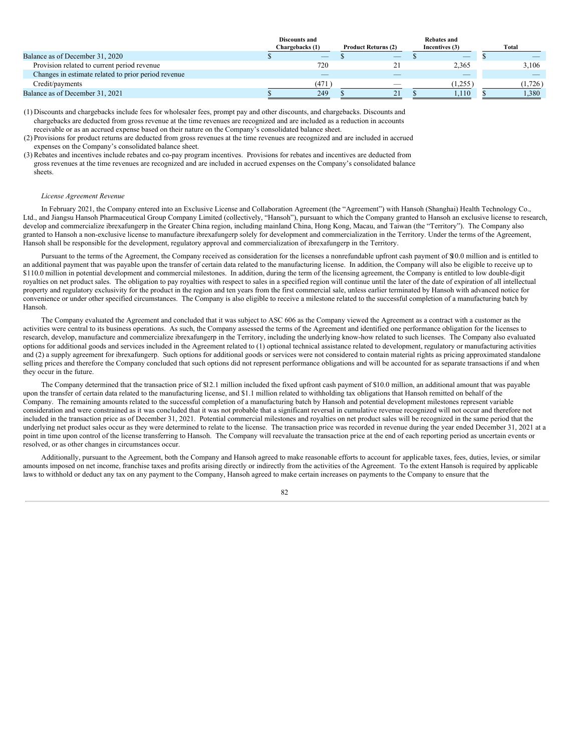| | Discounts and Chargebacks (1) | Product Returns (2) | Rebates and Incentives (3) | Total |
|---|---|---|---|---|
| Balance as of December 31, 2020 | $ — | $ — | $ — | $ — |
| Provision related to current period revenue | 720 | 21 | 2,365 | 3,106 |
| Changes in estimate related to prior period revenue | — | — | — | — |
| Credit/payments | (471) | — | (1,255) | (1,726) |
| Balance as of December 31, 2021 | $ 249 | $ 21 | $ 1,110 | $ 1,380 |

(1) Discounts and chargebacks include fees for wholesaler fees, prompt pay and other discounts, and chargebacks. Discounts and chargebacks are deducted from gross revenue at the time revenues are recognized and are included as a reduction in accounts receivable or as an accrued expense based on their nature on the Company's consolidated balance sheet.

(2) Provisions for product returns are deducted from gross revenues at the time revenues are recognized and are included in accrued expenses on the Company's consolidated balance sheet.

(3) Rebates and incentives include rebates and co-pay program incentives. Provisions for rebates and incentives are deducted from gross revenues at the time revenues are recognized and are included in accrued expenses on the Company's consolidated balance sheets.

*License Agreement Revenue*

In February 2021, the Company entered into an Exclusive License and Collaboration Agreement (the "Agreement") with Hansoh (Shanghai) Health Technology Co., Ltd., and Jiangsu Hansoh Pharmaceutical Group Company Limited (collectively, "Hansoh"), pursuant to which the Company granted to Hansoh an exclusive license to research, develop and commercialize ibrexafungerp in the Greater China region, including mainland China, Hong Kong, Macau, and Taiwan (the "Territory"). The Company also granted to Hansoh a non-exclusive license to manufacture ibrexafungerp solely for development and commercialization in the Territory. Under the terms of the Agreement, Hansoh shall be responsible for the development, regulatory approval and commercialization of ibrexafungerp in the Territory.

Pursuant to the terms of the Agreement, the Company received as consideration for the licenses a nonrefundable upfront cash payment of $10.0 million and is entitled to an additional payment that was payable upon the transfer of certain data related to the manufacturing license. In addition, the Company will also be eligible to receive up to $110.0 million in potential development and commercial milestones. In addition, during the term of the licensing agreement, the Company is entitled to low double-digit royalties on net product sales. The obligation to pay royalties with respect to sales in a specified region will continue until the later of the date of expiration of all intellectual property and regulatory exclusivity for the product in the region and ten years from the first commercial sale, unless earlier terminated by Hansoh with advanced notice for convenience or under other specified circumstances. The Company is also eligible to receive a milestone related to the successful completion of a manufacturing batch by Hansoh.

The Company evaluated the Agreement and concluded that it was subject to ASC 606 as the Company viewed the Agreement as a contract with a customer as the activities were central to its business operations. As such, the Company assessed the terms of the Agreement and identified one performance obligation for the licenses to research, develop, manufacture and commercialize ibrexafungerp in the Territory, including the underlying know-how related to such licenses. The Company also evaluated options for additional goods and services included in the Agreement related to (1) optional technical assistance related to development, regulatory or manufacturing activities and (2) a supply agreement for ibrexafungerp. Such options for additional goods or services were not considered to contain material rights as pricing approximated standalone selling prices and therefore the Company concluded that such options did not represent performance obligations and will be accounted for as separate transactions if and when they occur in the future.

The Company determined that the transaction price of $12.1 million included the fixed upfront cash payment of $10.0 million, an additional amount that was payable upon the transfer of certain data related to the manufacturing license, and $1.1 million related to withholding tax obligations that Hansoh remitted on behalf of the Company. The remaining amounts related to the successful completion of a manufacturing batch by Hansoh and potential development milestones represent variable consideration and were constrained as it was concluded that it was not probable that a significant reversal in cumulative revenue recognized will not occur and therefore not included in the transaction price as of December 31, 2021. Potential commercial milestones and royalties on net product sales will be recognized in the same period that the underlying net product sales occur as they were determined to relate to the license. The transaction price was recorded in revenue during the year ended December 31, 2021 at a point in time upon control of the license transferring to Hansoh. The Company will reevaluate the transaction price at the end of each reporting period as uncertain events or resolved, or as other changes in circumstances occur.

Additionally, pursuant to the Agreement, both the Company and Hansoh agreed to make reasonable efforts to account for applicable taxes, fees, duties, levies, or similar amounts imposed on net income, franchise taxes and profits arising directly or indirectly from the activities of the Agreement. To the extent Hansoh is required by applicable laws to withhold or deduct any tax on any payment to the Company, Hansoh agreed to make certain increases on payments to the Company to ensure that the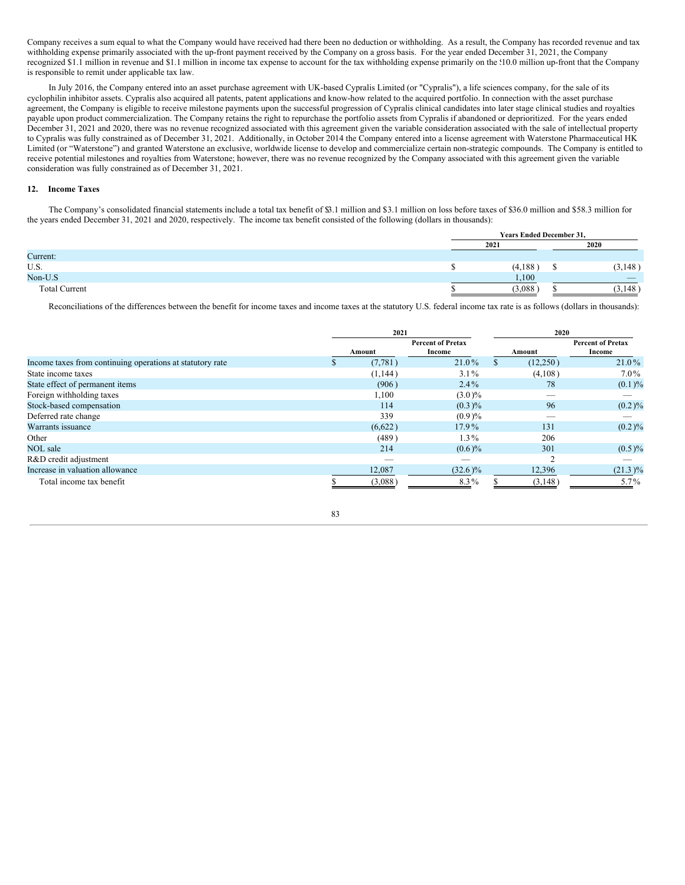Company receives a sum equal to what the Company would have received had there been no deduction or withholding. As a result, the Company has recorded revenue and tax withholding expense primarily associated with the up-front payment received by the Company on a gross basis. For the year ended December 31, 2021, the Company recognized $1.1 million in revenue and $1.1 million in income tax expense to account for the tax withholding expense primarily on the $10.0 million up-front that the Company is responsible to remit under applicable tax law.

In July 2016, the Company entered into an asset purchase agreement with UK-based Cypralis Limited (or "Cypralis"), a life sciences company, for the sale of its cyclophilin inhibitor assets. Cypralis also acquired all patents, patent applications and know-how related to the acquired portfolio. In connection with the asset purchase agreement, the Company is eligible to receive milestone payments upon the successful progression of Cypralis clinical candidates into later stage clinical studies and royalties payable upon product commercialization. The Company retains the right to repurchase the portfolio assets from Cypralis if abandoned or deprioritized. For the years ended December 31, 2021 and 2020, there was no revenue recognized associated with this agreement given the variable consideration associated with the sale of intellectual property to Cypralis was fully constrained as of December 31, 2021. Additionally, in October 2014 the Company entered into a license agreement with Waterstone Pharmaceutical HK Limited (or "Waterstone") and granted Waterstone an exclusive, worldwide license to develop and commercialize certain non-strategic compounds. The Company is entitled to receive potential milestones and royalties from Waterstone; however, there was no revenue recognized by the Company associated with this agreement given the variable consideration was fully constrained as of December 31, 2021.

## 12. Income Taxes

The Company's consolidated financial statements include a total tax benefit of $3.1 million and $3.1 million on loss before taxes of $36.0 million and $58.3 million for the years ended December 31, 2021 and 2020, respectively. The income tax benefit consisted of the following (dollars in thousands):

| | Years Ended December 31, | |
|---|---|---|
| | 2021 | 2020 |
| Current: | | |
| U.S. | $ (4,188) | $ (3,148) |
| Non-U.S | 1,100 | — |
| Total Current | $ (3,088) | $ (3,148) |

Reconciliations of the differences between the benefit for income taxes and income taxes at the statutory U.S. federal income tax rate is as follows (dollars in thousands):

| | 2021 | | 2020 | |
|---|---|---|---|---|
| | Amount | Percent of Pretax Income | Amount | Percent of Pretax Income |
| Income taxes from continuing operations at statutory rate | $ (7,781) | 21.0% | $ (12,250) | 21.0% |
| State income taxes | (1,144) | 3.1% | (4,108) | 7.0% |
| State effect of permanent items | (906) | 2.4% | 78 | (0.1)% |
| Foreign withholding taxes | 1,100 | (3.0)% | — | — |
| Stock-based compensation | 114 | (0.3)% | 96 | (0.2)% |
| Deferred rate change | 339 | (0.9)% | — | — |
| Warrants issuance | (6,622) | 17.9% | 131 | (0.2)% |
| Other | (489) | 1.3% | 206 | |
| NOL sale | 214 | (0.6)% | 301 | (0.5)% |
| R&D credit adjustment | — | — | 2 | — |
| Increase in valuation allowance | 12,087 | (32.6)% | 12,396 | (21.3)% |
| Total income tax benefit | $ (3,088) | 8.3% | $ (3,148) | 5.7% |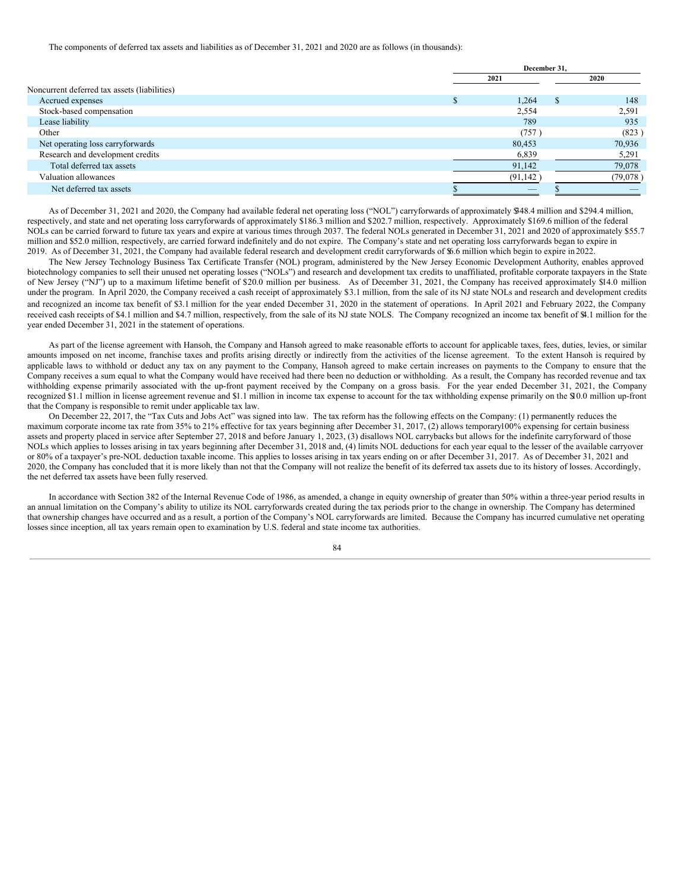The components of deferred tax assets and liabilities as of December 31, 2021 and 2020 are as follows (in thousands):

| | December 31, | |
|---|---|---|
| | 2021 | 2020 |
| Noncurrent deferred tax assets (liabilities) | | |
| Accrued expenses | $ 1,264 | $ 148 |
| Stock-based compensation | 2,554 | 2,591 |
| Lease liability | 789 | 935 |
| Other | (757 ) | (823 ) |
| Net operating loss carryforwards | 80,453 | 70,936 |
| Research and development credits | 6,839 | 5,291 |
| Total deferred tax assets | 91,142 | 79,078 |
| Valuation allowances | (91,142 ) | (79,078 ) |
| Net deferred tax assets | $ — | $ — |

As of December 31, 2021 and 2020, the Company had available federal net operating loss ("NOL") carryforwards of approximately $348.4 million and $294.4 million, respectively, and state and net operating loss carryforwards of approximately $186.3 million and $202.7 million, respectively. Approximately $169.6 million of the federal NOLs can be carried forward to future tax years and expire at various times through 2037. The federal NOLs generated in December 31, 2021 and 2020 of approximately $55.7 million and $52.0 million, respectively, are carried forward indefinitely and do not expire. The Company's state and net operating loss carryforwards began to expire in 2019. As of December 31, 2021, the Company had available federal research and development credit carryforwards of $6.6 million which begin to expire in 2022.

The New Jersey Technology Business Tax Certificate Transfer (NOL) program, administered by the New Jersey Economic Development Authority, enables approved biotechnology companies to sell their unused net operating losses ("NOLs") and research and development tax credits to unaffiliated, profitable corporate taxpayers in the State of New Jersey ("NJ") up to a maximum lifetime benefit of $20.0 million per business. As of December 31, 2021, the Company has received approximately $14.0 million under the program. In April 2020, the Company received a cash receipt of approximately $3.1 million, from the sale of its NJ state NOLs and research and development credits and recognized an income tax benefit of $3.1 million for the year ended December 31, 2020 in the statement of operations. In April 2021 and February 2022, the Company received cash receipts of $4.1 million and $4.7 million, respectively, from the sale of its NJ state NOLS. The Company recognized an income tax benefit of $4.1 million for the year ended December 31, 2021 in the statement of operations.

As part of the license agreement with Hansoh, the Company and Hansoh agreed to make reasonable efforts to account for applicable taxes, fees, duties, levies, or similar amounts imposed on net income, franchise taxes and profits arising directly or indirectly from the activities of the license agreement. To the extent Hansoh is required by applicable laws to withhold or deduct any tax on any payment to the Company, Hansoh agreed to make certain increases on payments to the Company to ensure that the Company receives a sum equal to what the Company would have received had there been no deduction or withholding. As a result, the Company has recorded revenue and tax withholding expense primarily associated with the up-front payment received by the Company on a gross basis. For the year ended December 31, 2021, the Company recognized $1.1 million in license agreement revenue and $1.1 million in income tax expense to account for the tax withholding expense primarily on the $10.0 million up-front that the Company is responsible to remit under applicable tax law.

On December 22, 2017, the "Tax Cuts and Jobs Act" was signed into law. The tax reform has the following effects on the Company: (1) permanently reduces the maximum corporate income tax rate from 35% to 21% effective for tax years beginning after December 31, 2017, (2) allows temporary 100% expensing for certain business assets and property placed in service after September 27, 2018 and before January 1, 2023, (3) disallows NOL carrybacks but allows for the indefinite carryforward of those NOLs which applies to losses arising in tax years beginning after December 31, 2018 and, (4) limits NOL deductions for each year equal to the lesser of the available carryover or 80% of a taxpayer's pre-NOL deduction taxable income. This applies to losses arising in tax years ending on or after December 31, 2017. As of December 31, 2021 and 2020, the Company has concluded that it is more likely than not that the Company will not realize the benefit of its deferred tax assets due to its history of losses. Accordingly, the net deferred tax assets have been fully reserved.

In accordance with Section 382 of the Internal Revenue Code of 1986, as amended, a change in equity ownership of greater than 50% within a three-year period results in an annual limitation on the Company's ability to utilize its NOL carryforwards created during the tax periods prior to the change in ownership. The Company has determined that ownership changes have occurred and as a result, a portion of the Company's NOL carryforwards are limited. Because the Company has incurred cumulative net operating losses since inception, all tax years remain open to examination by U.S. federal and state income tax authorities.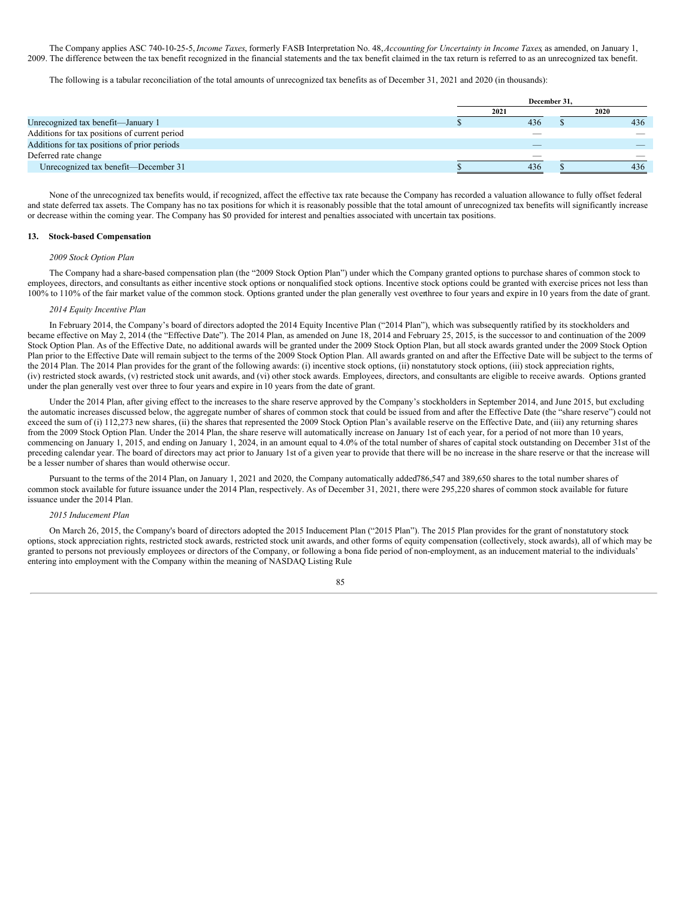The Company applies ASC 740-10-25-5, *Income Taxes,* formerly FASB Interpretation No. 48, *Accounting for Uncertainty in Income Taxes*, as amended, on January 1, 2009. The difference between the tax benefit recognized in the financial statements and the tax benefit claimed in the tax return is referred to as an unrecognized tax benefit.

The following is a tabular reconciliation of the total amounts of unrecognized tax benefits as of December 31, 2021 and 2020 (in thousands):

| | December 31, | |
|---|---|---|
| | 2021 | 2020 |
| Unrecognized tax benefit—January 1 | $ 436 | $ 436 |
| Additions for tax positions of current period | — | — |
| Additions for tax positions of prior periods | — | — |
| Deferred rate change | — | — |
| Unrecognized tax benefit—December 31 | $ 436 | $ 436 |

None of the unrecognized tax benefits would, if recognized, affect the effective tax rate because the Company has recorded a valuation allowance to fully offset federal and state deferred tax assets. The Company has no tax positions for which it is reasonably possible that the total amount of unrecognized tax benefits will significantly increase or decrease within the coming year. The Company has $0 provided for interest and penalties associated with uncertain tax positions.

## 13. Stock-based Compensation

*2009 Stock Option Plan*

The Company had a share-based compensation plan (the "2009 Stock Option Plan") under which the Company granted options to purchase shares of common stock to employees, directors, and consultants as either incentive stock options or nonqualified stock options. Incentive stock options could be granted with exercise prices not less than 100% to 110% of the fair market value of the common stock. Options granted under the plan generally vest over three to four years and expire in 10 years from the date of grant.

*2014 Equity Incentive Plan*

In February 2014, the Company's board of directors adopted the 2014 Equity Incentive Plan ("2014 Plan"), which was subsequently ratified by its stockholders and became effective on May 2, 2014 (the "Effective Date"). The 2014 Plan, as amended on June 18, 2014 and February 25, 2015, is the successor to and continuation of the 2009 Stock Option Plan. As of the Effective Date, no additional awards will be granted under the 2009 Stock Option Plan, but all stock awards granted under the 2009 Stock Option Plan prior to the Effective Date will remain subject to the terms of the 2009 Stock Option Plan. All awards granted on and after the Effective Date will be subject to the terms of the 2014 Plan. The 2014 Plan provides for the grant of the following awards: (i) incentive stock options, (ii) nonstatutory stock options, (iii) stock appreciation rights, (iv) restricted stock awards, (v) restricted stock unit awards, and (vi) other stock awards. Employees, directors, and consultants are eligible to receive awards. Options granted under the plan generally vest over three to four years and expire in 10 years from the date of grant.

Under the 2014 Plan, after giving effect to the increases to the share reserve approved by the Company's stockholders in September 2014, and June 2015, but excluding the automatic increases discussed below, the aggregate number of shares of common stock that could be issued from and after the Effective Date (the "share reserve") could not exceed the sum of (i) 112,273 new shares, (ii) the shares that represented the 2009 Stock Option Plan's available reserve on the Effective Date, and (iii) any returning shares from the 2009 Stock Option Plan. Under the 2014 Plan, the share reserve will automatically increase on January 1st of each year, for a period of not more than 10 years, commencing on January 1, 2015, and ending on January 1, 2024, in an amount equal to 4.0% of the total number of shares of capital stock outstanding on December 31st of the preceding calendar year. The board of directors may act prior to January 1st of a given year to provide that there will be no increase in the share reserve or that the increase will be a lesser number of shares than would otherwise occur.

Pursuant to the terms of the 2014 Plan, on January 1, 2021 and 2020, the Company automatically added 786,547 and 389,650 shares to the total number shares of common stock available for future issuance under the 2014 Plan, respectively. As of December 31, 2021, there were 295,220 shares of common stock available for future issuance under the 2014 Plan.

*2015 Inducement Plan*

On March 26, 2015, the Company's board of directors adopted the 2015 Inducement Plan ("2015 Plan"). The 2015 Plan provides for the grant of nonstatutory stock options, stock appreciation rights, restricted stock awards, restricted stock unit awards, and other forms of equity compensation (collectively, stock awards), all of which may be granted to persons not previously employees or directors of the Company, or following a bona fide period of non-employment, as an inducement material to the individuals' entering into employment with the Company within the meaning of NASDAQ Listing Rule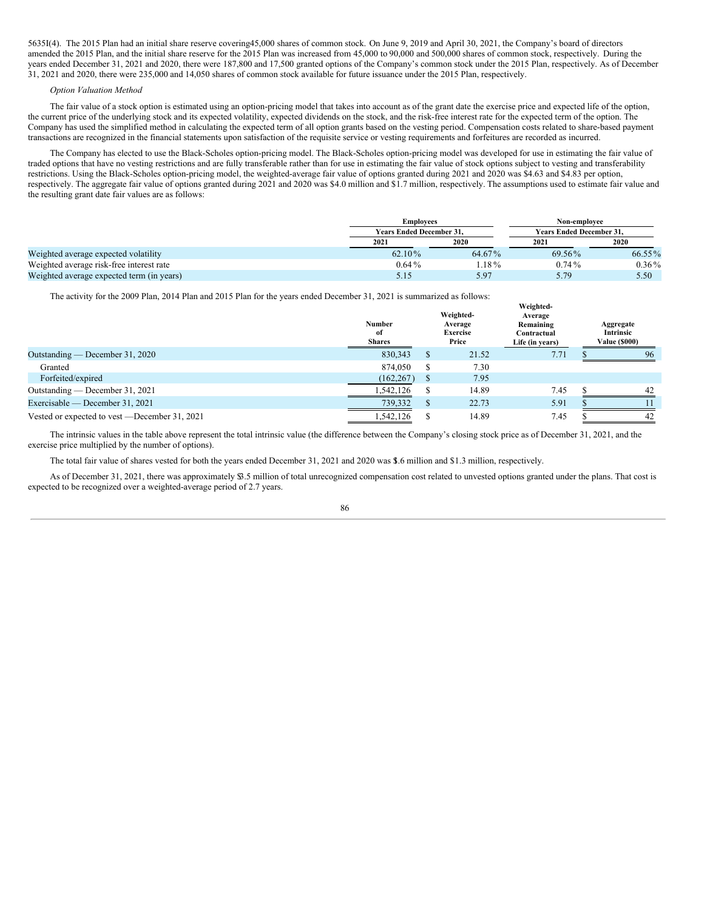5635I(4). The 2015 Plan had an initial share reserve covering45,000 shares of common stock. On June 9, 2019 and April 30, 2021, the Company's board of directors amended the 2015 Plan, and the initial share reserve for the 2015 Plan was increased from 45,000 to 90,000 and 500,000 shares of common stock, respectively. During the years ended December 31, 2021 and 2020, there were 187,800 and 17,500 granted options of the Company's common stock under the 2015 Plan, respectively. As of December 31, 2021 and 2020, there were 235,000 and 14,050 shares of common stock available for future issuance under the 2015 Plan, respectively.

*Option Valuation Method*

The fair value of a stock option is estimated using an option-pricing model that takes into account as of the grant date the exercise price and expected life of the option, the current price of the underlying stock and its expected volatility, expected dividends on the stock, and the risk-free interest rate for the expected term of the option. The Company has used the simplified method in calculating the expected term of all option grants based on the vesting period. Compensation costs related to share-based payment transactions are recognized in the financial statements upon satisfaction of the requisite service or vesting requirements and forfeitures are recorded as incurred.

The Company has elected to use the Black-Scholes option-pricing model. The Black-Scholes option-pricing model was developed for use in estimating the fair value of traded options that have no vesting restrictions and are fully transferable rather than for use in estimating the fair value of stock options subject to vesting and transferability restrictions. Using the Black-Scholes option-pricing model, the weighted-average fair value of options granted during 2021 and 2020 was $4.63 and $4.83 per option, respectively. The aggregate fair value of options granted during 2021 and 2020 was $4.0 million and $1.7 million, respectively. The assumptions used to estimate fair value and the resulting grant date fair values are as follows:

| | Employees | | Non-employee | |
|---|---|---|---|---|
| | Years Ended December 31, | | Years Ended December 31, | |
| | 2021 | 2020 | 2021 | 2020 |
| Weighted average expected volatility | 62.10% | 64.67% | 69.56% | 66.55% |
| Weighted average risk-free interest rate | 0.64% | 1.18% | 0.74% | 0.36% |
| Weighted average expected term (in years) | 5.15 | 5.97 | 5.79 | 5.50 |

The activity for the 2009 Plan, 2014 Plan and 2015 Plan for the years ended December 31, 2021 is summarized as follows:

| | Number of Shares | Weighted-Average Exercise Price | Weighted-Average Remaining Contractual Life (in years) | Aggregate Intrinsic Value ($000) |
|---|---|---|---|---|
| Outstanding — December 31, 2020 | 830,343 | $ 21.52 | 7.71 | $ 96 |
| Granted | 874,050 | $ 7.30 | | |
| Forfeited/expired | (162,267) | $ 7.95 | | |
| Outstanding — December 31, 2021 | 1,542,126 | $ 14.89 | 7.45 | $ 42 |
| Exercisable — December 31, 2021 | 739,332 | $ 22.73 | 5.91 | $ 11 |
| Vested or expected to vest —December 31, 2021 | 1,542,126 | $ 14.89 | 7.45 | $ 42 |

The intrinsic values in the table above represent the total intrinsic value (the difference between the Company's closing stock price as of December 31, 2021, and the exercise price multiplied by the number of options).

The total fair value of shares vested for both the years ended December 31, 2021 and 2020 was $1.6 million and $1.3 million, respectively.

As of December 31, 2021, there was approximately $3.5 million of total unrecognized compensation cost related to unvested options granted under the plans. That cost is expected to be recognized over a weighted-average period of 2.7 years.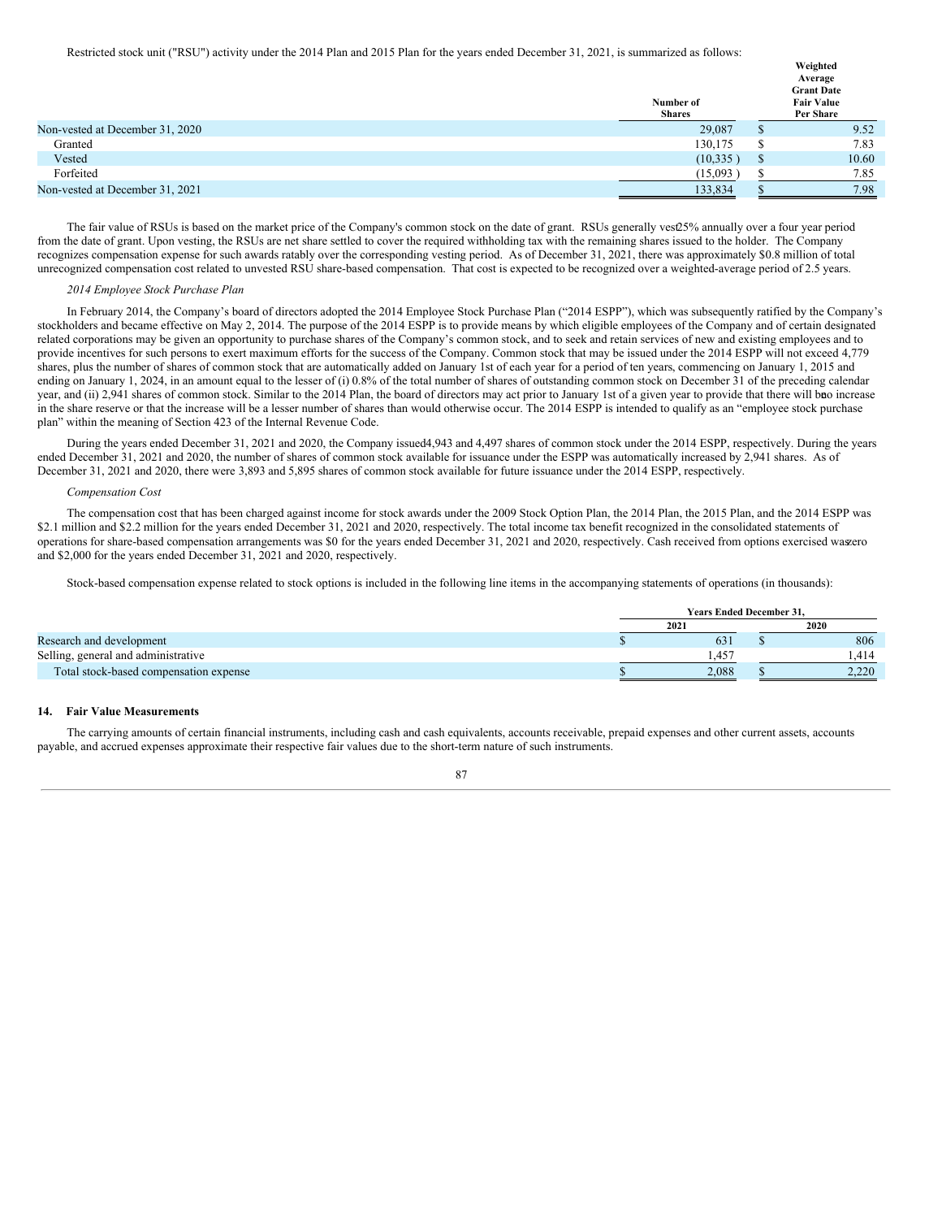Restricted stock unit ("RSU") activity under the 2014 Plan and 2015 Plan for the years ended December 31, 2021, is summarized as follows:

| | Number of Shares | Weighted Average Grant Date Fair Value Per Share |
|---|---|---|
| Non-vested at December 31, 2020 | 29,087 | $ 9.52 |
| Granted | 130,175 | $ 7.83 |
| Vested | (10,335 ) | $ 10.60 |
| Forfeited | (15,093 ) | $ 7.85 |
| Non-vested at December 31, 2021 | 133,834 | $ 7.98 |

The fair value of RSUs is based on the market price of the Company's common stock on the date of grant. RSUs generally vest 25% annually over a four year period from the date of grant. Upon vesting, the RSUs are net share settled to cover the required withholding tax with the remaining shares issued to the holder. The Company recognizes compensation expense for such awards ratably over the corresponding vesting period. As of December 31, 2021, there was approximately $0.8 million of total unrecognized compensation cost related to unvested RSU share-based compensation. That cost is expected to be recognized over a weighted-average period of 2.5 years.

*2014 Employee Stock Purchase Plan*

In February 2014, the Company's board of directors adopted the 2014 Employee Stock Purchase Plan ("2014 ESPP"), which was subsequently ratified by the Company's stockholders and became effective on May 2, 2014. The purpose of the 2014 ESPP is to provide means by which eligible employees of the Company and of certain designated related corporations may be given an opportunity to purchase shares of the Company's common stock, and to seek and retain services of new and existing employees and to provide incentives for such persons to exert maximum efforts for the success of the Company. Common stock that may be issued under the 2014 ESPP will not exceed 4,779 shares, plus the number of shares of common stock that are automatically added on January 1st of each year for a period of ten years, commencing on January 1, 2015 and ending on January 1, 2024, in an amount equal to the lesser of (i) 0.8% of the total number of shares of outstanding common stock on December 31 of the preceding calendar year, and (ii) 2,941 shares of common stock. Similar to the 2014 Plan, the board of directors may act prior to January 1st of a given year to provide that there will be no increase in the share reserve or that the increase will be a lesser number of shares than would otherwise occur. The 2014 ESPP is intended to qualify as an "employee stock purchase plan" within the meaning of Section 423 of the Internal Revenue Code.

During the years ended December 31, 2021 and 2020, the Company issued 4,943 and 4,497 shares of common stock under the 2014 ESPP, respectively. During the years ended December 31, 2021 and 2020, the number of shares of common stock available for issuance under the ESPP was automatically increased by 2,941 shares. As of December 31, 2021 and 2020, there were 3,893 and 5,895 shares of common stock available for future issuance under the 2014 ESPP, respectively.

*Compensation Cost*

The compensation cost that has been charged against income for stock awards under the 2009 Stock Option Plan, the 2014 Plan, the 2015 Plan, and the 2014 ESPP was $2.1 million and $2.2 million for the years ended December 31, 2021 and 2020, respectively. The total income tax benefit recognized in the consolidated statements of operations for share-based compensation arrangements was $0 for the years ended December 31, 2021 and 2020, respectively. Cash received from options exercised was zero and $2,000 for the years ended December 31, 2021 and 2020, respectively.

Stock-based compensation expense related to stock options is included in the following line items in the accompanying statements of operations (in thousands):

| | Years Ended December 31, | |
|---|---|---|
| | 2021 | 2020 |
| Research and development | $ 631 | $ 806 |
| Selling, general and administrative | 1,457 | 1,414 |
| Total stock-based compensation expense | $ 2,088 | $ 2,220 |

## 14. Fair Value Measurements

The carrying amounts of certain financial instruments, including cash and cash equivalents, accounts receivable, prepaid expenses and other current assets, accounts payable, and accrued expenses approximate their respective fair values due to the short-term nature of such instruments.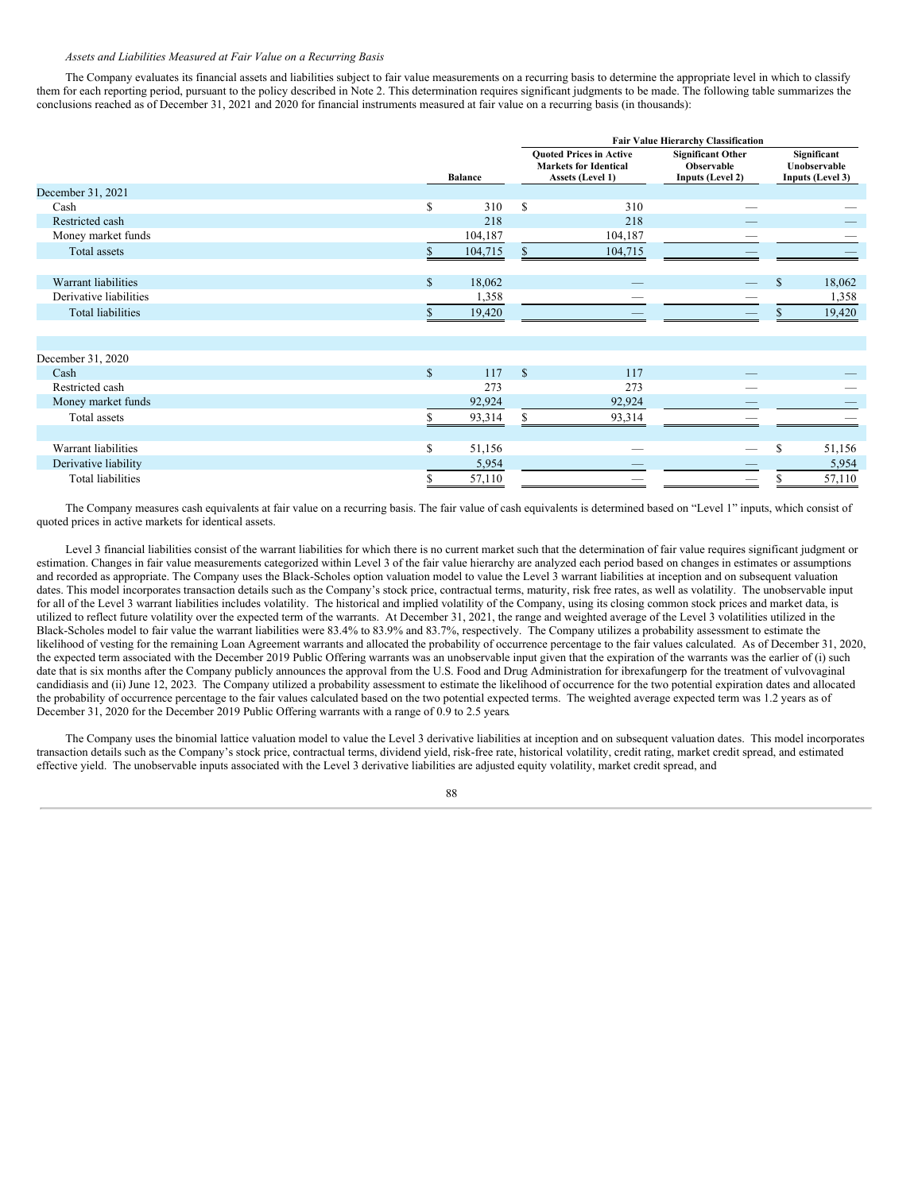*Assets and Liabilities Measured at Fair Value on a Recurring Basis*

The Company evaluates its financial assets and liabilities subject to fair value measurements on a recurring basis to determine the appropriate level in which to classify them for each reporting period, pursuant to the policy described in Note 2. This determination requires significant judgments to be made. The following table summarizes the conclusions reached as of December 31, 2021 and 2020 for financial instruments measured at fair value on a recurring basis (in thousands):

| | | Fair Value Hierarchy Classification | | |
|---|---|---|---|---|
| | Balance | Quoted Prices in Active Markets for Identical Assets (Level 1) | Significant Other Observable Inputs (Level 2) | Significant Unobservable Inputs (Level 3) |
| December 31, 2021 | | | | |
| Cash | $ 310 | $ 310 | — | — |
| Restricted cash | 218 | 218 | — | — |
| Money market funds | 104,187 | 104,187 | — | — |
| Total assets | $ 104,715 | $ 104,715 | — | — |
| | | | | |
| Warrant liabilities | $ 18,062 | — | — | $ 18,062 |
| Derivative liabilities | 1,358 | — | — | 1,358 |
| Total liabilities | $ 19,420 | — | — | $ 19,420 |
| | | | | |
| December 31, 2020 | | | | |
| Cash | $ 117 | $ 117 | — | — |
| Restricted cash | 273 | 273 | — | — |
| Money market funds | 92,924 | 92,924 | — | — |
| Total assets | $ 93,314 | $ 93,314 | — | — |
| | | | | |
| Warrant liabilities | $ 51,156 | — | — | $ 51,156 |
| Derivative liability | 5,954 | — | — | 5,954 |
| Total liabilities | $ 57,110 | — | — | $ 57,110 |

The Company measures cash equivalents at fair value on a recurring basis. The fair value of cash equivalents is determined based on "Level 1" inputs, which consist of quoted prices in active markets for identical assets.

Level 3 financial liabilities consist of the warrant liabilities for which there is no current market such that the determination of fair value requires significant judgment or estimation. Changes in fair value measurements categorized within Level 3 of the fair value hierarchy are analyzed each period based on changes in estimates or assumptions and recorded as appropriate. The Company uses the Black-Scholes option valuation model to value the Level 3 warrant liabilities at inception and on subsequent valuation dates. This model incorporates transaction details such as the Company's stock price, contractual terms, maturity, risk free rates, as well as volatility. The unobservable input for all of the Level 3 warrant liabilities includes volatility. The historical and implied volatility of the Company, using its closing common stock prices and market data, is utilized to reflect future volatility over the expected term of the warrants. At December 31, 2021, the range and weighted average of the Level 3 volatilities utilized in the Black-Scholes model to fair value the warrant liabilities were 83.4% to 83.9% and 83.7%, respectively. The Company utilizes a probability assessment to estimate the likelihood of vesting for the remaining Loan Agreement warrants and allocated the probability of occurrence percentage to the fair values calculated. As of December 31, 2020, the expected term associated with the December 2019 Public Offering warrants was an unobservable input given that the expiration of the warrants was the earlier of (i) such date that is six months after the Company publicly announces the approval from the U.S. Food and Drug Administration for ibrexafungerp for the treatment of vulvovaginal candidiasis and (ii) June 12, 2023. The Company utilized a probability assessment to estimate the likelihood of occurrence for the two potential expiration dates and allocated the probability of occurrence percentage to the fair values calculated based on the two potential expected terms. The weighted average expected term was 1.2 years as of December 31, 2020 for the December 2019 Public Offering warrants with a range of 0.9 to 2.5 years.

The Company uses the binomial lattice valuation model to value the Level 3 derivative liabilities at inception and on subsequent valuation dates. This model incorporates transaction details such as the Company's stock price, contractual terms, dividend yield, risk-free rate, historical volatility, credit rating, market credit spread, and estimated effective yield. The unobservable inputs associated with the Level 3 derivative liabilities are adjusted equity volatility, market credit spread, and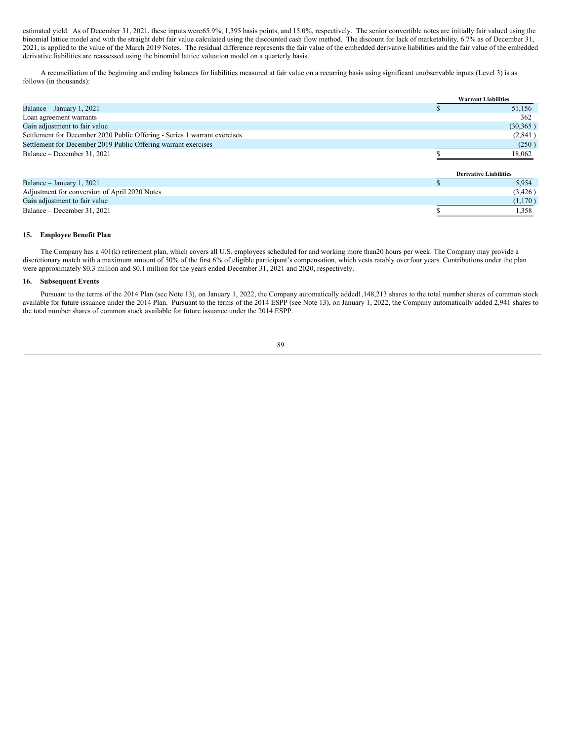estimated yield. As of December 31, 2021, these inputs were65.9%, 1,395 basis points, and 15.0%, respectively. The senior convertible notes are initially fair valued using the binomial lattice model and with the straight debt fair value calculated using the discounted cash flow method. The discount for lack of marketability, 6.7% as of December 31, 2021, is applied to the value of the March 2019 Notes. The residual difference represents the fair value of the embedded derivative liabilities and the fair value of the embedded derivative liabilities are reassessed using the binomial lattice valuation model on a quarterly basis.

A reconciliation of the beginning and ending balances for liabilities measured at fair value on a recurring basis using significant unobservable inputs (Level 3) is as follows (in thousands):

| | Warrant Liabilities |
|---|---|
| Balance – January 1, 2021 | $ 51,156 |
| Loan agreement warrants | 362 |
| Gain adjustment to fair value | (30,365 ) |
| Settlement for December 2020 Public Offering - Series 1 warrant exercises | (2,841 ) |
| Settlement for December 2019 Public Offering warrant exercises | (250 ) |
| Balance – December 31, 2021 | $ 18,062 |

| | Derivative Liabilities |
|---|---|
| Balance – January 1, 2021 | $ 5,954 |
| Adjustment for conversion of April 2020 Notes | (3,426 ) |
| Gain adjustment to fair value | (1,170 ) |
| Balance – December 31, 2021 | $ 1,358 |

### 15. Employee Benefit Plan

The Company has a 401(k) retirement plan, which covers all U.S. employees scheduled for and working more than20 hours per week. The Company may provide a discretionary match with a maximum amount of 50% of the first 6% of eligible participant's compensation, which vests ratably overfour years. Contributions under the plan were approximately $0.3 million and $0.1 million for the years ended December 31, 2021 and 2020, respectively.

### 16. Subsequent Events

Pursuant to the terms of the 2014 Plan (see Note 13), on January 1, 2022, the Company automatically added1,148,213 shares to the total number shares of common stock available for future issuance under the 2014 Plan. Pursuant to the terms of the 2014 ESPP (see Note 13), on January 1, 2022, the Company automatically added 2,941 shares to the total number shares of common stock available for future issuance under the 2014 ESPP.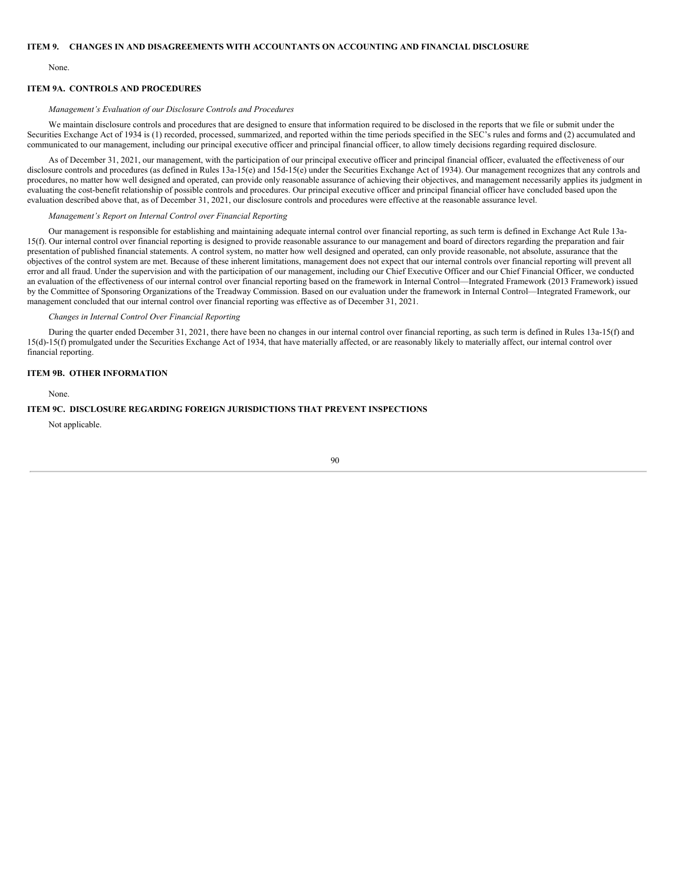## ITEM 9. CHANGES IN AND DISAGREEMENTS WITH ACCOUNTANTS ON ACCOUNTING AND FINANCIAL DISCLOSURE

None.

## ITEM 9A. CONTROLS AND PROCEDURES

*Management's Evaluation of our Disclosure Controls and Procedures*

We maintain disclosure controls and procedures that are designed to ensure that information required to be disclosed in the reports that we file or submit under the Securities Exchange Act of 1934 is (1) recorded, processed, summarized, and reported within the time periods specified in the SEC's rules and forms and (2) accumulated and communicated to our management, including our principal executive officer and principal financial officer, to allow timely decisions regarding required disclosure.

As of December 31, 2021, our management, with the participation of our principal executive officer and principal financial officer, evaluated the effectiveness of our disclosure controls and procedures (as defined in Rules 13a-15(e) and 15d-15(e) under the Securities Exchange Act of 1934). Our management recognizes that any controls and procedures, no matter how well designed and operated, can provide only reasonable assurance of achieving their objectives, and management necessarily applies its judgment in evaluating the cost-benefit relationship of possible controls and procedures. Our principal executive officer and principal financial officer have concluded based upon the evaluation described above that, as of December 31, 2021, our disclosure controls and procedures were effective at the reasonable assurance level.

*Management's Report on Internal Control over Financial Reporting*

Our management is responsible for establishing and maintaining adequate internal control over financial reporting, as such term is defined in Exchange Act Rule 13a-15(f). Our internal control over financial reporting is designed to provide reasonable assurance to our management and board of directors regarding the preparation and fair presentation of published financial statements. A control system, no matter how well designed and operated, can only provide reasonable, not absolute, assurance that the objectives of the control system are met. Because of these inherent limitations, management does not expect that our internal controls over financial reporting will prevent all error and all fraud. Under the supervision and with the participation of our management, including our Chief Executive Officer and our Chief Financial Officer, we conducted an evaluation of the effectiveness of our internal control over financial reporting based on the framework in Internal Control—Integrated Framework (2013 Framework) issued by the Committee of Sponsoring Organizations of the Treadway Commission. Based on our evaluation under the framework in Internal Control—Integrated Framework, our management concluded that our internal control over financial reporting was effective as of December 31, 2021.

*Changes in Internal Control Over Financial Reporting*

During the quarter ended December 31, 2021, there have been no changes in our internal control over financial reporting, as such term is defined in Rules 13a-15(f) and 15(d)-15(f) promulgated under the Securities Exchange Act of 1934, that have materially affected, or are reasonably likely to materially affect, our internal control over financial reporting.

## ITEM 9B. OTHER INFORMATION

None.

## ITEM 9C. DISCLOSURE REGARDING FOREIGN JURISDICTIONS THAT PREVENT INSPECTIONS

Not applicable.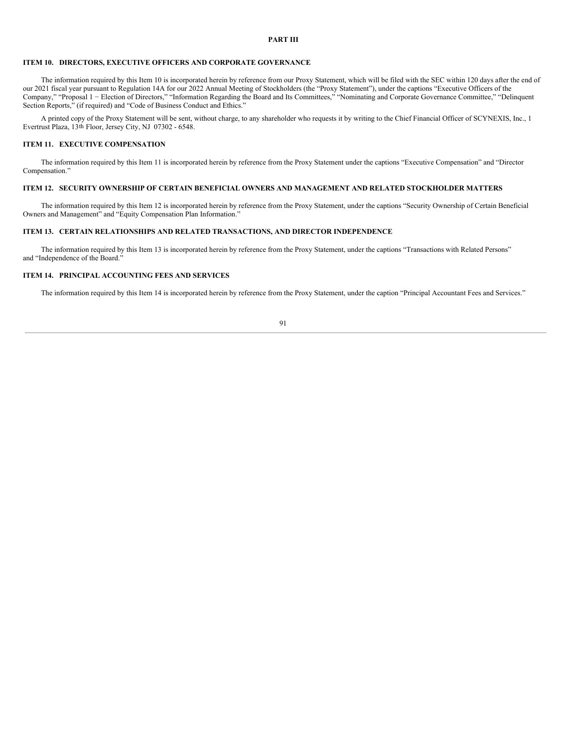# PART III

## ITEM 10. DIRECTORS, EXECUTIVE OFFICERS AND CORPORATE GOVERNANCE

The information required by this Item 10 is incorporated herein by reference from our Proxy Statement, which will be filed with the SEC within 120 days after the end of our 2021 fiscal year pursuant to Regulation 14A for our 2022 Annual Meeting of Stockholders (the "Proxy Statement"), under the captions "Executive Officers of the Company," "Proposal 1 − Election of Directors," "Information Regarding the Board and Its Committees," "Nominating and Corporate Governance Committee," "Delinquent Section Reports," (if required) and "Code of Business Conduct and Ethics."

A printed copy of the Proxy Statement will be sent, without charge, to any shareholder who requests it by writing to the Chief Financial Officer of SCYNEXIS, Inc., 1 Evertrust Plaza, 13th Floor, Jersey City, NJ 07302 - 6548.

## ITEM 11. EXECUTIVE COMPENSATION

The information required by this Item 11 is incorporated herein by reference from the Proxy Statement under the captions "Executive Compensation" and "Director Compensation."

## ITEM 12. SECURITY OWNERSHIP OF CERTAIN BENEFICIAL OWNERS AND MANAGEMENT AND RELATED STOCKHOLDER MATTERS

The information required by this Item 12 is incorporated herein by reference from the Proxy Statement, under the captions "Security Ownership of Certain Beneficial Owners and Management" and "Equity Compensation Plan Information."

## ITEM 13. CERTAIN RELATIONSHIPS AND RELATED TRANSACTIONS, AND DIRECTOR INDEPENDENCE

The information required by this Item 13 is incorporated herein by reference from the Proxy Statement, under the captions "Transactions with Related Persons" and "Independence of the Board."

## ITEM 14. PRINCIPAL ACCOUNTING FEES AND SERVICES

The information required by this Item 14 is incorporated herein by reference from the Proxy Statement, under the caption "Principal Accountant Fees and Services."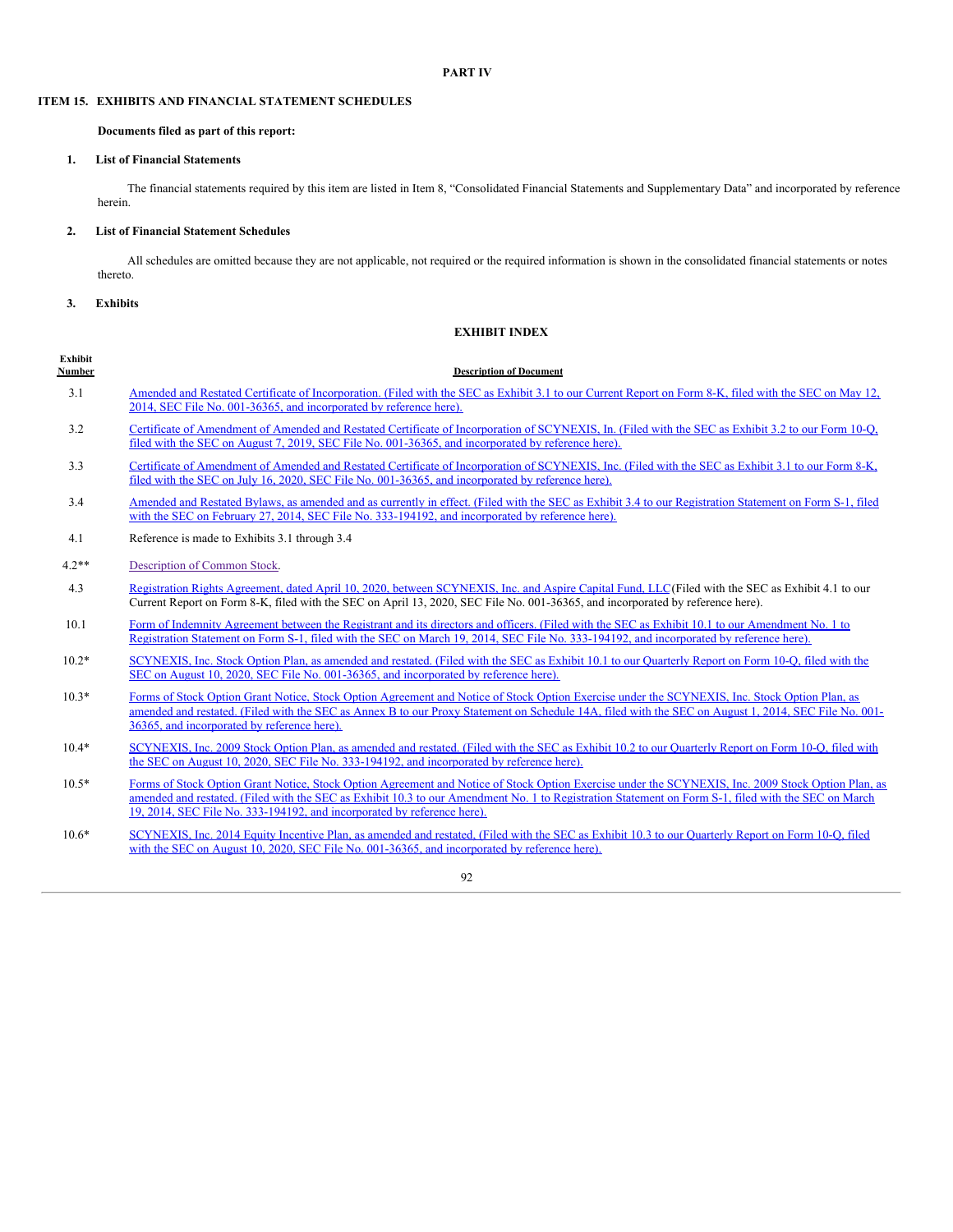## PART IV

### ITEM 15. EXHIBITS AND FINANCIAL STATEMENT SCHEDULES

**Documents filed as part of this report:**

**1. List of Financial Statements**

The financial statements required by this item are listed in Item 8, "Consolidated Financial Statements and Supplementary Data" and incorporated by reference herein.

**2. List of Financial Statement Schedules**

All schedules are omitted because they are not applicable, not required or the required information is shown in the consolidated financial statements or notes thereto.

**3. Exhibits**

**EXHIBIT INDEX**

| Exhibit Number | Description of Document |
|---|---|
| 3.1 | Amended and Restated Certificate of Incorporation. (Filed with the SEC as Exhibit 3.1 to our Current Report on Form 8-K, filed with the SEC on May 12, 2014, SEC File No. 001-36365, and incorporated by reference here). |
| 3.2 | Certificate of Amendment of Amended and Restated Certificate of Incorporation of SCYNEXIS, In. (Filed with the SEC as Exhibit 3.2 to our Form 10-Q, filed with the SEC on August 7, 2019, SEC File No. 001-36365, and incorporated by reference here). |
| 3.3 | Certificate of Amendment of Amended and Restated Certificate of Incorporation of SCYNEXIS, Inc. (Filed with the SEC as Exhibit 3.1 to our Form 8-K, filed with the SEC on July 16, 2020, SEC File No. 001-36365, and incorporated by reference here). |
| 3.4 | Amended and Restated Bylaws, as amended and as currently in effect. (Filed with the SEC as Exhibit 3.4 to our Registration Statement on Form S-1, filed with the SEC on February 27, 2014, SEC File No. 333-194192, and incorporated by reference here). |
| 4.1 | Reference is made to Exhibits 3.1 through 3.4 |
| 4.2** | Description of Common Stock. |
| 4.3 | Registration Rights Agreement, dated April 10, 2020, between SCYNEXIS, Inc. and Aspire Capital Fund, LLC(Filed with the SEC as Exhibit 4.1 to our Current Report on Form 8-K, filed with the SEC on April 13, 2020, SEC File No. 001-36365, and incorporated by reference here). |
| 10.1 | Form of Indemnity Agreement between the Registrant and its directors and officers. (Filed with the SEC as Exhibit 10.1 to our Amendment No. 1 to Registration Statement on Form S-1, filed with the SEC on March 19, 2014, SEC File No. 333-194192, and incorporated by reference here). |
| 10.2* | SCYNEXIS, Inc. Stock Option Plan, as amended and restated. (Filed with the SEC as Exhibit 10.1 to our Quarterly Report on Form 10-Q, filed with the SEC on August 10, 2020, SEC File No. 001-36365, and incorporated by reference here). |
| 10.3* | Forms of Stock Option Grant Notice, Stock Option Agreement and Notice of Stock Option Exercise under the SCYNEXIS, Inc. Stock Option Plan, as amended and restated. (Filed with the SEC as Annex B to our Proxy Statement on Schedule 14A, filed with the SEC on August 1, 2014, SEC File No. 001-36365, and incorporated by reference here). |
| 10.4* | SCYNEXIS, Inc. 2009 Stock Option Plan, as amended and restated. (Filed with the SEC as Exhibit 10.2 to our Quarterly Report on Form 10-Q, filed with the SEC on August 10, 2020, SEC File No. 333-194192, and incorporated by reference here). |
| 10.5* | Forms of Stock Option Grant Notice, Stock Option Agreement and Notice of Stock Option Exercise under the SCYNEXIS, Inc. 2009 Stock Option Plan, as amended and restated. (Filed with the SEC as Exhibit 10.3 to our Amendment No. 1 to Registration Statement on Form S-1, filed with the SEC on March 19, 2014, SEC File No. 333-194192, and incorporated by reference here). |
| 10.6* | SCYNEXIS, Inc. 2014 Equity Incentive Plan, as amended and restated. (Filed with the SEC as Exhibit 10.3 to our Quarterly Report on Form 10-Q, filed with the SEC on August 10, 2020, SEC File No. 001-36365, and incorporated by reference here). |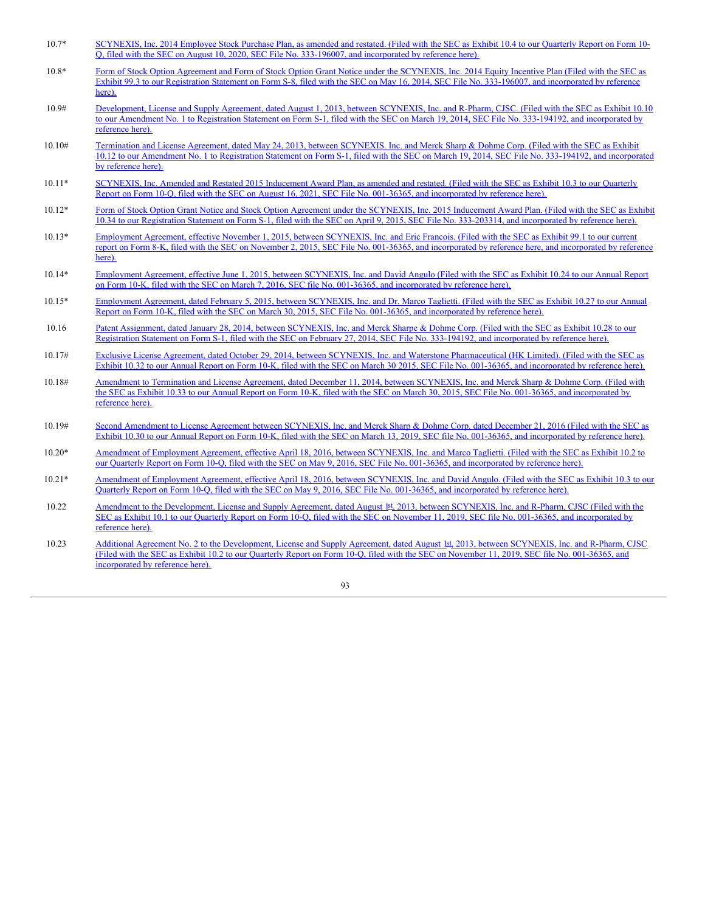| | |
|---|---|
| 10.7* | SCYNEXIS, Inc. 2014 Employee Stock Purchase Plan, as amended and restated. (Filed with the SEC as Exhibit 10.4 to our Quarterly Report on Form 10-Q, filed with the SEC on August 10, 2020, SEC File No. 333-196007, and incorporated by reference here). |
| 10.8* | Form of Stock Option Agreement and Form of Stock Option Grant Notice under the SCYNEXIS, Inc. 2014 Equity Incentive Plan (Filed with the SEC as Exhibit 99.3 to our Registration Statement on Form S-8, filed with the SEC on May 16, 2014, SEC File No. 333-196007, and incorporated by reference here). |
| 10.9# | Development, License and Supply Agreement, dated August 1, 2013, between SCYNEXIS, Inc. and R-Pharm, CJSC. (Filed with the SEC as Exhibit 10.10 to our Amendment No. 1 to Registration Statement on Form S-1, filed with the SEC on March 19, 2014, SEC File No. 333-194192, and incorporated by reference here). |
| 10.10# | Termination and License Agreement, dated May 24, 2013, between SCYNEXIS. Inc. and Merck Sharp & Dohme Corp. (Filed with the SEC as Exhibit 10.12 to our Amendment No. 1 to Registration Statement on Form S-1, filed with the SEC on March 19, 2014, SEC File No. 333-194192, and incorporated by reference here). |
| 10.11* | SCYNEXIS, Inc. Amended and Restated 2015 Inducement Award Plan, as amended and restated. (Filed with the SEC as Exhibit 10.3 to our Quarterly Report on Form 10-Q, filed with the SEC on August 16, 2021, SEC File No. 001-36365, and incorporated by reference here). |
| 10.12* | Form of Stock Option Grant Notice and Stock Option Agreement under the SCYNEXIS, Inc. 2015 Inducement Award Plan. (Filed with the SEC as Exhibit 10.34 to our Registration Statement on Form S-1, filed with the SEC on April 9, 2015, SEC File No. 333-203314, and incorporated by reference here). |
| 10.13* | Employment Agreement, effective November 1, 2015, between SCYNEXIS, Inc. and Eric Francois. (Filed with the SEC as Exhibit 99.1 to our current report on Form 8-K, filed with the SEC on November 2, 2015, SEC File No. 001-36365, and incorporated by reference here, and incorporated by reference here). |
| 10.14* | Employment Agreement, effective June 1, 2015, between SCYNEXIS, Inc. and David Angulo (Filed with the SEC as Exhibit 10.24 to our Annual Report on Form 10-K, filed with the SEC on March 7, 2016, SEC file No. 001-36365, and incorporated by reference here). |
| 10.15* | Employment Agreement, dated February 5, 2015, between SCYNEXIS, Inc. and Dr. Marco Taglietti. (Filed with the SEC as Exhibit 10.27 to our Annual Report on Form 10-K, filed with the SEC on March 30, 2015, SEC File No. 001-36365, and incorporated by reference here). |
| 10.16 | Patent Assignment, dated January 28, 2014, between SCYNEXIS, Inc. and Merck Sharpe & Dohme Corp. (Filed with the SEC as Exhibit 10.28 to our Registration Statement on Form S-1, filed with the SEC on February 27, 2014, SEC File No. 333-194192, and incorporated by reference here). |
| 10.17# | Exclusive License Agreement, dated October 29, 2014, between SCYNEXIS, Inc. and Waterstone Pharmaceutical (HK Limited). (Filed with the SEC as Exhibit 10.32 to our Annual Report on Form 10-K, filed with the SEC on March 30 2015, SEC File No. 001-36365, and incorporated by reference here). |
| 10.18# | Amendment to Termination and License Agreement, dated December 11, 2014, between SCYNEXIS, Inc. and Merck Sharp & Dohme Corp. (Filed with the SEC as Exhibit 10.33 to our Annual Report on Form 10-K, filed with the SEC on March 30, 2015, SEC File No. 001-36365, and incorporated by reference here). |
| 10.19# | Second Amendment to License Agreement between SCYNEXIS, Inc. and Merck Sharp & Dohme Corp. dated December 21, 2016 (Filed with the SEC as Exhibit 10.30 to our Annual Report on Form 10-K, filed with the SEC on March 13, 2019, SEC file No. 001-36365, and incorporated by reference here). |
| 10.20* | Amendment of Employment Agreement, effective April 18, 2016, between SCYNEXIS, Inc. and Marco Taglietti. (Filed with the SEC as Exhibit 10.2 to our Quarterly Report on Form 10-Q, filed with the SEC on May 9, 2016, SEC File No. 001-36365, and incorporated by reference here). |
| 10.21* | Amendment of Employment Agreement, effective April 18, 2016, between SCYNEXIS, Inc. and David Angulo. (Filed with the SEC as Exhibit 10.3 to our Quarterly Report on Form 10-Q, filed with the SEC on May 9, 2016, SEC File No. 001-36365, and incorporated by reference here). |
| 10.22 | Amendment to the Development, License and Supply Agreement, dated August 1st, 2013, between SCYNEXIS, Inc. and R-Pharm, CJSC (Filed with the SEC as Exhibit 10.1 to our Quarterly Report on Form 10-Q, filed with the SEC on November 11, 2019, SEC file No. 001-36365, and incorporated by reference here). |
| 10.23 | Additional Agreement No. 2 to the Development, License and Supply Agreement, dated August 1st, 2013, between SCYNEXIS, Inc. and R-Pharm, CJSC (Filed with the SEC as Exhibit 10.2 to our Quarterly Report on Form 10-Q, filed with the SEC on November 11, 2019, SEC file No. 001-36365, and incorporated by reference here). |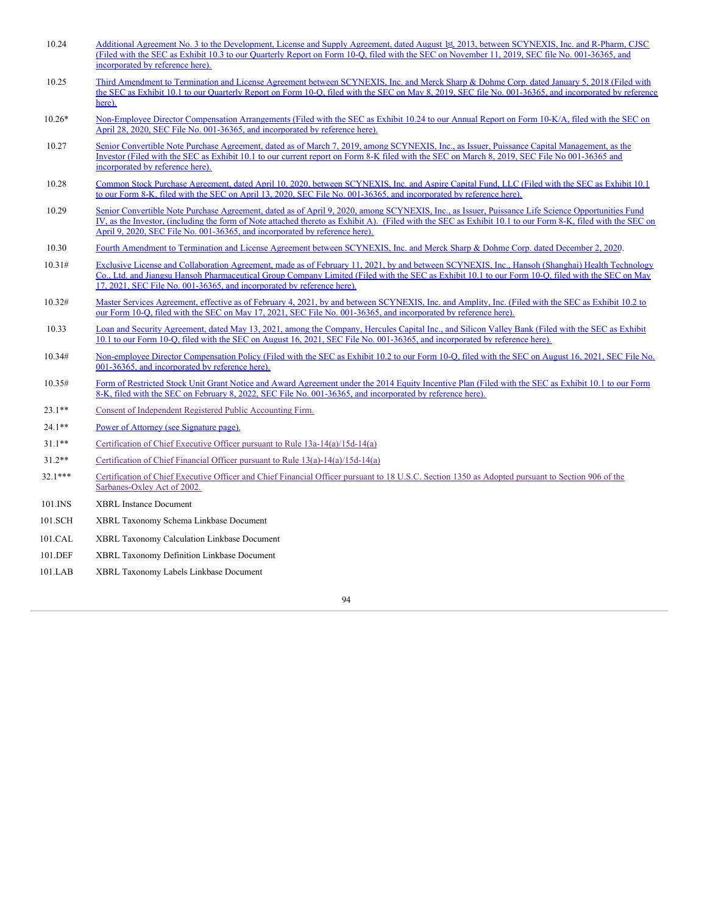| | |
|---|---|
| 10.24 | Additional Agreement No. 3 to the Development, License and Supply Agreement, dated August 1st, 2013, between SCYNEXIS, Inc. and R-Pharm, CJSC (Filed with the SEC as Exhibit 10.3 to our Quarterly Report on Form 10-Q, filed with the SEC on November 11, 2019, SEC file No. 001-36365, and incorporated by reference here). |
| 10.25 | Third Amendment to Termination and License Agreement between SCYNEXIS, Inc. and Merck Sharp & Dohme Corp. dated January 5, 2018 (Filed with the SEC as Exhibit 10.1 to our Quarterly Report on Form 10-Q, filed with the SEC on May 8, 2019, SEC file No. 001-36365, and incorporated by reference here). |
| 10.26* | Non-Employee Director Compensation Arrangements (Filed with the SEC as Exhibit 10.24 to our Annual Report on Form 10-K/A, filed with the SEC on April 28, 2020, SEC File No. 001-36365, and incorporated by reference here). |
| 10.27 | Senior Convertible Note Purchase Agreement, dated as of March 7, 2019, among SCYNEXIS, Inc., as Issuer, Puissance Capital Management, as the Investor (Filed with the SEC as Exhibit 10.1 to our current report on Form 8-K filed with the SEC on March 8, 2019, SEC File No 001-36365 and incorporated by reference here). |
| 10.28 | Common Stock Purchase Agreement, dated April 10, 2020, between SCYNEXIS, Inc. and Aspire Capital Fund, LLC (Filed with the SEC as Exhibit 10.1 to our Form 8-K, filed with the SEC on April 13, 2020, SEC File No. 001-36365, and incorporated by reference here). |
| 10.29 | Senior Convertible Note Purchase Agreement, dated as of April 9, 2020, among SCYNEXIS, Inc., as Issuer, Puissance Life Science Opportunities Fund IV, as the Investor, (including the form of Note attached thereto as Exhibit A). (Filed with the SEC as Exhibit 10.1 to our Form 8-K, filed with the SEC on April 9, 2020, SEC File No. 001-36365, and incorporated by reference here). |
| 10.30 | Fourth Amendment to Termination and License Agreement between SCYNEXIS, Inc. and Merck Sharp & Dohme Corp. dated December 2, 2020. |
| 10.31# | Exclusive License and Collaboration Agreement, made as of February 11, 2021, by and between SCYNEXIS, Inc., Hansoh (Shanghai) Health Technology Co., Ltd. and Jiangsu Hansoh Pharmaceutical Group Company Limited (Filed with the SEC as Exhibit 10.1 to our Form 10-Q, filed with the SEC on May 17, 2021, SEC File No. 001-36365, and incorporated by reference here). |
| 10.32# | Master Services Agreement, effective as of February 4, 2021, by and between SCYNEXIS, Inc. and Amplity, Inc. (Filed with the SEC as Exhibit 10.2 to our Form 10-Q, filed with the SEC on May 17, 2021, SEC File No. 001-36365, and incorporated by reference here). |
| 10.33 | Loan and Security Agreement, dated May 13, 2021, among the Company, Hercules Capital Inc., and Silicon Valley Bank (Filed with the SEC as Exhibit 10.1 to our Form 10-Q, filed with the SEC on August 16, 2021, SEC File No. 001-36365, and incorporated by reference here). |
| 10.34# | Non-employee Director Compensation Policy (Filed with the SEC as Exhibit 10.2 to our Form 10-Q, filed with the SEC on August 16, 2021, SEC File No. 001-36365, and incorporated by reference here). |
| 10.35# | Form of Restricted Stock Unit Grant Notice and Award Agreement under the 2014 Equity Incentive Plan (Filed with the SEC as Exhibit 10.1 to our Form 8-K, filed with the SEC on February 8, 2022, SEC File No. 001-36365, and incorporated by reference here). |
| 23.1** | Consent of Independent Registered Public Accounting Firm. |
| 24.1** | Power of Attorney (see Signature page). |
| 31.1** | Certification of Chief Executive Officer pursuant to Rule 13a-14(a)/15d-14(a) |
| 31.2** | Certification of Chief Financial Officer pursuant to Rule 13(a)-14(a)/15d-14(a) |
| 32.1*** | Certification of Chief Executive Officer and Chief Financial Officer pursuant to 18 U.S.C. Section 1350 as Adopted pursuant to Section 906 of the Sarbanes-Oxley Act of 2002. |
| 101.INS | XBRL Instance Document |
| 101.SCH | XBRL Taxonomy Schema Linkbase Document |
| 101.CAL | XBRL Taxonomy Calculation Linkbase Document |
| 101.DEF | XBRL Taxonomy Definition Linkbase Document |
| 101.LAB | XBRL Taxonomy Labels Linkbase Document |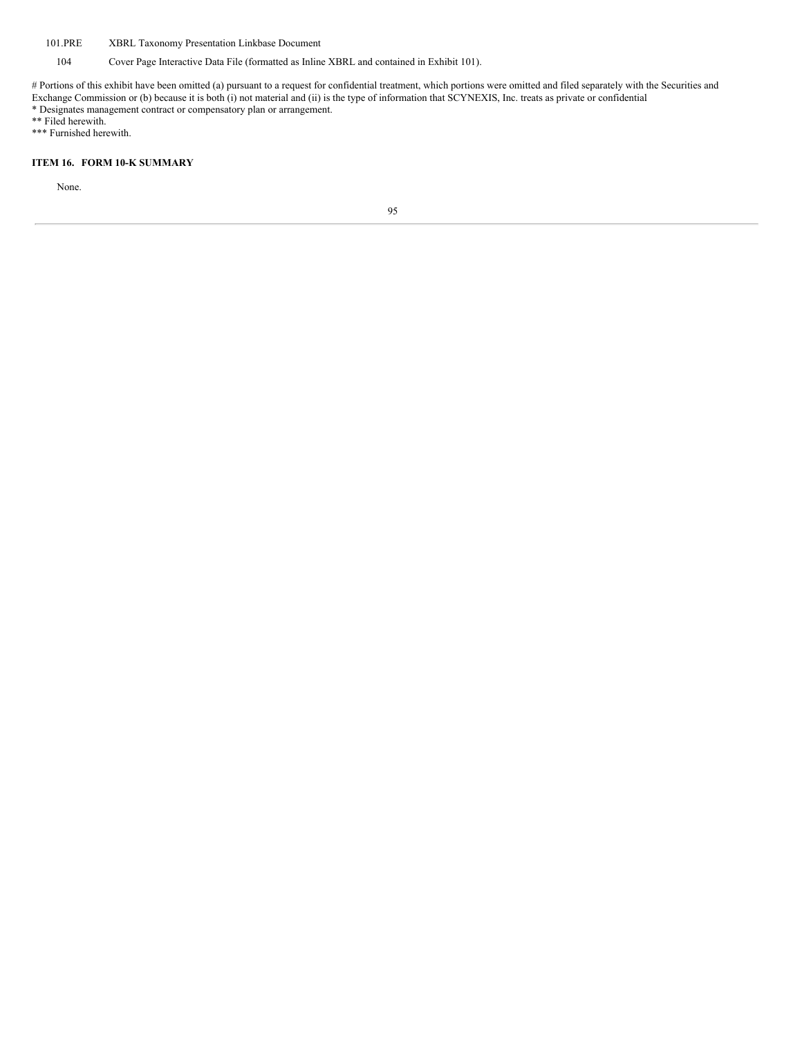| | |
|---|---|
| 101.PRE | XBRL Taxonomy Presentation Linkbase Document |
| 104 | Cover Page Interactive Data File (formatted as Inline XBRL and contained in Exhibit 101). |

# Portions of this exhibit have been omitted (a) pursuant to a request for confidential treatment, which portions were omitted and filed separately with the Securities and Exchange Commission or (b) because it is both (i) not material and (ii) is the type of information that SCYNEXIS, Inc. treats as private or confidential
* Designates management contract or compensatory plan or arrangement.
** Filed herewith.
*** Furnished herewith.

**ITEM 16. FORM 10-K SUMMARY**

None.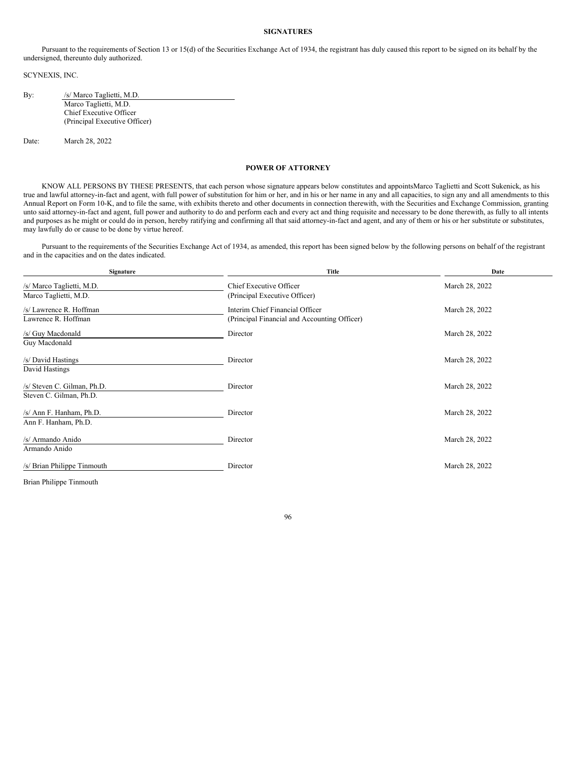**SIGNATURES**

Pursuant to the requirements of Section 13 or 15(d) of the Securities Exchange Act of 1934, the registrant has duly caused this report to be signed on its behalf by the undersigned, thereunto duly authorized.

SCYNEXIS, INC.

By: /s/ Marco Taglietti, M.D.
Marco Taglietti, M.D.
Chief Executive Officer
(Principal Executive Officer)

Date: March 28, 2022

**POWER OF ATTORNEY**

KNOW ALL PERSONS BY THESE PRESENTS, that each person whose signature appears below constitutes and appointsMarco Taglietti and Scott Sukenick, as his true and lawful attorney-in-fact and agent, with full power of substitution for him or her, and in his or her name in any and all capacities, to sign any and all amendments to this Annual Report on Form 10-K, and to file the same, with exhibits thereto and other documents in connection therewith, with the Securities and Exchange Commission, granting unto said attorney-in-fact and agent, full power and authority to do and perform each and every act and thing requisite and necessary to be done therewith, as fully to all intents and purposes as he might or could do in person, hereby ratifying and confirming all that said attorney-in-fact and agent, and any of them or his or her substitute or substitutes, may lawfully do or cause to be done by virtue hereof.

Pursuant to the requirements of the Securities Exchange Act of 1934, as amended, this report has been signed below by the following persons on behalf of the registrant and in the capacities and on the dates indicated.

| Signature | Title | Date |
|---|---|---|
| /s/ Marco Taglietti, M.D.<br>Marco Taglietti, M.D. | Chief Executive Officer<br>(Principal Executive Officer) | March 28, 2022 |
| /s/ Lawrence R. Hoffman<br>Lawrence R. Hoffman | Interim Chief Financial Officer<br>(Principal Financial and Accounting Officer) | March 28, 2022 |
| /s/ Guy Macdonald<br>Guy Macdonald | Director | March 28, 2022 |
| /s/ David Hastings<br>David Hastings | Director | March 28, 2022 |
| /s/ Steven C. Gilman, Ph.D.<br>Steven C. Gilman, Ph.D. | Director | March 28, 2022 |
| /s/ Ann F. Hanham, Ph.D.<br>Ann F. Hanham, Ph.D. | Director | March 28, 2022 |
| /s/ Armando Anido<br>Armando Anido | Director | March 28, 2022 |
| /s/ Brian Philippe Tinmouth<br>Brian Philippe Tinmouth | Director | March 28, 2022 |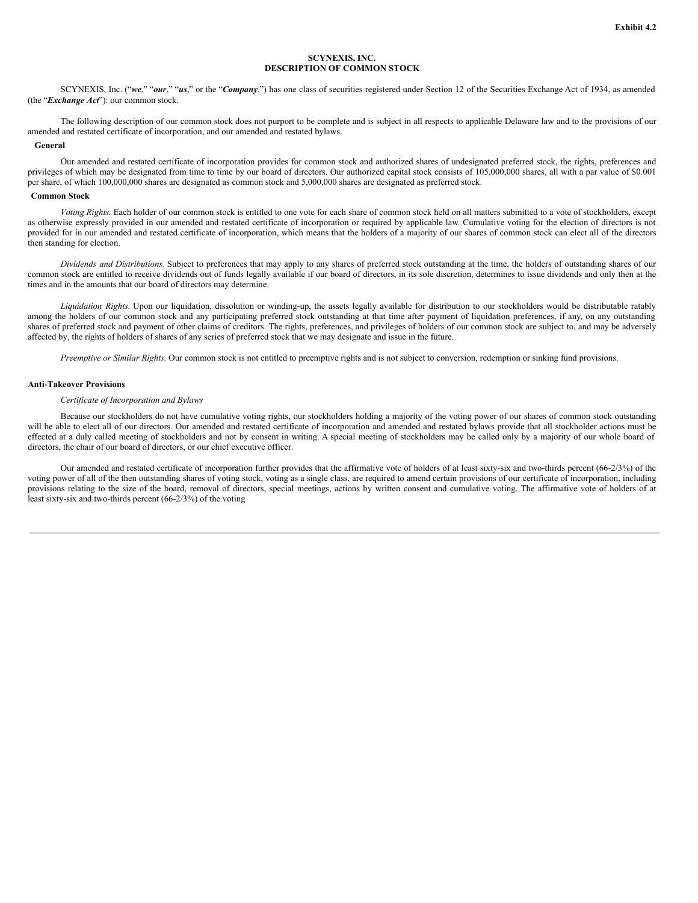Exhibit 4.2

**SCYNEXIS, INC.**
**DESCRIPTION OF COMMON STOCK**

SCYNEXIS, Inc. ("***we***," "***our***," "***us***," or the "***Company***,") has one class of securities registered under Section 12 of the Securities Exchange Act of 1934, as amended (the "***Exchange Act***"): our common stock.

The following description of our common stock does not purport to be complete and is subject in all respects to applicable Delaware law and to the provisions of our amended and restated certificate of incorporation, and our amended and restated bylaws.

**General**

Our amended and restated certificate of incorporation provides for common stock and authorized shares of undesignated preferred stock, the rights, preferences and privileges of which may be designated from time to time by our board of directors. Our authorized capital stock consists of 105,000,000 shares, all with a par value of $0.001 per share, of which 100,000,000 shares are designated as common stock and 5,000,000 shares are designated as preferred stock.

**Common Stock**

*Voting Rights.* Each holder of our common stock is entitled to one vote for each share of common stock held on all matters submitted to a vote of stockholders, except as otherwise expressly provided in our amended and restated certificate of incorporation or required by applicable law. Cumulative voting for the election of directors is not provided for in our amended and restated certificate of incorporation, which means that the holders of a majority of our shares of common stock can elect all of the directors then standing for election.

*Dividends and Distributions.* Subject to preferences that may apply to any shares of preferred stock outstanding at the time, the holders of outstanding shares of our common stock are entitled to receive dividends out of funds legally available if our board of directors, in its sole discretion, determines to issue dividends and only then at the times and in the amounts that our board of directors may determine.

*Liquidation Rights.* Upon our liquidation, dissolution or winding-up, the assets legally available for distribution to our stockholders would be distributable ratably among the holders of our common stock and any participating preferred stock outstanding at that time after payment of liquidation preferences, if any, on any outstanding shares of preferred stock and payment of other claims of creditors. The rights, preferences, and privileges of holders of our common stock are subject to, and may be adversely affected by, the rights of holders of shares of any series of preferred stock that we may designate and issue in the future.

*Preemptive or Similar Rights.* Our common stock is not entitled to preemptive rights and is not subject to conversion, redemption or sinking fund provisions.

**Anti-Takeover Provisions**

*Certificate of Incorporation and Bylaws*

Because our stockholders do not have cumulative voting rights, our stockholders holding a majority of the voting power of our shares of common stock outstanding will be able to elect all of our directors. Our amended and restated certificate of incorporation and amended and restated bylaws provide that all stockholder actions must be effected at a duly called meeting of stockholders and not by consent in writing. A special meeting of stockholders may be called only by a majority of our whole board of directors, the chair of our board of directors, or our chief executive officer.

Our amended and restated certificate of incorporation further provides that the affirmative vote of holders of at least sixty-six and two-thirds percent (66-2/3%) of the voting power of all of the then outstanding shares of voting stock, voting as a single class, are required to amend certain provisions of our certificate of incorporation, including provisions relating to the size of the board, removal of directors, special meetings, actions by written consent and cumulative voting. The affirmative vote of holders of at least sixty-six and two-thirds percent (66-2/3%) of the voting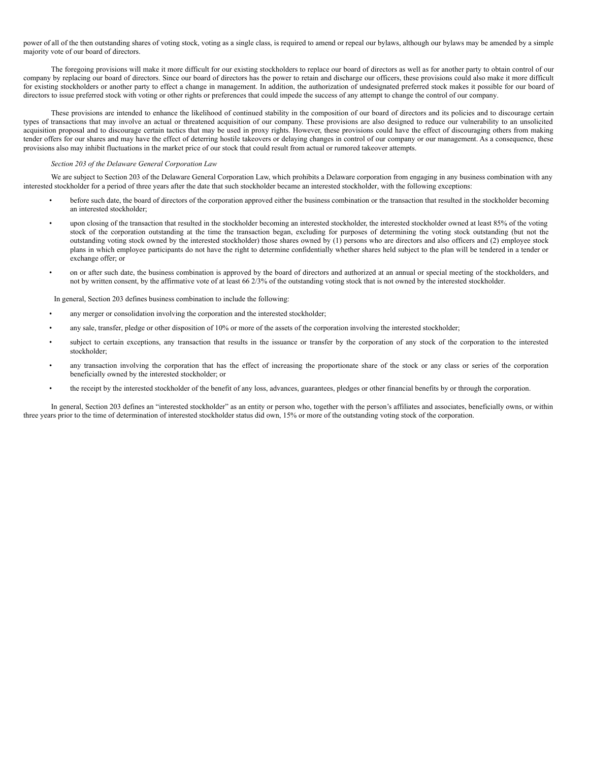power of all of the then outstanding shares of voting stock, voting as a single class, is required to amend or repeal our bylaws, although our bylaws may be amended by a simple majority vote of our board of directors.

The foregoing provisions will make it more difficult for our existing stockholders to replace our board of directors as well as for another party to obtain control of our company by replacing our board of directors. Since our board of directors has the power to retain and discharge our officers, these provisions could also make it more difficult for existing stockholders or another party to effect a change in management. In addition, the authorization of undesignated preferred stock makes it possible for our board of directors to issue preferred stock with voting or other rights or preferences that could impede the success of any attempt to change the control of our company.

These provisions are intended to enhance the likelihood of continued stability in the composition of our board of directors and its policies and to discourage certain types of transactions that may involve an actual or threatened acquisition of our company. These provisions are also designed to reduce our vulnerability to an unsolicited acquisition proposal and to discourage certain tactics that may be used in proxy rights. However, these provisions could have the effect of discouraging others from making tender offers for our shares and may have the effect of deterring hostile takeovers or delaying changes in control of our company or our management. As a consequence, these provisions also may inhibit fluctuations in the market price of our stock that could result from actual or rumored takeover attempts.

*Section 203 of the Delaware General Corporation Law*

We are subject to Section 203 of the Delaware General Corporation Law, which prohibits a Delaware corporation from engaging in any business combination with any interested stockholder for a period of three years after the date that such stockholder became an interested stockholder, with the following exceptions:

- before such date, the board of directors of the corporation approved either the business combination or the transaction that resulted in the stockholder becoming an interested stockholder;
- upon closing of the transaction that resulted in the stockholder becoming an interested stockholder, the interested stockholder owned at least 85% of the voting stock of the corporation outstanding at the time the transaction began, excluding for purposes of determining the voting stock outstanding (but not the outstanding voting stock owned by the interested stockholder) those shares owned by (1) persons who are directors and also officers and (2) employee stock plans in which employee participants do not have the right to determine confidentially whether shares held subject to the plan will be tendered in a tender or exchange offer; or
- on or after such date, the business combination is approved by the board of directors and authorized at an annual or special meeting of the stockholders, and not by written consent, by the affirmative vote of at least 66 2/3% of the outstanding voting stock that is not owned by the interested stockholder.

In general, Section 203 defines business combination to include the following:

- any merger or consolidation involving the corporation and the interested stockholder;
- any sale, transfer, pledge or other disposition of 10% or more of the assets of the corporation involving the interested stockholder;
- subject to certain exceptions, any transaction that results in the issuance or transfer by the corporation of any stock of the corporation to the interested stockholder;
- any transaction involving the corporation that has the effect of increasing the proportionate share of the stock or any class or series of the corporation beneficially owned by the interested stockholder; or
- the receipt by the interested stockholder of the benefit of any loss, advances, guarantees, pledges or other financial benefits by or through the corporation.

In general, Section 203 defines an "interested stockholder" as an entity or person who, together with the person's affiliates and associates, beneficially owns, or within three years prior to the time of determination of interested stockholder status did own, 15% or more of the outstanding voting stock of the corporation.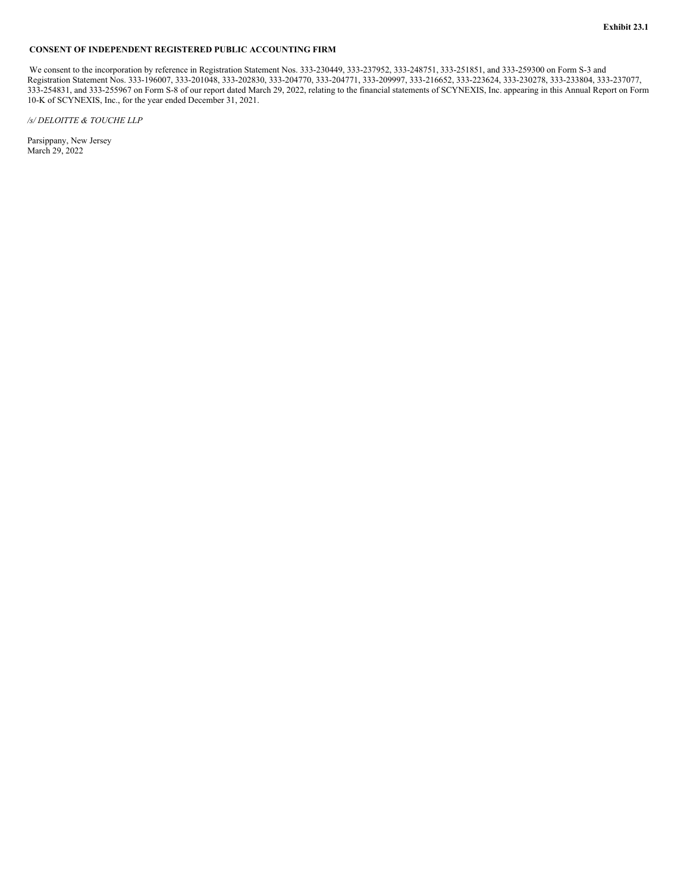**Exhibit 23.1**

**CONSENT OF INDEPENDENT REGISTERED PUBLIC ACCOUNTING FIRM**

We consent to the incorporation by reference in Registration Statement Nos. 333-230449, 333-237952, 333-248751, 333-251851, and 333-259300 on Form S-3 and Registration Statement Nos. 333-196007, 333-201048, 333-202830, 333-204770, 333-204771, 333-209997, 333-216652, 333-223624, 333-230278, 333-233804, 333-237077, 333-254831, and 333-255967 on Form S-8 of our report dated March 29, 2022, relating to the financial statements of SCYNEXIS, Inc. appearing in this Annual Report on Form 10-K of SCYNEXIS, Inc., for the year ended December 31, 2021.

*/s/ DELOITTE & TOUCHE LLP*

Parsippany, New Jersey
March 29, 2022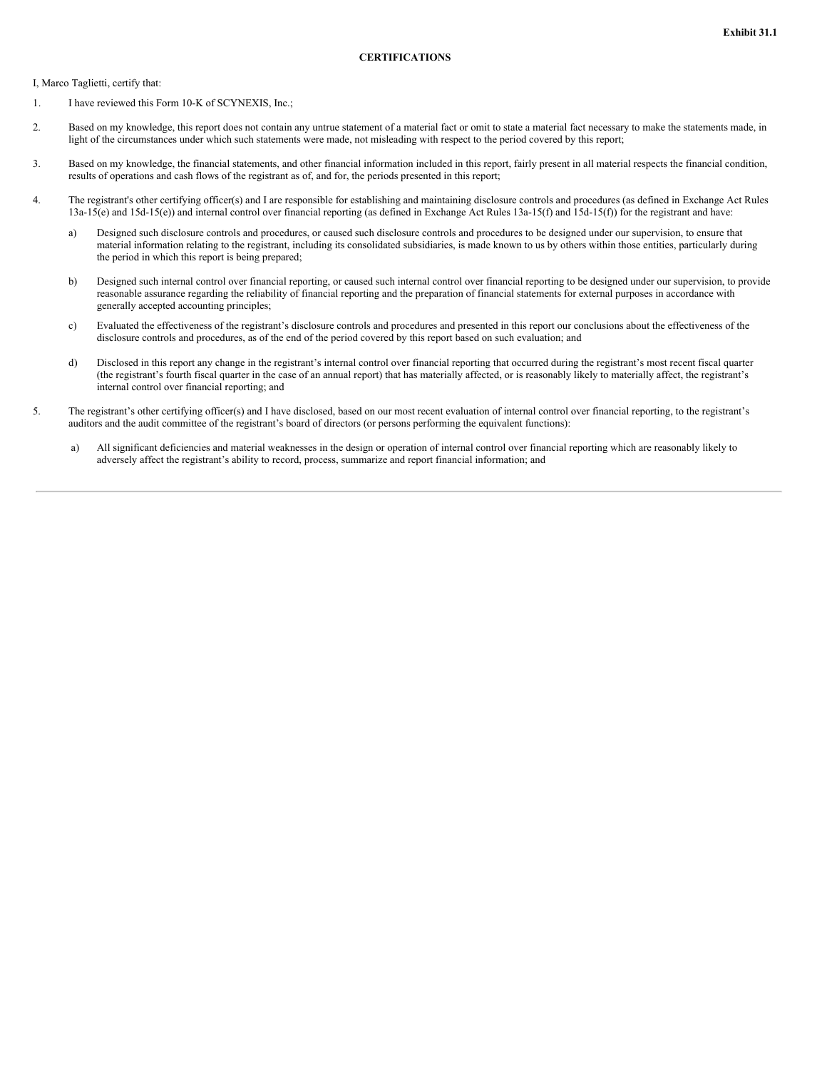**Exhibit 31.1**

**CERTIFICATIONS**

I, Marco Taglietti, certify that:

1. I have reviewed this Form 10-K of SCYNEXIS, Inc.;

2. Based on my knowledge, this report does not contain any untrue statement of a material fact or omit to state a material fact necessary to make the statements made, in light of the circumstances under which such statements were made, not misleading with respect to the period covered by this report;

3. Based on my knowledge, the financial statements, and other financial information included in this report, fairly present in all material respects the financial condition, results of operations and cash flows of the registrant as of, and for, the periods presented in this report;

4. The registrant's other certifying officer(s) and I are responsible for establishing and maintaining disclosure controls and procedures (as defined in Exchange Act Rules 13a-15(e) and 15d-15(e)) and internal control over financial reporting (as defined in Exchange Act Rules 13a-15(f) and 15d-15(f)) for the registrant and have:

   a) Designed such disclosure controls and procedures, or caused such disclosure controls and procedures to be designed under our supervision, to ensure that material information relating to the registrant, including its consolidated subsidiaries, is made known to us by others within those entities, particularly during the period in which this report is being prepared;

   b) Designed such internal control over financial reporting, or caused such internal control over financial reporting to be designed under our supervision, to provide reasonable assurance regarding the reliability of financial reporting and the preparation of financial statements for external purposes in accordance with generally accepted accounting principles;

   c) Evaluated the effectiveness of the registrant's disclosure controls and procedures and presented in this report our conclusions about the effectiveness of the disclosure controls and procedures, as of the end of the period covered by this report based on such evaluation; and

   d) Disclosed in this report any change in the registrant's internal control over financial reporting that occurred during the registrant's most recent fiscal quarter (the registrant's fourth fiscal quarter in the case of an annual report) that has materially affected, or is reasonably likely to materially affect, the registrant's internal control over financial reporting; and

5. The registrant's other certifying officer(s) and I have disclosed, based on our most recent evaluation of internal control over financial reporting, to the registrant's auditors and the audit committee of the registrant's board of directors (or persons performing the equivalent functions):

   a) All significant deficiencies and material weaknesses in the design or operation of internal control over financial reporting which are reasonably likely to adversely affect the registrant's ability to record, process, summarize and report financial information; and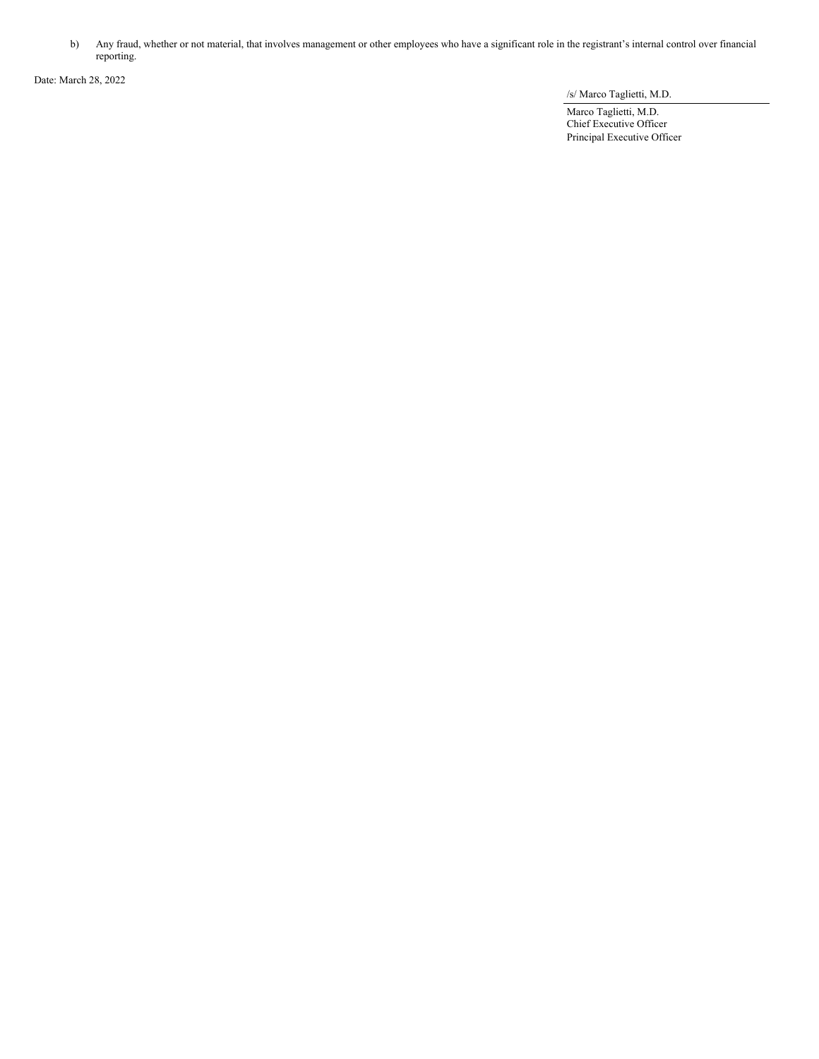b) Any fraud, whether or not material, that involves management or other employees who have a significant role in the registrant's internal control over financial reporting.

Date: March 28, 2022

/s/ Marco Taglietti, M.D.

Marco Taglietti, M.D.
Chief Executive Officer
Principal Executive Officer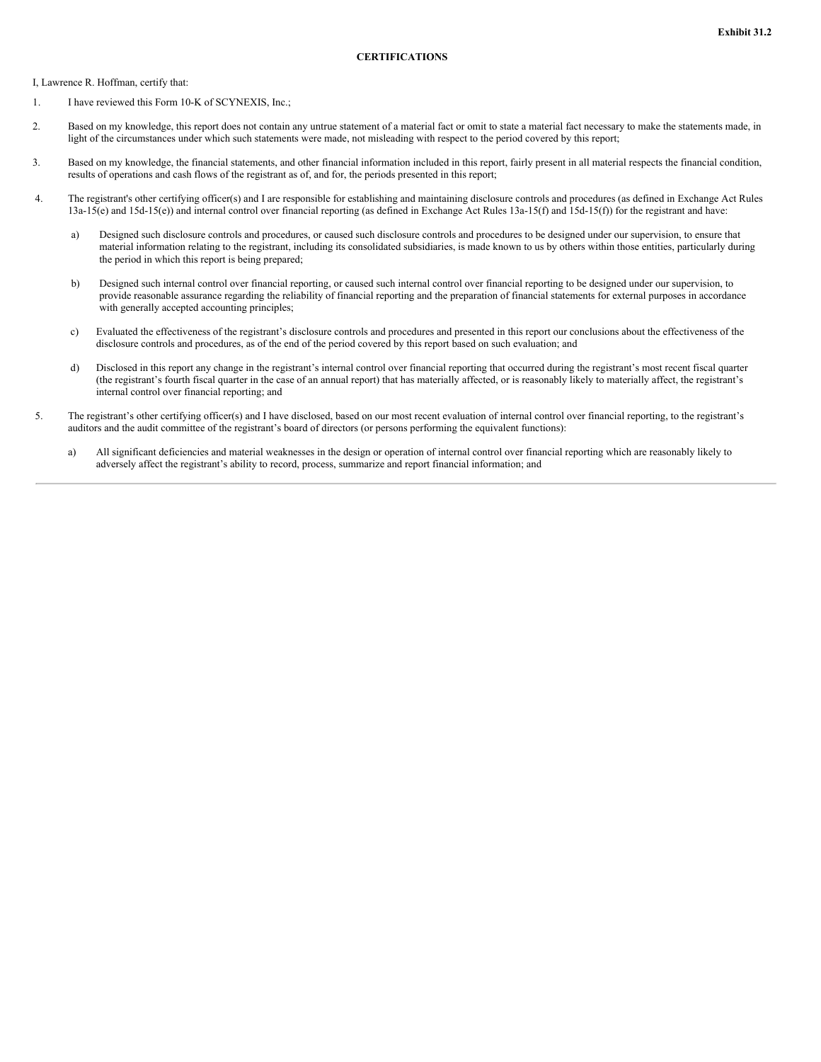**Exhibit 31.2**

**CERTIFICATIONS**

I, Lawrence R. Hoffman, certify that:

1. I have reviewed this Form 10-K of SCYNEXIS, Inc.;

2. Based on my knowledge, this report does not contain any untrue statement of a material fact or omit to state a material fact necessary to make the statements made, in light of the circumstances under which such statements were made, not misleading with respect to the period covered by this report;

3. Based on my knowledge, the financial statements, and other financial information included in this report, fairly present in all material respects the financial condition, results of operations and cash flows of the registrant as of, and for, the periods presented in this report;

4. The registrant's other certifying officer(s) and I are responsible for establishing and maintaining disclosure controls and procedures (as defined in Exchange Act Rules 13a-15(e) and 15d-15(e)) and internal control over financial reporting (as defined in Exchange Act Rules 13a-15(f) and 15d-15(f)) for the registrant and have:

   a) Designed such disclosure controls and procedures, or caused such disclosure controls and procedures to be designed under our supervision, to ensure that material information relating to the registrant, including its consolidated subsidiaries, is made known to us by others within those entities, particularly during the period in which this report is being prepared;

   b) Designed such internal control over financial reporting, or caused such internal control over financial reporting to be designed under our supervision, to provide reasonable assurance regarding the reliability of financial reporting and the preparation of financial statements for external purposes in accordance with generally accepted accounting principles;

   c) Evaluated the effectiveness of the registrant's disclosure controls and procedures and presented in this report our conclusions about the effectiveness of the disclosure controls and procedures, as of the end of the period covered by this report based on such evaluation; and

   d) Disclosed in this report any change in the registrant's internal control over financial reporting that occurred during the registrant's most recent fiscal quarter (the registrant's fourth fiscal quarter in the case of an annual report) that has materially affected, or is reasonably likely to materially affect, the registrant's internal control over financial reporting; and

5. The registrant's other certifying officer(s) and I have disclosed, based on our most recent evaluation of internal control over financial reporting, to the registrant's auditors and the audit committee of the registrant's board of directors (or persons performing the equivalent functions):

   a) All significant deficiencies and material weaknesses in the design or operation of internal control over financial reporting which are reasonably likely to adversely affect the registrant's ability to record, process, summarize and report financial information; and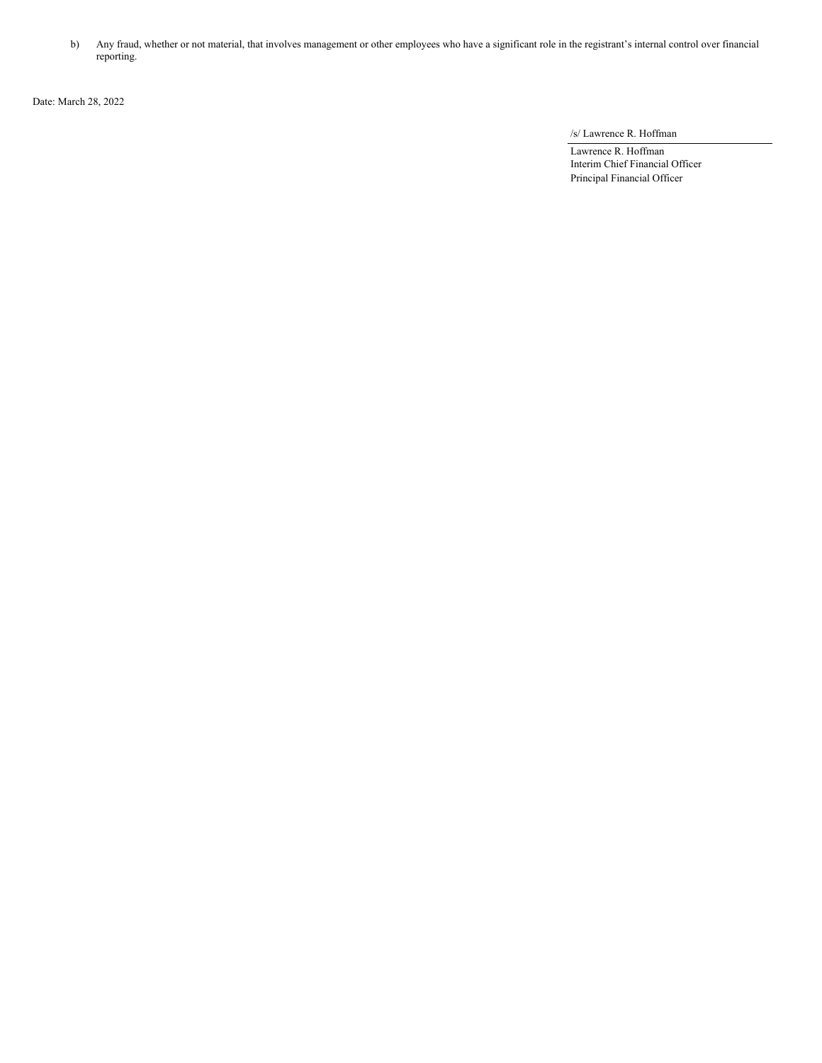b) Any fraud, whether or not material, that involves management or other employees who have a significant role in the registrant’s internal control over financial reporting.

Date: March 28, 2022

/s/ Lawrence R. Hoffman

Lawrence R. Hoffman
Interim Chief Financial Officer
Principal Financial Officer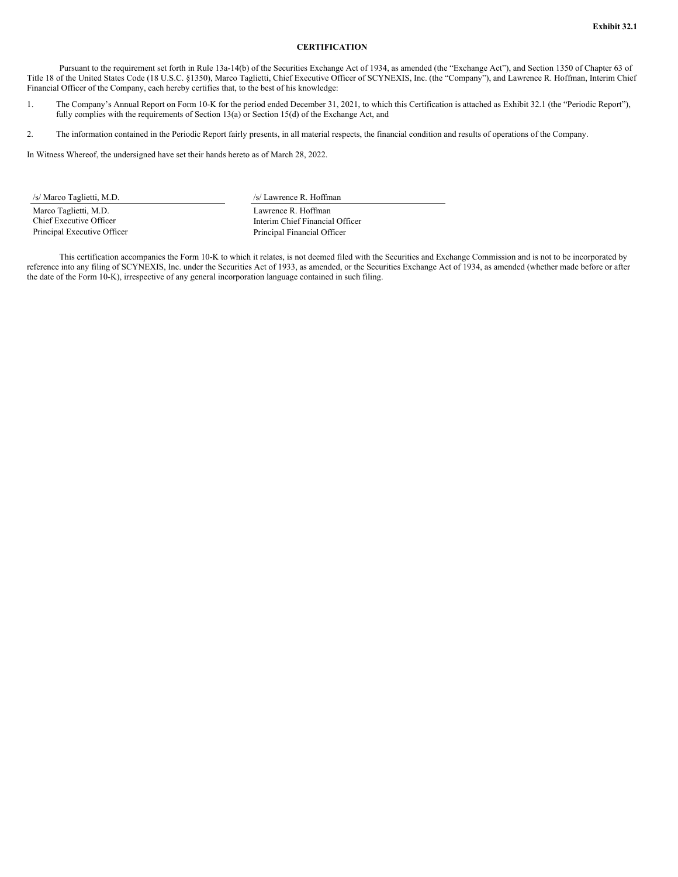**Exhibit 32.1**

**CERTIFICATION**

Pursuant to the requirement set forth in Rule 13a-14(b) of the Securities Exchange Act of 1934, as amended (the "Exchange Act"), and Section 1350 of Chapter 63 of Title 18 of the United States Code (18 U.S.C. §1350), Marco Taglietti, Chief Executive Officer of SCYNEXIS, Inc. (the "Company"), and Lawrence R. Hoffman, Interim Chief Financial Officer of the Company, each hereby certifies that, to the best of his knowledge:

1. The Company's Annual Report on Form 10-K for the period ended December 31, 2021, to which this Certification is attached as Exhibit 32.1 (the "Periodic Report"), fully complies with the requirements of Section 13(a) or Section 15(d) of the Exchange Act, and

2. The information contained in the Periodic Report fairly presents, in all material respects, the financial condition and results of operations of the Company.

In Witness Whereof, the undersigned have set their hands hereto as of March 28, 2022.

| | |
|---|---|
| /s/ Marco Taglietti, M.D. | /s/ Lawrence R. Hoffman |
| Marco Taglietti, M.D.<br>Chief Executive Officer<br>Principal Executive Officer | Lawrence R. Hoffman<br>Interim Chief Financial Officer<br>Principal Financial Officer |

This certification accompanies the Form 10-K to which it relates, is not deemed filed with the Securities and Exchange Commission and is not to be incorporated by reference into any filing of SCYNEXIS, Inc. under the Securities Act of 1933, as amended, or the Securities Exchange Act of 1934, as amended (whether made before or after the date of the Form 10-K), irrespective of any general incorporation language contained in such filing.